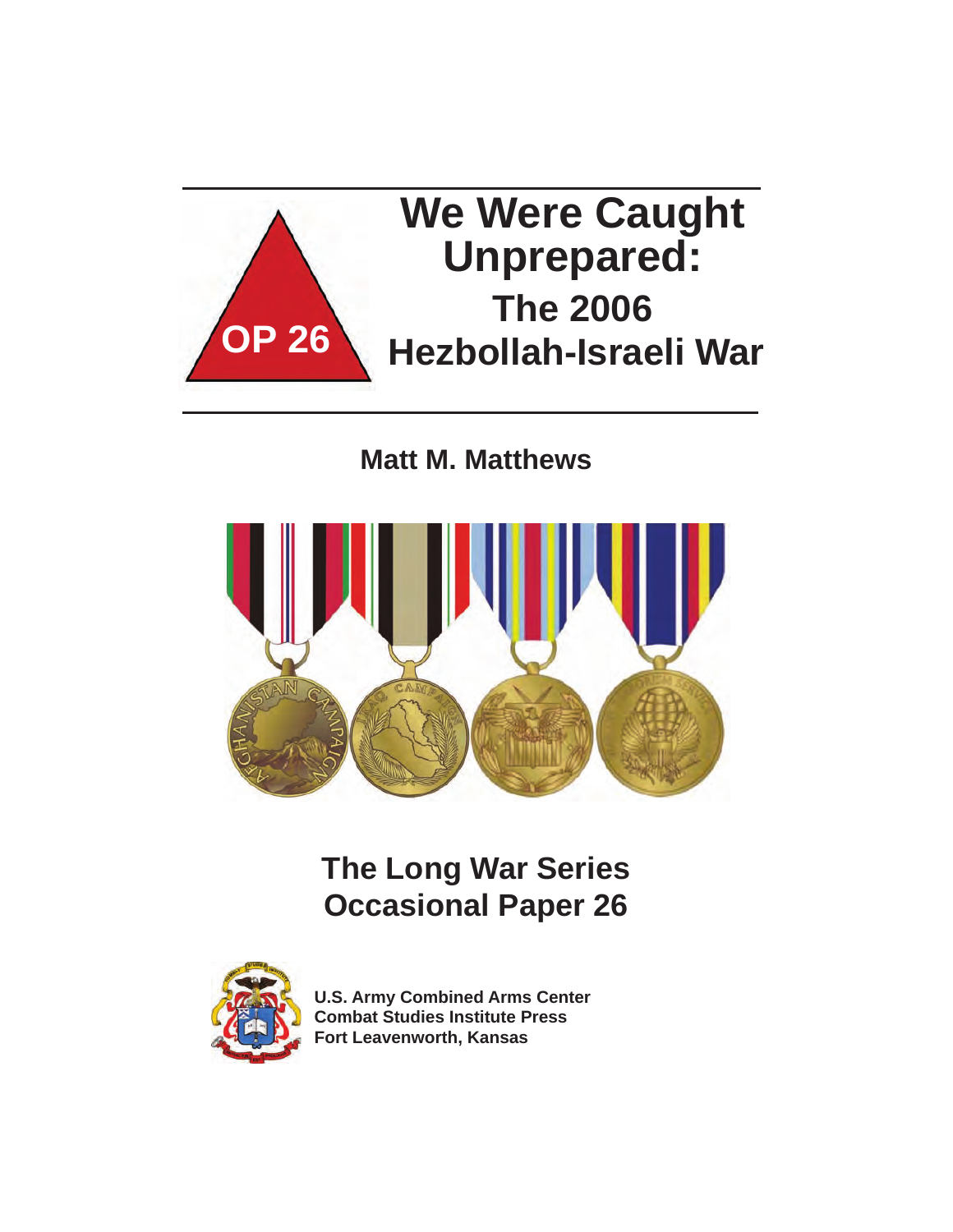OP 26

# We Were Caught Unprepared:

## The 2006 Hezbollah-Israeli War

**Matt M. Matthews**

## The Long War Series
## Occasional Paper 26

**U.S. Army Combined Arms Center**
**Combat Studies Institute Press**
**Fort Leavenworth, Kansas**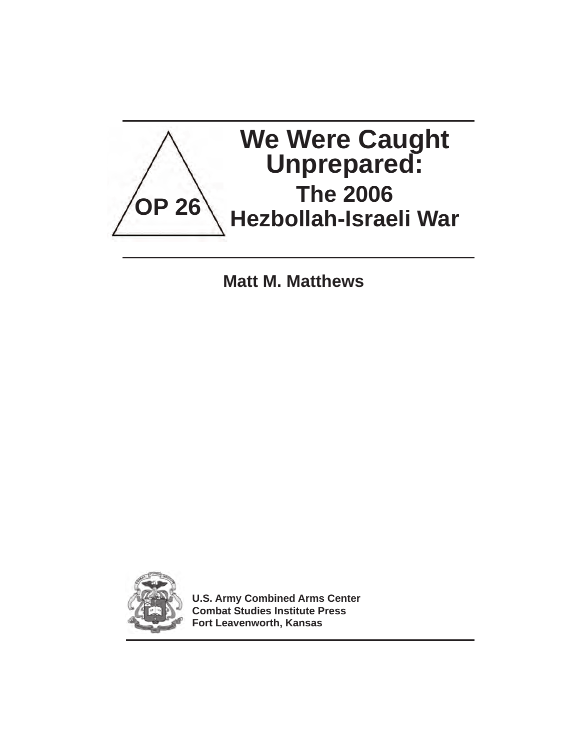OP 26

# We Were Caught Unprepared:

## The 2006 Hezbollah-Israeli War

**Matt M. Matthews**

**U.S. Army Combined Arms Center**
**Combat Studies Institute Press**
**Fort Leavenworth, Kansas**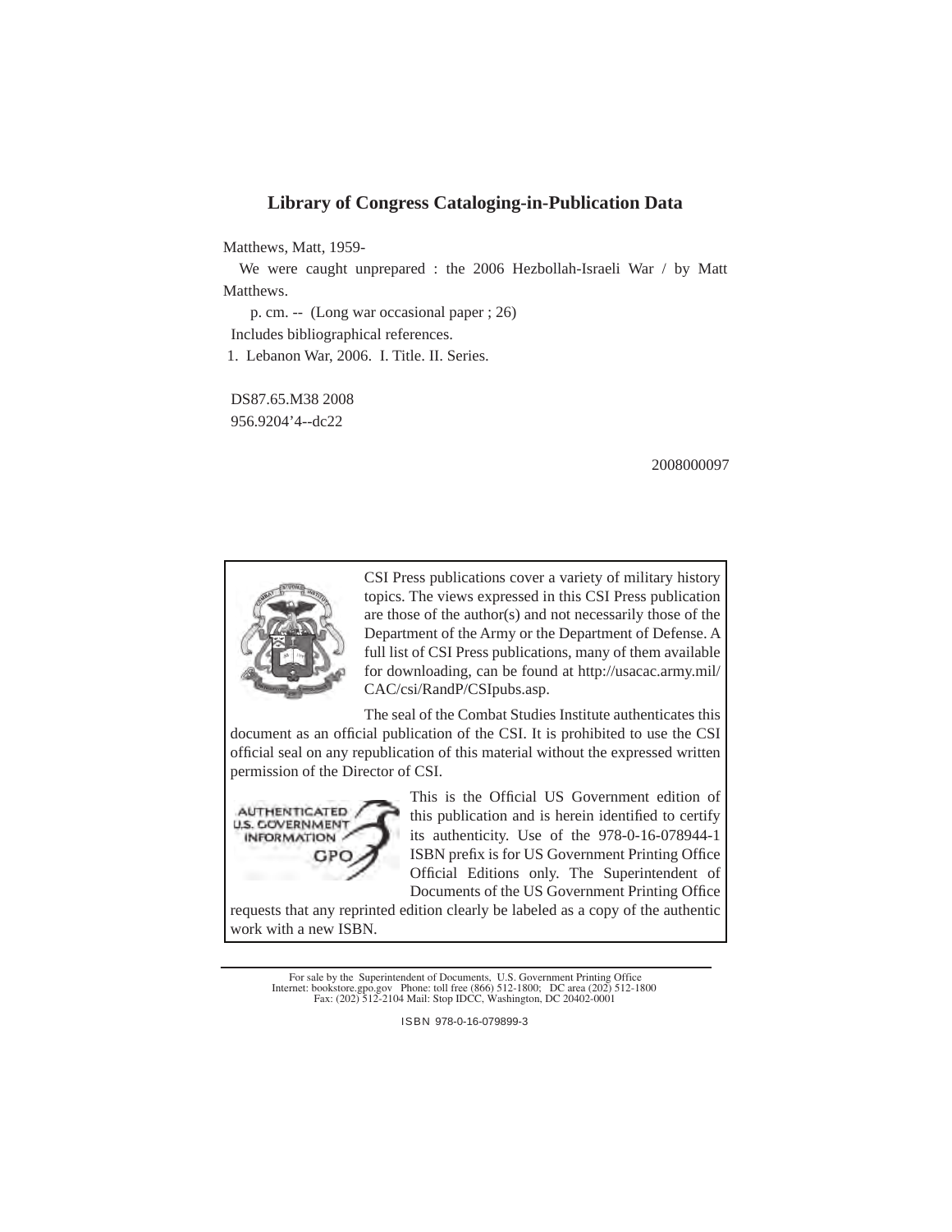## Library of Congress Cataloging-in-Publication Data

Matthews, Matt, 1959-

We were caught unprepared : the 2006 Hezbollah-Israeli War / by Matt Matthews.

p. cm. -- (Long war occasional paper ; 26)

Includes bibliographical references.

1. Lebanon War, 2006. I. Title. II. Series.

DS87.65.M38 2008
956.9204'4--dc22

2008000097

CSI Press publications cover a variety of military history topics. The views expressed in this CSI Press publication are those of the author(s) and not necessarily those of the Department of the Army or the Department of Defense. A full list of CSI Press publications, many of them available for downloading, can be found at http://usacac.army.mil/CAC/csi/RandP/CSIpubs.asp.

The seal of the Combat Studies Institute authenticates this document as an official publication of the CSI. It is prohibited to use the CSI official seal on any republication of this material without the expressed written permission of the Director of CSI.

AUTHENTICATED U.S. GOVERNMENT INFORMATION GPO

This is the Official US Government edition of this publication and is herein identified to certify its authenticity. Use of the 978-0-16-078944-1 ISBN prefix is for US Government Printing Office Official Editions only. The Superintendent of Documents of the US Government Printing Office requests that any reprinted edition clearly be labeled as a copy of the authentic work with a new ISBN.

For sale by the Superintendent of Documents, U.S. Government Printing Office
Internet: bookstore.gpo.gov Phone: toll free (866) 512-1800; DC area (202) 512-1800
Fax: (202) 512-2104 Mail: Stop IDCC, Washington, DC 20402-0001

ISBN 978-0-16-079899-3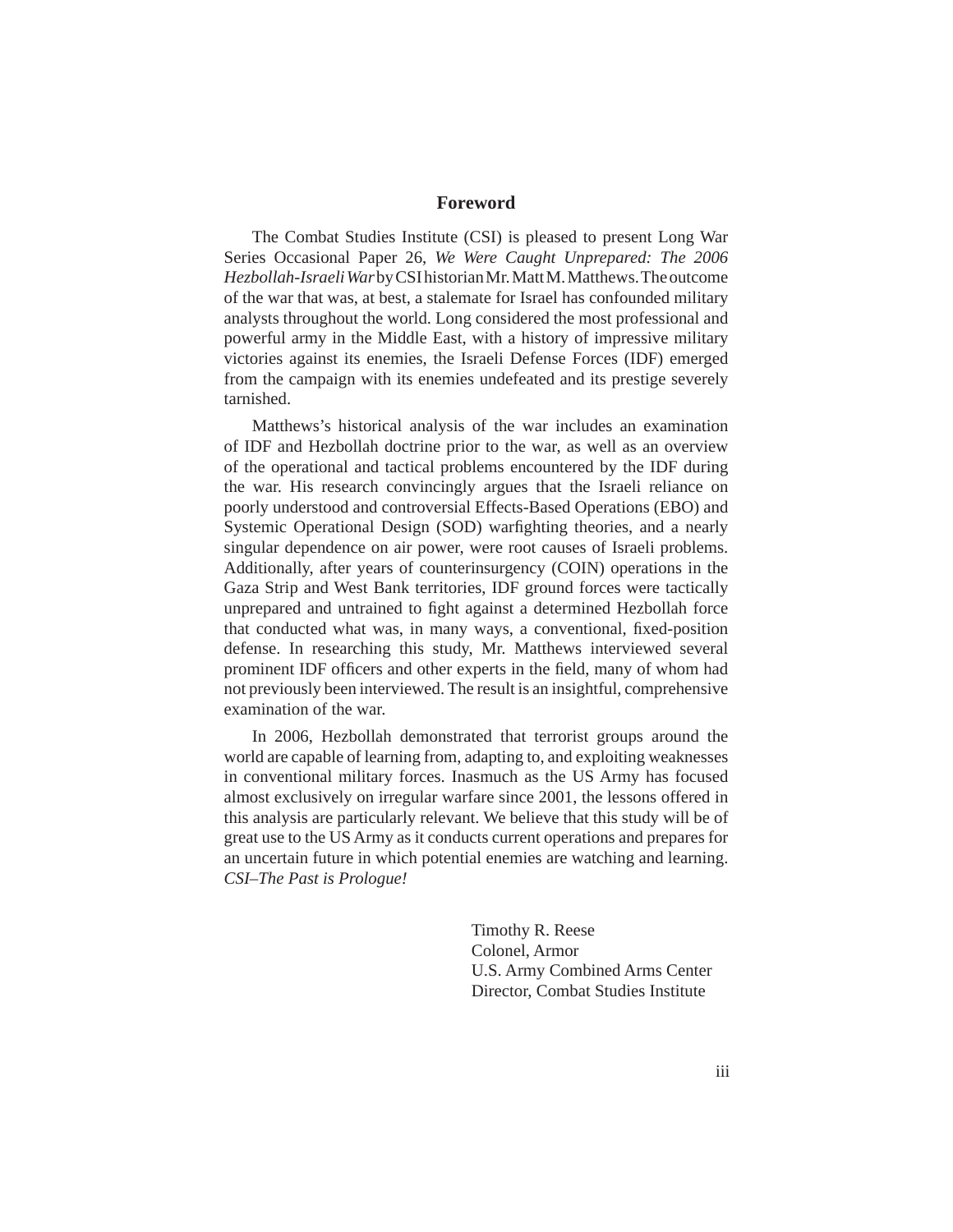## Foreword

The Combat Studies Institute (CSI) is pleased to present Long War Series Occasional Paper 26, *We Were Caught Unprepared: The 2006 Hezbollah-Israeli War* by CSI historian Mr. Matt M. Matthews. The outcome of the war that was, at best, a stalemate for Israel has confounded military analysts throughout the world. Long considered the most professional and powerful army in the Middle East, with a history of impressive military victories against its enemies, the Israeli Defense Forces (IDF) emerged from the campaign with its enemies undefeated and its prestige severely tarnished.

Matthews's historical analysis of the war includes an examination of IDF and Hezbollah doctrine prior to the war, as well as an overview of the operational and tactical problems encountered by the IDF during the war. His research convincingly argues that the Israeli reliance on poorly understood and controversial Effects-Based Operations (EBO) and Systemic Operational Design (SOD) warfighting theories, and a nearly singular dependence on air power, were root causes of Israeli problems. Additionally, after years of counterinsurgency (COIN) operations in the Gaza Strip and West Bank territories, IDF ground forces were tactically unprepared and untrained to fight against a determined Hezbollah force that conducted what was, in many ways, a conventional, fixed-position defense. In researching this study, Mr. Matthews interviewed several prominent IDF officers and other experts in the field, many of whom had not previously been interviewed. The result is an insightful, comprehensive examination of the war.

In 2006, Hezbollah demonstrated that terrorist groups around the world are capable of learning from, adapting to, and exploiting weaknesses in conventional military forces. Inasmuch as the US Army has focused almost exclusively on irregular warfare since 2001, the lessons offered in this analysis are particularly relevant. We believe that this study will be of great use to the US Army as it conducts current operations and prepares for an uncertain future in which potential enemies are watching and learning. *CSI–The Past is Prologue!*

Timothy R. Reese
Colonel, Armor
U.S. Army Combined Arms Center
Director, Combat Studies Institute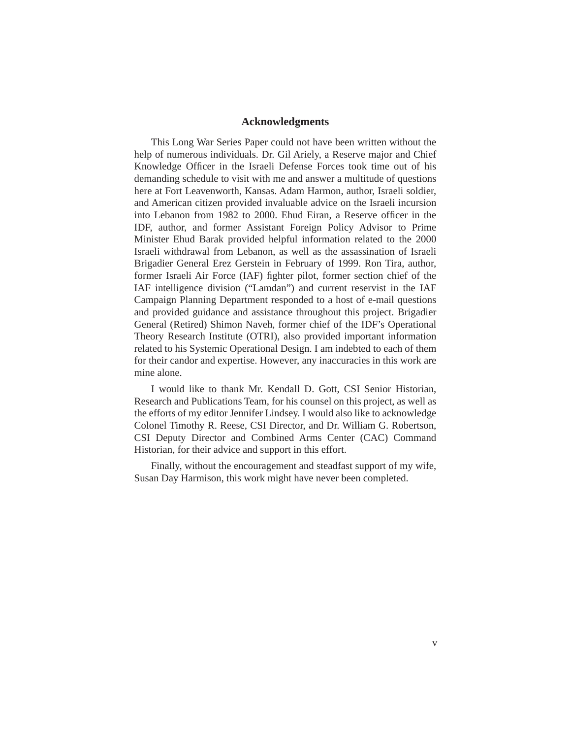## Acknowledgments

This Long War Series Paper could not have been written without the help of numerous individuals. Dr. Gil Ariely, a Reserve major and Chief Knowledge Officer in the Israeli Defense Forces took time out of his demanding schedule to visit with me and answer a multitude of questions here at Fort Leavenworth, Kansas. Adam Harmon, author, Israeli soldier, and American citizen provided invaluable advice on the Israeli incursion into Lebanon from 1982 to 2000. Ehud Eiran, a Reserve officer in the IDF, author, and former Assistant Foreign Policy Advisor to Prime Minister Ehud Barak provided helpful information related to the 2000 Israeli withdrawal from Lebanon, as well as the assassination of Israeli Brigadier General Erez Gerstein in February of 1999. Ron Tira, author, former Israeli Air Force (IAF) fighter pilot, former section chief of the IAF intelligence division ("Lamdan") and current reservist in the IAF Campaign Planning Department responded to a host of e-mail questions and provided guidance and assistance throughout this project. Brigadier General (Retired) Shimon Naveh, former chief of the IDF's Operational Theory Research Institute (OTRI), also provided important information related to his Systemic Operational Design. I am indebted to each of them for their candor and expertise. However, any inaccuracies in this work are mine alone.

I would like to thank Mr. Kendall D. Gott, CSI Senior Historian, Research and Publications Team, for his counsel on this project, as well as the efforts of my editor Jennifer Lindsey. I would also like to acknowledge Colonel Timothy R. Reese, CSI Director, and Dr. William G. Robertson, CSI Deputy Director and Combined Arms Center (CAC) Command Historian, for their advice and support in this effort.

Finally, without the encouragement and steadfast support of my wife, Susan Day Harmison, this work might have never been completed.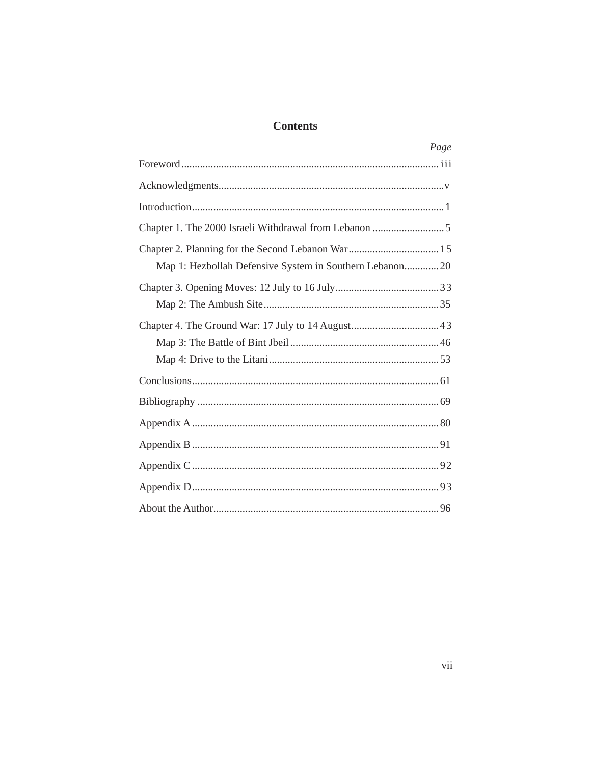# Contents

| | *Page* |
|---|---|
| Foreword | iii |
| Acknowledgments | v |
| Introduction | 1 |
| Chapter 1. The 2000 Israeli Withdrawal from Lebanon | 5 |
| Chapter 2. Planning for the Second Lebanon War | 15 |
| Map 1: Hezbollah Defensive System in Southern Lebanon | 20 |
| Chapter 3. Opening Moves: 12 July to 16 July | 33 |
| Map 2: The Ambush Site | 35 |
| Chapter 4. The Ground War: 17 July to 14 August | 43 |
| Map 3: The Battle of Bint Jbeil | 46 |
| Map 4: Drive to the Litani | 53 |
| Conclusions | 61 |
| Bibliography | 69 |
| Appendix A | 80 |
| Appendix B | 91 |
| Appendix C | 92 |
| Appendix D | 93 |
| About the Author | 96 |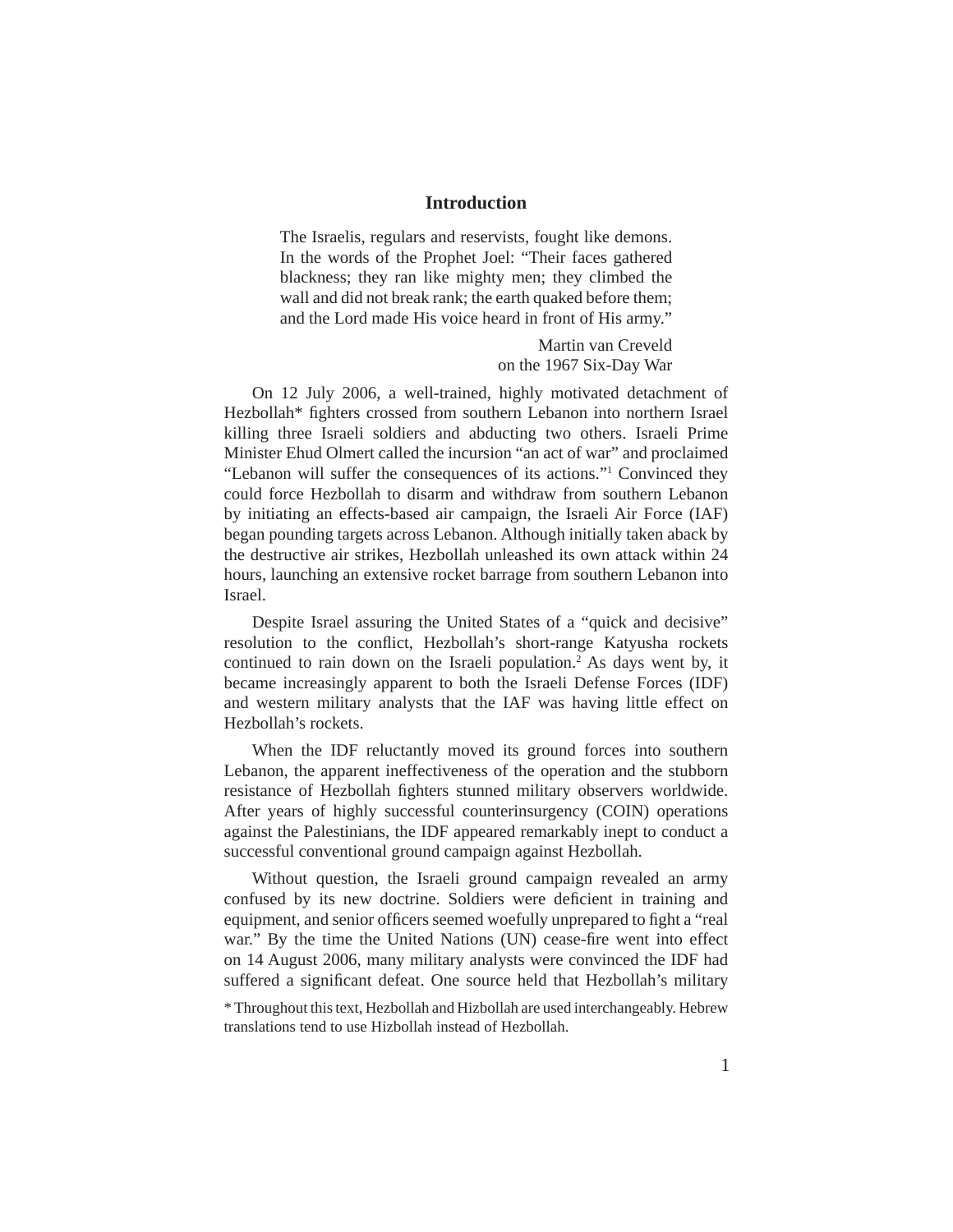# Introduction

> The Israelis, regulars and reservists, fought like demons. In the words of the Prophet Joel: "Their faces gathered blackness; they ran like mighty men; they climbed the wall and did not break rank; the earth quaked before them; and the Lord made His voice heard in front of His army."
>
> Martin van Creveld
> on the 1967 Six-Day War

On 12 July 2006, a well-trained, highly motivated detachment of Hezbollah* fighters crossed from southern Lebanon into northern Israel killing three Israeli soldiers and abducting two others. Israeli Prime Minister Ehud Olmert called the incursion "an act of war" and proclaimed "Lebanon will suffer the consequences of its actions."[1] Convinced they could force Hezbollah to disarm and withdraw from southern Lebanon by initiating an effects-based air campaign, the Israeli Air Force (IAF) began pounding targets across Lebanon. Although initially taken aback by the destructive air strikes, Hezbollah unleashed its own attack within 24 hours, launching an extensive rocket barrage from southern Lebanon into Israel.

Despite Israel assuring the United States of a "quick and decisive" resolution to the conflict, Hezbollah's short-range Katyusha rockets continued to rain down on the Israeli population.[2] As days went by, it became increasingly apparent to both the Israeli Defense Forces (IDF) and western military analysts that the IAF was having little effect on Hezbollah's rockets.

When the IDF reluctantly moved its ground forces into southern Lebanon, the apparent ineffectiveness of the operation and the stubborn resistance of Hezbollah fighters stunned military observers worldwide. After years of highly successful counterinsurgency (COIN) operations against the Palestinians, the IDF appeared remarkably inept to conduct a successful conventional ground campaign against Hezbollah.

Without question, the Israeli ground campaign revealed an army confused by its new doctrine. Soldiers were deficient in training and equipment, and senior officers seemed woefully unprepared to fight a "real war." By the time the United Nations (UN) cease-fire went into effect on 14 August 2006, many military analysts were convinced the IDF had suffered a significant defeat. One source held that Hezbollah's military

\* Throughout this text, Hezbollah and Hizbollah are used interchangeably. Hebrew translations tend to use Hizbollah instead of Hezbollah.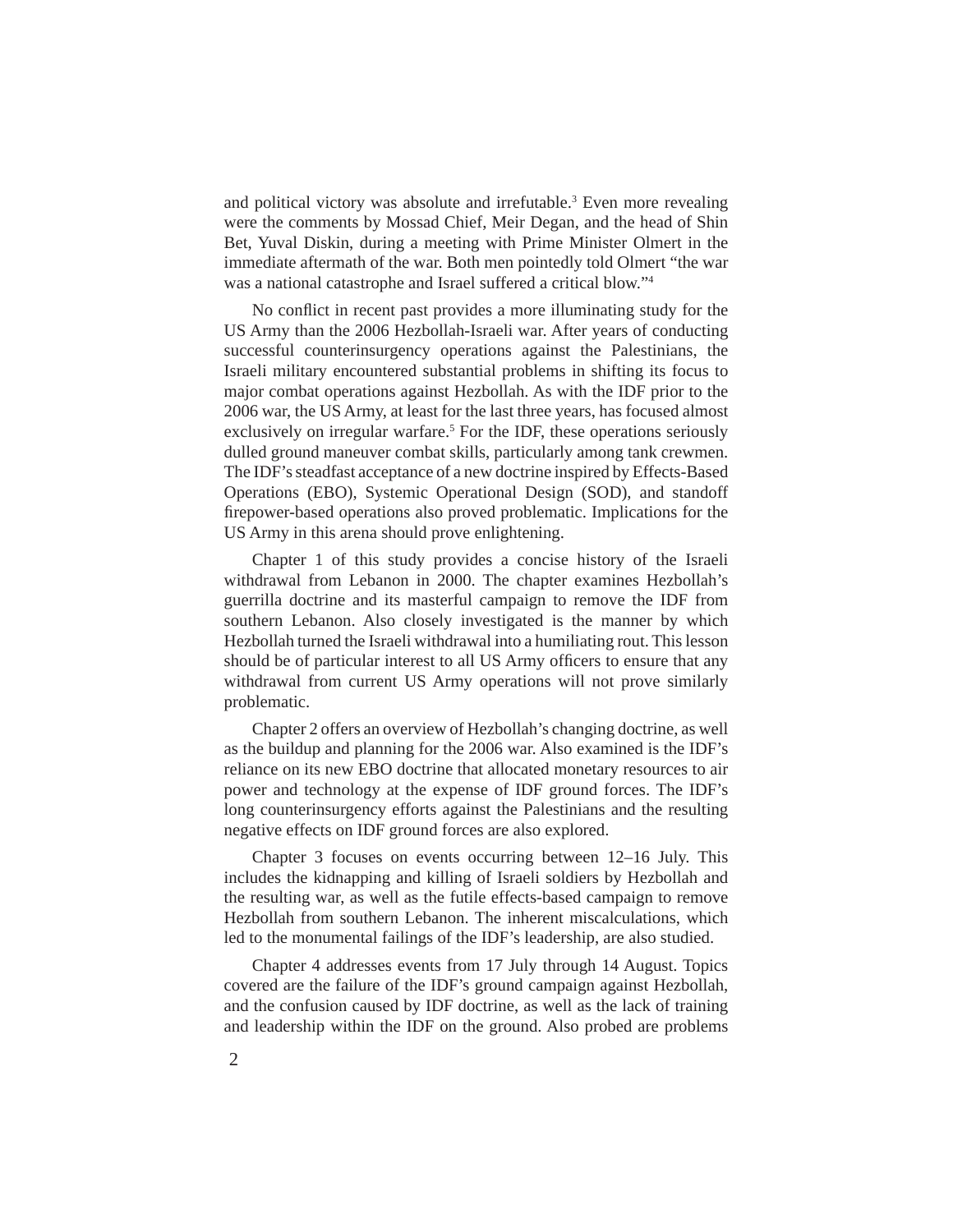and political victory was absolute and irrefutable.[3] Even more revealing were the comments by Mossad Chief, Meir Degan, and the head of Shin Bet, Yuval Diskin, during a meeting with Prime Minister Olmert in the immediate aftermath of the war. Both men pointedly told Olmert "the war was a national catastrophe and Israel suffered a critical blow."[4]

No conflict in recent past provides a more illuminating study for the US Army than the 2006 Hezbollah-Israeli war. After years of conducting successful counterinsurgency operations against the Palestinians, the Israeli military encountered substantial problems in shifting its focus to major combat operations against Hezbollah. As with the IDF prior to the 2006 war, the US Army, at least for the last three years, has focused almost exclusively on irregular warfare.[5] For the IDF, these operations seriously dulled ground maneuver combat skills, particularly among tank crewmen. The IDF's steadfast acceptance of a new doctrine inspired by Effects-Based Operations (EBO), Systemic Operational Design (SOD), and standoff firepower-based operations also proved problematic. Implications for the US Army in this arena should prove enlightening.

Chapter 1 of this study provides a concise history of the Israeli withdrawal from Lebanon in 2000. The chapter examines Hezbollah's guerrilla doctrine and its masterful campaign to remove the IDF from southern Lebanon. Also closely investigated is the manner by which Hezbollah turned the Israeli withdrawal into a humiliating rout. This lesson should be of particular interest to all US Army officers to ensure that any withdrawal from current US Army operations will not prove similarly problematic.

Chapter 2 offers an overview of Hezbollah's changing doctrine, as well as the buildup and planning for the 2006 war. Also examined is the IDF's reliance on its new EBO doctrine that allocated monetary resources to air power and technology at the expense of IDF ground forces. The IDF's long counterinsurgency efforts against the Palestinians and the resulting negative effects on IDF ground forces are also explored.

Chapter 3 focuses on events occurring between 12–16 July. This includes the kidnapping and killing of Israeli soldiers by Hezbollah and the resulting war, as well as the futile effects-based campaign to remove Hezbollah from southern Lebanon. The inherent miscalculations, which led to the monumental failings of the IDF's leadership, are also studied.

Chapter 4 addresses events from 17 July through 14 August. Topics covered are the failure of the IDF's ground campaign against Hezbollah, and the confusion caused by IDF doctrine, as well as the lack of training and leadership within the IDF on the ground. Also probed are problems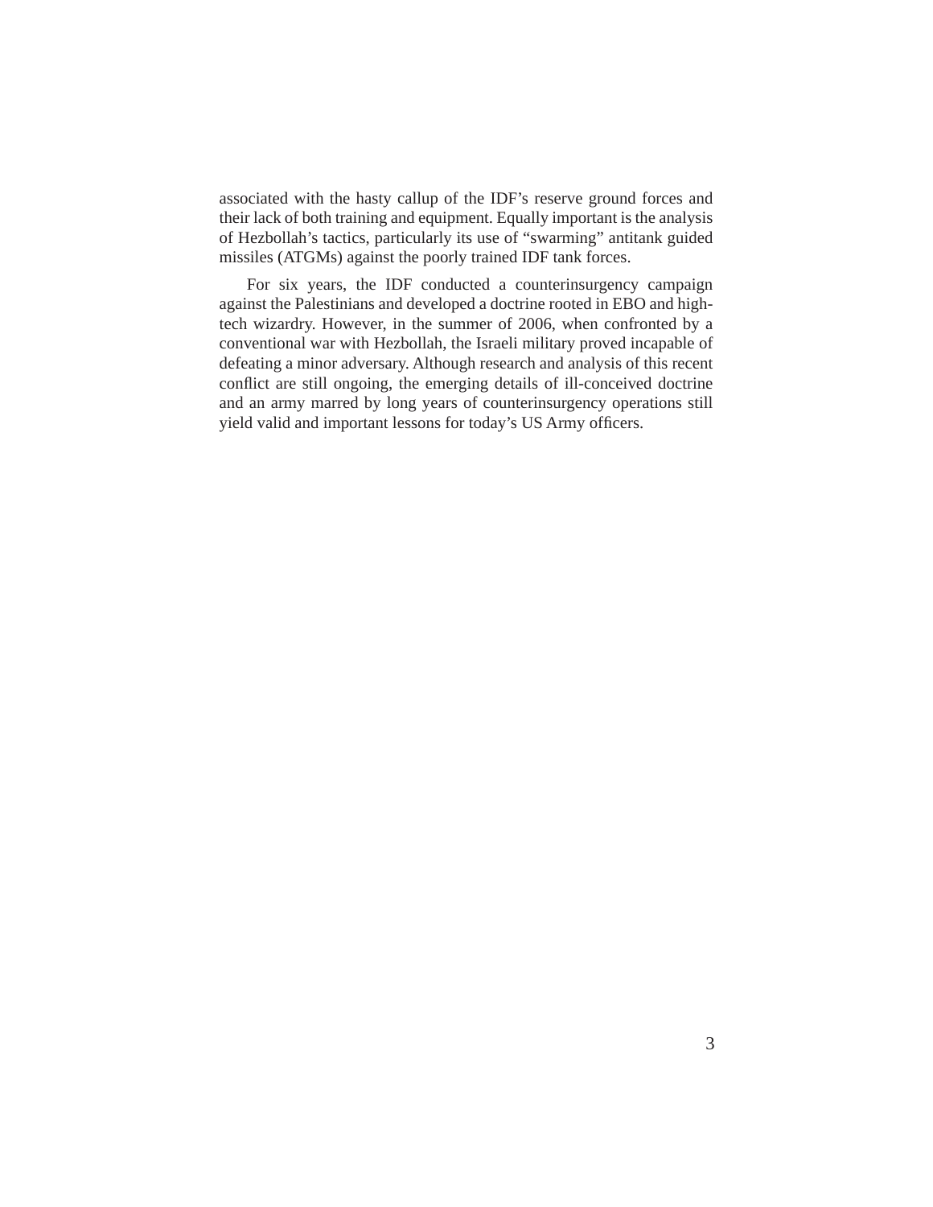associated with the hasty callup of the IDF's reserve ground forces and their lack of both training and equipment. Equally important is the analysis of Hezbollah's tactics, particularly its use of "swarming" antitank guided missiles (ATGMs) against the poorly trained IDF tank forces.

For six years, the IDF conducted a counterinsurgency campaign against the Palestinians and developed a doctrine rooted in EBO and high-tech wizardry. However, in the summer of 2006, when confronted by a conventional war with Hezbollah, the Israeli military proved incapable of defeating a minor adversary. Although research and analysis of this recent conflict are still ongoing, the emerging details of ill-conceived doctrine and an army marred by long years of counterinsurgency operations still yield valid and important lessons for today's US Army officers.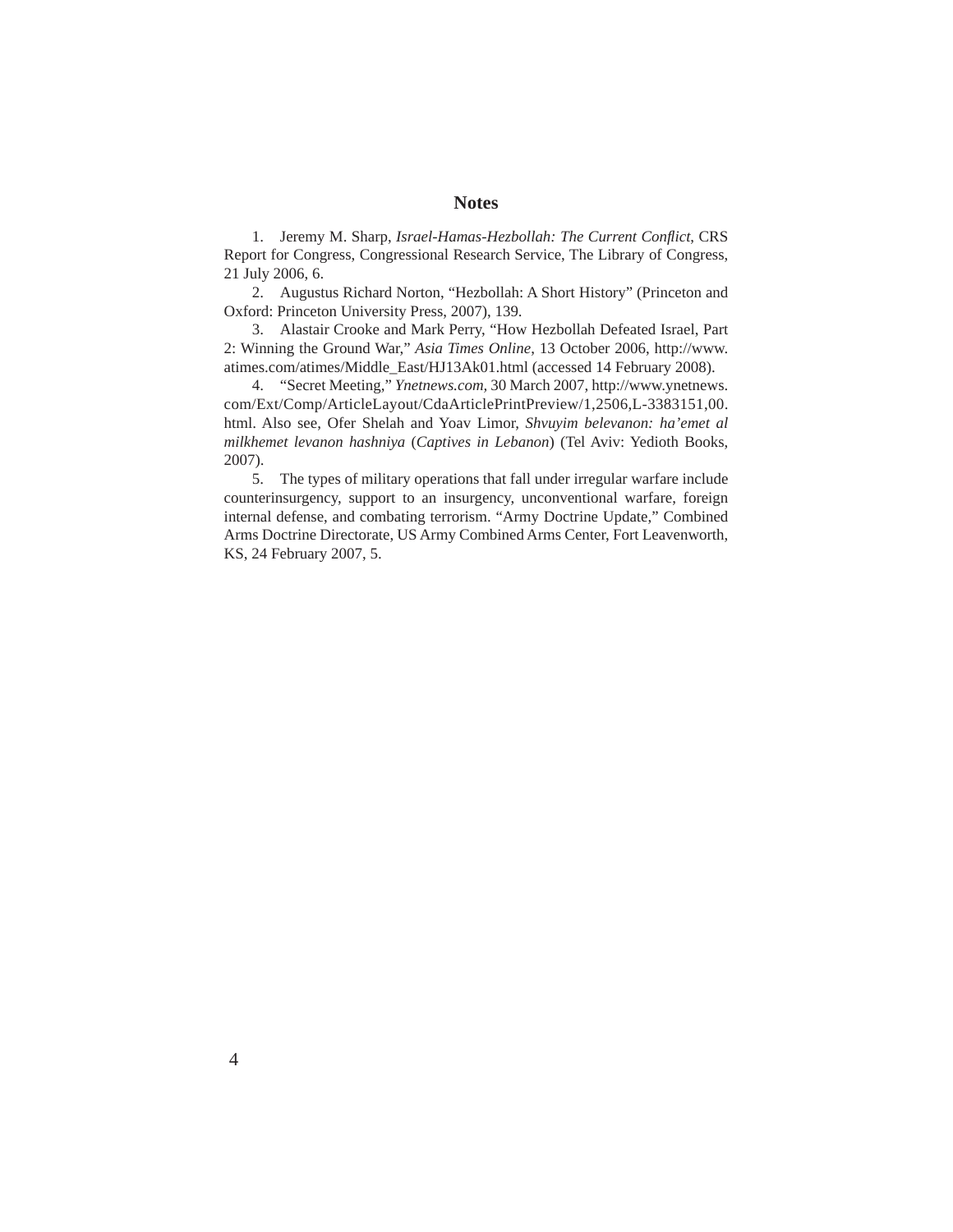## Notes

1. Jeremy M. Sharp, *Israel-Hamas-Hezbollah: The Current Conflict*, CRS Report for Congress, Congressional Research Service, The Library of Congress, 21 July 2006, 6.

2. Augustus Richard Norton, "Hezbollah: A Short History" (Princeton and Oxford: Princeton University Press, 2007), 139.

3. Alastair Crooke and Mark Perry, "How Hezbollah Defeated Israel, Part 2: Winning the Ground War," *Asia Times Online*, 13 October 2006, http://www.atimes.com/atimes/Middle_East/HJ13Ak01.html (accessed 14 February 2008).

4. "Secret Meeting," *Ynetnews.com*, 30 March 2007, http://www.ynetnews.com/Ext/Comp/ArticleLayout/CdaArticlePrintPreview/1,2506,L-3383151,00.html. Also see, Ofer Shelah and Yoav Limor, *Shvuyim belevanon: ha'emet al milkhemet levanon hashniya* (*Captives in Lebanon*) (Tel Aviv: Yedioth Books, 2007).

5. The types of military operations that fall under irregular warfare include counterinsurgency, support to an insurgency, unconventional warfare, foreign internal defense, and combating terrorism. "Army Doctrine Update," Combined Arms Doctrine Directorate, US Army Combined Arms Center, Fort Leavenworth, KS, 24 February 2007, 5.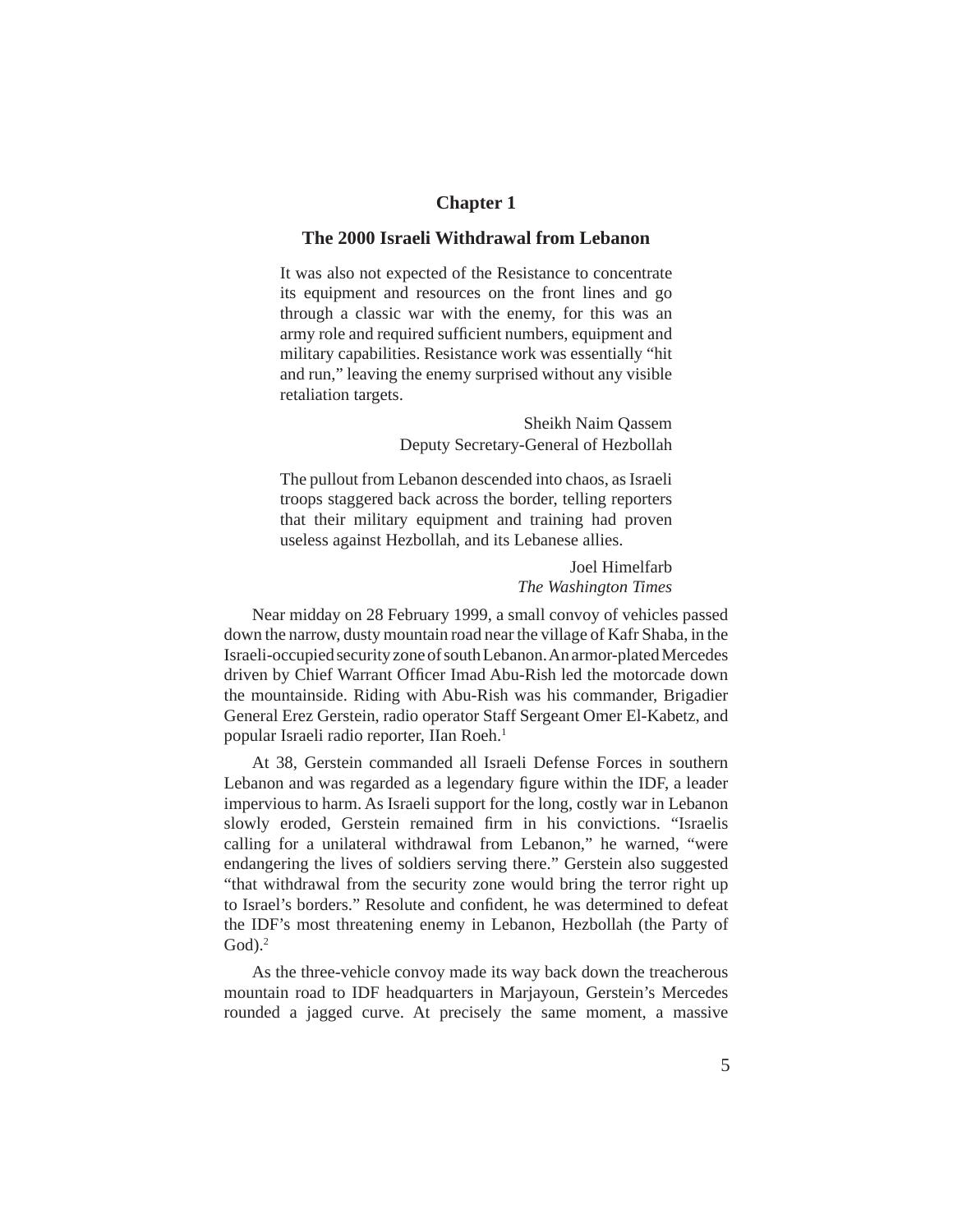# Chapter 1

## The 2000 Israeli Withdrawal from Lebanon

> It was also not expected of the Resistance to concentrate its equipment and resources on the front lines and go through a classic war with the enemy, for this was an army role and required sufficient numbers, equipment and military capabilities. Resistance work was essentially "hit and run," leaving the enemy surprised without any visible retaliation targets.
>
> Sheikh Naim Qassem
> Deputy Secretary-General of Hezbollah

> The pullout from Lebanon descended into chaos, as Israeli troops staggered back across the border, telling reporters that their military equipment and training had proven useless against Hezbollah, and its Lebanese allies.
>
> Joel Himelfarb
> *The Washington Times*

Near midday on 28 February 1999, a small convoy of vehicles passed down the narrow, dusty mountain road near the village of Kafr Shaba, in the Israeli-occupied security zone of south Lebanon. An armor-plated Mercedes driven by Chief Warrant Officer Imad Abu-Rish led the motorcade down the mountainside. Riding with Abu-Rish was his commander, Brigadier General Erez Gerstein, radio operator Staff Sergeant Omer El-Kabetz, and popular Israeli radio reporter, IIan Roeh.[1]

At 38, Gerstein commanded all Israeli Defense Forces in southern Lebanon and was regarded as a legendary figure within the IDF, a leader impervious to harm. As Israeli support for the long, costly war in Lebanon slowly eroded, Gerstein remained firm in his convictions. "Israelis calling for a unilateral withdrawal from Lebanon," he warned, "were endangering the lives of soldiers serving there." Gerstein also suggested "that withdrawal from the security zone would bring the terror right up to Israel's borders." Resolute and confident, he was determined to defeat the IDF's most threatening enemy in Lebanon, Hezbollah (the Party of God).[2]

As the three-vehicle convoy made its way back down the treacherous mountain road to IDF headquarters in Marjayoun, Gerstein's Mercedes rounded a jagged curve. At precisely the same moment, a massive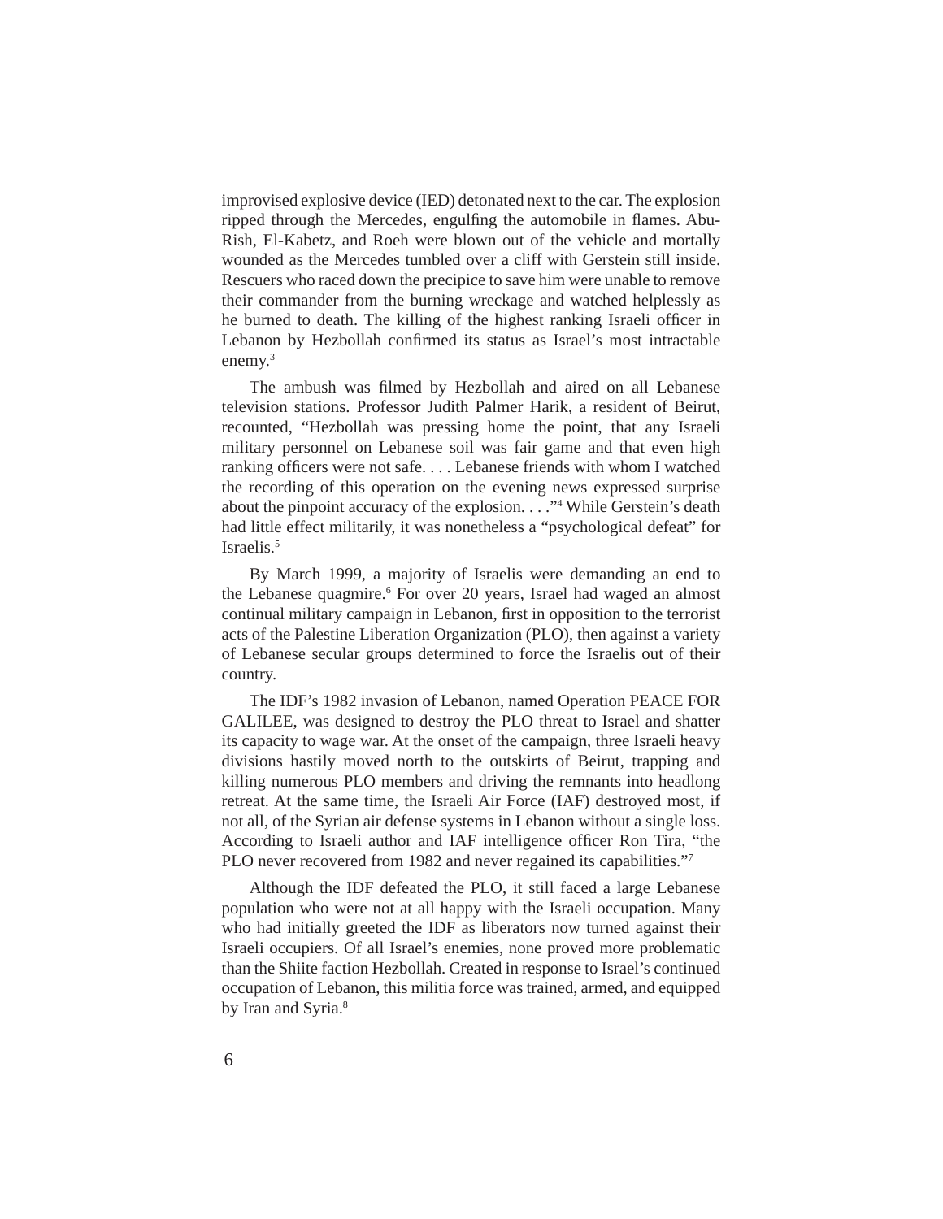improvised explosive device (IED) detonated next to the car. The explosion ripped through the Mercedes, engulfing the automobile in flames. Abu-Rish, El-Kabetz, and Roeh were blown out of the vehicle and mortally wounded as the Mercedes tumbled over a cliff with Gerstein still inside. Rescuers who raced down the precipice to save him were unable to remove their commander from the burning wreckage and watched helplessly as he burned to death. The killing of the highest ranking Israeli officer in Lebanon by Hezbollah confirmed its status as Israel's most intractable enemy.[3]

The ambush was filmed by Hezbollah and aired on all Lebanese television stations. Professor Judith Palmer Harik, a resident of Beirut, recounted, "Hezbollah was pressing home the point, that any Israeli military personnel on Lebanese soil was fair game and that even high ranking officers were not safe. . . . Lebanese friends with whom I watched the recording of this operation on the evening news expressed surprise about the pinpoint accuracy of the explosion. . . ."[4] While Gerstein's death had little effect militarily, it was nonetheless a "psychological defeat" for Israelis.[5]

By March 1999, a majority of Israelis were demanding an end to the Lebanese quagmire.[6] For over 20 years, Israel had waged an almost continual military campaign in Lebanon, first in opposition to the terrorist acts of the Palestine Liberation Organization (PLO), then against a variety of Lebanese secular groups determined to force the Israelis out of their country.

The IDF's 1982 invasion of Lebanon, named Operation PEACE FOR GALILEE, was designed to destroy the PLO threat to Israel and shatter its capacity to wage war. At the onset of the campaign, three Israeli heavy divisions hastily moved north to the outskirts of Beirut, trapping and killing numerous PLO members and driving the remnants into headlong retreat. At the same time, the Israeli Air Force (IAF) destroyed most, if not all, of the Syrian air defense systems in Lebanon without a single loss. According to Israeli author and IAF intelligence officer Ron Tira, "the PLO never recovered from 1982 and never regained its capabilities."[7]

Although the IDF defeated the PLO, it still faced a large Lebanese population who were not at all happy with the Israeli occupation. Many who had initially greeted the IDF as liberators now turned against their Israeli occupiers. Of all Israel's enemies, none proved more problematic than the Shiite faction Hezbollah. Created in response to Israel's continued occupation of Lebanon, this militia force was trained, armed, and equipped by Iran and Syria.[8]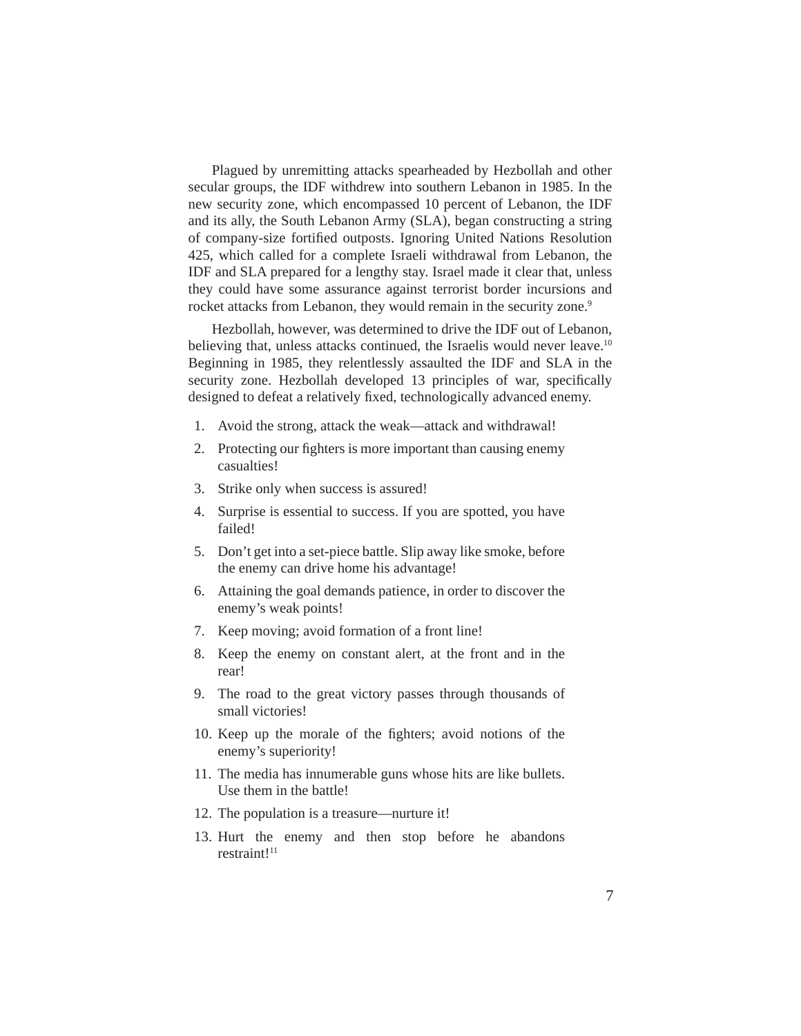Plagued by unremitting attacks spearheaded by Hezbollah and other secular groups, the IDF withdrew into southern Lebanon in 1985. In the new security zone, which encompassed 10 percent of Lebanon, the IDF and its ally, the South Lebanon Army (SLA), began constructing a string of company-size fortified outposts. Ignoring United Nations Resolution 425, which called for a complete Israeli withdrawal from Lebanon, the IDF and SLA prepared for a lengthy stay. Israel made it clear that, unless they could have some assurance against terrorist border incursions and rocket attacks from Lebanon, they would remain in the security zone.[9]

Hezbollah, however, was determined to drive the IDF out of Lebanon, believing that, unless attacks continued, the Israelis would never leave.[10] Beginning in 1985, they relentlessly assaulted the IDF and SLA in the security zone. Hezbollah developed 13 principles of war, specifically designed to defeat a relatively fixed, technologically advanced enemy.

1. Avoid the strong, attack the weak—attack and withdrawal!
2. Protecting our fighters is more important than causing enemy casualties!
3. Strike only when success is assured!
4. Surprise is essential to success. If you are spotted, you have failed!
5. Don't get into a set-piece battle. Slip away like smoke, before the enemy can drive home his advantage!
6. Attaining the goal demands patience, in order to discover the enemy's weak points!
7. Keep moving; avoid formation of a front line!
8. Keep the enemy on constant alert, at the front and in the rear!
9. The road to the great victory passes through thousands of small victories!
10. Keep up the morale of the fighters; avoid notions of the enemy's superiority!
11. The media has innumerable guns whose hits are like bullets. Use them in the battle!
12. The population is a treasure—nurture it!
13. Hurt the enemy and then stop before he abandons restraint![11]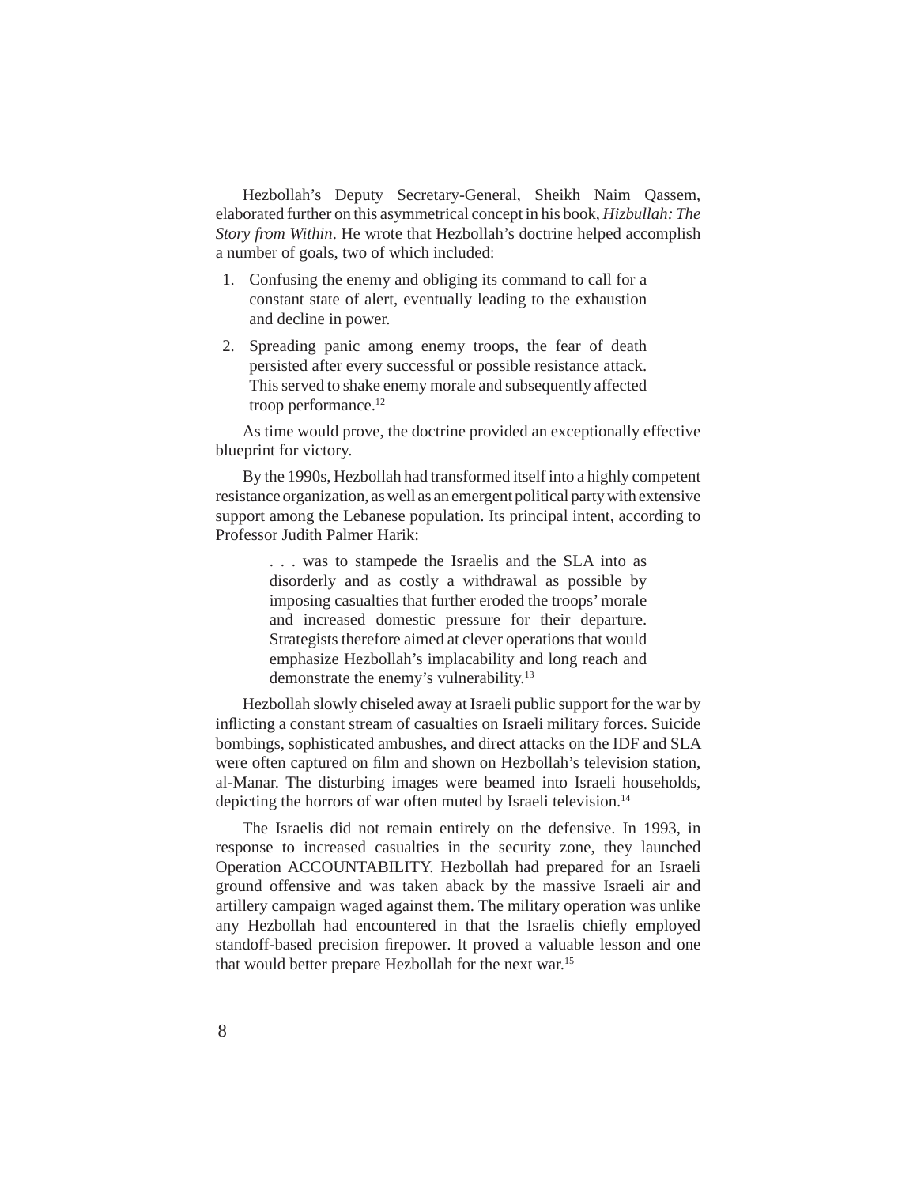Hezbollah's Deputy Secretary-General, Sheikh Naim Qassem, elaborated further on this asymmetrical concept in his book, *Hizbullah: The Story from Within*. He wrote that Hezbollah's doctrine helped accomplish a number of goals, two of which included:

1. Confusing the enemy and obliging its command to call for a constant state of alert, eventually leading to the exhaustion and decline in power.
2. Spreading panic among enemy troops, the fear of death persisted after every successful or possible resistance attack. This served to shake enemy morale and subsequently affected troop performance.[12]

As time would prove, the doctrine provided an exceptionally effective blueprint for victory.

By the 1990s, Hezbollah had transformed itself into a highly competent resistance organization, as well as an emergent political party with extensive support among the Lebanese population. Its principal intent, according to Professor Judith Palmer Harik:

> . . . was to stampede the Israelis and the SLA into as disorderly and as costly a withdrawal as possible by imposing casualties that further eroded the troops' morale and increased domestic pressure for their departure. Strategists therefore aimed at clever operations that would emphasize Hezbollah's implacability and long reach and demonstrate the enemy's vulnerability.[13]

Hezbollah slowly chiseled away at Israeli public support for the war by inflicting a constant stream of casualties on Israeli military forces. Suicide bombings, sophisticated ambushes, and direct attacks on the IDF and SLA were often captured on film and shown on Hezbollah's television station, al-Manar. The disturbing images were beamed into Israeli households, depicting the horrors of war often muted by Israeli television.[14]

The Israelis did not remain entirely on the defensive. In 1993, in response to increased casualties in the security zone, they launched Operation ACCOUNTABILITY. Hezbollah had prepared for an Israeli ground offensive and was taken aback by the massive Israeli air and artillery campaign waged against them. The military operation was unlike any Hezbollah had encountered in that the Israelis chiefly employed standoff-based precision firepower. It proved a valuable lesson and one that would better prepare Hezbollah for the next war.[15]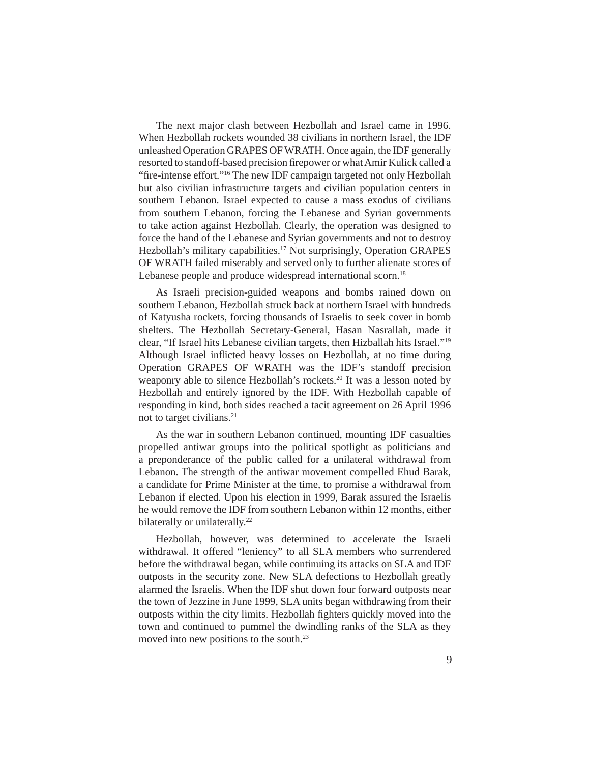The next major clash between Hezbollah and Israel came in 1996. When Hezbollah rockets wounded 38 civilians in northern Israel, the IDF unleashed Operation GRAPES OF WRATH. Once again, the IDF generally resorted to standoff-based precision firepower or what Amir Kulick called a "fire-intense effort."[16] The new IDF campaign targeted not only Hezbollah but also civilian infrastructure targets and civilian population centers in southern Lebanon. Israel expected to cause a mass exodus of civilians from southern Lebanon, forcing the Lebanese and Syrian governments to take action against Hezbollah. Clearly, the operation was designed to force the hand of the Lebanese and Syrian governments and not to destroy Hezbollah's military capabilities.[17] Not surprisingly, Operation GRAPES OF WRATH failed miserably and served only to further alienate scores of Lebanese people and produce widespread international scorn.[18]

As Israeli precision-guided weapons and bombs rained down on southern Lebanon, Hezbollah struck back at northern Israel with hundreds of Katyusha rockets, forcing thousands of Israelis to seek cover in bomb shelters. The Hezbollah Secretary-General, Hasan Nasrallah, made it clear, "If Israel hits Lebanese civilian targets, then Hizballah hits Israel."[19] Although Israel inflicted heavy losses on Hezbollah, at no time during Operation GRAPES OF WRATH was the IDF's standoff precision weaponry able to silence Hezbollah's rockets.[20] It was a lesson noted by Hezbollah and entirely ignored by the IDF. With Hezbollah capable of responding in kind, both sides reached a tacit agreement on 26 April 1996 not to target civilians.[21]

As the war in southern Lebanon continued, mounting IDF casualties propelled antiwar groups into the political spotlight as politicians and a preponderance of the public called for a unilateral withdrawal from Lebanon. The strength of the antiwar movement compelled Ehud Barak, a candidate for Prime Minister at the time, to promise a withdrawal from Lebanon if elected. Upon his election in 1999, Barak assured the Israelis he would remove the IDF from southern Lebanon within 12 months, either bilaterally or unilaterally.[22]

Hezbollah, however, was determined to accelerate the Israeli withdrawal. It offered "leniency" to all SLA members who surrendered before the withdrawal began, while continuing its attacks on SLA and IDF outposts in the security zone. New SLA defections to Hezbollah greatly alarmed the Israelis. When the IDF shut down four forward outposts near the town of Jezzine in June 1999, SLA units began withdrawing from their outposts within the city limits. Hezbollah fighters quickly moved into the town and continued to pummel the dwindling ranks of the SLA as they moved into new positions to the south.[23]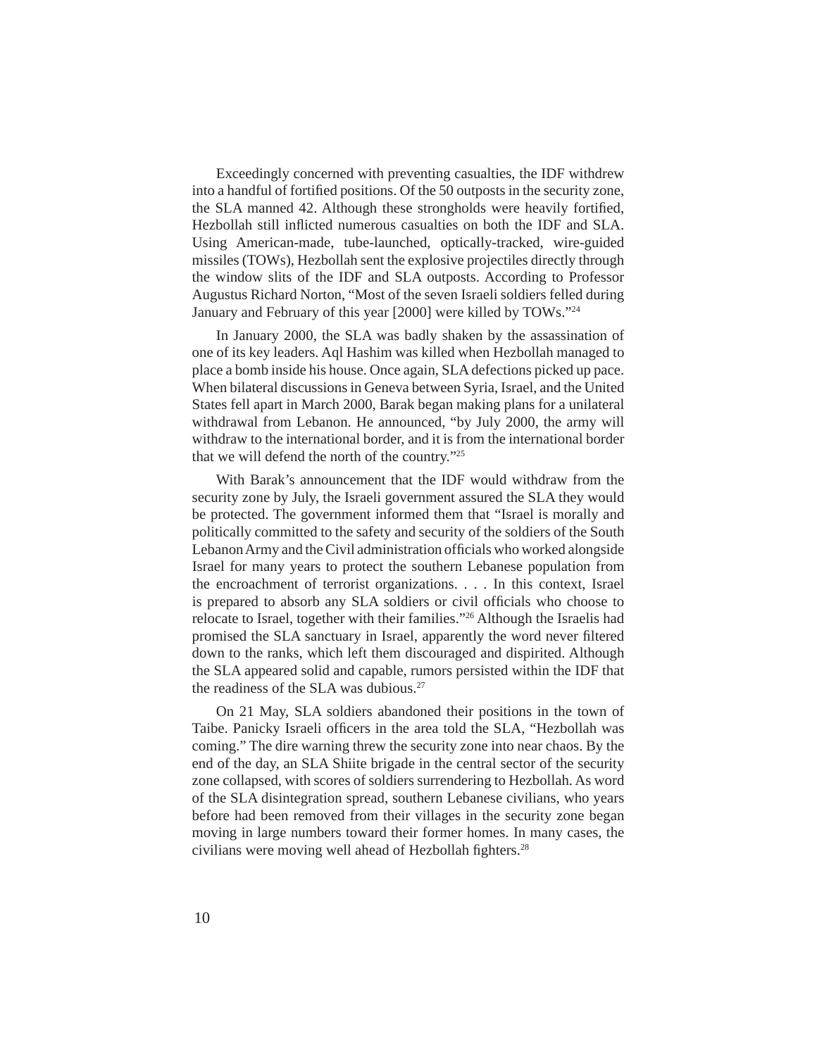Exceedingly concerned with preventing casualties, the IDF withdrew into a handful of fortified positions. Of the 50 outposts in the security zone, the SLA manned 42. Although these strongholds were heavily fortified, Hezbollah still inflicted numerous casualties on both the IDF and SLA. Using American-made, tube-launched, optically-tracked, wire-guided missiles (TOWs), Hezbollah sent the explosive projectiles directly through the window slits of the IDF and SLA outposts. According to Professor Augustus Richard Norton, "Most of the seven Israeli soldiers felled during January and February of this year [2000] were killed by TOWs."[24]

In January 2000, the SLA was badly shaken by the assassination of one of its key leaders. Aql Hashim was killed when Hezbollah managed to place a bomb inside his house. Once again, SLA defections picked up pace. When bilateral discussions in Geneva between Syria, Israel, and the United States fell apart in March 2000, Barak began making plans for a unilateral withdrawal from Lebanon. He announced, "by July 2000, the army will withdraw to the international border, and it is from the international border that we will defend the north of the country."[25]

With Barak's announcement that the IDF would withdraw from the security zone by July, the Israeli government assured the SLA they would be protected. The government informed them that "Israel is morally and politically committed to the safety and security of the soldiers of the South Lebanon Army and the Civil administration officials who worked alongside Israel for many years to protect the southern Lebanese population from the encroachment of terrorist organizations. . . . In this context, Israel is prepared to absorb any SLA soldiers or civil officials who choose to relocate to Israel, together with their families."[26] Although the Israelis had promised the SLA sanctuary in Israel, apparently the word never filtered down to the ranks, which left them discouraged and dispirited. Although the SLA appeared solid and capable, rumors persisted within the IDF that the readiness of the SLA was dubious.[27]

On 21 May, SLA soldiers abandoned their positions in the town of Taibe. Panicky Israeli officers in the area told the SLA, "Hezbollah was coming." The dire warning threw the security zone into near chaos. By the end of the day, an SLA Shiite brigade in the central sector of the security zone collapsed, with scores of soldiers surrendering to Hezbollah. As word of the SLA disintegration spread, southern Lebanese civilians, who years before had been removed from their villages in the security zone began moving in large numbers toward their former homes. In many cases, the civilians were moving well ahead of Hezbollah fighters.[28]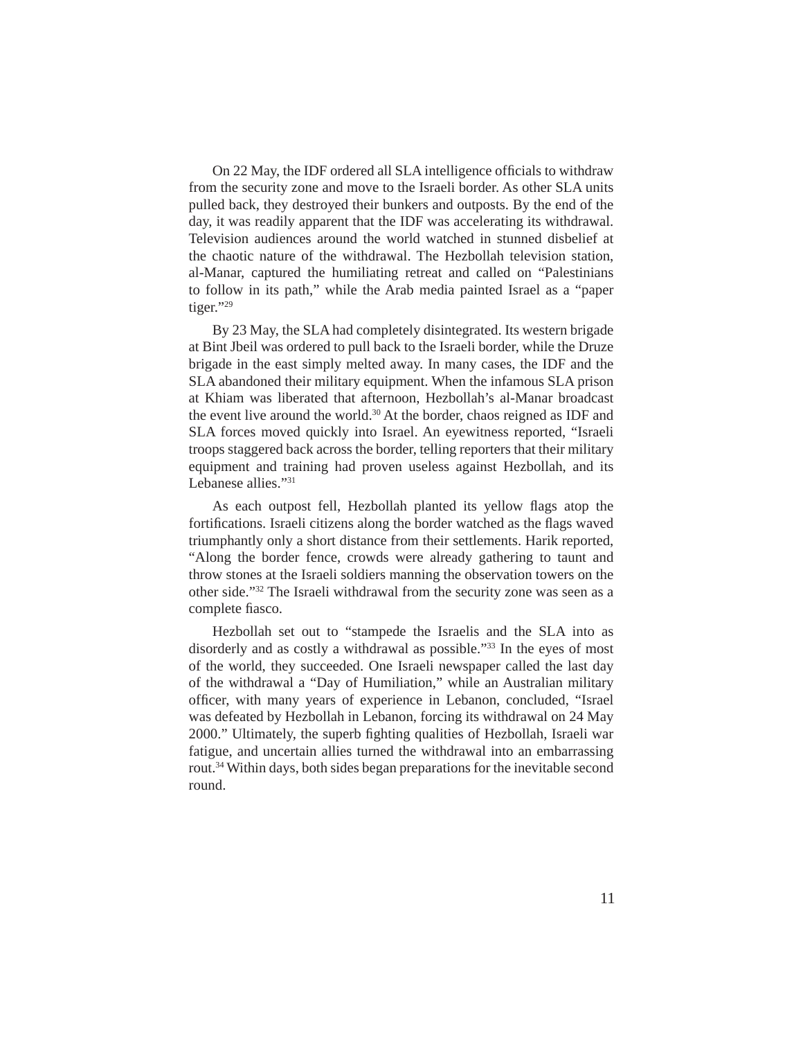On 22 May, the IDF ordered all SLA intelligence officials to withdraw from the security zone and move to the Israeli border. As other SLA units pulled back, they destroyed their bunkers and outposts. By the end of the day, it was readily apparent that the IDF was accelerating its withdrawal. Television audiences around the world watched in stunned disbelief at the chaotic nature of the withdrawal. The Hezbollah television station, al-Manar, captured the humiliating retreat and called on "Palestinians to follow in its path," while the Arab media painted Israel as a "paper tiger."[29]

By 23 May, the SLA had completely disintegrated. Its western brigade at Bint Jbeil was ordered to pull back to the Israeli border, while the Druze brigade in the east simply melted away. In many cases, the IDF and the SLA abandoned their military equipment. When the infamous SLA prison at Khiam was liberated that afternoon, Hezbollah's al-Manar broadcast the event live around the world.[30] At the border, chaos reigned as IDF and SLA forces moved quickly into Israel. An eyewitness reported, "Israeli troops staggered back across the border, telling reporters that their military equipment and training had proven useless against Hezbollah, and its Lebanese allies."[31]

As each outpost fell, Hezbollah planted its yellow flags atop the fortifications. Israeli citizens along the border watched as the flags waved triumphantly only a short distance from their settlements. Harik reported, "Along the border fence, crowds were already gathering to taunt and throw stones at the Israeli soldiers manning the observation towers on the other side."[32] The Israeli withdrawal from the security zone was seen as a complete fiasco.

Hezbollah set out to "stampede the Israelis and the SLA into as disorderly and as costly a withdrawal as possible."[33] In the eyes of most of the world, they succeeded. One Israeli newspaper called the last day of the withdrawal a "Day of Humiliation," while an Australian military officer, with many years of experience in Lebanon, concluded, "Israel was defeated by Hezbollah in Lebanon, forcing its withdrawal on 24 May 2000." Ultimately, the superb fighting qualities of Hezbollah, Israeli war fatigue, and uncertain allies turned the withdrawal into an embarrassing rout.[34] Within days, both sides began preparations for the inevitable second round.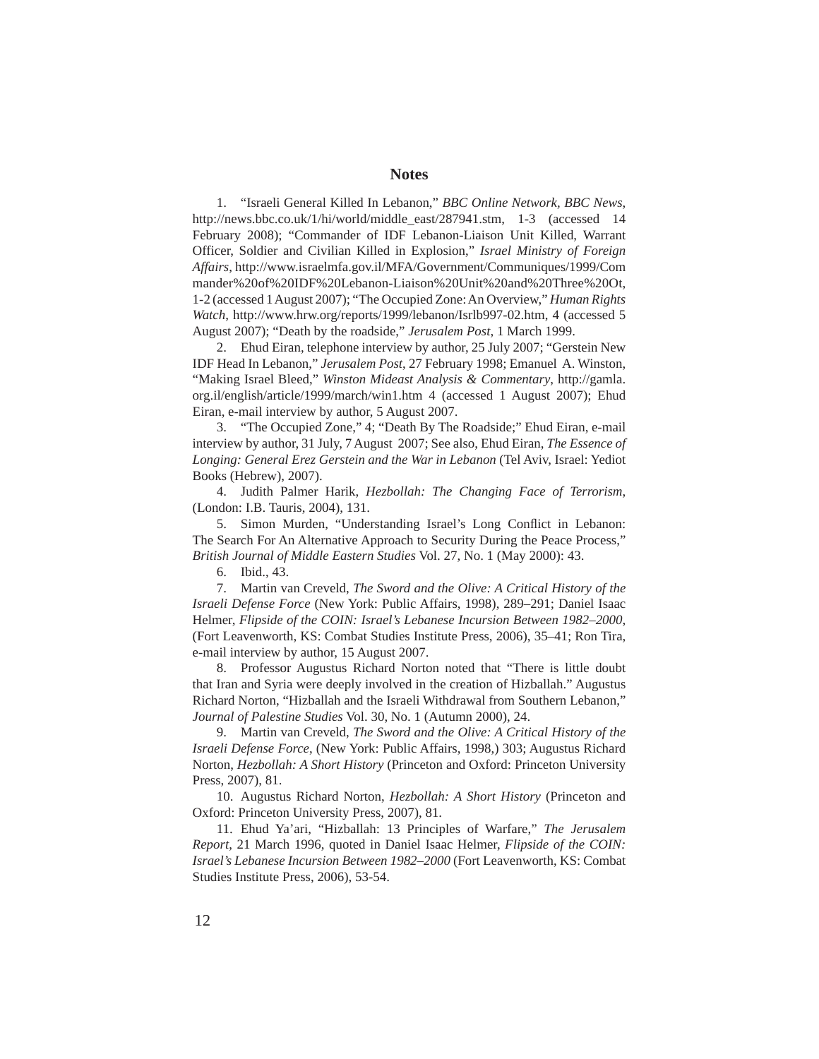## Notes

1. "Israeli General Killed In Lebanon," *BBC Online Network*, *BBC News*, http://news.bbc.co.uk/1/hi/world/middle_east/287941.stm, 1-3 (accessed 14 February 2008); "Commander of IDF Lebanon-Liaison Unit Killed, Warrant Officer, Soldier and Civilian Killed in Explosion," *Israel Ministry of Foreign Affairs*, http://www.israelmfa.gov.il/MFA/Government/Communiques/1999/Commander%20of%20IDF%20Lebanon-Liaison%20Unit%20and%20Three%20Ot, 1-2 (accessed 1 August 2007); "The Occupied Zone: An Overview," *Human Rights Watch*, http://www.hrw.org/reports/1999/lebanon/Isrlb997-02.htm, 4 (accessed 5 August 2007); "Death by the roadside," *Jerusalem Post*, 1 March 1999.

2. Ehud Eiran, telephone interview by author, 25 July 2007; "Gerstein New IDF Head In Lebanon," *Jerusalem Post*, 27 February 1998; Emanuel A. Winston, "Making Israel Bleed," *Winston Mideast Analysis & Commentary*, http://gamla.org.il/english/article/1999/march/win1.htm 4 (accessed 1 August 2007); Ehud Eiran, e-mail interview by author, 5 August 2007.

3. "The Occupied Zone," 4; "Death By The Roadside;" Ehud Eiran, e-mail interview by author, 31 July, 7 August 2007; See also, Ehud Eiran, *The Essence of Longing: General Erez Gerstein and the War in Lebanon* (Tel Aviv, Israel: Yediot Books (Hebrew), 2007).

4. Judith Palmer Harik, *Hezbollah: The Changing Face of Terrorism*, (London: I.B. Tauris, 2004), 131.

5. Simon Murden, "Understanding Israel's Long Conflict in Lebanon: The Search For An Alternative Approach to Security During the Peace Process," *British Journal of Middle Eastern Studies* Vol. 27, No. 1 (May 2000): 43.

6. Ibid., 43.

7. Martin van Creveld, *The Sword and the Olive: A Critical History of the Israeli Defense Force* (New York: Public Affairs, 1998), 289–291; Daniel Isaac Helmer, *Flipside of the COIN: Israel's Lebanese Incursion Between 1982–2000*, (Fort Leavenworth, KS: Combat Studies Institute Press, 2006), 35–41; Ron Tira, e-mail interview by author, 15 August 2007.

8. Professor Augustus Richard Norton noted that "There is little doubt that Iran and Syria were deeply involved in the creation of Hizballah." Augustus Richard Norton, "Hizballah and the Israeli Withdrawal from Southern Lebanon," *Journal of Palestine Studies* Vol. 30, No. 1 (Autumn 2000), 24.

9. Martin van Creveld, *The Sword and the Olive: A Critical History of the Israeli Defense Force*, (New York: Public Affairs, 1998,) 303; Augustus Richard Norton, *Hezbollah: A Short History* (Princeton and Oxford: Princeton University Press, 2007), 81.

10. Augustus Richard Norton, *Hezbollah: A Short History* (Princeton and Oxford: Princeton University Press, 2007), 81.

11. Ehud Ya'ari, "Hizballah: 13 Principles of Warfare," *The Jerusalem Report*, 21 March 1996, quoted in Daniel Isaac Helmer, *Flipside of the COIN: Israel's Lebanese Incursion Between 1982–2000* (Fort Leavenworth, KS: Combat Studies Institute Press, 2006), 53-54.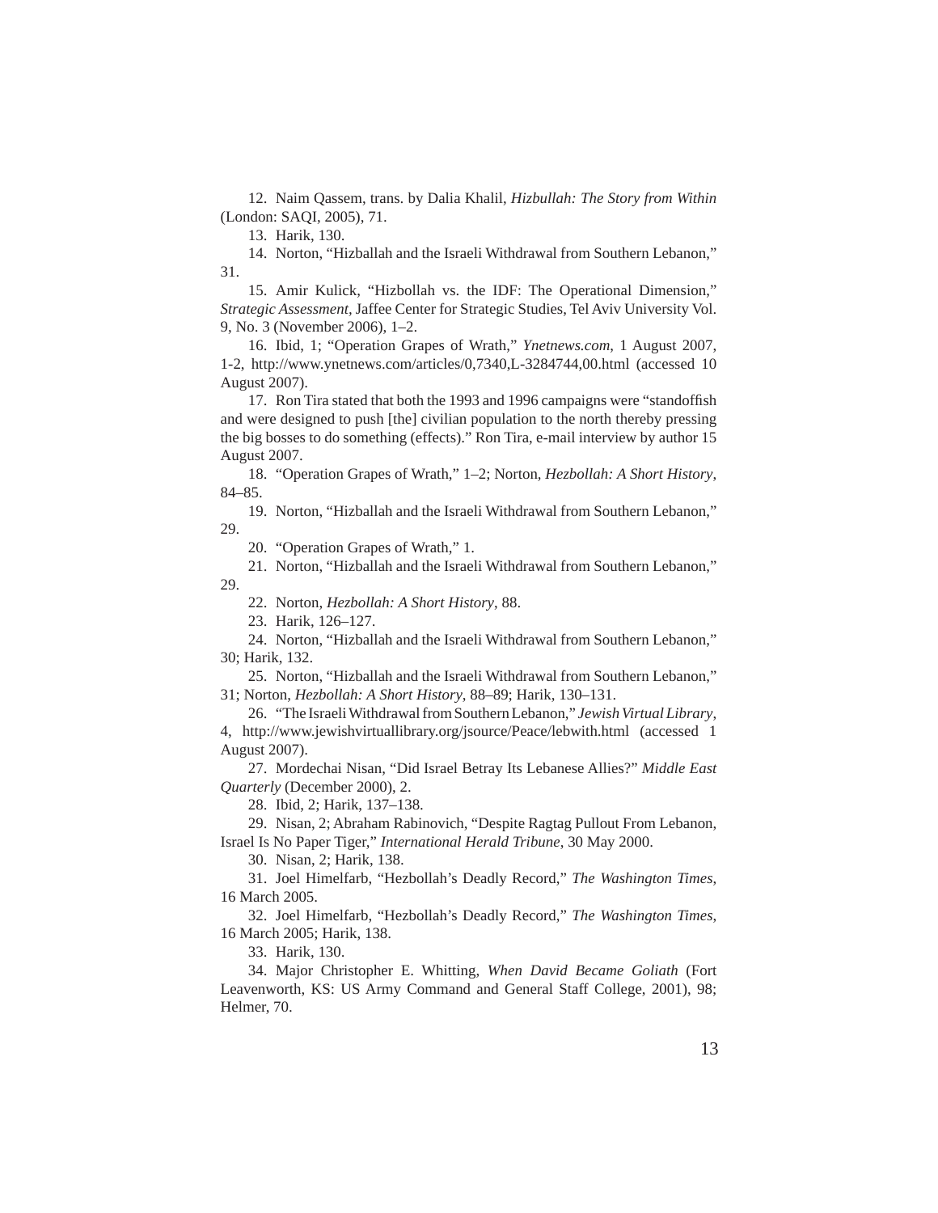12. Naim Qassem, trans. by Dalia Khalil, *Hizbullah: The Story from Within* (London: SAQI, 2005), 71.

13. Harik, 130.

14. Norton, "Hizballah and the Israeli Withdrawal from Southern Lebanon," 31.

15. Amir Kulick, "Hizbollah vs. the IDF: The Operational Dimension," *Strategic Assessment*, Jaffee Center for Strategic Studies, Tel Aviv University Vol. 9, No. 3 (November 2006), 1–2.

16. Ibid, 1; "Operation Grapes of Wrath," *Ynetnews.com*, 1 August 2007, 1-2, http://www.ynetnews.com/articles/0,7340,L-3284744,00.html (accessed 10 August 2007).

17. Ron Tira stated that both the 1993 and 1996 campaigns were "standoffish and were designed to push [the] civilian population to the north thereby pressing the big bosses to do something (effects)." Ron Tira, e-mail interview by author 15 August 2007.

18. "Operation Grapes of Wrath," 1–2; Norton, *Hezbollah: A Short History*, 84–85.

19. Norton, "Hizballah and the Israeli Withdrawal from Southern Lebanon," 29.

20. "Operation Grapes of Wrath," 1.

21. Norton, "Hizballah and the Israeli Withdrawal from Southern Lebanon," 29.

22. Norton, *Hezbollah: A Short History*, 88.

23. Harik, 126–127.

24. Norton, "Hizballah and the Israeli Withdrawal from Southern Lebanon," 30; Harik, 132.

25. Norton, "Hizballah and the Israeli Withdrawal from Southern Lebanon," 31; Norton, *Hezbollah: A Short History*, 88–89; Harik, 130–131.

26. "The Israeli Withdrawal from Southern Lebanon," *Jewish Virtual Library*, 4, http://www.jewishvirtuallibrary.org/jsource/Peace/lebwith.html (accessed 1 August 2007).

27. Mordechai Nisan, "Did Israel Betray Its Lebanese Allies?" *Middle East Quarterly* (December 2000), 2.

28. Ibid, 2; Harik, 137–138.

29. Nisan, 2; Abraham Rabinovich, "Despite Ragtag Pullout From Lebanon, Israel Is No Paper Tiger," *International Herald Tribune*, 30 May 2000.

30. Nisan, 2; Harik, 138.

31. Joel Himelfarb, "Hezbollah's Deadly Record," *The Washington Times*, 16 March 2005.

32. Joel Himelfarb, "Hezbollah's Deadly Record," *The Washington Times*, 16 March 2005; Harik, 138.

33. Harik, 130.

34. Major Christopher E. Whitting, *When David Became Goliath* (Fort Leavenworth, KS: US Army Command and General Staff College, 2001), 98; Helmer, 70.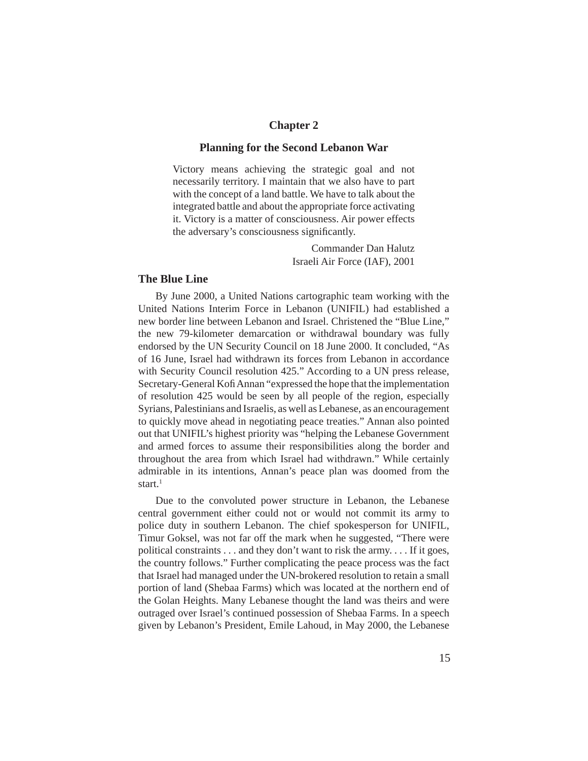# Chapter 2

## Planning for the Second Lebanon War

> Victory means achieving the strategic goal and not necessarily territory. I maintain that we also have to part with the concept of a land battle. We have to talk about the integrated battle and about the appropriate force activating it. Victory is a matter of consciousness. Air power effects the adversary's consciousness significantly.
>
> Commander Dan Halutz
> Israeli Air Force (IAF), 2001

### The Blue Line

By June 2000, a United Nations cartographic team working with the United Nations Interim Force in Lebanon (UNIFIL) had established a new border line between Lebanon and Israel. Christened the "Blue Line," the new 79-kilometer demarcation or withdrawal boundary was fully endorsed by the UN Security Council on 18 June 2000. It concluded, "As of 16 June, Israel had withdrawn its forces from Lebanon in accordance with Security Council resolution 425." According to a UN press release, Secretary-General Kofi Annan "expressed the hope that the implementation of resolution 425 would be seen by all people of the region, especially Syrians, Palestinians and Israelis, as well as Lebanese, as an encouragement to quickly move ahead in negotiating peace treaties." Annan also pointed out that UNIFIL's highest priority was "helping the Lebanese Government and armed forces to assume their responsibilities along the border and throughout the area from which Israel had withdrawn." While certainly admirable in its intentions, Annan's peace plan was doomed from the start.[1]

Due to the convoluted power structure in Lebanon, the Lebanese central government either could not or would not commit its army to police duty in southern Lebanon. The chief spokesperson for UNIFIL, Timur Goksel, was not far off the mark when he suggested, "There were political constraints . . . and they don't want to risk the army. . . . If it goes, the country follows." Further complicating the peace process was the fact that Israel had managed under the UN-brokered resolution to retain a small portion of land (Shebaa Farms) which was located at the northern end of the Golan Heights. Many Lebanese thought the land was theirs and were outraged over Israel's continued possession of Shebaa Farms. In a speech given by Lebanon's President, Emile Lahoud, in May 2000, the Lebanese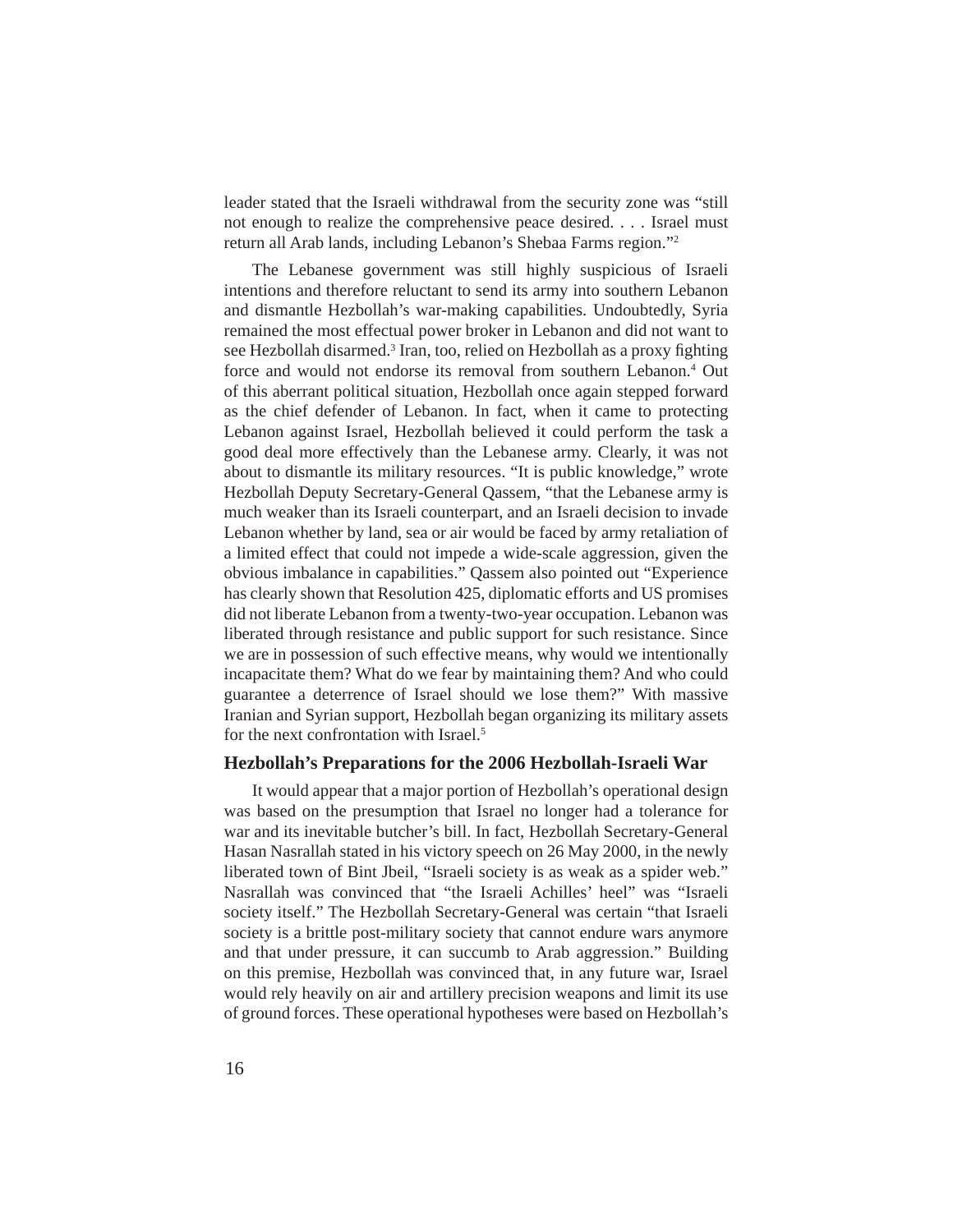leader stated that the Israeli withdrawal from the security zone was "still not enough to realize the comprehensive peace desired. . . . Israel must return all Arab lands, including Lebanon's Shebaa Farms region."[2]

The Lebanese government was still highly suspicious of Israeli intentions and therefore reluctant to send its army into southern Lebanon and dismantle Hezbollah's war-making capabilities. Undoubtedly, Syria remained the most effectual power broker in Lebanon and did not want to see Hezbollah disarmed.[3] Iran, too, relied on Hezbollah as a proxy fighting force and would not endorse its removal from southern Lebanon.[4] Out of this aberrant political situation, Hezbollah once again stepped forward as the chief defender of Lebanon. In fact, when it came to protecting Lebanon against Israel, Hezbollah believed it could perform the task a good deal more effectively than the Lebanese army. Clearly, it was not about to dismantle its military resources. "It is public knowledge," wrote Hezbollah Deputy Secretary-General Qassem, "that the Lebanese army is much weaker than its Israeli counterpart, and an Israeli decision to invade Lebanon whether by land, sea or air would be faced by army retaliation of a limited effect that could not impede a wide-scale aggression, given the obvious imbalance in capabilities." Qassem also pointed out "Experience has clearly shown that Resolution 425, diplomatic efforts and US promises did not liberate Lebanon from a twenty-two-year occupation. Lebanon was liberated through resistance and public support for such resistance. Since we are in possession of such effective means, why would we intentionally incapacitate them? What do we fear by maintaining them? And who could guarantee a deterrence of Israel should we lose them?" With massive Iranian and Syrian support, Hezbollah began organizing its military assets for the next confrontation with Israel.[5]

## Hezbollah's Preparations for the 2006 Hezbollah-Israeli War

It would appear that a major portion of Hezbollah's operational design was based on the presumption that Israel no longer had a tolerance for war and its inevitable butcher's bill. In fact, Hezbollah Secretary-General Hasan Nasrallah stated in his victory speech on 26 May 2000, in the newly liberated town of Bint Jbeil, "Israeli society is as weak as a spider web." Nasrallah was convinced that "the Israeli Achilles' heel" was "Israeli society itself." The Hezbollah Secretary-General was certain "that Israeli society is a brittle post-military society that cannot endure wars anymore and that under pressure, it can succumb to Arab aggression." Building on this premise, Hezbollah was convinced that, in any future war, Israel would rely heavily on air and artillery precision weapons and limit its use of ground forces. These operational hypotheses were based on Hezbollah's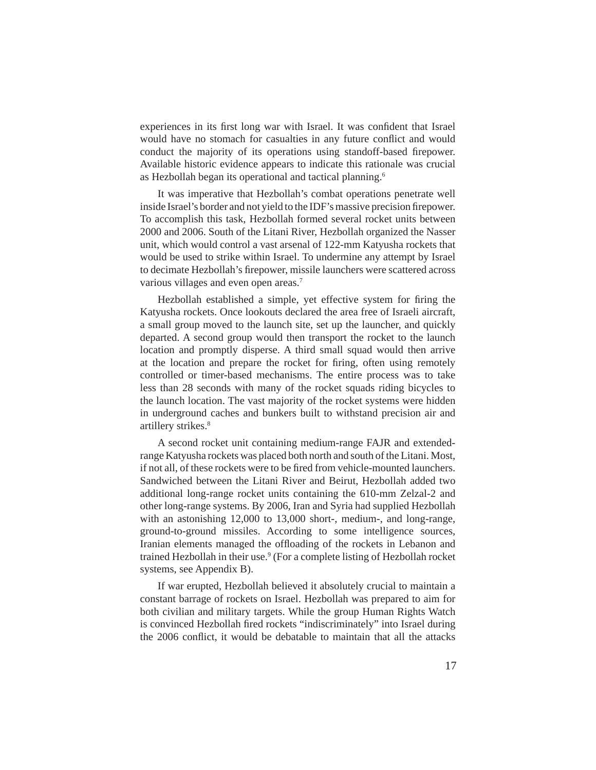experiences in its first long war with Israel. It was confident that Israel would have no stomach for casualties in any future conflict and would conduct the majority of its operations using standoff-based firepower. Available historic evidence appears to indicate this rationale was crucial as Hezbollah began its operational and tactical planning.[6]

It was imperative that Hezbollah's combat operations penetrate well inside Israel's border and not yield to the IDF's massive precision firepower. To accomplish this task, Hezbollah formed several rocket units between 2000 and 2006. South of the Litani River, Hezbollah organized the Nasser unit, which would control a vast arsenal of 122-mm Katyusha rockets that would be used to strike within Israel. To undermine any attempt by Israel to decimate Hezbollah's firepower, missile launchers were scattered across various villages and even open areas.[7]

Hezbollah established a simple, yet effective system for firing the Katyusha rockets. Once lookouts declared the area free of Israeli aircraft, a small group moved to the launch site, set up the launcher, and quickly departed. A second group would then transport the rocket to the launch location and promptly disperse. A third small squad would then arrive at the location and prepare the rocket for firing, often using remotely controlled or timer-based mechanisms. The entire process was to take less than 28 seconds with many of the rocket squads riding bicycles to the launch location. The vast majority of the rocket systems were hidden in underground caches and bunkers built to withstand precision air and artillery strikes.[8]

A second rocket unit containing medium-range FAJR and extended-range Katyusha rockets was placed both north and south of the Litani. Most, if not all, of these rockets were to be fired from vehicle-mounted launchers. Sandwiched between the Litani River and Beirut, Hezbollah added two additional long-range rocket units containing the 610-mm Zelzal-2 and other long-range systems. By 2006, Iran and Syria had supplied Hezbollah with an astonishing 12,000 to 13,000 short-, medium-, and long-range, ground-to-ground missiles. According to some intelligence sources, Iranian elements managed the offloading of the rockets in Lebanon and trained Hezbollah in their use.[9] (For a complete listing of Hezbollah rocket systems, see Appendix B).

If war erupted, Hezbollah believed it absolutely crucial to maintain a constant barrage of rockets on Israel. Hezbollah was prepared to aim for both civilian and military targets. While the group Human Rights Watch is convinced Hezbollah fired rockets "indiscriminately" into Israel during the 2006 conflict, it would be debatable to maintain that all the attacks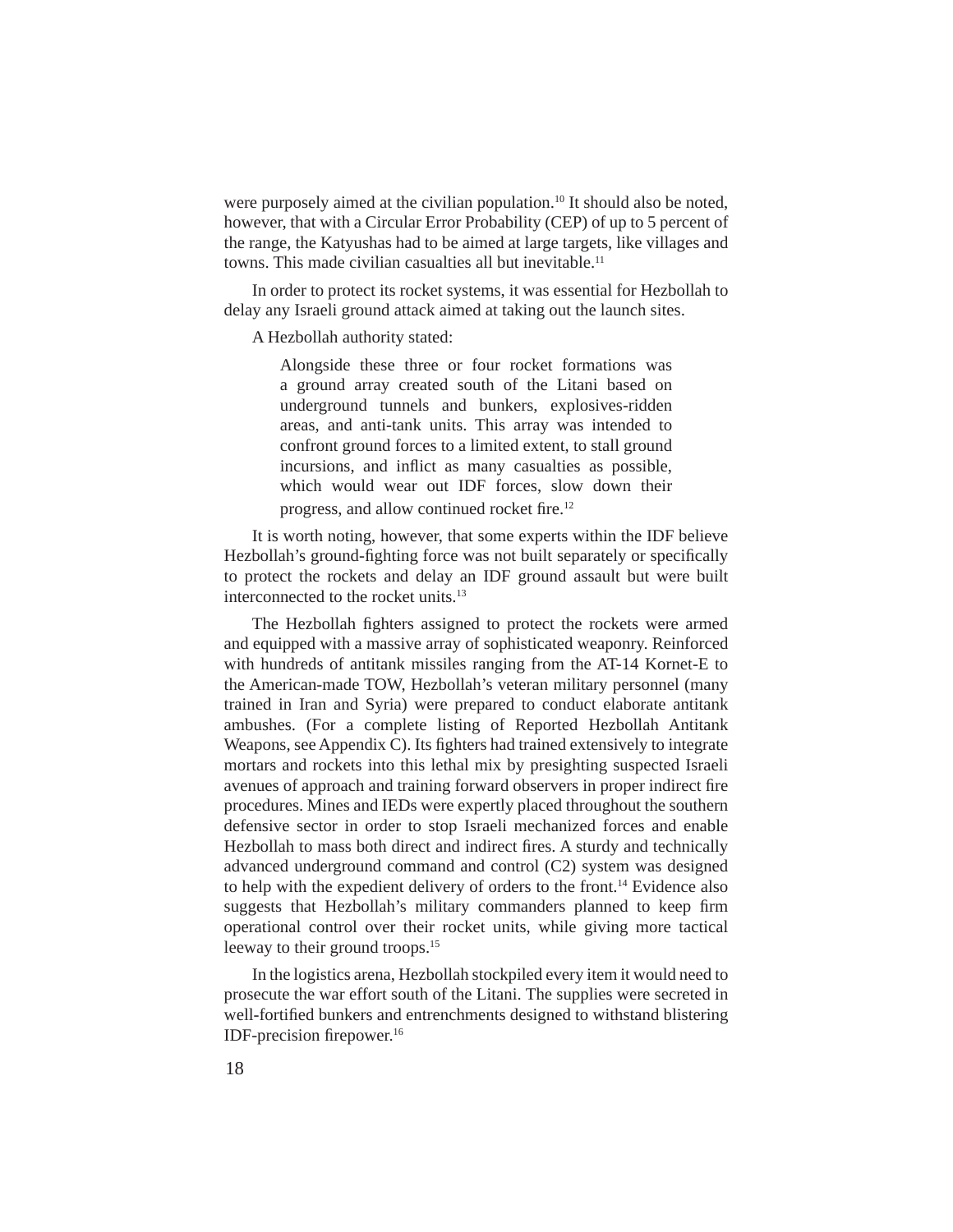were purposely aimed at the civilian population.[10] It should also be noted, however, that with a Circular Error Probability (CEP) of up to 5 percent of the range, the Katyushas had to be aimed at large targets, like villages and towns. This made civilian casualties all but inevitable.[11]

In order to protect its rocket systems, it was essential for Hezbollah to delay any Israeli ground attack aimed at taking out the launch sites.

A Hezbollah authority stated:

> Alongside these three or four rocket formations was a ground array created south of the Litani based on underground tunnels and bunkers, explosives-ridden areas, and anti-tank units. This array was intended to confront ground forces to a limited extent, to stall ground incursions, and inflict as many casualties as possible, which would wear out IDF forces, slow down their progress, and allow continued rocket fire.[12]

It is worth noting, however, that some experts within the IDF believe Hezbollah's ground-fighting force was not built separately or specifically to protect the rockets and delay an IDF ground assault but were built interconnected to the rocket units.[13]

The Hezbollah fighters assigned to protect the rockets were armed and equipped with a massive array of sophisticated weaponry. Reinforced with hundreds of antitank missiles ranging from the AT-14 Kornet-E to the American-made TOW, Hezbollah's veteran military personnel (many trained in Iran and Syria) were prepared to conduct elaborate antitank ambushes. (For a complete listing of Reported Hezbollah Antitank Weapons, see Appendix C). Its fighters had trained extensively to integrate mortars and rockets into this lethal mix by presighting suspected Israeli avenues of approach and training forward observers in proper indirect fire procedures. Mines and IEDs were expertly placed throughout the southern defensive sector in order to stop Israeli mechanized forces and enable Hezbollah to mass both direct and indirect fires. A sturdy and technically advanced underground command and control (C2) system was designed to help with the expedient delivery of orders to the front.[14] Evidence also suggests that Hezbollah's military commanders planned to keep firm operational control over their rocket units, while giving more tactical leeway to their ground troops.[15]

In the logistics arena, Hezbollah stockpiled every item it would need to prosecute the war effort south of the Litani. The supplies were secreted in well-fortified bunkers and entrenchments designed to withstand blistering IDF-precision firepower.[16]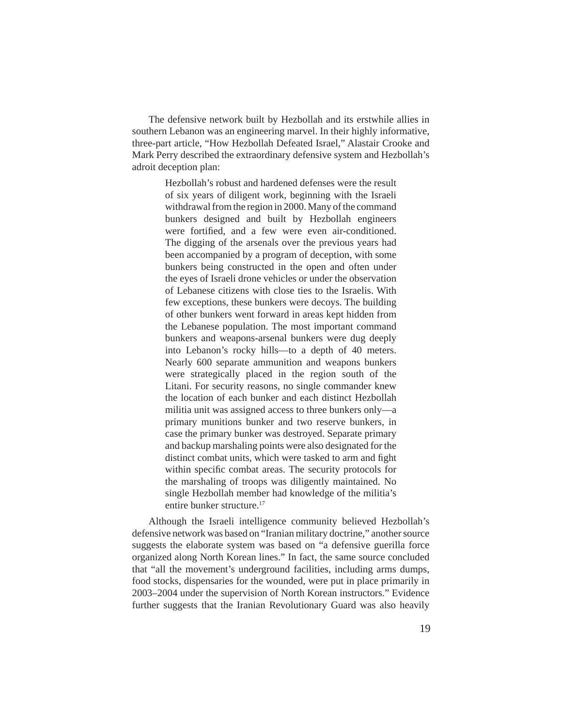The defensive network built by Hezbollah and its erstwhile allies in southern Lebanon was an engineering marvel. In their highly informative, three-part article, "How Hezbollah Defeated Israel," Alastair Crooke and Mark Perry described the extraordinary defensive system and Hezbollah's adroit deception plan:

> Hezbollah's robust and hardened defenses were the result of six years of diligent work, beginning with the Israeli withdrawal from the region in 2000. Many of the command bunkers designed and built by Hezbollah engineers were fortified, and a few were even air-conditioned. The digging of the arsenals over the previous years had been accompanied by a program of deception, with some bunkers being constructed in the open and often under the eyes of Israeli drone vehicles or under the observation of Lebanese citizens with close ties to the Israelis. With few exceptions, these bunkers were decoys. The building of other bunkers went forward in areas kept hidden from the Lebanese population. The most important command bunkers and weapons-arsenal bunkers were dug deeply into Lebanon's rocky hills—to a depth of 40 meters. Nearly 600 separate ammunition and weapons bunkers were strategically placed in the region south of the Litani. For security reasons, no single commander knew the location of each bunker and each distinct Hezbollah militia unit was assigned access to three bunkers only—a primary munitions bunker and two reserve bunkers, in case the primary bunker was destroyed. Separate primary and backup marshaling points were also designated for the distinct combat units, which were tasked to arm and fight within specific combat areas. The security protocols for the marshaling of troops was diligently maintained. No single Hezbollah member had knowledge of the militia's entire bunker structure.[17]

Although the Israeli intelligence community believed Hezbollah's defensive network was based on "Iranian military doctrine," another source suggests the elaborate system was based on "a defensive guerilla force organized along North Korean lines." In fact, the same source concluded that "all the movement's underground facilities, including arms dumps, food stocks, dispensaries for the wounded, were put in place primarily in 2003–2004 under the supervision of North Korean instructors." Evidence further suggests that the Iranian Revolutionary Guard was also heavily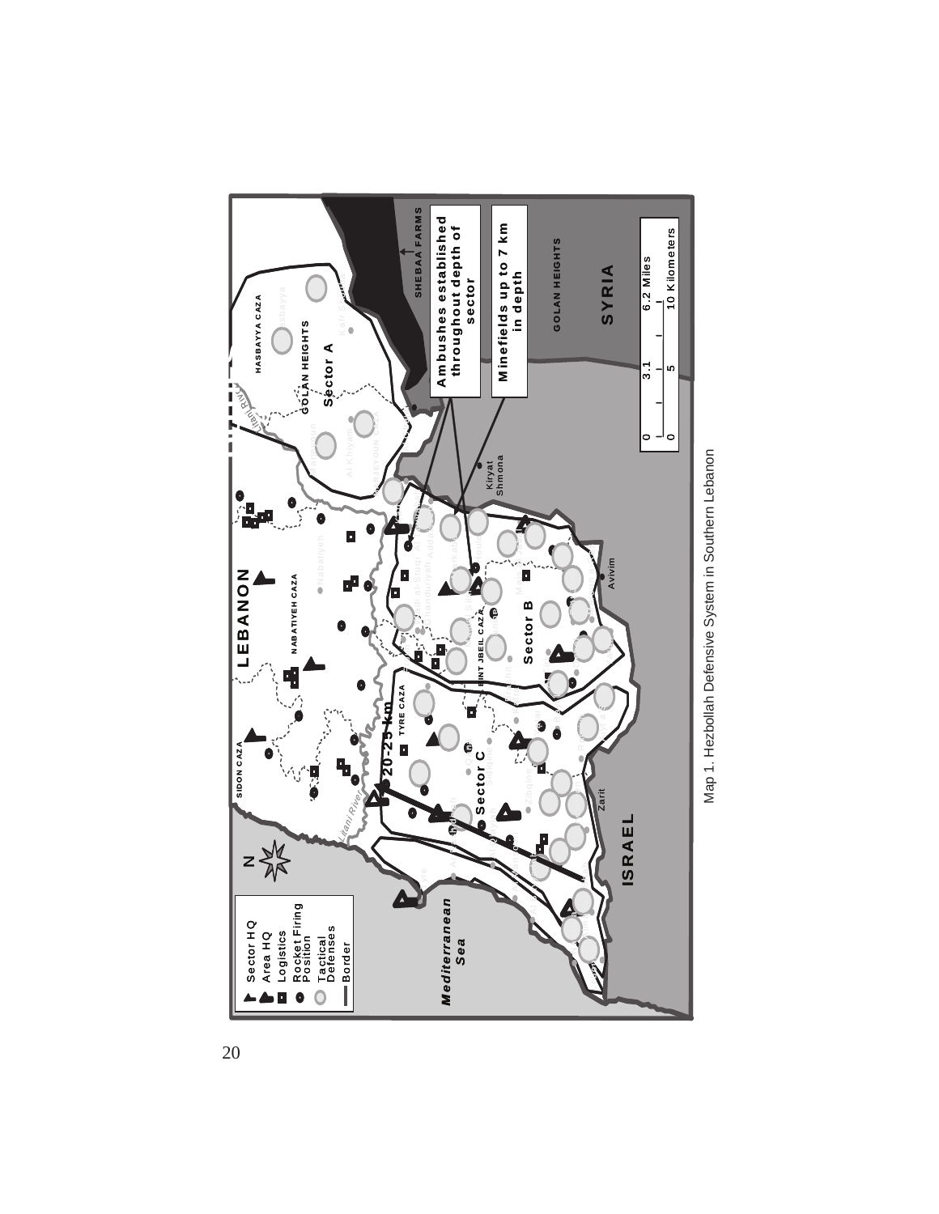Map 1. Hezbollah Defensive System in Southern Lebanon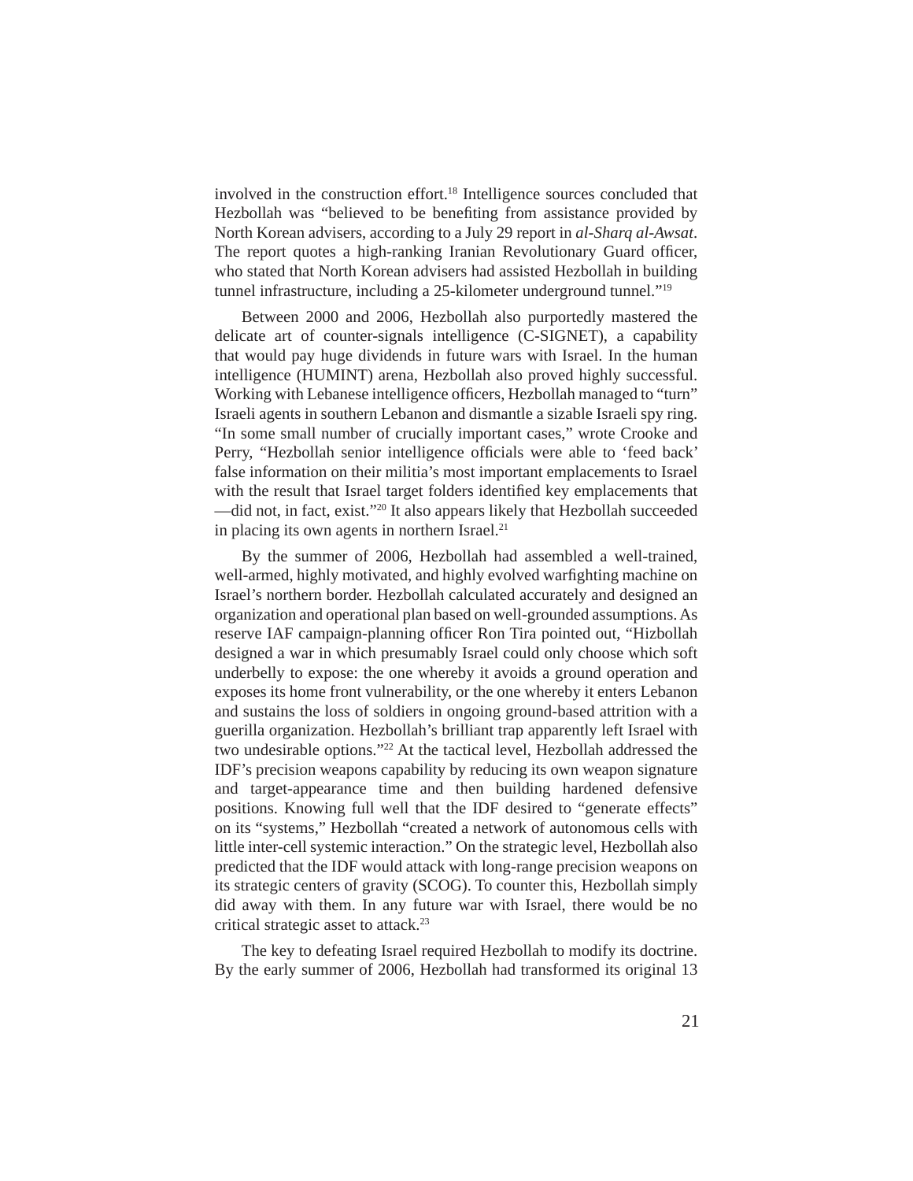involved in the construction effort.[18] Intelligence sources concluded that Hezbollah was "believed to be benefiting from assistance provided by North Korean advisers, according to a July 29 report in *al-Sharq al-Awsat*. The report quotes a high-ranking Iranian Revolutionary Guard officer, who stated that North Korean advisers had assisted Hezbollah in building tunnel infrastructure, including a 25-kilometer underground tunnel."[19]

Between 2000 and 2006, Hezbollah also purportedly mastered the delicate art of counter-signals intelligence (C-SIGNET), a capability that would pay huge dividends in future wars with Israel. In the human intelligence (HUMINT) arena, Hezbollah also proved highly successful. Working with Lebanese intelligence officers, Hezbollah managed to "turn" Israeli agents in southern Lebanon and dismantle a sizable Israeli spy ring. "In some small number of crucially important cases," wrote Crooke and Perry, "Hezbollah senior intelligence officials were able to 'feed back' false information on their militia's most important emplacements to Israel with the result that Israel target folders identified key emplacements that —did not, in fact, exist."[20] It also appears likely that Hezbollah succeeded in placing its own agents in northern Israel.[21]

By the summer of 2006, Hezbollah had assembled a well-trained, well-armed, highly motivated, and highly evolved warfighting machine on Israel's northern border. Hezbollah calculated accurately and designed an organization and operational plan based on well-grounded assumptions. As reserve IAF campaign-planning officer Ron Tira pointed out, "Hizbollah designed a war in which presumably Israel could only choose which soft underbelly to expose: the one whereby it avoids a ground operation and exposes its home front vulnerability, or the one whereby it enters Lebanon and sustains the loss of soldiers in ongoing ground-based attrition with a guerilla organization. Hezbollah's brilliant trap apparently left Israel with two undesirable options."[22] At the tactical level, Hezbollah addressed the IDF's precision weapons capability by reducing its own weapon signature and target-appearance time and then building hardened defensive positions. Knowing full well that the IDF desired to "generate effects" on its "systems," Hezbollah "created a network of autonomous cells with little inter-cell systemic interaction." On the strategic level, Hezbollah also predicted that the IDF would attack with long-range precision weapons on its strategic centers of gravity (SCOG). To counter this, Hezbollah simply did away with them. In any future war with Israel, there would be no critical strategic asset to attack.[23]

The key to defeating Israel required Hezbollah to modify its doctrine. By the early summer of 2006, Hezbollah had transformed its original 13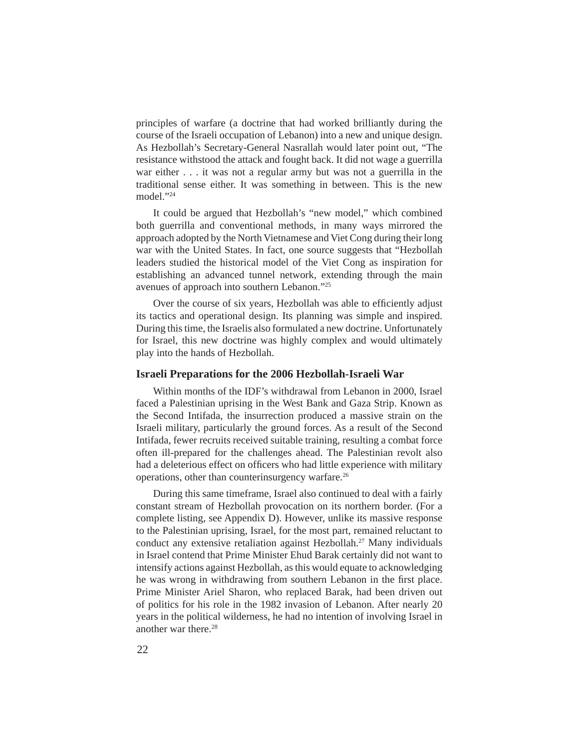principles of warfare (a doctrine that had worked brilliantly during the course of the Israeli occupation of Lebanon) into a new and unique design. As Hezbollah's Secretary-General Nasrallah would later point out, "The resistance withstood the attack and fought back. It did not wage a guerrilla war either . . . it was not a regular army but was not a guerrilla in the traditional sense either. It was something in between. This is the new model."[24]

It could be argued that Hezbollah's "new model," which combined both guerrilla and conventional methods, in many ways mirrored the approach adopted by the North Vietnamese and Viet Cong during their long war with the United States. In fact, one source suggests that "Hezbollah leaders studied the historical model of the Viet Cong as inspiration for establishing an advanced tunnel network, extending through the main avenues of approach into southern Lebanon."[25]

Over the course of six years, Hezbollah was able to efficiently adjust its tactics and operational design. Its planning was simple and inspired. During this time, the Israelis also formulated a new doctrine. Unfortunately for Israel, this new doctrine was highly complex and would ultimately play into the hands of Hezbollah.

## Israeli Preparations for the 2006 Hezbollah-Israeli War

Within months of the IDF's withdrawal from Lebanon in 2000, Israel faced a Palestinian uprising in the West Bank and Gaza Strip. Known as the Second Intifada, the insurrection produced a massive strain on the Israeli military, particularly the ground forces. As a result of the Second Intifada, fewer recruits received suitable training, resulting a combat force often ill-prepared for the challenges ahead. The Palestinian revolt also had a deleterious effect on officers who had little experience with military operations, other than counterinsurgency warfare.[26]

During this same timeframe, Israel also continued to deal with a fairly constant stream of Hezbollah provocation on its northern border. (For a complete listing, see Appendix D). However, unlike its massive response to the Palestinian uprising, Israel, for the most part, remained reluctant to conduct any extensive retaliation against Hezbollah.[27] Many individuals in Israel contend that Prime Minister Ehud Barak certainly did not want to intensify actions against Hezbollah, as this would equate to acknowledging he was wrong in withdrawing from southern Lebanon in the first place. Prime Minister Ariel Sharon, who replaced Barak, had been driven out of politics for his role in the 1982 invasion of Lebanon. After nearly 20 years in the political wilderness, he had no intention of involving Israel in another war there.[28]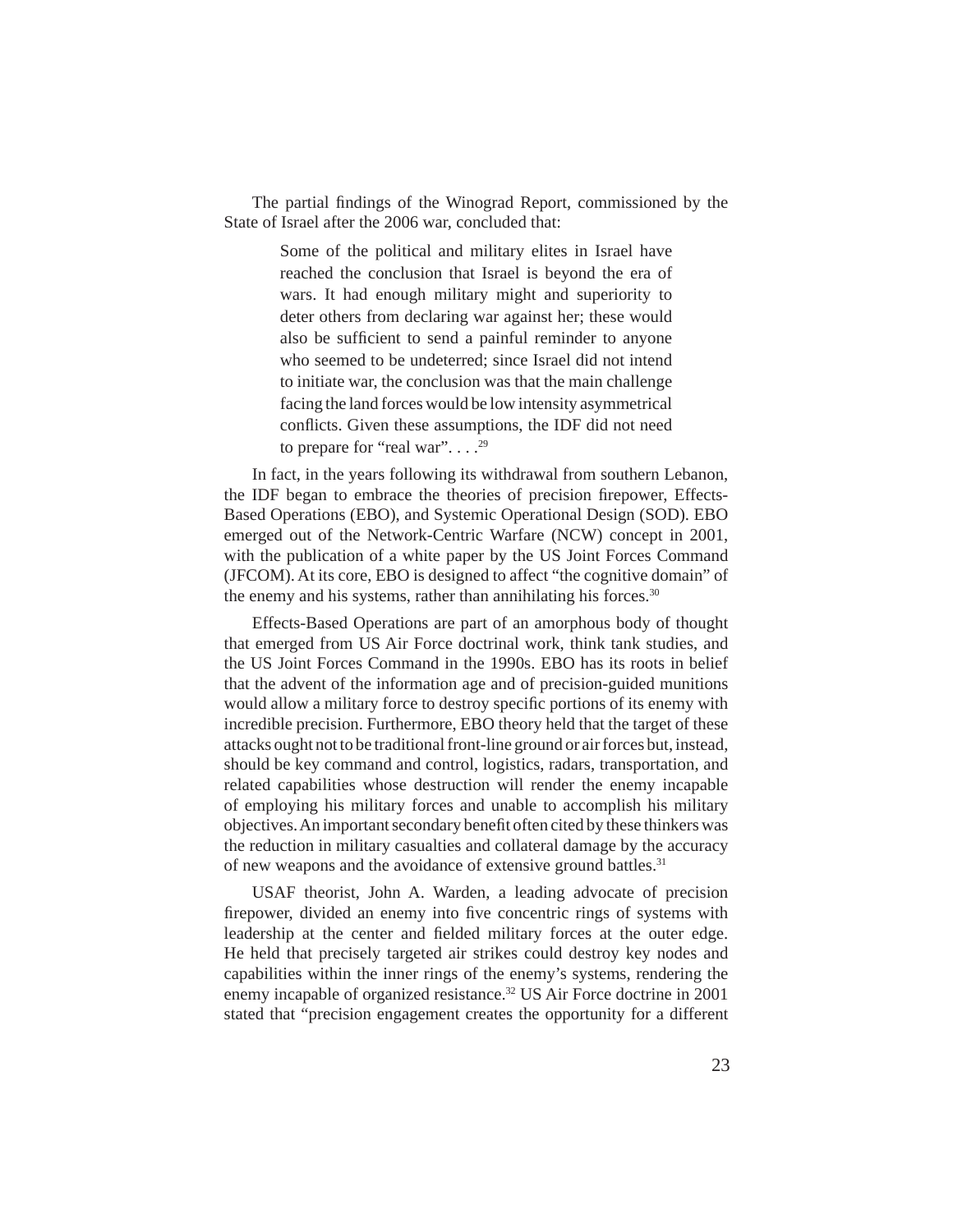The partial findings of the Winograd Report, commissioned by the State of Israel after the 2006 war, concluded that:

> Some of the political and military elites in Israel have reached the conclusion that Israel is beyond the era of wars. It had enough military might and superiority to deter others from declaring war against her; these would also be sufficient to send a painful reminder to anyone who seemed to be undeterred; since Israel did not intend to initiate war, the conclusion was that the main challenge facing the land forces would be low intensity asymmetrical conflicts. Given these assumptions, the IDF did not need to prepare for "real war". . . .[29]

In fact, in the years following its withdrawal from southern Lebanon, the IDF began to embrace the theories of precision firepower, Effects-Based Operations (EBO), and Systemic Operational Design (SOD). EBO emerged out of the Network-Centric Warfare (NCW) concept in 2001, with the publication of a white paper by the US Joint Forces Command (JFCOM). At its core, EBO is designed to affect "the cognitive domain" of the enemy and his systems, rather than annihilating his forces.[30]

Effects-Based Operations are part of an amorphous body of thought that emerged from US Air Force doctrinal work, think tank studies, and the US Joint Forces Command in the 1990s. EBO has its roots in belief that the advent of the information age and of precision-guided munitions would allow a military force to destroy specific portions of its enemy with incredible precision. Furthermore, EBO theory held that the target of these attacks ought not to be traditional front-line ground or air forces but, instead, should be key command and control, logistics, radars, transportation, and related capabilities whose destruction will render the enemy incapable of employing his military forces and unable to accomplish his military objectives. An important secondary benefit often cited by these thinkers was the reduction in military casualties and collateral damage by the accuracy of new weapons and the avoidance of extensive ground battles.[31]

USAF theorist, John A. Warden, a leading advocate of precision firepower, divided an enemy into five concentric rings of systems with leadership at the center and fielded military forces at the outer edge. He held that precisely targeted air strikes could destroy key nodes and capabilities within the inner rings of the enemy's systems, rendering the enemy incapable of organized resistance.[32] US Air Force doctrine in 2001 stated that "precision engagement creates the opportunity for a different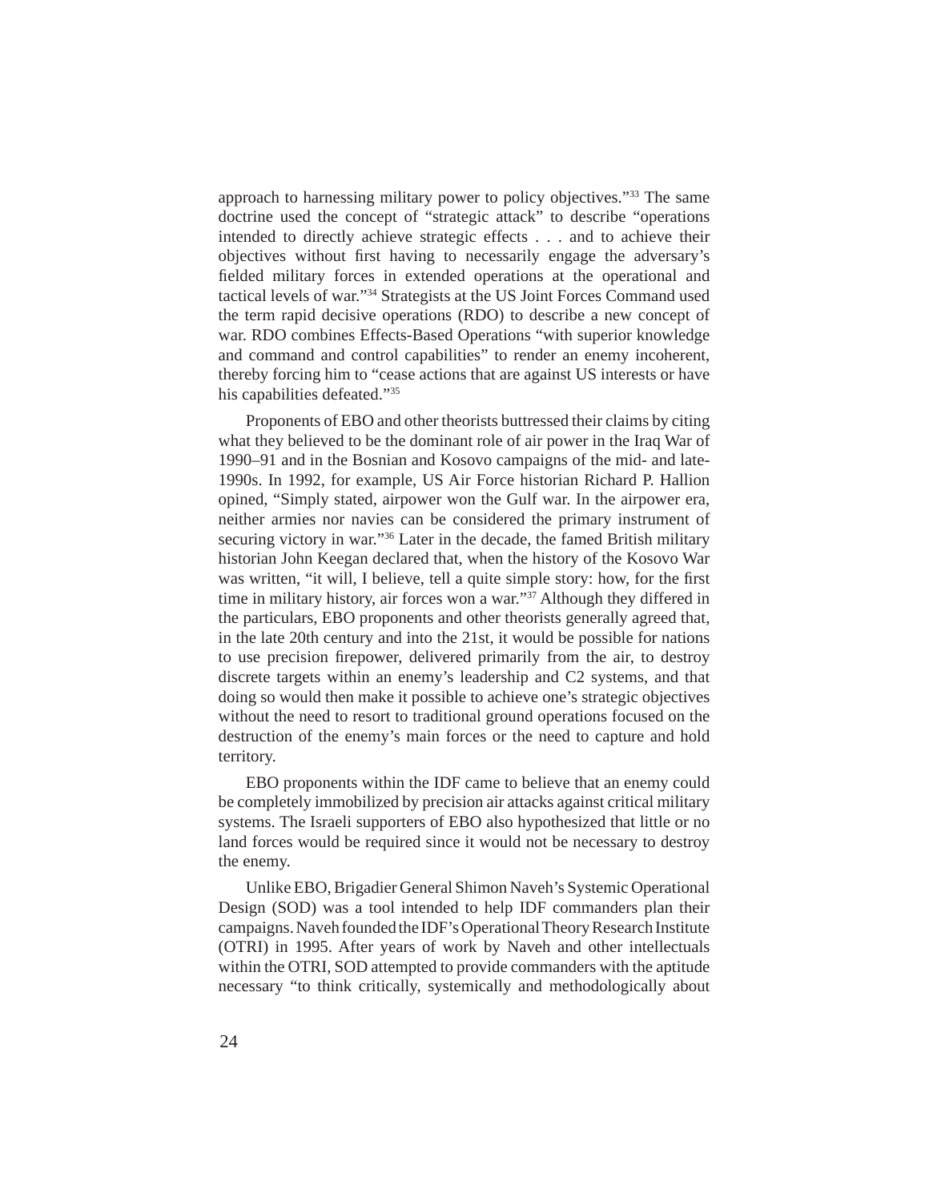approach to harnessing military power to policy objectives."[33] The same doctrine used the concept of "strategic attack" to describe "operations intended to directly achieve strategic effects . . . and to achieve their objectives without first having to necessarily engage the adversary's fielded military forces in extended operations at the operational and tactical levels of war."[34] Strategists at the US Joint Forces Command used the term rapid decisive operations (RDO) to describe a new concept of war. RDO combines Effects-Based Operations "with superior knowledge and command and control capabilities" to render an enemy incoherent, thereby forcing him to "cease actions that are against US interests or have his capabilities defeated."[35]

Proponents of EBO and other theorists buttressed their claims by citing what they believed to be the dominant role of air power in the Iraq War of 1990–91 and in the Bosnian and Kosovo campaigns of the mid- and late-1990s. In 1992, for example, US Air Force historian Richard P. Hallion opined, "Simply stated, airpower won the Gulf war. In the airpower era, neither armies nor navies can be considered the primary instrument of securing victory in war."[36] Later in the decade, the famed British military historian John Keegan declared that, when the history of the Kosovo War was written, "it will, I believe, tell a quite simple story: how, for the first time in military history, air forces won a war."[37] Although they differed in the particulars, EBO proponents and other theorists generally agreed that, in the late 20th century and into the 21st, it would be possible for nations to use precision firepower, delivered primarily from the air, to destroy discrete targets within an enemy's leadership and C2 systems, and that doing so would then make it possible to achieve one's strategic objectives without the need to resort to traditional ground operations focused on the destruction of the enemy's main forces or the need to capture and hold territory.

EBO proponents within the IDF came to believe that an enemy could be completely immobilized by precision air attacks against critical military systems. The Israeli supporters of EBO also hypothesized that little or no land forces would be required since it would not be necessary to destroy the enemy.

Unlike EBO, Brigadier General Shimon Naveh's Systemic Operational Design (SOD) was a tool intended to help IDF commanders plan their campaigns. Naveh founded the IDF's Operational Theory Research Institute (OTRI) in 1995. After years of work by Naveh and other intellectuals within the OTRI, SOD attempted to provide commanders with the aptitude necessary "to think critically, systemically and methodologically about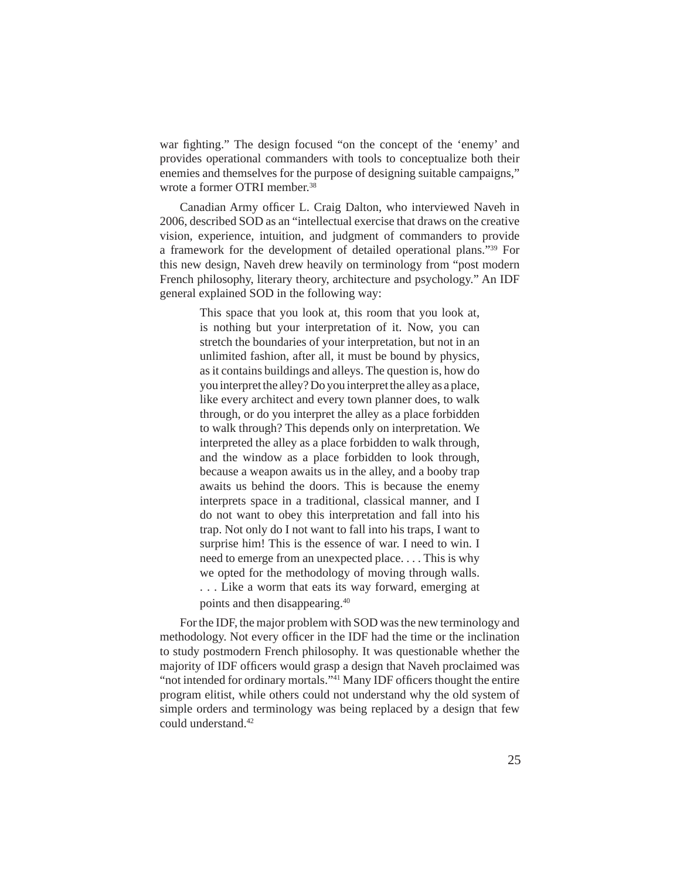war fighting." The design focused "on the concept of the 'enemy' and provides operational commanders with tools to conceptualize both their enemies and themselves for the purpose of designing suitable campaigns," wrote a former OTRI member.[38]

Canadian Army officer L. Craig Dalton, who interviewed Naveh in 2006, described SOD as an "intellectual exercise that draws on the creative vision, experience, intuition, and judgment of commanders to provide a framework for the development of detailed operational plans."[39] For this new design, Naveh drew heavily on terminology from "post modern French philosophy, literary theory, architecture and psychology." An IDF general explained SOD in the following way:

> This space that you look at, this room that you look at, is nothing but your interpretation of it. Now, you can stretch the boundaries of your interpretation, but not in an unlimited fashion, after all, it must be bound by physics, as it contains buildings and alleys. The question is, how do you interpret the alley? Do you interpret the alley as a place, like every architect and every town planner does, to walk through, or do you interpret the alley as a place forbidden to walk through? This depends only on interpretation. We interpreted the alley as a place forbidden to walk through, and the window as a place forbidden to look through, because a weapon awaits us in the alley, and a booby trap awaits us behind the doors. This is because the enemy interprets space in a traditional, classical manner, and I do not want to obey this interpretation and fall into his trap. Not only do I not want to fall into his traps, I want to surprise him! This is the essence of war. I need to win. I need to emerge from an unexpected place. . . . This is why we opted for the methodology of moving through walls. . . . Like a worm that eats its way forward, emerging at points and then disappearing.[40]

For the IDF, the major problem with SOD was the new terminology and methodology. Not every officer in the IDF had the time or the inclination to study postmodern French philosophy. It was questionable whether the majority of IDF officers would grasp a design that Naveh proclaimed was "not intended for ordinary mortals."[41] Many IDF officers thought the entire program elitist, while others could not understand why the old system of simple orders and terminology was being replaced by a design that few could understand.[42]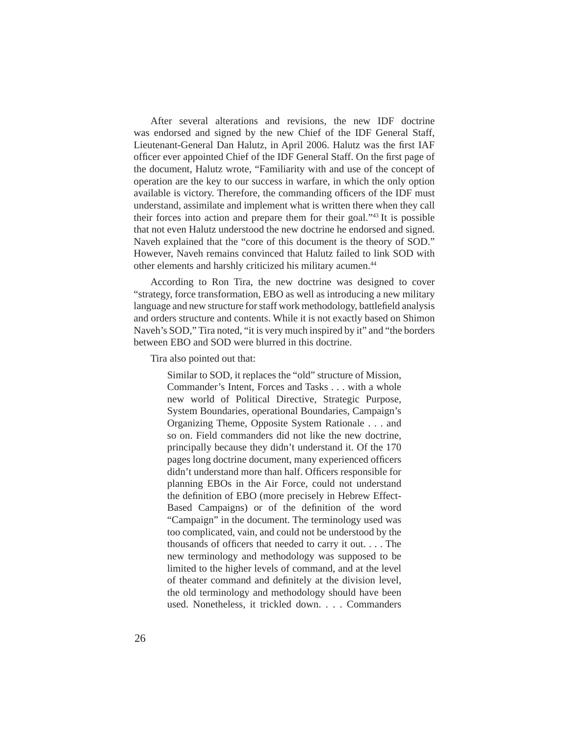After several alterations and revisions, the new IDF doctrine was endorsed and signed by the new Chief of the IDF General Staff, Lieutenant-General Dan Halutz, in April 2006. Halutz was the first IAF officer ever appointed Chief of the IDF General Staff. On the first page of the document, Halutz wrote, “Familiarity with and use of the concept of operation are the key to our success in warfare, in which the only option available is victory. Therefore, the commanding officers of the IDF must understand, assimilate and implement what is written there when they call their forces into action and prepare them for their goal.”[43] It is possible that not even Halutz understood the new doctrine he endorsed and signed. Naveh explained that the “core of this document is the theory of SOD.” However, Naveh remains convinced that Halutz failed to link SOD with other elements and harshly criticized his military acumen.[44]

According to Ron Tira, the new doctrine was designed to cover “strategy, force transformation, EBO as well as introducing a new military language and new structure for staff work methodology, battlefield analysis and orders structure and contents. While it is not exactly based on Shimon Naveh’s SOD,” Tira noted, “it is very much inspired by it” and “the borders between EBO and SOD were blurred in this doctrine.

Tira also pointed out that:

> Similar to SOD, it replaces the “old” structure of Mission, Commander’s Intent, Forces and Tasks . . . with a whole new world of Political Directive, Strategic Purpose, System Boundaries, operational Boundaries, Campaign’s Organizing Theme, Opposite System Rationale . . . and so on. Field commanders did not like the new doctrine, principally because they didn’t understand it. Of the 170 pages long doctrine document, many experienced officers didn’t understand more than half. Officers responsible for planning EBOs in the Air Force, could not understand the definition of EBO (more precisely in Hebrew Effect-Based Campaigns) or of the definition of the word “Campaign” in the document. The terminology used was too complicated, vain, and could not be understood by the thousands of officers that needed to carry it out. . . . The new terminology and methodology was supposed to be limited to the higher levels of command, and at the level of theater command and definitely at the division level, the old terminology and methodology should have been used. Nonetheless, it trickled down. . . . Commanders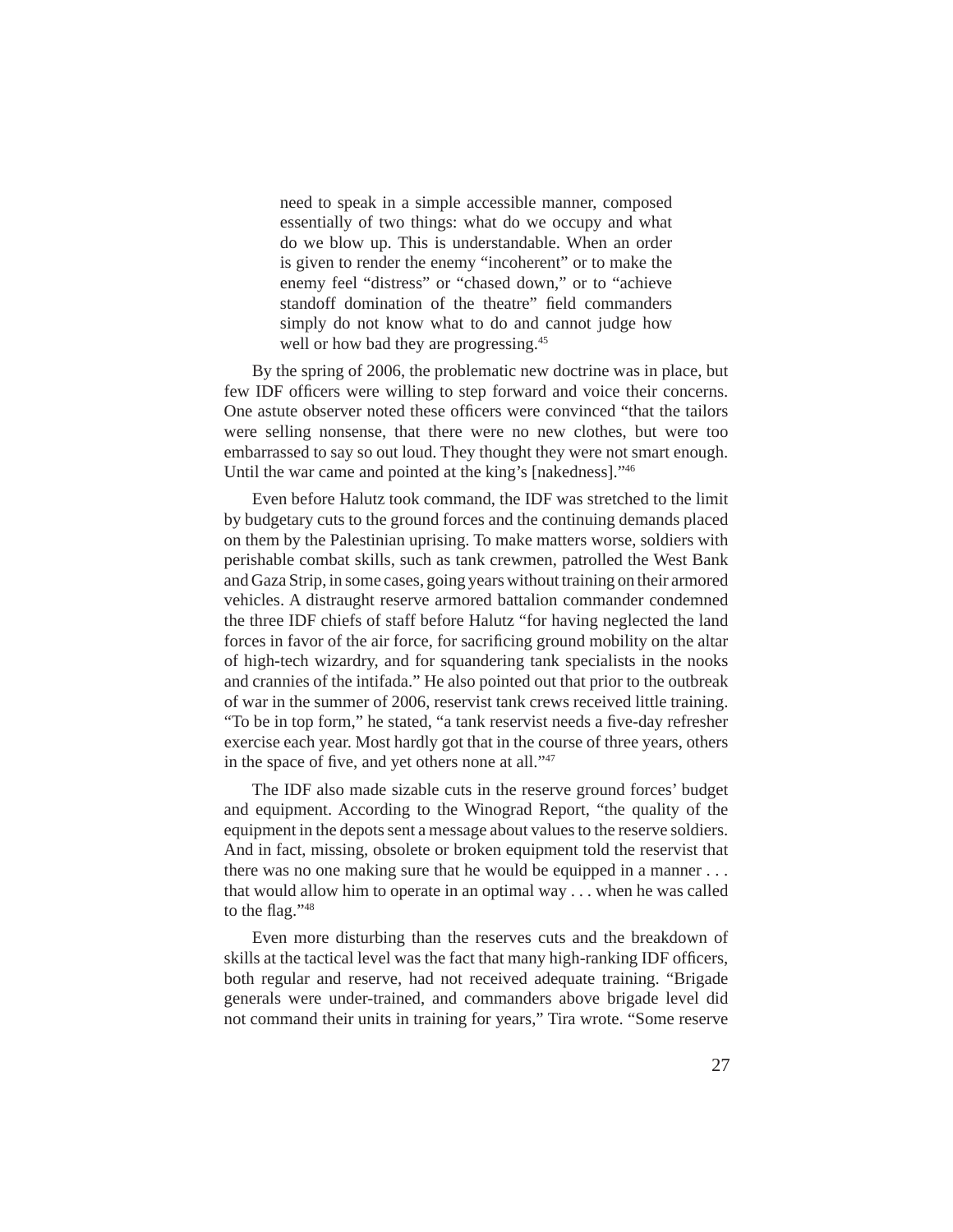> need to speak in a simple accessible manner, composed essentially of two things: what do we occupy and what do we blow up. This is understandable. When an order is given to render the enemy "incoherent" or to make the enemy feel "distress" or "chased down," or to "achieve standoff domination of the theatre" field commanders simply do not know what to do and cannot judge how well or how bad they are progressing.[45]

By the spring of 2006, the problematic new doctrine was in place, but few IDF officers were willing to step forward and voice their concerns. One astute observer noted these officers were convinced "that the tailors were selling nonsense, that there were no new clothes, but were too embarrassed to say so out loud. They thought they were not smart enough. Until the war came and pointed at the king's [nakedness]."[46]

Even before Halutz took command, the IDF was stretched to the limit by budgetary cuts to the ground forces and the continuing demands placed on them by the Palestinian uprising. To make matters worse, soldiers with perishable combat skills, such as tank crewmen, patrolled the West Bank and Gaza Strip, in some cases, going years without training on their armored vehicles. A distraught reserve armored battalion commander condemned the three IDF chiefs of staff before Halutz "for having neglected the land forces in favor of the air force, for sacrificing ground mobility on the altar of high-tech wizardry, and for squandering tank specialists in the nooks and crannies of the intifada." He also pointed out that prior to the outbreak of war in the summer of 2006, reservist tank crews received little training. "To be in top form," he stated, "a tank reservist needs a five-day refresher exercise each year. Most hardly got that in the course of three years, others in the space of five, and yet others none at all."[47]

The IDF also made sizable cuts in the reserve ground forces' budget and equipment. According to the Winograd Report, "the quality of the equipment in the depots sent a message about values to the reserve soldiers. And in fact, missing, obsolete or broken equipment told the reservist that there was no one making sure that he would be equipped in a manner . . . that would allow him to operate in an optimal way . . . when he was called to the flag."[48]

Even more disturbing than the reserves cuts and the breakdown of skills at the tactical level was the fact that many high-ranking IDF officers, both regular and reserve, had not received adequate training. "Brigade generals were under-trained, and commanders above brigade level did not command their units in training for years," Tira wrote. "Some reserve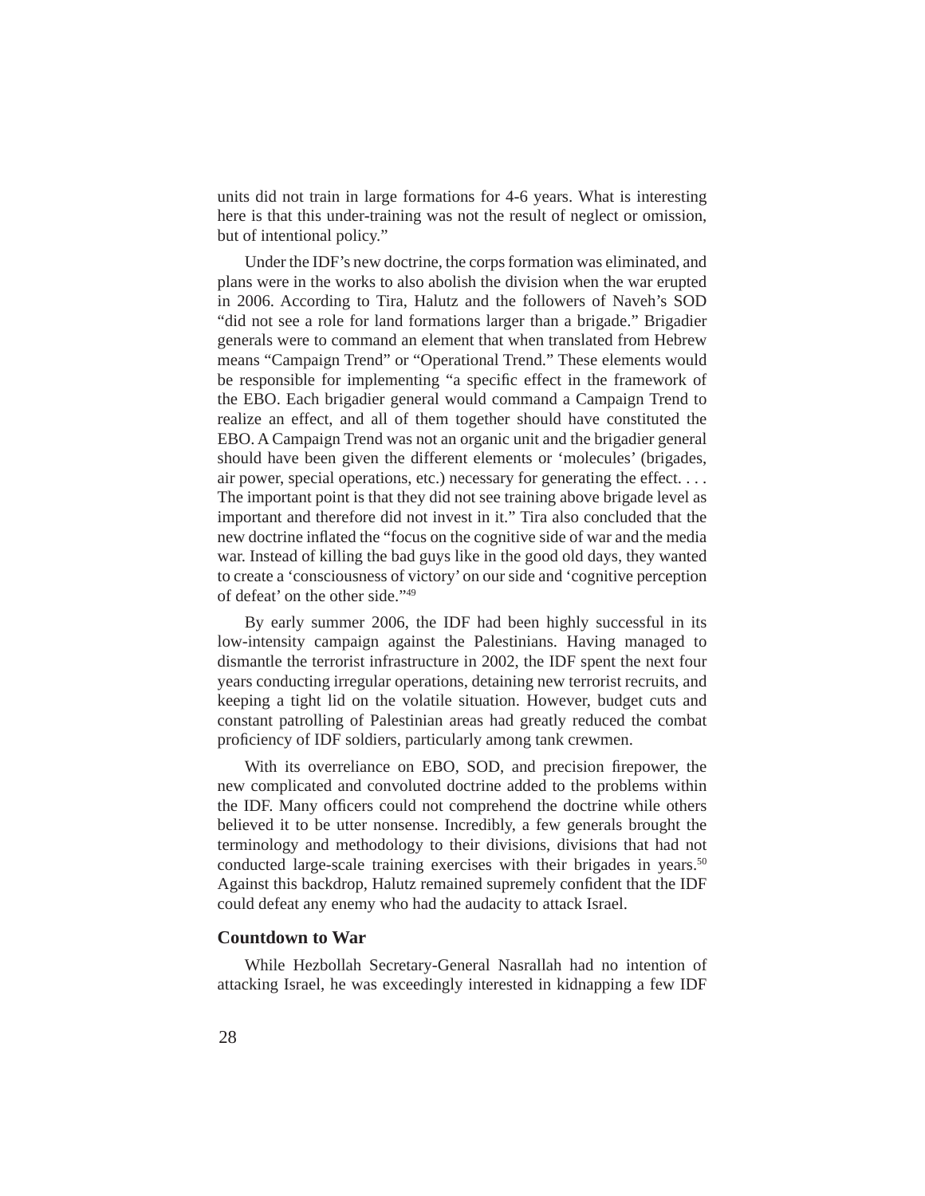units did not train in large formations for 4-6 years. What is interesting here is that this under-training was not the result of neglect or omission, but of intentional policy."

Under the IDF's new doctrine, the corps formation was eliminated, and plans were in the works to also abolish the division when the war erupted in 2006. According to Tira, Halutz and the followers of Naveh's SOD "did not see a role for land formations larger than a brigade." Brigadier generals were to command an element that when translated from Hebrew means "Campaign Trend" or "Operational Trend." These elements would be responsible for implementing "a specific effect in the framework of the EBO. Each brigadier general would command a Campaign Trend to realize an effect, and all of them together should have constituted the EBO. A Campaign Trend was not an organic unit and the brigadier general should have been given the different elements or 'molecules' (brigades, air power, special operations, etc.) necessary for generating the effect. . . . The important point is that they did not see training above brigade level as important and therefore did not invest in it." Tira also concluded that the new doctrine inflated the "focus on the cognitive side of war and the media war. Instead of killing the bad guys like in the good old days, they wanted to create a 'consciousness of victory' on our side and 'cognitive perception of defeat' on the other side."[49]

By early summer 2006, the IDF had been highly successful in its low-intensity campaign against the Palestinians. Having managed to dismantle the terrorist infrastructure in 2002, the IDF spent the next four years conducting irregular operations, detaining new terrorist recruits, and keeping a tight lid on the volatile situation. However, budget cuts and constant patrolling of Palestinian areas had greatly reduced the combat proficiency of IDF soldiers, particularly among tank crewmen.

With its overreliance on EBO, SOD, and precision firepower, the new complicated and convoluted doctrine added to the problems within the IDF. Many officers could not comprehend the doctrine while others believed it to be utter nonsense. Incredibly, a few generals brought the terminology and methodology to their divisions, divisions that had not conducted large-scale training exercises with their brigades in years.[50] Against this backdrop, Halutz remained supremely confident that the IDF could defeat any enemy who had the audacity to attack Israel.

### Countdown to War

While Hezbollah Secretary-General Nasrallah had no intention of attacking Israel, he was exceedingly interested in kidnapping a few IDF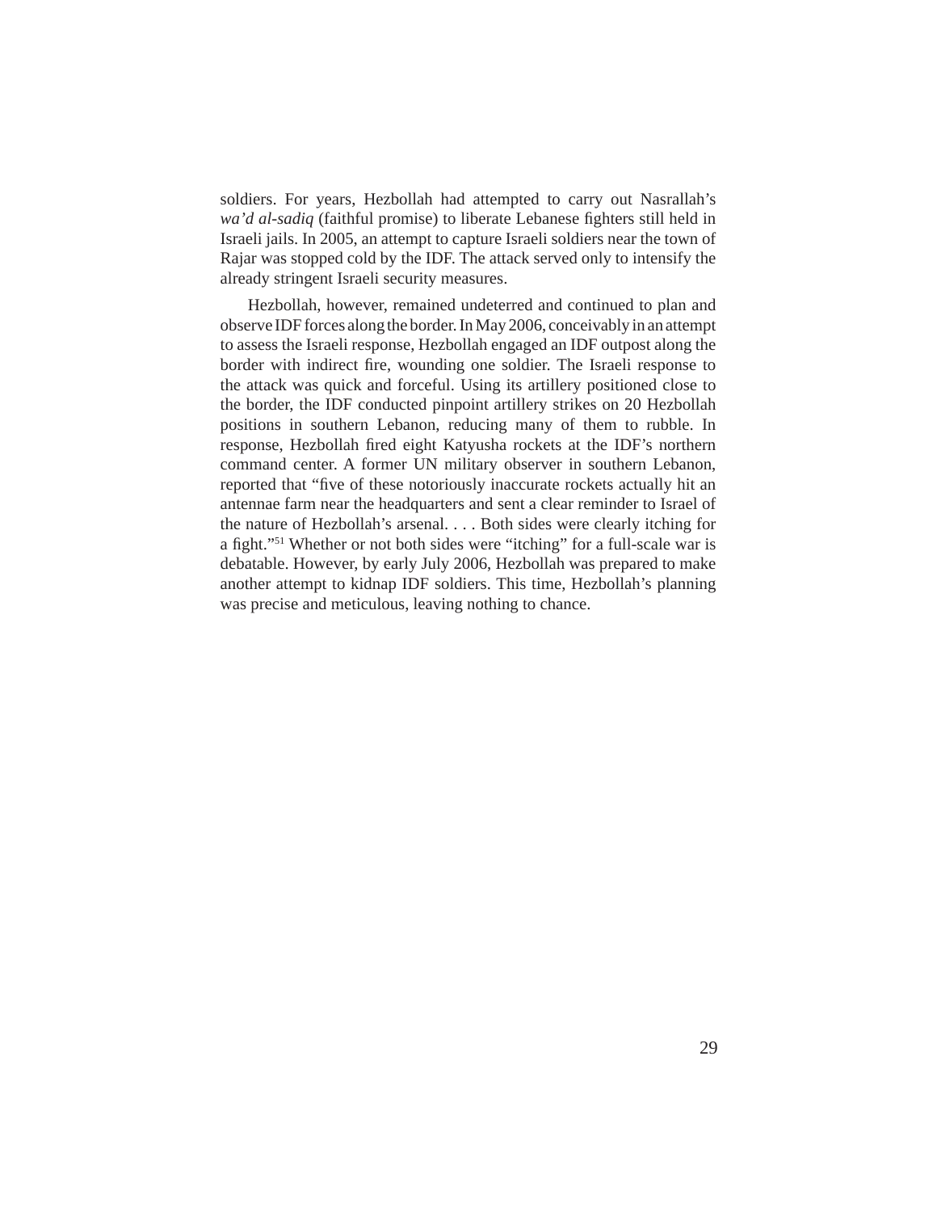soldiers. For years, Hezbollah had attempted to carry out Nasrallah's *wa'd al-sadiq* (faithful promise) to liberate Lebanese fighters still held in Israeli jails. In 2005, an attempt to capture Israeli soldiers near the town of Rajar was stopped cold by the IDF. The attack served only to intensify the already stringent Israeli security measures.

Hezbollah, however, remained undeterred and continued to plan and observe IDF forces along the border. In May 2006, conceivably in an attempt to assess the Israeli response, Hezbollah engaged an IDF outpost along the border with indirect fire, wounding one soldier. The Israeli response to the attack was quick and forceful. Using its artillery positioned close to the border, the IDF conducted pinpoint artillery strikes on 20 Hezbollah positions in southern Lebanon, reducing many of them to rubble. In response, Hezbollah fired eight Katyusha rockets at the IDF's northern command center. A former UN military observer in southern Lebanon, reported that "five of these notoriously inaccurate rockets actually hit an antennae farm near the headquarters and sent a clear reminder to Israel of the nature of Hezbollah's arsenal. . . . Both sides were clearly itching for a fight."[51] Whether or not both sides were "itching" for a full-scale war is debatable. However, by early July 2006, Hezbollah was prepared to make another attempt to kidnap IDF soldiers. This time, Hezbollah's planning was precise and meticulous, leaving nothing to chance.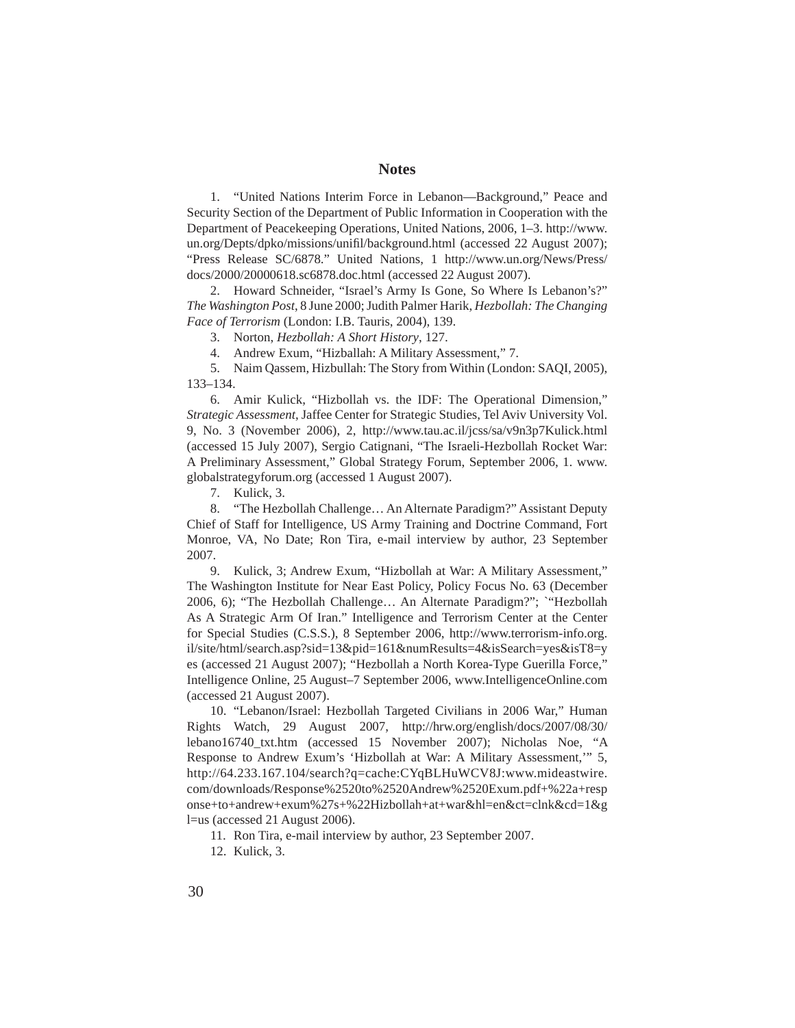## Notes

1. "United Nations Interim Force in Lebanon—Background," Peace and Security Section of the Department of Public Information in Cooperation with the Department of Peacekeeping Operations, United Nations, 2006, 1–3. http://www.un.org/Depts/dpko/missions/unifil/background.html (accessed 22 August 2007); "Press Release SC/6878." United Nations, 1 http://www.un.org/News/Press/docs/2000/20000618.sc6878.doc.html (accessed 22 August 2007).

2. Howard Schneider, "Israel's Army Is Gone, So Where Is Lebanon's?" *The Washington Post*, 8 June 2000; Judith Palmer Harik, *Hezbollah: The Changing Face of Terrorism* (London: I.B. Tauris, 2004), 139.

3. Norton, *Hezbollah: A Short History*, 127.

4. Andrew Exum, "Hizballah: A Military Assessment," 7.

5. Naim Qassem, Hizbullah: The Story from Within (London: SAQI, 2005), 133–134.

6. Amir Kulick, "Hizbollah vs. the IDF: The Operational Dimension," *Strategic Assessment*, Jaffee Center for Strategic Studies, Tel Aviv University Vol. 9, No. 3 (November 2006), 2, http://www.tau.ac.il/jcss/sa/v9n3p7Kulick.html (accessed 15 July 2007), Sergio Catignani, "The Israeli-Hezbollah Rocket War: A Preliminary Assessment," Global Strategy Forum, September 2006, 1. www.globalstrategyforum.org (accessed 1 August 2007).

7. Kulick, 3.

8. "The Hezbollah Challenge… An Alternate Paradigm?" Assistant Deputy Chief of Staff for Intelligence, US Army Training and Doctrine Command, Fort Monroe, VA, No Date; Ron Tira, e-mail interview by author, 23 September 2007.

9. Kulick, 3; Andrew Exum, "Hizbollah at War: A Military Assessment," The Washington Institute for Near East Policy, Policy Focus No. 63 (December 2006, 6); "The Hezbollah Challenge… An Alternate Paradigm?"; `"Hezbollah As A Strategic Arm Of Iran." Intelligence and Terrorism Center at the Center for Special Studies (C.S.S.), 8 September 2006, http://www.terrorism-info.org.il/site/html/search.asp?sid=13&pid=161&numResults=4&isSearch=yes&isT8=yes (accessed 21 August 2007); "Hezbollah a North Korea-Type Guerilla Force," Intelligence Online, 25 August–7 September 2006, www.IntelligenceOnline.com (accessed 21 August 2007).

10. "Lebanon/Israel: Hezbollah Targeted Civilians in 2006 War," Human Rights Watch, 29 August 2007, http://hrw.org/english/docs/2007/08/30/lebano16740_txt.htm (accessed 15 November 2007); Nicholas Noe, "A Response to Andrew Exum's 'Hizbollah at War: A Military Assessment,'" 5, http://64.233.167.104/search?q=cache:CYqBLHuWCV8J:www.mideastwire.com/downloads/Response%2520to%2520Andrew%2520Exum.pdf+%22a+response+to+andrew+exum%27s+%22Hizbollah+at+war&hl=en&ct=clnk&cd=1&gl=us (accessed 21 August 2006).

11. Ron Tira, e-mail interview by author, 23 September 2007.

12. Kulick, 3.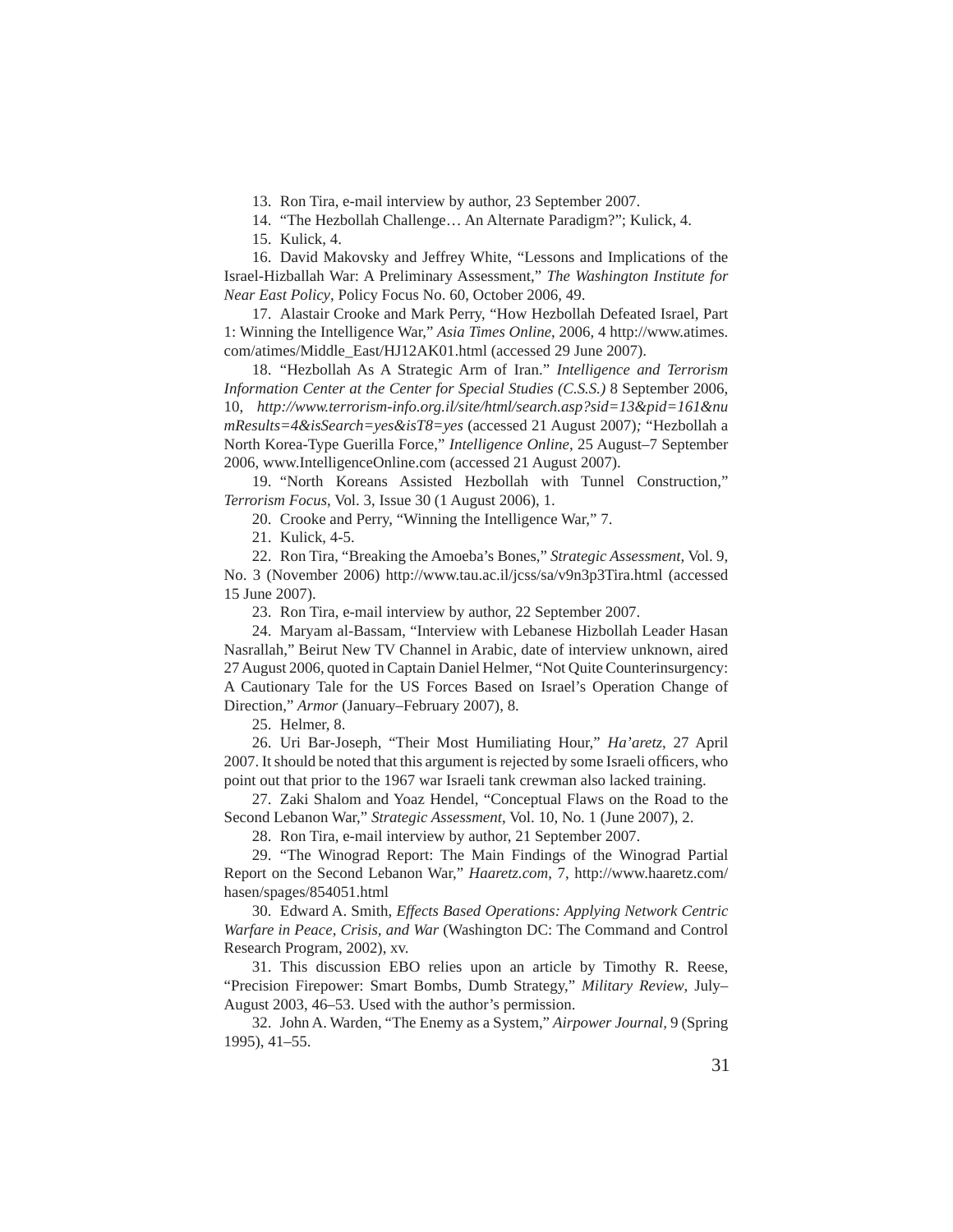13. Ron Tira, e-mail interview by author, 23 September 2007.

14. "The Hezbollah Challenge… An Alternate Paradigm?"; Kulick, 4.

15. Kulick, 4.

16. David Makovsky and Jeffrey White, "Lessons and Implications of the Israel-Hizballah War: A Preliminary Assessment," *The Washington Institute for Near East Policy*, Policy Focus No. 60, October 2006, 49.

17. Alastair Crooke and Mark Perry, "How Hezbollah Defeated Israel, Part 1: Winning the Intelligence War," *Asia Times Online*, 2006, 4 http://www.atimes.com/atimes/Middle_East/HJ12AK01.html (accessed 29 June 2007).

18. "Hezbollah As A Strategic Arm of Iran." *Intelligence and Terrorism Information Center at the Center for Special Studies (C.S.S.)* 8 September 2006, 10, *http://www.terrorism-info.org.il/site/html/search.asp?sid=13&pid=161&numResults=4&isSearch=yes&isT8=yes* (accessed 21 August 2007)*;* "Hezbollah a North Korea-Type Guerilla Force," *Intelligence Online*, 25 August–7 September 2006, www.IntelligenceOnline.com (accessed 21 August 2007).

19. "North Koreans Assisted Hezbollah with Tunnel Construction," *Terrorism Focus*, Vol. 3, Issue 30 (1 August 2006), 1.

20. Crooke and Perry, "Winning the Intelligence War," 7.

21. Kulick, 4-5.

22. Ron Tira, "Breaking the Amoeba's Bones," *Strategic Assessment*, Vol. 9, No. 3 (November 2006) http://www.tau.ac.il/jcss/sa/v9n3p3Tira.html (accessed 15 June 2007).

23. Ron Tira, e-mail interview by author, 22 September 2007.

24. Maryam al-Bassam, "Interview with Lebanese Hizbollah Leader Hasan Nasrallah," Beirut New TV Channel in Arabic, date of interview unknown, aired 27 August 2006, quoted in Captain Daniel Helmer, "Not Quite Counterinsurgency: A Cautionary Tale for the US Forces Based on Israel's Operation Change of Direction," *Armor* (January–February 2007), 8.

25. Helmer, 8.

26. Uri Bar-Joseph, "Their Most Humiliating Hour," *Ha'aretz*, 27 April 2007. It should be noted that this argument is rejected by some Israeli officers, who point out that prior to the 1967 war Israeli tank crewman also lacked training.

27. Zaki Shalom and Yoaz Hendel, "Conceptual Flaws on the Road to the Second Lebanon War," *Strategic Assessment*, Vol. 10, No. 1 (June 2007), 2.

28. Ron Tira, e-mail interview by author, 21 September 2007.

29. "The Winograd Report: The Main Findings of the Winograd Partial Report on the Second Lebanon War," *Haaretz.com*, 7, http://www.haaretz.com/hasen/spages/854051.html

30. Edward A. Smith, *Effects Based Operations: Applying Network Centric Warfare in Peace, Crisis, and War* (Washington DC: The Command and Control Research Program, 2002), xv.

31. This discussion EBO relies upon an article by Timothy R. Reese, "Precision Firepower: Smart Bombs, Dumb Strategy," *Military Review*, July–August 2003, 46–53. Used with the author's permission.

32. John A. Warden, "The Enemy as a System," *Airpower Journal*, 9 (Spring 1995), 41–55.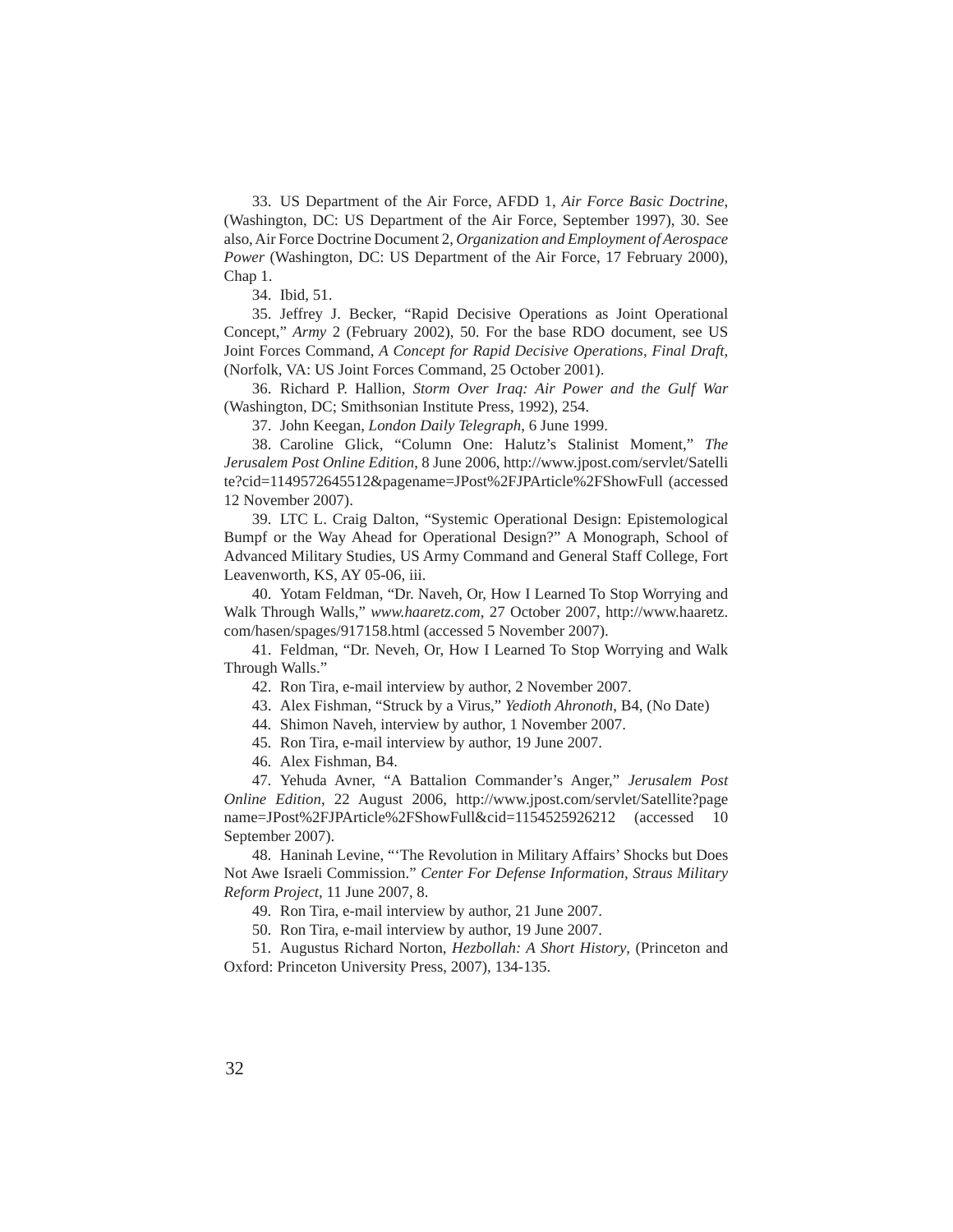33. US Department of the Air Force, AFDD 1, *Air Force Basic Doctrine*, (Washington, DC: US Department of the Air Force, September 1997), 30. See also, Air Force Doctrine Document 2, *Organization and Employment of Aerospace Power* (Washington, DC: US Department of the Air Force, 17 February 2000), Chap 1.

34. Ibid, 51.

35. Jeffrey J. Becker, "Rapid Decisive Operations as Joint Operational Concept," *Army* 2 (February 2002), 50. For the base RDO document, see US Joint Forces Command, *A Concept for Rapid Decisive Operations, Final Draft*, (Norfolk, VA: US Joint Forces Command, 25 October 2001).

36. Richard P. Hallion, *Storm Over Iraq: Air Power and the Gulf War* (Washington, DC; Smithsonian Institute Press, 1992), 254.

37. John Keegan, *London Daily Telegraph*, 6 June 1999.

38. Caroline Glick, "Column One: Halutz's Stalinist Moment," *The Jerusalem Post Online Edition*, 8 June 2006, http://www.jpost.com/servlet/Satellite?cid=1149572645512&pagename=JPost%2FJPArticle%2FShowFull (accessed 12 November 2007).

39. LTC L. Craig Dalton, "Systemic Operational Design: Epistemological Bumpf or the Way Ahead for Operational Design?" A Monograph, School of Advanced Military Studies, US Army Command and General Staff College, Fort Leavenworth, KS, AY 05-06, iii.

40. Yotam Feldman, "Dr. Naveh, Or, How I Learned To Stop Worrying and Walk Through Walls," *www.haaretz.com*, 27 October 2007, http://www.haaretz.com/hasen/spages/917158.html (accessed 5 November 2007).

41. Feldman, "Dr. Neveh, Or, How I Learned To Stop Worrying and Walk Through Walls."

42. Ron Tira, e-mail interview by author, 2 November 2007.

43. Alex Fishman, "Struck by a Virus," *Yedioth Ahronoth*, B4, (No Date)

44. Shimon Naveh, interview by author, 1 November 2007.

45. Ron Tira, e-mail interview by author, 19 June 2007.

46. Alex Fishman, B4.

47. Yehuda Avner, "A Battalion Commander's Anger," *Jerusalem Post Online Edition*, 22 August 2006, http://www.jpost.com/servlet/Satellite?pagename=JPost%2FJPArticle%2FShowFull&cid=1154525926212 (accessed 10 September 2007).

48. Haninah Levine, "'The Revolution in Military Affairs' Shocks but Does Not Awe Israeli Commission." *Center For Defense Information, Straus Military Reform Project*, 11 June 2007, 8.

49. Ron Tira, e-mail interview by author, 21 June 2007.

50. Ron Tira, e-mail interview by author, 19 June 2007.

51. Augustus Richard Norton, *Hezbollah: A Short History*, (Princeton and Oxford: Princeton University Press, 2007), 134-135.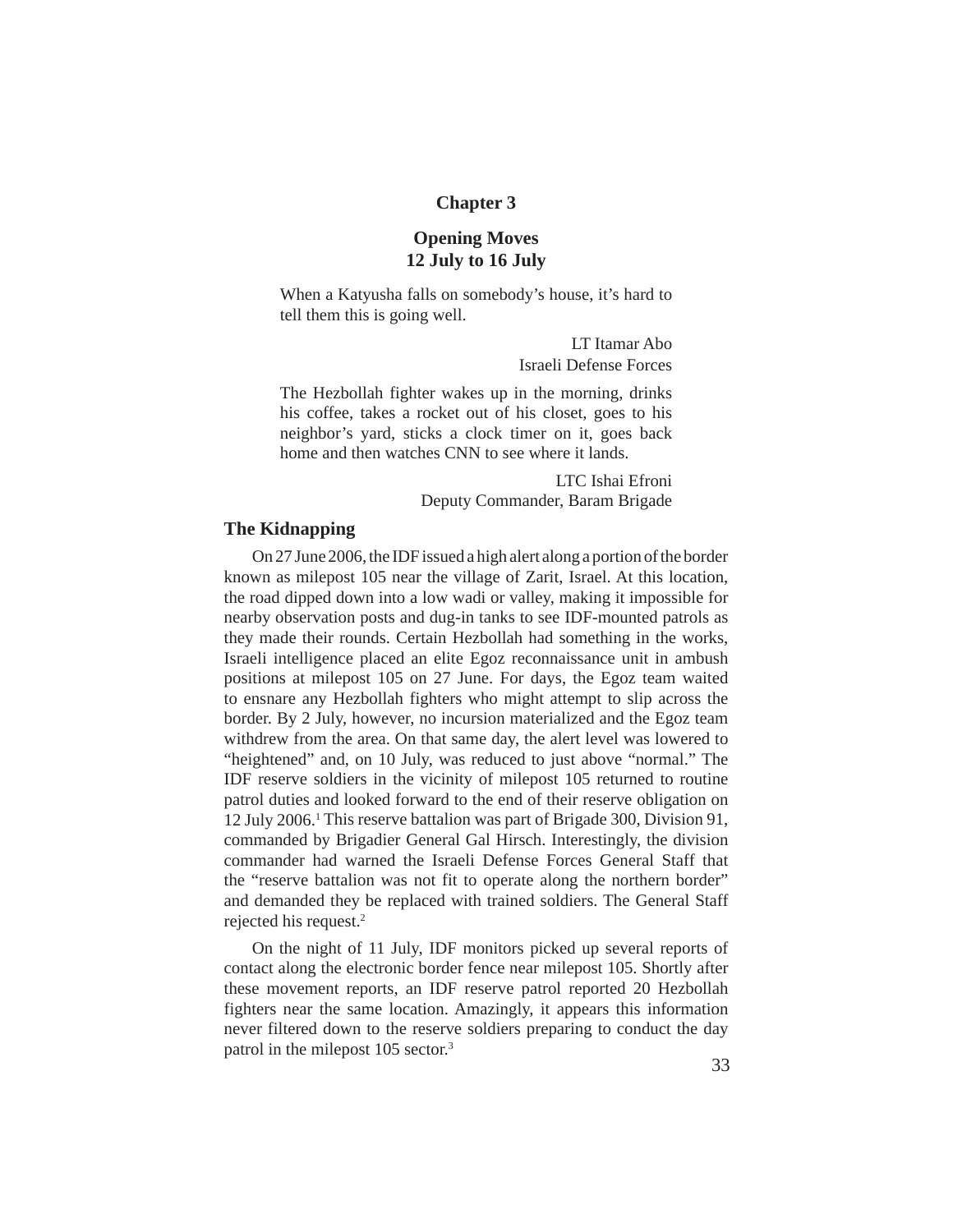# Chapter 3

## Opening Moves
## 12 July to 16 July

> When a Katyusha falls on somebody's house, it's hard to tell them this is going well.
>
> LT Itamar Abo
> Israeli Defense Forces

> The Hezbollah fighter wakes up in the morning, drinks his coffee, takes a rocket out of his closet, goes to his neighbor's yard, sticks a clock timer on it, goes back home and then watches CNN to see where it lands.
>
> LTC Ishai Efroni
> Deputy Commander, Baram Brigade

### The Kidnapping

On 27 June 2006, the IDF issued a high alert along a portion of the border known as milepost 105 near the village of Zarit, Israel. At this location, the road dipped down into a low wadi or valley, making it impossible for nearby observation posts and dug-in tanks to see IDF-mounted patrols as they made their rounds. Certain Hezbollah had something in the works, Israeli intelligence placed an elite Egoz reconnaissance unit in ambush positions at milepost 105 on 27 June. For days, the Egoz team waited to ensnare any Hezbollah fighters who might attempt to slip across the border. By 2 July, however, no incursion materialized and the Egoz team withdrew from the area. On that same day, the alert level was lowered to "heightened" and, on 10 July, was reduced to just above "normal." The IDF reserve soldiers in the vicinity of milepost 105 returned to routine patrol duties and looked forward to the end of their reserve obligation on 12 July 2006.[1] This reserve battalion was part of Brigade 300, Division 91, commanded by Brigadier General Gal Hirsch. Interestingly, the division commander had warned the Israeli Defense Forces General Staff that the "reserve battalion was not fit to operate along the northern border" and demanded they be replaced with trained soldiers. The General Staff rejected his request.[2]

On the night of 11 July, IDF monitors picked up several reports of contact along the electronic border fence near milepost 105. Shortly after these movement reports, an IDF reserve patrol reported 20 Hezbollah fighters near the same location. Amazingly, it appears this information never filtered down to the reserve soldiers preparing to conduct the day patrol in the milepost 105 sector.[3]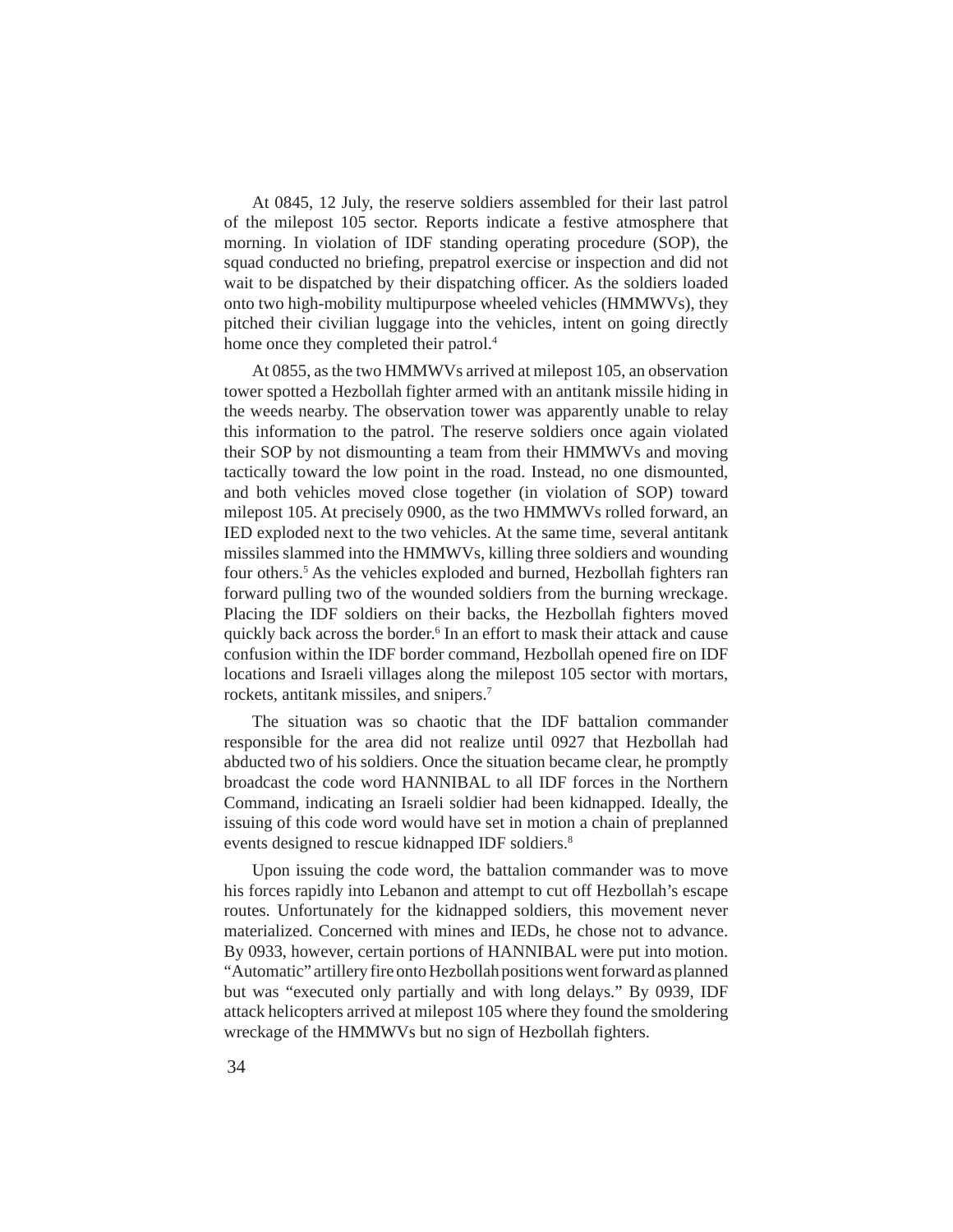At 0845, 12 July, the reserve soldiers assembled for their last patrol of the milepost 105 sector. Reports indicate a festive atmosphere that morning. In violation of IDF standing operating procedure (SOP), the squad conducted no briefing, prepatrol exercise or inspection and did not wait to be dispatched by their dispatching officer. As the soldiers loaded onto two high-mobility multipurpose wheeled vehicles (HMMWVs), they pitched their civilian luggage into the vehicles, intent on going directly home once they completed their patrol.[4]

At 0855, as the two HMMWVs arrived at milepost 105, an observation tower spotted a Hezbollah fighter armed with an antitank missile hiding in the weeds nearby. The observation tower was apparently unable to relay this information to the patrol. The reserve soldiers once again violated their SOP by not dismounting a team from their HMMWVs and moving tactically toward the low point in the road. Instead, no one dismounted, and both vehicles moved close together (in violation of SOP) toward milepost 105. At precisely 0900, as the two HMMWVs rolled forward, an IED exploded next to the two vehicles. At the same time, several antitank missiles slammed into the HMMWVs, killing three soldiers and wounding four others.[5] As the vehicles exploded and burned, Hezbollah fighters ran forward pulling two of the wounded soldiers from the burning wreckage. Placing the IDF soldiers on their backs, the Hezbollah fighters moved quickly back across the border.[6] In an effort to mask their attack and cause confusion within the IDF border command, Hezbollah opened fire on IDF locations and Israeli villages along the milepost 105 sector with mortars, rockets, antitank missiles, and snipers.[7]

The situation was so chaotic that the IDF battalion commander responsible for the area did not realize until 0927 that Hezbollah had abducted two of his soldiers. Once the situation became clear, he promptly broadcast the code word HANNIBAL to all IDF forces in the Northern Command, indicating an Israeli soldier had been kidnapped. Ideally, the issuing of this code word would have set in motion a chain of preplanned events designed to rescue kidnapped IDF soldiers.[8]

Upon issuing the code word, the battalion commander was to move his forces rapidly into Lebanon and attempt to cut off Hezbollah's escape routes. Unfortunately for the kidnapped soldiers, this movement never materialized. Concerned with mines and IEDs, he chose not to advance. By 0933, however, certain portions of HANNIBAL were put into motion. "Automatic" artillery fire onto Hezbollah positions went forward as planned but was "executed only partially and with long delays." By 0939, IDF attack helicopters arrived at milepost 105 where they found the smoldering wreckage of the HMMWVs but no sign of Hezbollah fighters.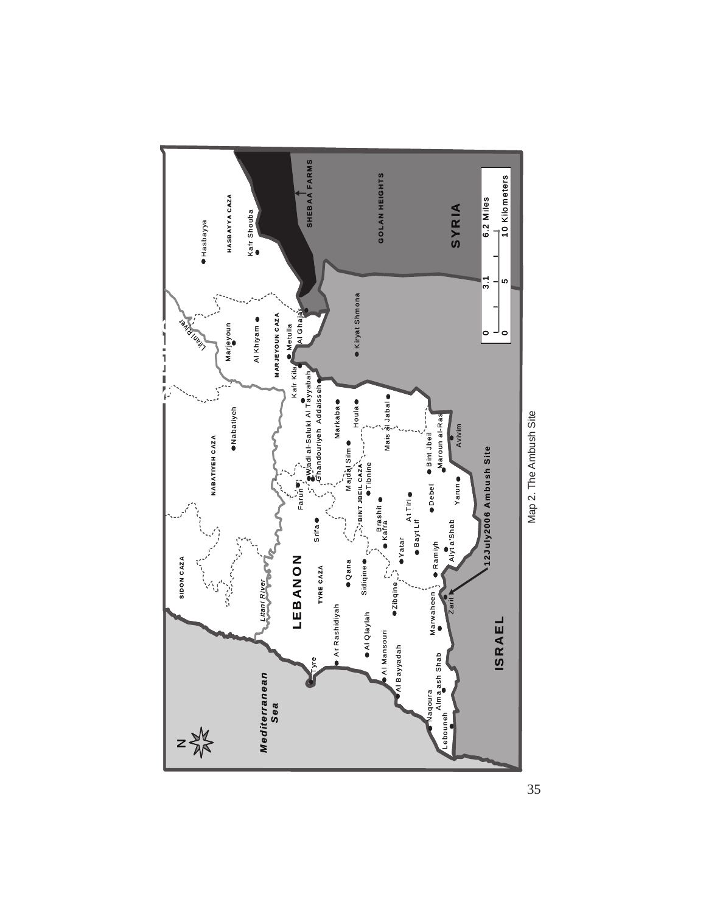Map 2. The Ambush Site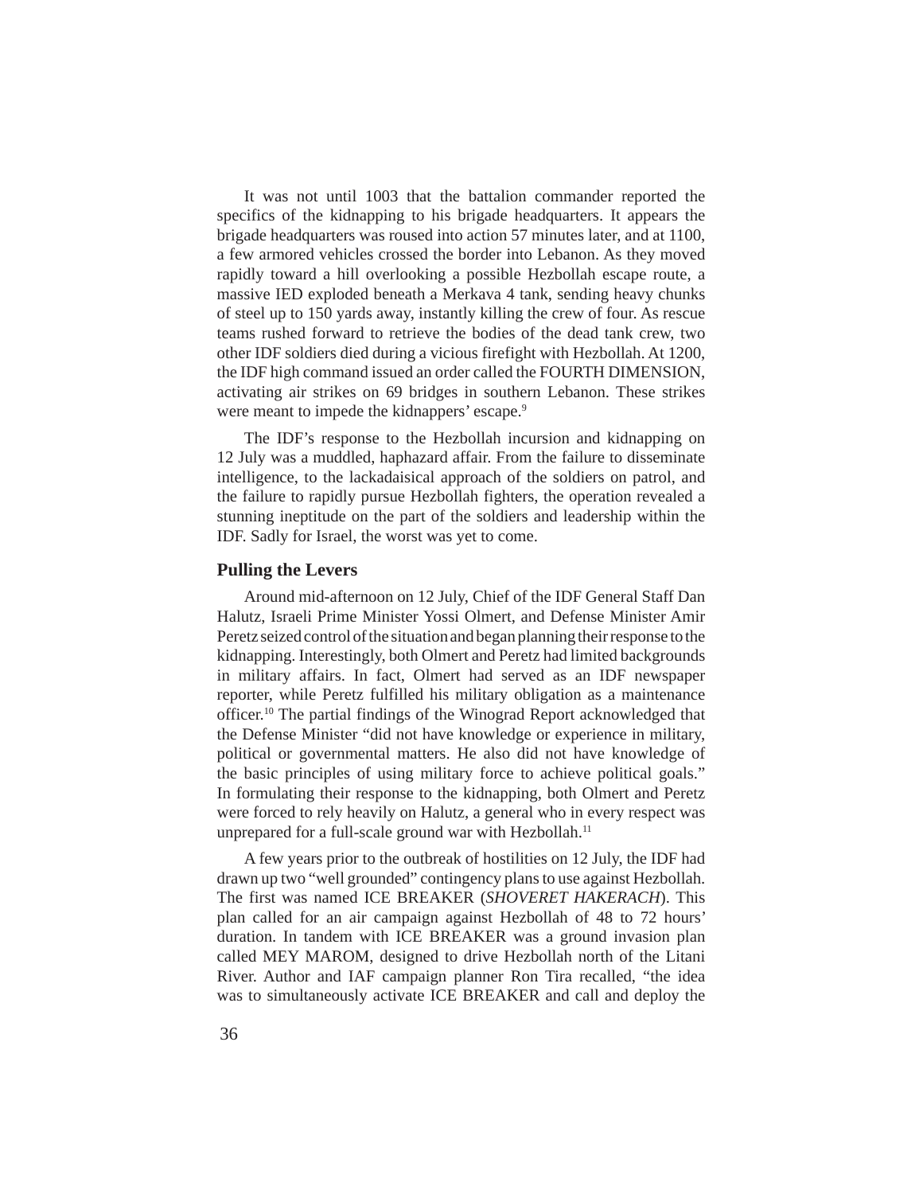It was not until 1003 that the battalion commander reported the specifics of the kidnapping to his brigade headquarters. It appears the brigade headquarters was roused into action 57 minutes later, and at 1100, a few armored vehicles crossed the border into Lebanon. As they moved rapidly toward a hill overlooking a possible Hezbollah escape route, a massive IED exploded beneath a Merkava 4 tank, sending heavy chunks of steel up to 150 yards away, instantly killing the crew of four. As rescue teams rushed forward to retrieve the bodies of the dead tank crew, two other IDF soldiers died during a vicious firefight with Hezbollah. At 1200, the IDF high command issued an order called the FOURTH DIMENSION, activating air strikes on 69 bridges in southern Lebanon. These strikes were meant to impede the kidnappers' escape.[9]

The IDF's response to the Hezbollah incursion and kidnapping on 12 July was a muddled, haphazard affair. From the failure to disseminate intelligence, to the lackadaisical approach of the soldiers on patrol, and the failure to rapidly pursue Hezbollah fighters, the operation revealed a stunning ineptitude on the part of the soldiers and leadership within the IDF. Sadly for Israel, the worst was yet to come.

## Pulling the Levers

Around mid-afternoon on 12 July, Chief of the IDF General Staff Dan Halutz, Israeli Prime Minister Yossi Olmert, and Defense Minister Amir Peretz seized control of the situation and began planning their response to the kidnapping. Interestingly, both Olmert and Peretz had limited backgrounds in military affairs. In fact, Olmert had served as an IDF newspaper reporter, while Peretz fulfilled his military obligation as a maintenance officer.[10] The partial findings of the Winograd Report acknowledged that the Defense Minister "did not have knowledge or experience in military, political or governmental matters. He also did not have knowledge of the basic principles of using military force to achieve political goals." In formulating their response to the kidnapping, both Olmert and Peretz were forced to rely heavily on Halutz, a general who in every respect was unprepared for a full-scale ground war with Hezbollah.[11]

A few years prior to the outbreak of hostilities on 12 July, the IDF had drawn up two "well grounded" contingency plans to use against Hezbollah. The first was named ICE BREAKER (*SHOVERET HAKERACH*). This plan called for an air campaign against Hezbollah of 48 to 72 hours' duration. In tandem with ICE BREAKER was a ground invasion plan called MEY MAROM, designed to drive Hezbollah north of the Litani River. Author and IAF campaign planner Ron Tira recalled, "the idea was to simultaneously activate ICE BREAKER and call and deploy the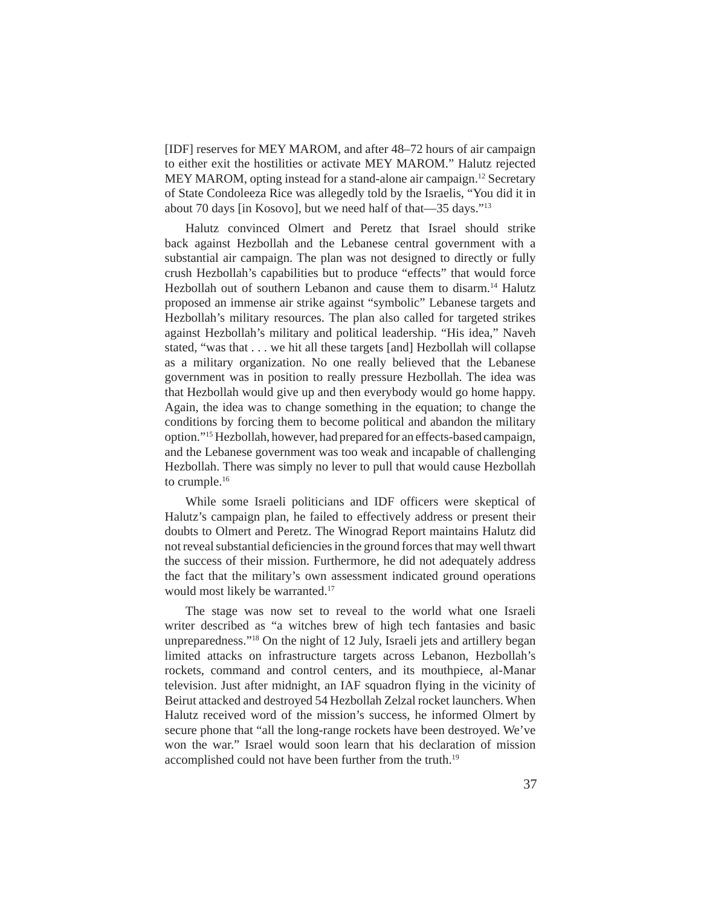[IDF] reserves for MEY MAROM, and after 48–72 hours of air campaign to either exit the hostilities or activate MEY MAROM." Halutz rejected MEY MAROM, opting instead for a stand-alone air campaign.[12] Secretary of State Condoleeza Rice was allegedly told by the Israelis, "You did it in about 70 days [in Kosovo], but we need half of that—35 days."[13]

Halutz convinced Olmert and Peretz that Israel should strike back against Hezbollah and the Lebanese central government with a substantial air campaign. The plan was not designed to directly or fully crush Hezbollah's capabilities but to produce "effects" that would force Hezbollah out of southern Lebanon and cause them to disarm.[14] Halutz proposed an immense air strike against "symbolic" Lebanese targets and Hezbollah's military resources. The plan also called for targeted strikes against Hezbollah's military and political leadership. "His idea," Naveh stated, "was that . . . we hit all these targets [and] Hezbollah will collapse as a military organization. No one really believed that the Lebanese government was in position to really pressure Hezbollah. The idea was that Hezbollah would give up and then everybody would go home happy. Again, the idea was to change something in the equation; to change the conditions by forcing them to become political and abandon the military option."[15] Hezbollah, however, had prepared for an effects-based campaign, and the Lebanese government was too weak and incapable of challenging Hezbollah. There was simply no lever to pull that would cause Hezbollah to crumple.[16]

While some Israeli politicians and IDF officers were skeptical of Halutz's campaign plan, he failed to effectively address or present their doubts to Olmert and Peretz. The Winograd Report maintains Halutz did not reveal substantial deficiencies in the ground forces that may well thwart the success of their mission. Furthermore, he did not adequately address the fact that the military's own assessment indicated ground operations would most likely be warranted.[17]

The stage was now set to reveal to the world what one Israeli writer described as "a witches brew of high tech fantasies and basic unpreparedness."[18] On the night of 12 July, Israeli jets and artillery began limited attacks on infrastructure targets across Lebanon, Hezbollah's rockets, command and control centers, and its mouthpiece, al-Manar television. Just after midnight, an IAF squadron flying in the vicinity of Beirut attacked and destroyed 54 Hezbollah Zelzal rocket launchers. When Halutz received word of the mission's success, he informed Olmert by secure phone that "all the long-range rockets have been destroyed. We've won the war." Israel would soon learn that his declaration of mission accomplished could not have been further from the truth.[19]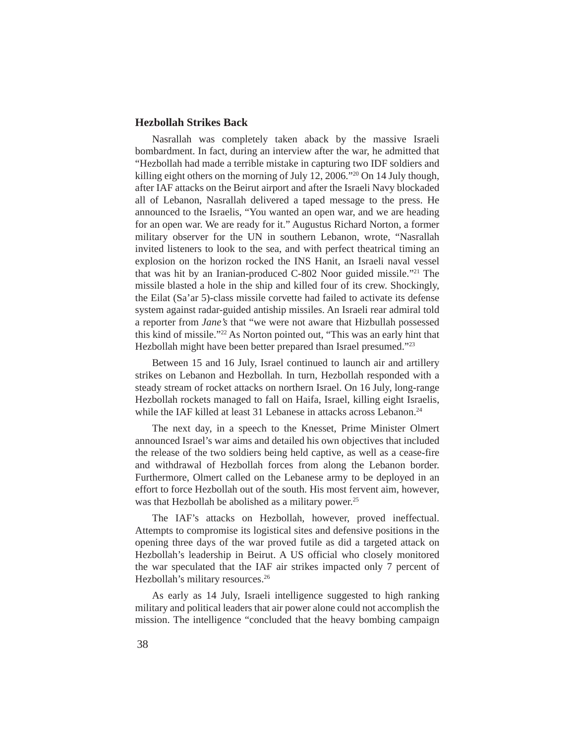### Hezbollah Strikes Back

Nasrallah was completely taken aback by the massive Israeli bombardment. In fact, during an interview after the war, he admitted that "Hezbollah had made a terrible mistake in capturing two IDF soldiers and killing eight others on the morning of July 12, 2006."[20] On 14 July though, after IAF attacks on the Beirut airport and after the Israeli Navy blockaded all of Lebanon, Nasrallah delivered a taped message to the press. He announced to the Israelis, "You wanted an open war, and we are heading for an open war. We are ready for it." Augustus Richard Norton, a former military observer for the UN in southern Lebanon, wrote, "Nasrallah invited listeners to look to the sea, and with perfect theatrical timing an explosion on the horizon rocked the INS Hanit, an Israeli naval vessel that was hit by an Iranian-produced C-802 Noor guided missile."[21] The missile blasted a hole in the ship and killed four of its crew. Shockingly, the Eilat (Sa'ar 5)-class missile corvette had failed to activate its defense system against radar-guided antiship missiles. An Israeli rear admiral told a reporter from *Jane's* that "we were not aware that Hizbullah possessed this kind of missile."[22] As Norton pointed out, "This was an early hint that Hezbollah might have been better prepared than Israel presumed."[23]

Between 15 and 16 July, Israel continued to launch air and artillery strikes on Lebanon and Hezbollah. In turn, Hezbollah responded with a steady stream of rocket attacks on northern Israel. On 16 July, long-range Hezbollah rockets managed to fall on Haifa, Israel, killing eight Israelis, while the IAF killed at least 31 Lebanese in attacks across Lebanon.[24]

The next day, in a speech to the Knesset, Prime Minister Olmert announced Israel's war aims and detailed his own objectives that included the release of the two soldiers being held captive, as well as a cease-fire and withdrawal of Hezbollah forces from along the Lebanon border. Furthermore, Olmert called on the Lebanese army to be deployed in an effort to force Hezbollah out of the south. His most fervent aim, however, was that Hezbollah be abolished as a military power.[25]

The IAF's attacks on Hezbollah, however, proved ineffectual. Attempts to compromise its logistical sites and defensive positions in the opening three days of the war proved futile as did a targeted attack on Hezbollah's leadership in Beirut. A US official who closely monitored the war speculated that the IAF air strikes impacted only 7 percent of Hezbollah's military resources.[26]

As early as 14 July, Israeli intelligence suggested to high ranking military and political leaders that air power alone could not accomplish the mission. The intelligence "concluded that the heavy bombing campaign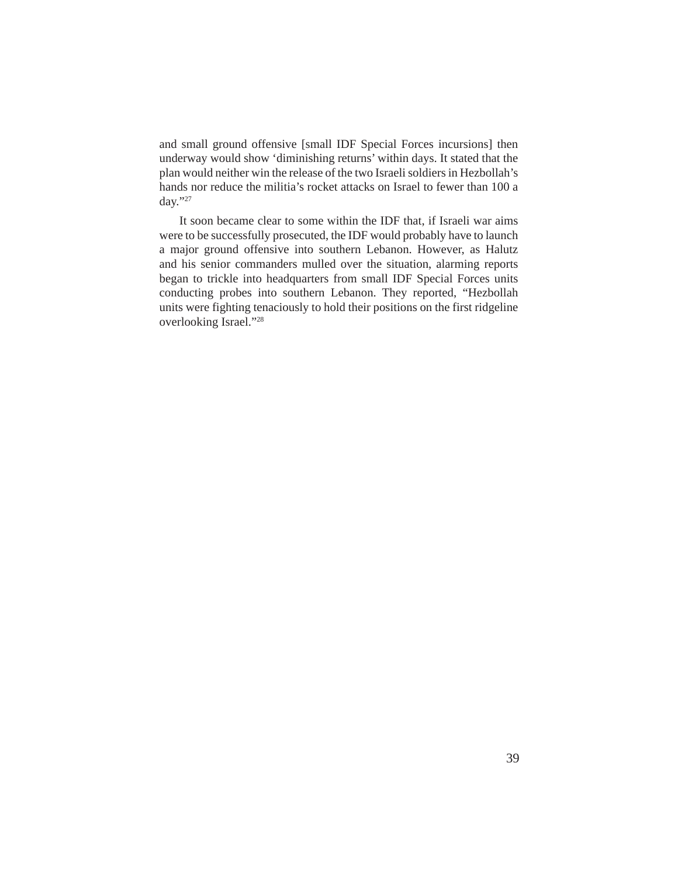and small ground offensive [small IDF Special Forces incursions] then underway would show 'diminishing returns' within days. It stated that the plan would neither win the release of the two Israeli soldiers in Hezbollah's hands nor reduce the militia's rocket attacks on Israel to fewer than 100 a day."[27]

It soon became clear to some within the IDF that, if Israeli war aims were to be successfully prosecuted, the IDF would probably have to launch a major ground offensive into southern Lebanon. However, as Halutz and his senior commanders mulled over the situation, alarming reports began to trickle into headquarters from small IDF Special Forces units conducting probes into southern Lebanon. They reported, "Hezbollah units were fighting tenaciously to hold their positions on the first ridgeline overlooking Israel."[28]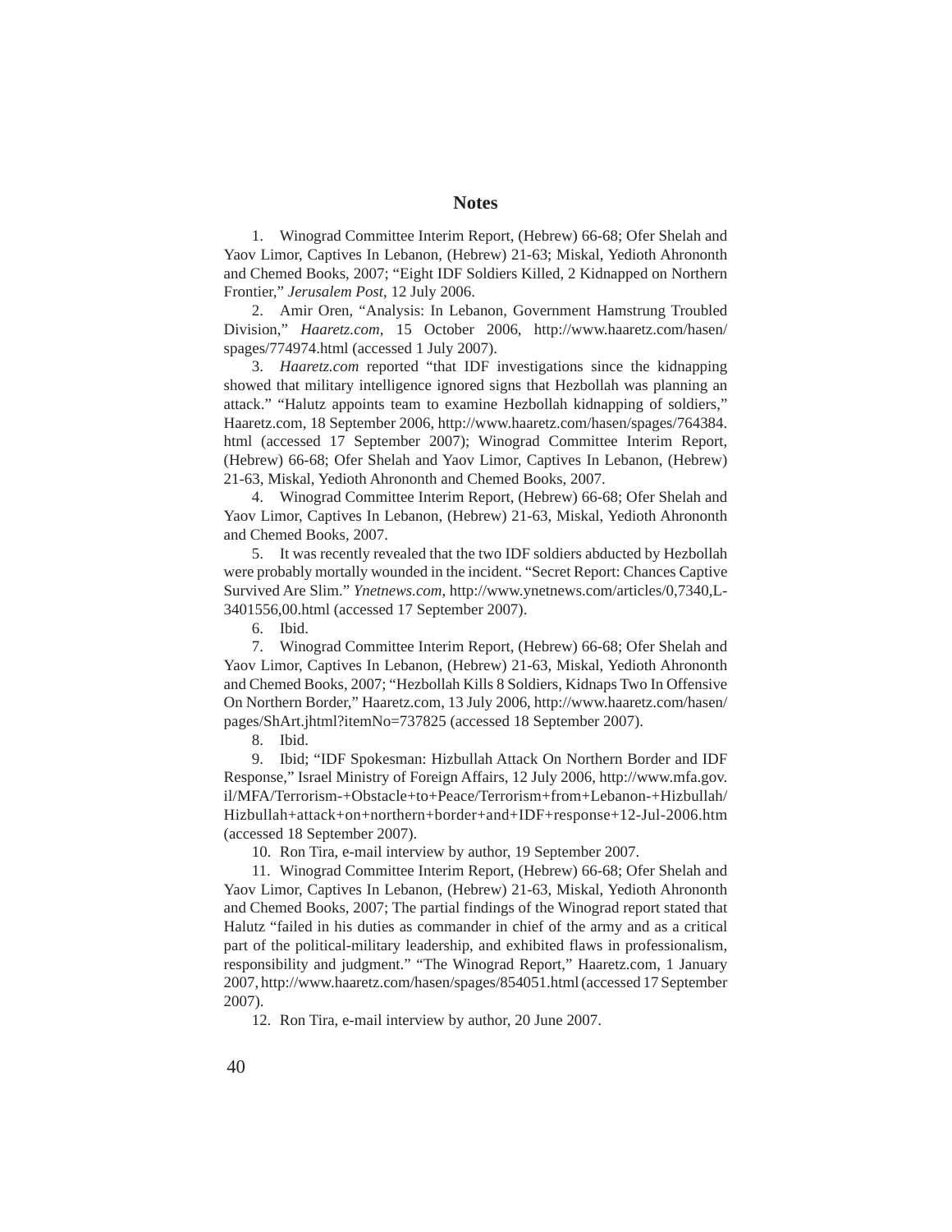## Notes

1. Winograd Committee Interim Report, (Hebrew) 66-68; Ofer Shelah and Yaov Limor, Captives In Lebanon, (Hebrew) 21-63; Miskal, Yedioth Ahrononth and Chemed Books, 2007; "Eight IDF Soldiers Killed, 2 Kidnapped on Northern Frontier," *Jerusalem Post*, 12 July 2006.

2. Amir Oren, "Analysis: In Lebanon, Government Hamstrung Troubled Division," *Haaretz.com*, 15 October 2006, http://www.haaretz.com/hasen/spages/774974.html (accessed 1 July 2007).

3. *Haaretz.com* reported "that IDF investigations since the kidnapping showed that military intelligence ignored signs that Hezbollah was planning an attack." "Halutz appoints team to examine Hezbollah kidnapping of soldiers," Haaretz.com, 18 September 2006, http://www.haaretz.com/hasen/spages/764384.html (accessed 17 September 2007); Winograd Committee Interim Report, (Hebrew) 66-68; Ofer Shelah and Yaov Limor, Captives In Lebanon, (Hebrew) 21-63, Miskal, Yedioth Ahrononth and Chemed Books, 2007.

4. Winograd Committee Interim Report, (Hebrew) 66-68; Ofer Shelah and Yaov Limor, Captives In Lebanon, (Hebrew) 21-63, Miskal, Yedioth Ahrononth and Chemed Books, 2007.

5. It was recently revealed that the two IDF soldiers abducted by Hezbollah were probably mortally wounded in the incident. "Secret Report: Chances Captive Survived Are Slim." *Ynetnews.com*, http://www.ynetnews.com/articles/0,7340,L-3401556,00.html (accessed 17 September 2007).

6. Ibid.

7. Winograd Committee Interim Report, (Hebrew) 66-68; Ofer Shelah and Yaov Limor, Captives In Lebanon, (Hebrew) 21-63, Miskal, Yedioth Ahrononth and Chemed Books, 2007; "Hezbollah Kills 8 Soldiers, Kidnaps Two In Offensive On Northern Border," Haaretz.com, 13 July 2006, http://www.haaretz.com/hasen/pages/ShArt.jhtml?itemNo=737825 (accessed 18 September 2007).

8. Ibid.

9. Ibid; "IDF Spokesman: Hizbullah Attack On Northern Border and IDF Response," Israel Ministry of Foreign Affairs, 12 July 2006, http://www.mfa.gov.il/MFA/Terrorism-+Obstacle+to+Peace/Terrorism+from+Lebanon-+Hizbullah/Hizbullah+attack+on+northern+border+and+IDF+response+12-Jul-2006.htm (accessed 18 September 2007).

10. Ron Tira, e-mail interview by author, 19 September 2007.

11. Winograd Committee Interim Report, (Hebrew) 66-68; Ofer Shelah and Yaov Limor, Captives In Lebanon, (Hebrew) 21-63, Miskal, Yedioth Ahrononth and Chemed Books, 2007; The partial findings of the Winograd report stated that Halutz "failed in his duties as commander in chief of the army and as a critical part of the political-military leadership, and exhibited flaws in professionalism, responsibility and judgment." "The Winograd Report," Haaretz.com, 1 January 2007, http://www.haaretz.com/hasen/spages/854051.html (accessed 17 September 2007).

12. Ron Tira, e-mail interview by author, 20 June 2007.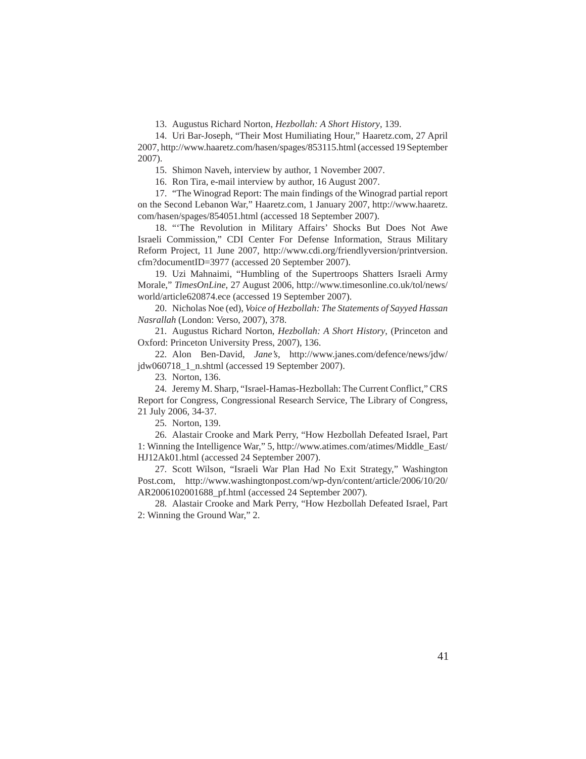13. Augustus Richard Norton, *Hezbollah: A Short History*, 139.

14. Uri Bar-Joseph, "Their Most Humiliating Hour," Haaretz.com, 27 April 2007, http://www.haaretz.com/hasen/spages/853115.html (accessed 19 September 2007).

15. Shimon Naveh, interview by author, 1 November 2007.

16. Ron Tira, e-mail interview by author, 16 August 2007.

17. "The Winograd Report: The main findings of the Winograd partial report on the Second Lebanon War," Haaretz.com, 1 January 2007, http://www.haaretz.com/hasen/spages/854051.html (accessed 18 September 2007).

18. "'The Revolution in Military Affairs' Shocks But Does Not Awe Israeli Commission," CDI Center For Defense Information, Straus Military Reform Project, 11 June 2007, http://www.cdi.org/friendlyversion/printversion.cfm?documentID=3977 (accessed 20 September 2007).

19. Uzi Mahnaimi, "Humbling of the Supertroops Shatters Israeli Army Morale," *TimesOnLine*, 27 August 2006, http://www.timesonline.co.uk/tol/news/world/article620874.ece (accessed 19 September 2007).

20. Nicholas Noe (ed), *Voice of Hezbollah: The Statements of Sayyed Hassan Nasrallah* (London: Verso, 2007), 378.

21. Augustus Richard Norton, *Hezbollah: A Short History*, (Princeton and Oxford: Princeton University Press, 2007), 136.

22. Alon Ben-David, *Jane's*, http://www.janes.com/defence/news/jdw/jdw060718_1_n.shtml (accessed 19 September 2007).

23. Norton, 136.

24. Jeremy M. Sharp, "Israel-Hamas-Hezbollah: The Current Conflict," CRS Report for Congress, Congressional Research Service, The Library of Congress, 21 July 2006, 34-37.

25. Norton, 139.

26. Alastair Crooke and Mark Perry, "How Hezbollah Defeated Israel, Part 1: Winning the Intelligence War," 5, http://www.atimes.com/atimes/Middle_East/HJ12Ak01.html (accessed 24 September 2007).

27. Scott Wilson, "Israeli War Plan Had No Exit Strategy," Washington Post.com, http://www.washingtonpost.com/wp-dyn/content/article/2006/10/20/AR2006102001688_pf.html (accessed 24 September 2007).

28. Alastair Crooke and Mark Perry, "How Hezbollah Defeated Israel, Part 2: Winning the Ground War," 2.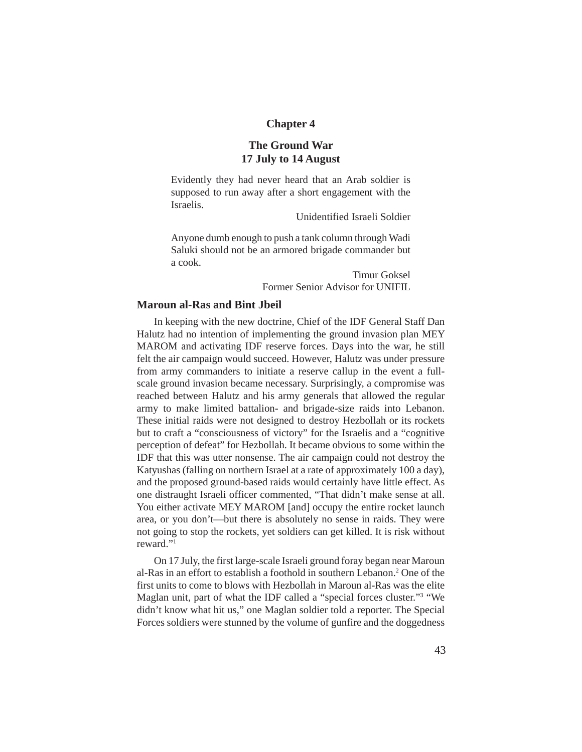# Chapter 4

## The Ground War
## 17 July to 14 August

> Evidently they had never heard that an Arab soldier is supposed to run away after a short engagement with the Israelis.
>
> Unidentified Israeli Soldier

> Anyone dumb enough to push a tank column through Wadi Saluki should not be an armored brigade commander but a cook.
>
> Timur Goksel
> Former Senior Advisor for UNIFIL

### Maroun al-Ras and Bint Jbeil

In keeping with the new doctrine, Chief of the IDF General Staff Dan Halutz had no intention of implementing the ground invasion plan MEY MAROM and activating IDF reserve forces. Days into the war, he still felt the air campaign would succeed. However, Halutz was under pressure from army commanders to initiate a reserve callup in the event a full-scale ground invasion became necessary. Surprisingly, a compromise was reached between Halutz and his army generals that allowed the regular army to make limited battalion- and brigade-size raids into Lebanon. These initial raids were not designed to destroy Hezbollah or its rockets but to craft a "consciousness of victory" for the Israelis and a "cognitive perception of defeat" for Hezbollah. It became obvious to some within the IDF that this was utter nonsense. The air campaign could not destroy the Katyushas (falling on northern Israel at a rate of approximately 100 a day), and the proposed ground-based raids would certainly have little effect. As one distraught Israeli officer commented, "That didn't make sense at all. You either activate MEY MAROM [and] occupy the entire rocket launch area, or you don't—but there is absolutely no sense in raids. They were not going to stop the rockets, yet soldiers can get killed. It is risk without reward."[1]

On 17 July, the first large-scale Israeli ground foray began near Maroun al-Ras in an effort to establish a foothold in southern Lebanon.[2] One of the first units to come to blows with Hezbollah in Maroun al-Ras was the elite Maglan unit, part of what the IDF called a "special forces cluster."[3] "We didn't know what hit us," one Maglan soldier told a reporter. The Special Forces soldiers were stunned by the volume of gunfire and the doggedness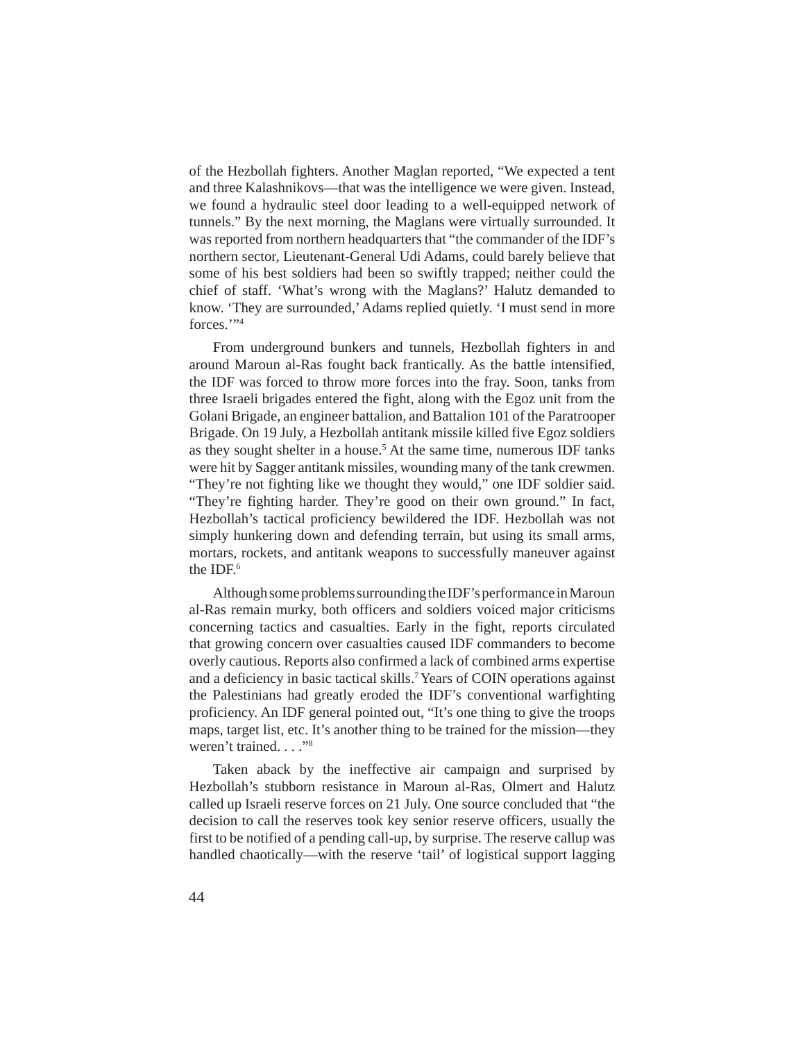of the Hezbollah fighters. Another Maglan reported, "We expected a tent and three Kalashnikovs—that was the intelligence we were given. Instead, we found a hydraulic steel door leading to a well-equipped network of tunnels." By the next morning, the Maglans were virtually surrounded. It was reported from northern headquarters that "the commander of the IDF's northern sector, Lieutenant-General Udi Adams, could barely believe that some of his best soldiers had been so swiftly trapped; neither could the chief of staff. 'What's wrong with the Maglans?' Halutz demanded to know. 'They are surrounded,' Adams replied quietly. 'I must send in more forces.'"[4]

From underground bunkers and tunnels, Hezbollah fighters in and around Maroun al-Ras fought back frantically. As the battle intensified, the IDF was forced to throw more forces into the fray. Soon, tanks from three Israeli brigades entered the fight, along with the Egoz unit from the Golani Brigade, an engineer battalion, and Battalion 101 of the Paratrooper Brigade. On 19 July, a Hezbollah antitank missile killed five Egoz soldiers as they sought shelter in a house.[5] At the same time, numerous IDF tanks were hit by Sagger antitank missiles, wounding many of the tank crewmen. "They're not fighting like we thought they would," one IDF soldier said. "They're fighting harder. They're good on their own ground." In fact, Hezbollah's tactical proficiency bewildered the IDF. Hezbollah was not simply hunkering down and defending terrain, but using its small arms, mortars, rockets, and antitank weapons to successfully maneuver against the IDF.[6]

Although some problems surrounding the IDF's performance in Maroun al-Ras remain murky, both officers and soldiers voiced major criticisms concerning tactics and casualties. Early in the fight, reports circulated that growing concern over casualties caused IDF commanders to become overly cautious. Reports also confirmed a lack of combined arms expertise and a deficiency in basic tactical skills.[7] Years of COIN operations against the Palestinians had greatly eroded the IDF's conventional warfighting proficiency. An IDF general pointed out, "It's one thing to give the troops maps, target list, etc. It's another thing to be trained for the mission—they weren't trained. . . ."[8]

Taken aback by the ineffective air campaign and surprised by Hezbollah's stubborn resistance in Maroun al-Ras, Olmert and Halutz called up Israeli reserve forces on 21 July. One source concluded that "the decision to call the reserves took key senior reserve officers, usually the first to be notified of a pending call-up, by surprise. The reserve callup was handled chaotically—with the reserve 'tail' of logistical support lagging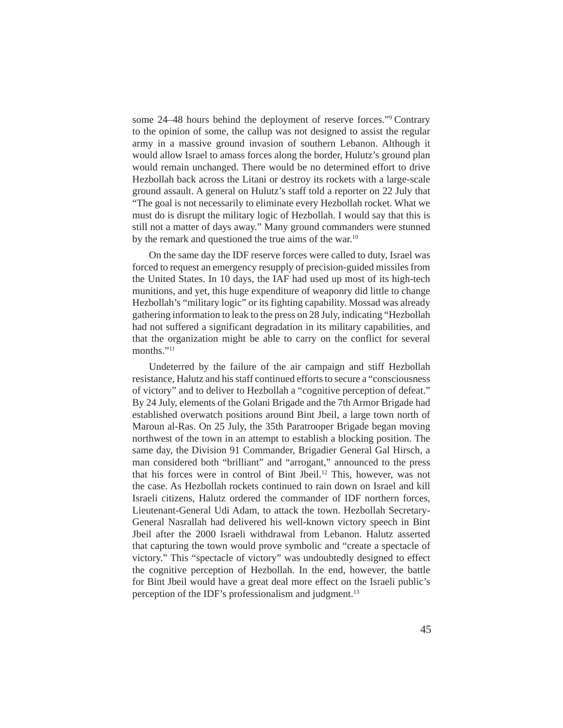some 24–48 hours behind the deployment of reserve forces."[9] Contrary to the opinion of some, the callup was not designed to assist the regular army in a massive ground invasion of southern Lebanon. Although it would allow Israel to amass forces along the border, Hulutz's ground plan would remain unchanged. There would be no determined effort to drive Hezbollah back across the Litani or destroy its rockets with a large-scale ground assault. A general on Hulutz's staff told a reporter on 22 July that "The goal is not necessarily to eliminate every Hezbollah rocket. What we must do is disrupt the military logic of Hezbollah. I would say that this is still not a matter of days away." Many ground commanders were stunned by the remark and questioned the true aims of the war.[10]

On the same day the IDF reserve forces were called to duty, Israel was forced to request an emergency resupply of precision-guided missiles from the United States. In 10 days, the IAF had used up most of its high-tech munitions, and yet, this huge expenditure of weaponry did little to change Hezbollah's "military logic" or its fighting capability. Mossad was already gathering information to leak to the press on 28 July, indicating "Hezbollah had not suffered a significant degradation in its military capabilities, and that the organization might be able to carry on the conflict for several months."[11]

Undeterred by the failure of the air campaign and stiff Hezbollah resistance, Halutz and his staff continued efforts to secure a "consciousness of victory" and to deliver to Hezbollah a "cognitive perception of defeat." By 24 July, elements of the Golani Brigade and the 7th Armor Brigade had established overwatch positions around Bint Jbeil, a large town north of Maroun al-Ras. On 25 July, the 35th Paratrooper Brigade began moving northwest of the town in an attempt to establish a blocking position. The same day, the Division 91 Commander, Brigadier General Gal Hirsch, a man considered both "brilliant" and "arrogant," announced to the press that his forces were in control of Bint Jbeil.[12] This, however, was not the case. As Hezbollah rockets continued to rain down on Israel and kill Israeli citizens, Halutz ordered the commander of IDF northern forces, Lieutenant-General Udi Adam, to attack the town. Hezbollah Secretary-General Nasrallah had delivered his well-known victory speech in Bint Jbeil after the 2000 Israeli withdrawal from Lebanon. Halutz asserted that capturing the town would prove symbolic and "create a spectacle of victory." This "spectacle of victory" was undoubtedly designed to effect the cognitive perception of Hezbollah. In the end, however, the battle for Bint Jbeil would have a great deal more effect on the Israeli public's perception of the IDF's professionalism and judgment.[13]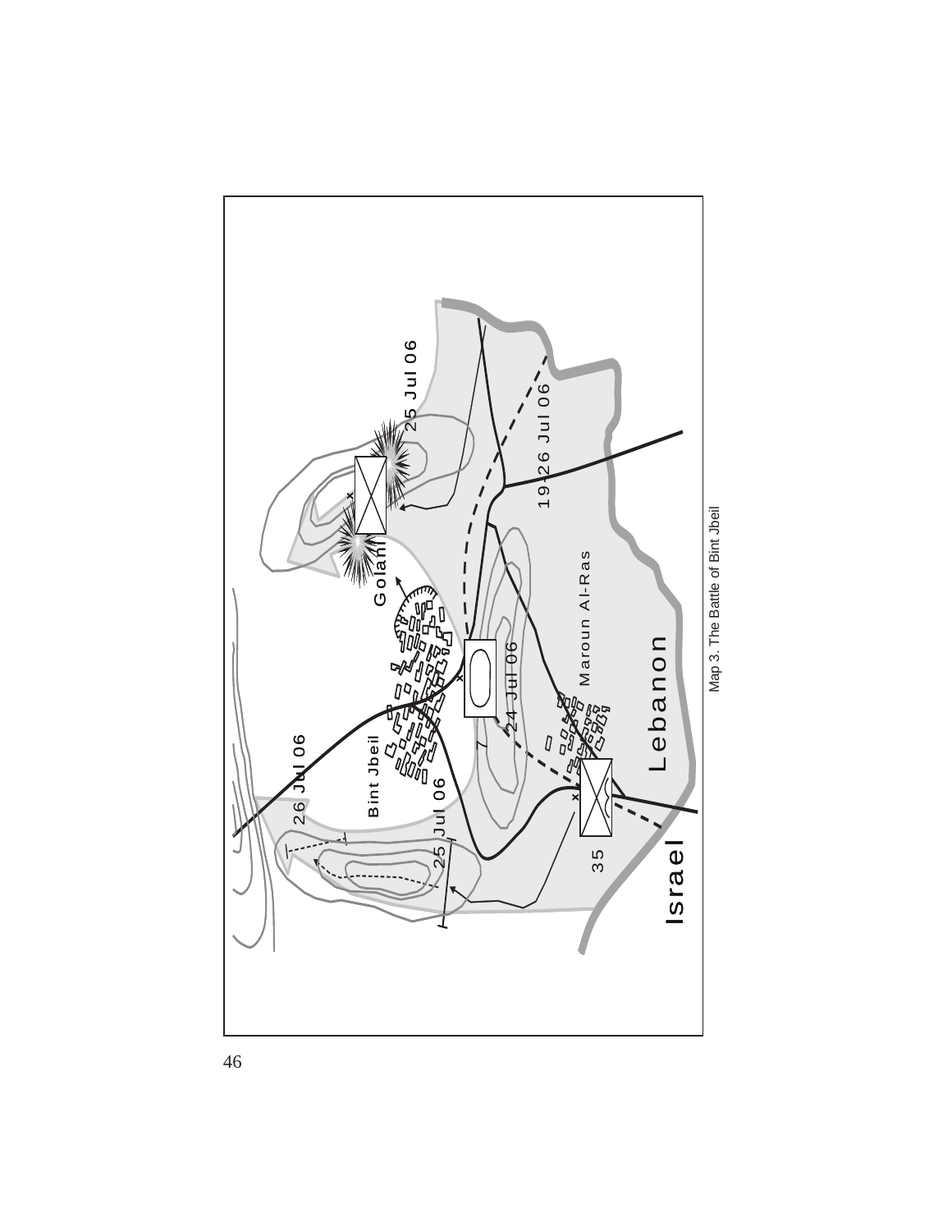Map 3. The Battle of Bint Jbeil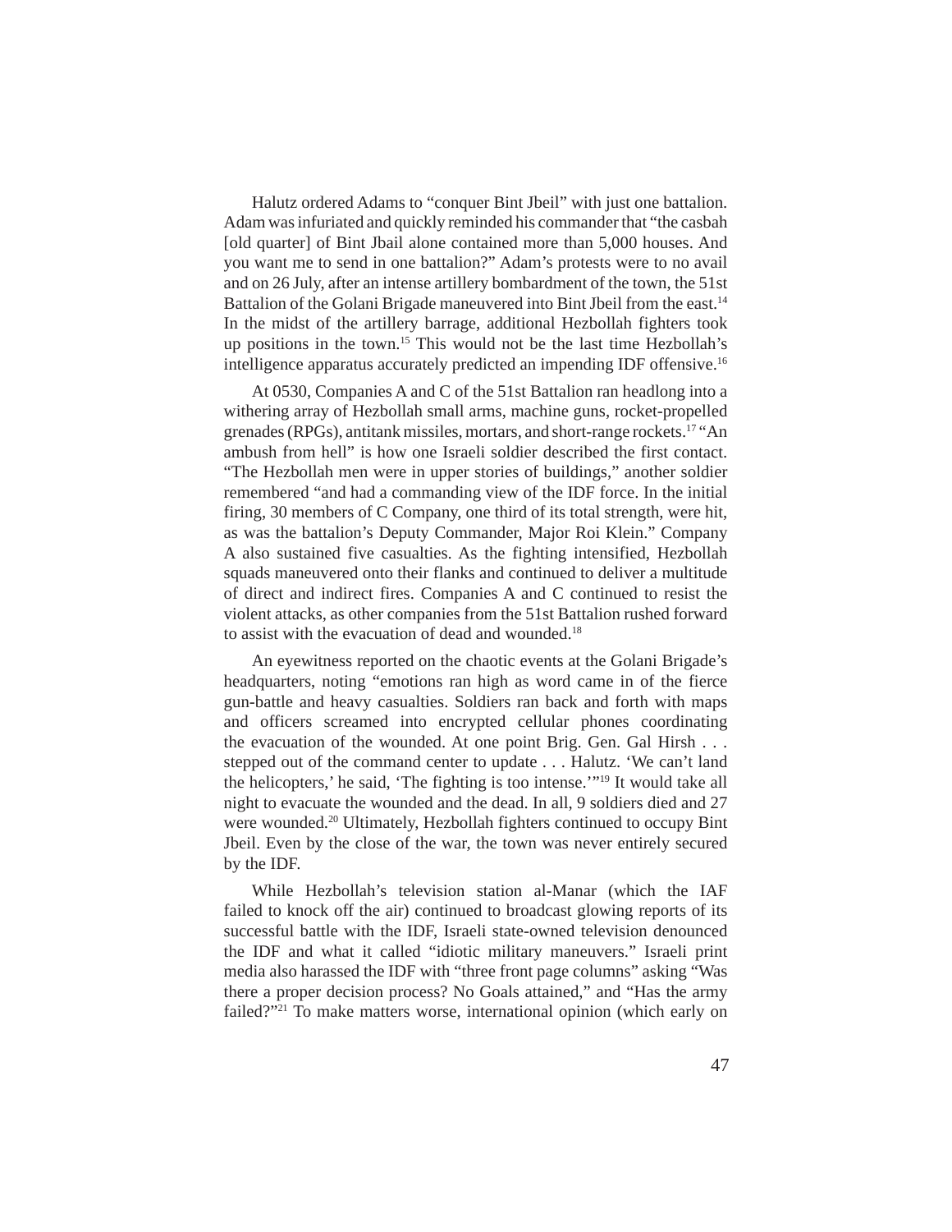Halutz ordered Adams to "conquer Bint Jbeil" with just one battalion. Adam was infuriated and quickly reminded his commander that "the casbah [old quarter] of Bint Jbail alone contained more than 5,000 houses. And you want me to send in one battalion?" Adam's protests were to no avail and on 26 July, after an intense artillery bombardment of the town, the 51st Battalion of the Golani Brigade maneuvered into Bint Jbeil from the east.[14] In the midst of the artillery barrage, additional Hezbollah fighters took up positions in the town.[15] This would not be the last time Hezbollah's intelligence apparatus accurately predicted an impending IDF offensive.[16]

At 0530, Companies A and C of the 51st Battalion ran headlong into a withering array of Hezbollah small arms, machine guns, rocket-propelled grenades (RPGs), antitank missiles, mortars, and short-range rockets.[17] "An ambush from hell" is how one Israeli soldier described the first contact. "The Hezbollah men were in upper stories of buildings," another soldier remembered "and had a commanding view of the IDF force. In the initial firing, 30 members of C Company, one third of its total strength, were hit, as was the battalion's Deputy Commander, Major Roi Klein." Company A also sustained five casualties. As the fighting intensified, Hezbollah squads maneuvered onto their flanks and continued to deliver a multitude of direct and indirect fires. Companies A and C continued to resist the violent attacks, as other companies from the 51st Battalion rushed forward to assist with the evacuation of dead and wounded.[18]

An eyewitness reported on the chaotic events at the Golani Brigade's headquarters, noting "emotions ran high as word came in of the fierce gun-battle and heavy casualties. Soldiers ran back and forth with maps and officers screamed into encrypted cellular phones coordinating the evacuation of the wounded. At one point Brig. Gen. Gal Hirsh . . . stepped out of the command center to update . . . Halutz. 'We can't land the helicopters,' he said, 'The fighting is too intense.'"[19] It would take all night to evacuate the wounded and the dead. In all, 9 soldiers died and 27 were wounded.[20] Ultimately, Hezbollah fighters continued to occupy Bint Jbeil. Even by the close of the war, the town was never entirely secured by the IDF.

While Hezbollah's television station al-Manar (which the IAF failed to knock off the air) continued to broadcast glowing reports of its successful battle with the IDF, Israeli state-owned television denounced the IDF and what it called "idiotic military maneuvers." Israeli print media also harassed the IDF with "three front page columns" asking "Was there a proper decision process? No Goals attained," and "Has the army failed?"[21] To make matters worse, international opinion (which early on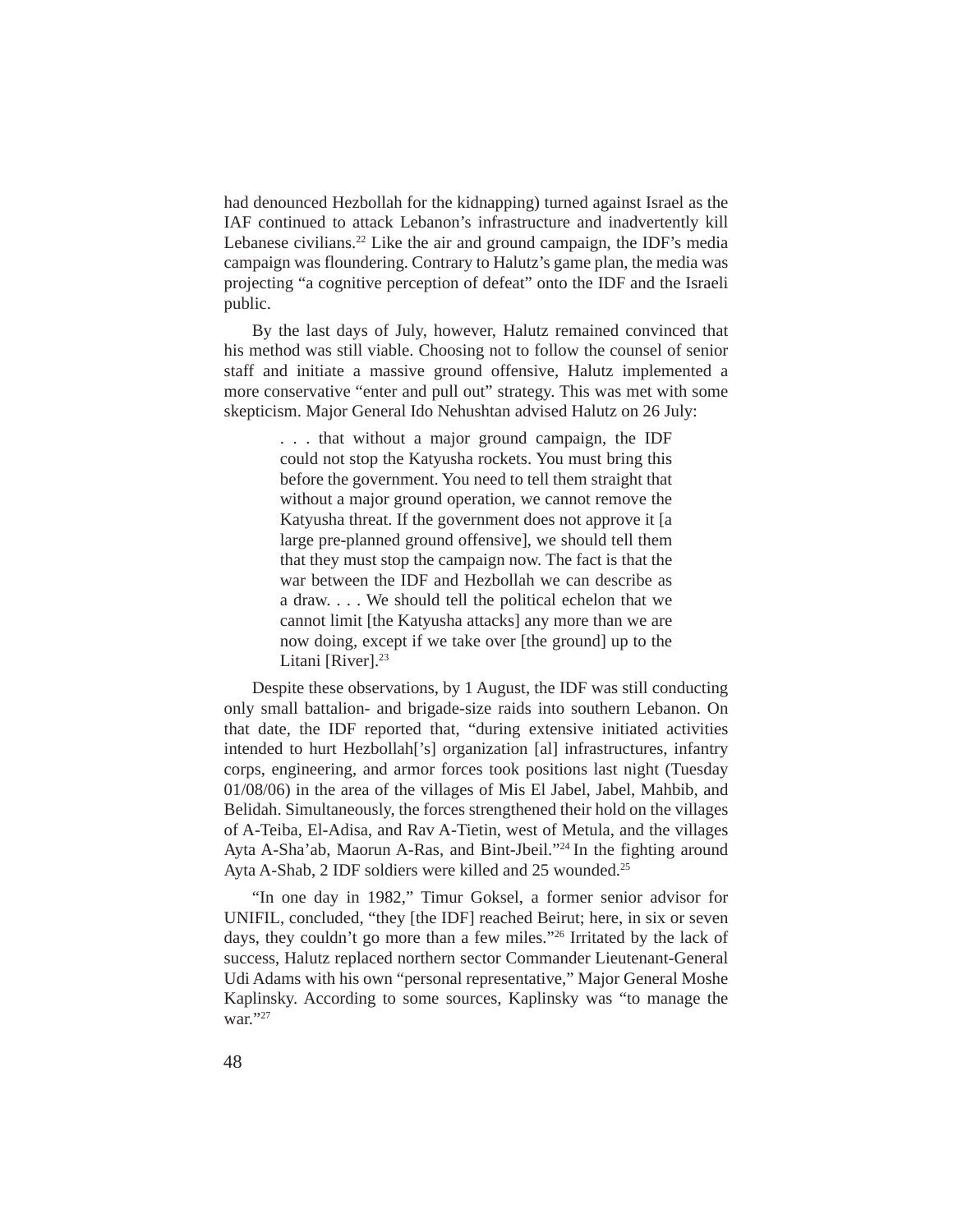had denounced Hezbollah for the kidnapping) turned against Israel as the IAF continued to attack Lebanon's infrastructure and inadvertently kill Lebanese civilians.[22] Like the air and ground campaign, the IDF's media campaign was floundering. Contrary to Halutz's game plan, the media was projecting "a cognitive perception of defeat" onto the IDF and the Israeli public.

By the last days of July, however, Halutz remained convinced that his method was still viable. Choosing not to follow the counsel of senior staff and initiate a massive ground offensive, Halutz implemented a more conservative "enter and pull out" strategy. This was met with some skepticism. Major General Ido Nehushtan advised Halutz on 26 July:

> . . . that without a major ground campaign, the IDF could not stop the Katyusha rockets. You must bring this before the government. You need to tell them straight that without a major ground operation, we cannot remove the Katyusha threat. If the government does not approve it [a large pre-planned ground offensive], we should tell them that they must stop the campaign now. The fact is that the war between the IDF and Hezbollah we can describe as a draw. . . . We should tell the political echelon that we cannot limit [the Katyusha attacks] any more than we are now doing, except if we take over [the ground] up to the Litani [River].[23]

Despite these observations, by 1 August, the IDF was still conducting only small battalion- and brigade-size raids into southern Lebanon. On that date, the IDF reported that, "during extensive initiated activities intended to hurt Hezbollah['s] organization [al] infrastructures, infantry corps, engineering, and armor forces took positions last night (Tuesday 01/08/06) in the area of the villages of Mis El Jabel, Jabel, Mahbib, and Belidah. Simultaneously, the forces strengthened their hold on the villages of A-Teiba, El-Adisa, and Rav A-Tietin, west of Metula, and the villages Ayta A-Sha'ab, Maorun A-Ras, and Bint-Jbeil."[24] In the fighting around Ayta A-Shab, 2 IDF soldiers were killed and 25 wounded.[25]

"In one day in 1982," Timur Goksel, a former senior advisor for UNIFIL, concluded, "they [the IDF] reached Beirut; here, in six or seven days, they couldn't go more than a few miles."[26] Irritated by the lack of success, Halutz replaced northern sector Commander Lieutenant-General Udi Adams with his own "personal representative," Major General Moshe Kaplinsky. According to some sources, Kaplinsky was "to manage the war."[27]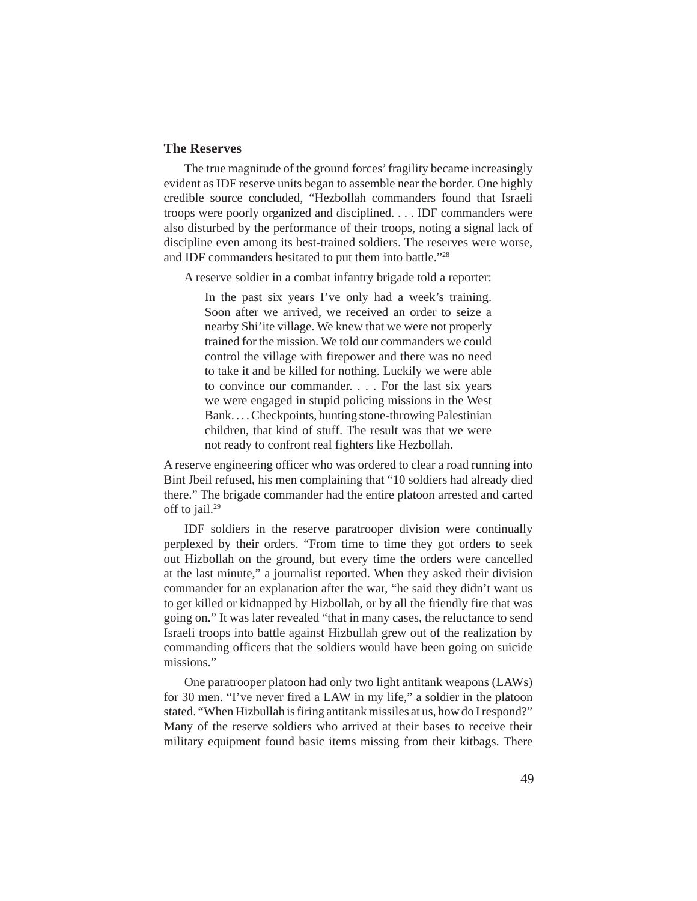### The Reserves

The true magnitude of the ground forces' fragility became increasingly evident as IDF reserve units began to assemble near the border. One highly credible source concluded, "Hezbollah commanders found that Israeli troops were poorly organized and disciplined. . . . IDF commanders were also disturbed by the performance of their troops, noting a signal lack of discipline even among its best-trained soldiers. The reserves were worse, and IDF commanders hesitated to put them into battle."[28]

A reserve soldier in a combat infantry brigade told a reporter:

> In the past six years I've only had a week's training. Soon after we arrived, we received an order to seize a nearby Shi'ite village. We knew that we were not properly trained for the mission. We told our commanders we could control the village with firepower and there was no need to take it and be killed for nothing. Luckily we were able to convince our commander. . . . For the last six years we were engaged in stupid policing missions in the West Bank. . . . Checkpoints, hunting stone-throwing Palestinian children, that kind of stuff. The result was that we were not ready to confront real fighters like Hezbollah.

A reserve engineering officer who was ordered to clear a road running into Bint Jbeil refused, his men complaining that "10 soldiers had already died there." The brigade commander had the entire platoon arrested and carted off to jail.[29]

IDF soldiers in the reserve paratrooper division were continually perplexed by their orders. "From time to time they got orders to seek out Hizbollah on the ground, but every time the orders were cancelled at the last minute," a journalist reported. When they asked their division commander for an explanation after the war, "he said they didn't want us to get killed or kidnapped by Hizbollah, or by all the friendly fire that was going on." It was later revealed "that in many cases, the reluctance to send Israeli troops into battle against Hizbullah grew out of the realization by commanding officers that the soldiers would have been going on suicide missions."

One paratrooper platoon had only two light antitank weapons (LAWs) for 30 men. "I've never fired a LAW in my life," a soldier in the platoon stated. "When Hizbullah is firing antitank missiles at us, how do I respond?" Many of the reserve soldiers who arrived at their bases to receive their military equipment found basic items missing from their kitbags. There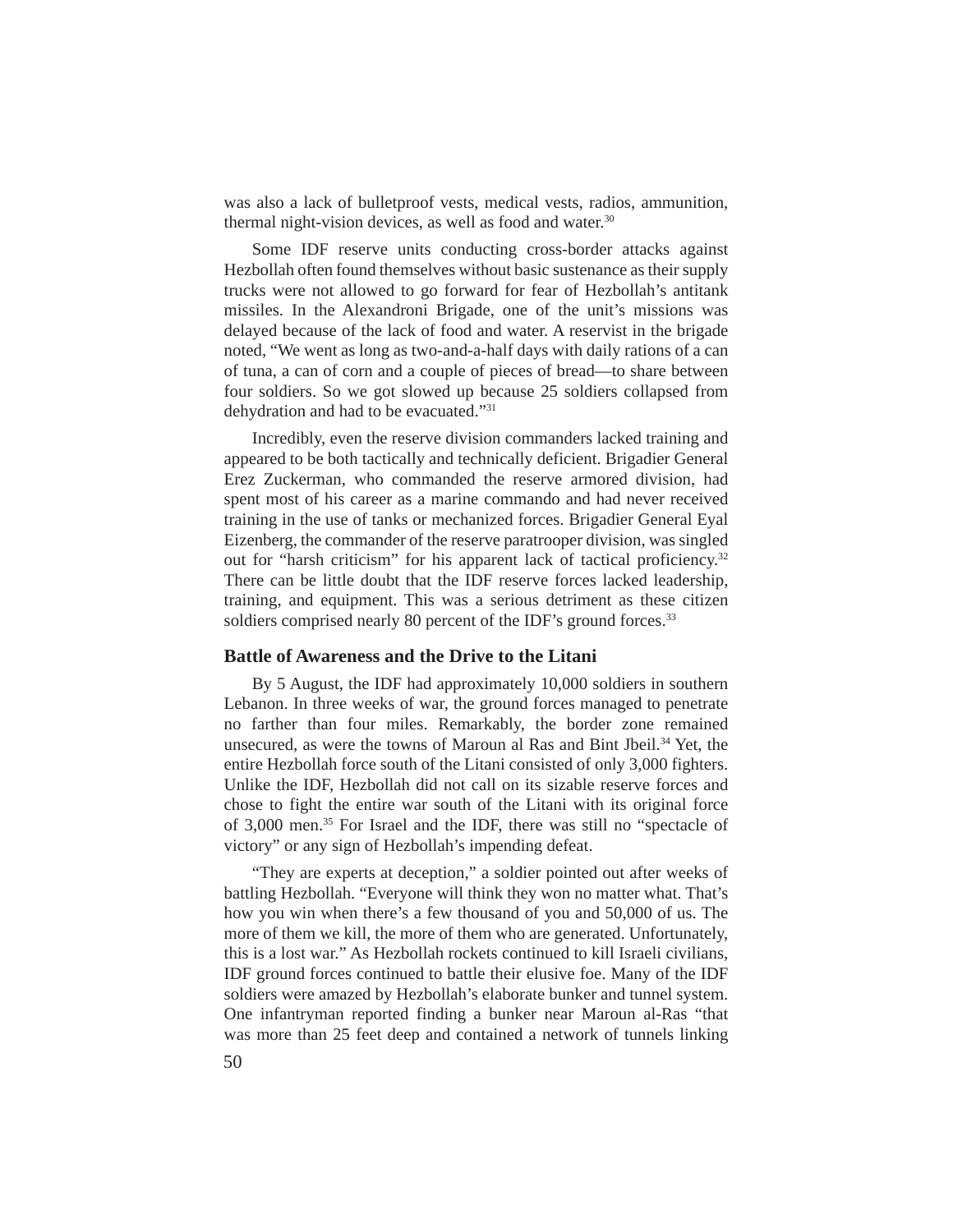was also a lack of bulletproof vests, medical vests, radios, ammunition, thermal night-vision devices, as well as food and water.[30]

Some IDF reserve units conducting cross-border attacks against Hezbollah often found themselves without basic sustenance as their supply trucks were not allowed to go forward for fear of Hezbollah's antitank missiles. In the Alexandroni Brigade, one of the unit's missions was delayed because of the lack of food and water. A reservist in the brigade noted, "We went as long as two-and-a-half days with daily rations of a can of tuna, a can of corn and a couple of pieces of bread—to share between four soldiers. So we got slowed up because 25 soldiers collapsed from dehydration and had to be evacuated."[31]

Incredibly, even the reserve division commanders lacked training and appeared to be both tactically and technically deficient. Brigadier General Erez Zuckerman, who commanded the reserve armored division, had spent most of his career as a marine commando and had never received training in the use of tanks or mechanized forces. Brigadier General Eyal Eizenberg, the commander of the reserve paratrooper division, was singled out for "harsh criticism" for his apparent lack of tactical proficiency.[32] There can be little doubt that the IDF reserve forces lacked leadership, training, and equipment. This was a serious detriment as these citizen soldiers comprised nearly 80 percent of the IDF's ground forces.[33]

## Battle of Awareness and the Drive to the Litani

By 5 August, the IDF had approximately 10,000 soldiers in southern Lebanon. In three weeks of war, the ground forces managed to penetrate no farther than four miles. Remarkably, the border zone remained unsecured, as were the towns of Maroun al Ras and Bint Jbeil.[34] Yet, the entire Hezbollah force south of the Litani consisted of only 3,000 fighters. Unlike the IDF, Hezbollah did not call on its sizable reserve forces and chose to fight the entire war south of the Litani with its original force of 3,000 men.[35] For Israel and the IDF, there was still no "spectacle of victory" or any sign of Hezbollah's impending defeat.

"They are experts at deception," a soldier pointed out after weeks of battling Hezbollah. "Everyone will think they won no matter what. That's how you win when there's a few thousand of you and 50,000 of us. The more of them we kill, the more of them who are generated. Unfortunately, this is a lost war." As Hezbollah rockets continued to kill Israeli civilians, IDF ground forces continued to battle their elusive foe. Many of the IDF soldiers were amazed by Hezbollah's elaborate bunker and tunnel system. One infantryman reported finding a bunker near Maroun al-Ras "that was more than 25 feet deep and contained a network of tunnels linking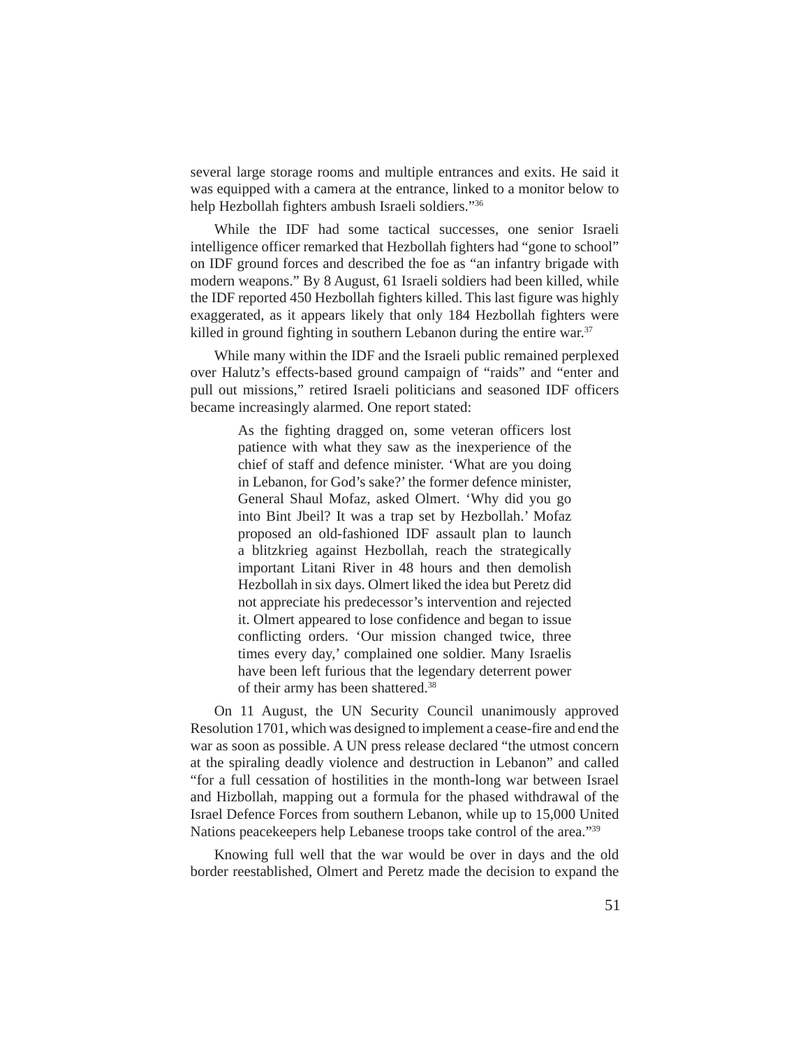several large storage rooms and multiple entrances and exits. He said it was equipped with a camera at the entrance, linked to a monitor below to help Hezbollah fighters ambush Israeli soldiers."[36]

While the IDF had some tactical successes, one senior Israeli intelligence officer remarked that Hezbollah fighters had "gone to school" on IDF ground forces and described the foe as "an infantry brigade with modern weapons." By 8 August, 61 Israeli soldiers had been killed, while the IDF reported 450 Hezbollah fighters killed. This last figure was highly exaggerated, as it appears likely that only 184 Hezbollah fighters were killed in ground fighting in southern Lebanon during the entire war.[37]

While many within the IDF and the Israeli public remained perplexed over Halutz's effects-based ground campaign of "raids" and "enter and pull out missions," retired Israeli politicians and seasoned IDF officers became increasingly alarmed. One report stated:

> As the fighting dragged on, some veteran officers lost patience with what they saw as the inexperience of the chief of staff and defence minister. 'What are you doing in Lebanon, for God's sake?' the former defence minister, General Shaul Mofaz, asked Olmert. 'Why did you go into Bint Jbeil? It was a trap set by Hezbollah.' Mofaz proposed an old-fashioned IDF assault plan to launch a blitzkrieg against Hezbollah, reach the strategically important Litani River in 48 hours and then demolish Hezbollah in six days. Olmert liked the idea but Peretz did not appreciate his predecessor's intervention and rejected it. Olmert appeared to lose confidence and began to issue conflicting orders. 'Our mission changed twice, three times every day,' complained one soldier. Many Israelis have been left furious that the legendary deterrent power of their army has been shattered.[38]

On 11 August, the UN Security Council unanimously approved Resolution 1701, which was designed to implement a cease-fire and end the war as soon as possible. A UN press release declared "the utmost concern at the spiraling deadly violence and destruction in Lebanon" and called "for a full cessation of hostilities in the month-long war between Israel and Hizbollah, mapping out a formula for the phased withdrawal of the Israel Defence Forces from southern Lebanon, while up to 15,000 United Nations peacekeepers help Lebanese troops take control of the area."[39]

Knowing full well that the war would be over in days and the old border reestablished, Olmert and Peretz made the decision to expand the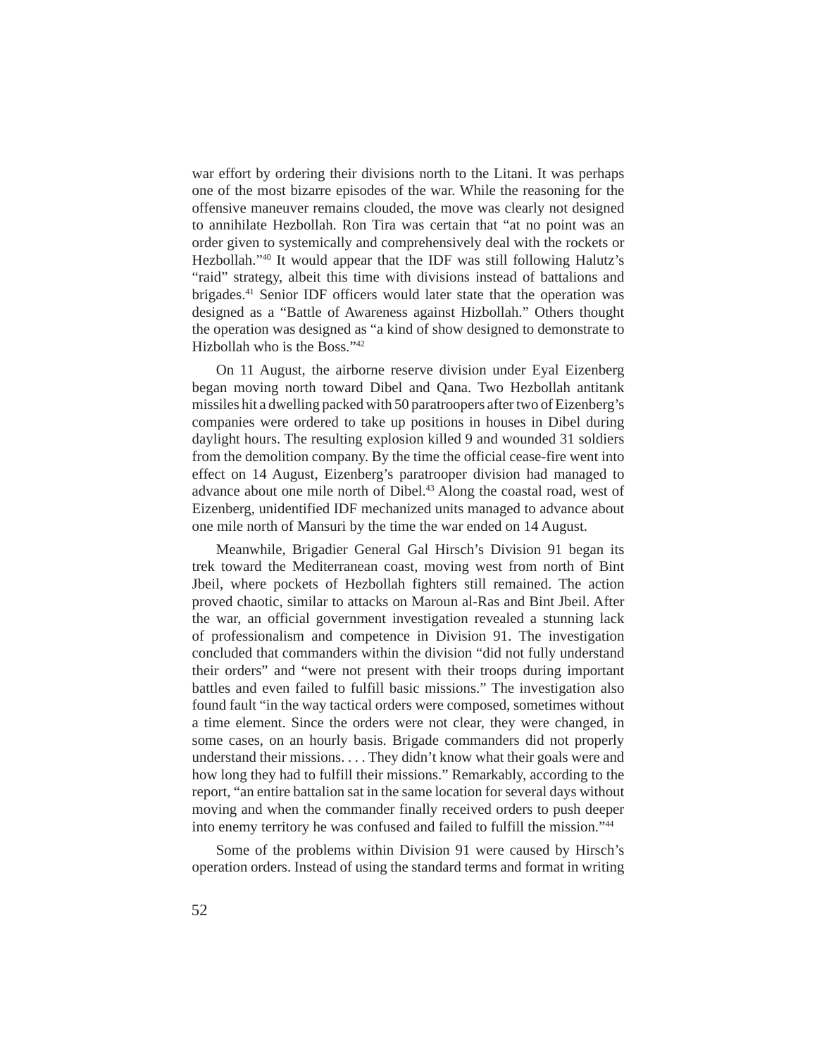war effort by ordering their divisions north to the Litani. It was perhaps one of the most bizarre episodes of the war. While the reasoning for the offensive maneuver remains clouded, the move was clearly not designed to annihilate Hezbollah. Ron Tira was certain that "at no point was an order given to systemically and comprehensively deal with the rockets or Hezbollah."[40] It would appear that the IDF was still following Halutz's "raid" strategy, albeit this time with divisions instead of battalions and brigades.[41] Senior IDF officers would later state that the operation was designed as a "Battle of Awareness against Hizbollah." Others thought the operation was designed as "a kind of show designed to demonstrate to Hizbollah who is the Boss."[42]

On 11 August, the airborne reserve division under Eyal Eizenberg began moving north toward Dibel and Qana. Two Hezbollah antitank missiles hit a dwelling packed with 50 paratroopers after two of Eizenberg's companies were ordered to take up positions in houses in Dibel during daylight hours. The resulting explosion killed 9 and wounded 31 soldiers from the demolition company. By the time the official cease-fire went into effect on 14 August, Eizenberg's paratrooper division had managed to advance about one mile north of Dibel.[43] Along the coastal road, west of Eizenberg, unidentified IDF mechanized units managed to advance about one mile north of Mansuri by the time the war ended on 14 August.

Meanwhile, Brigadier General Gal Hirsch's Division 91 began its trek toward the Mediterranean coast, moving west from north of Bint Jbeil, where pockets of Hezbollah fighters still remained. The action proved chaotic, similar to attacks on Maroun al-Ras and Bint Jbeil. After the war, an official government investigation revealed a stunning lack of professionalism and competence in Division 91. The investigation concluded that commanders within the division "did not fully understand their orders" and "were not present with their troops during important battles and even failed to fulfill basic missions." The investigation also found fault "in the way tactical orders were composed, sometimes without a time element. Since the orders were not clear, they were changed, in some cases, on an hourly basis. Brigade commanders did not properly understand their missions. . . . They didn't know what their goals were and how long they had to fulfill their missions." Remarkably, according to the report, "an entire battalion sat in the same location for several days without moving and when the commander finally received orders to push deeper into enemy territory he was confused and failed to fulfill the mission."[44]

Some of the problems within Division 91 were caused by Hirsch's operation orders. Instead of using the standard terms and format in writing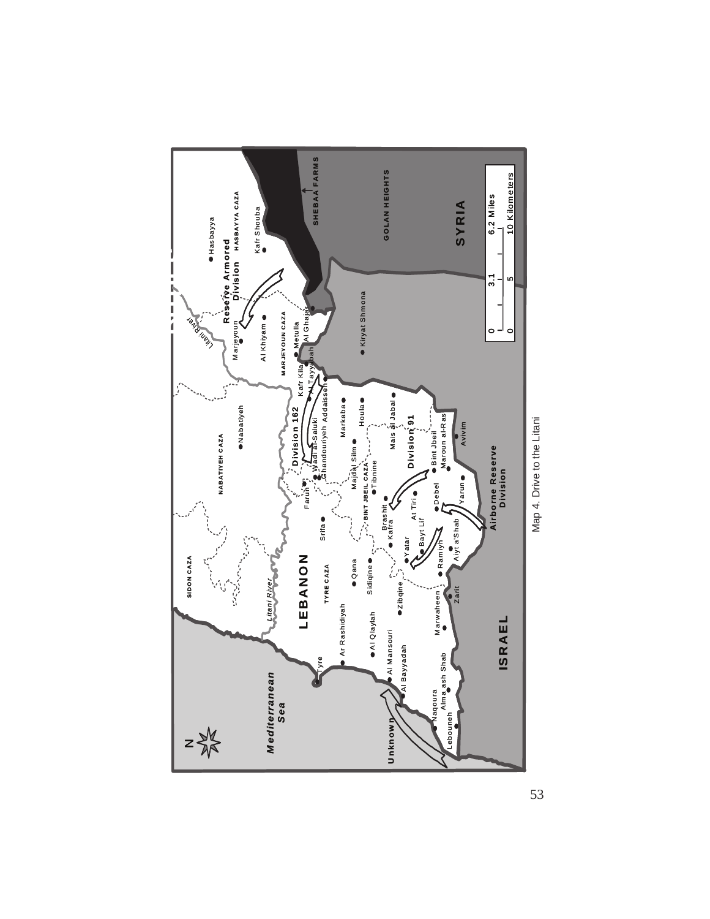Map 4. Drive to the Litani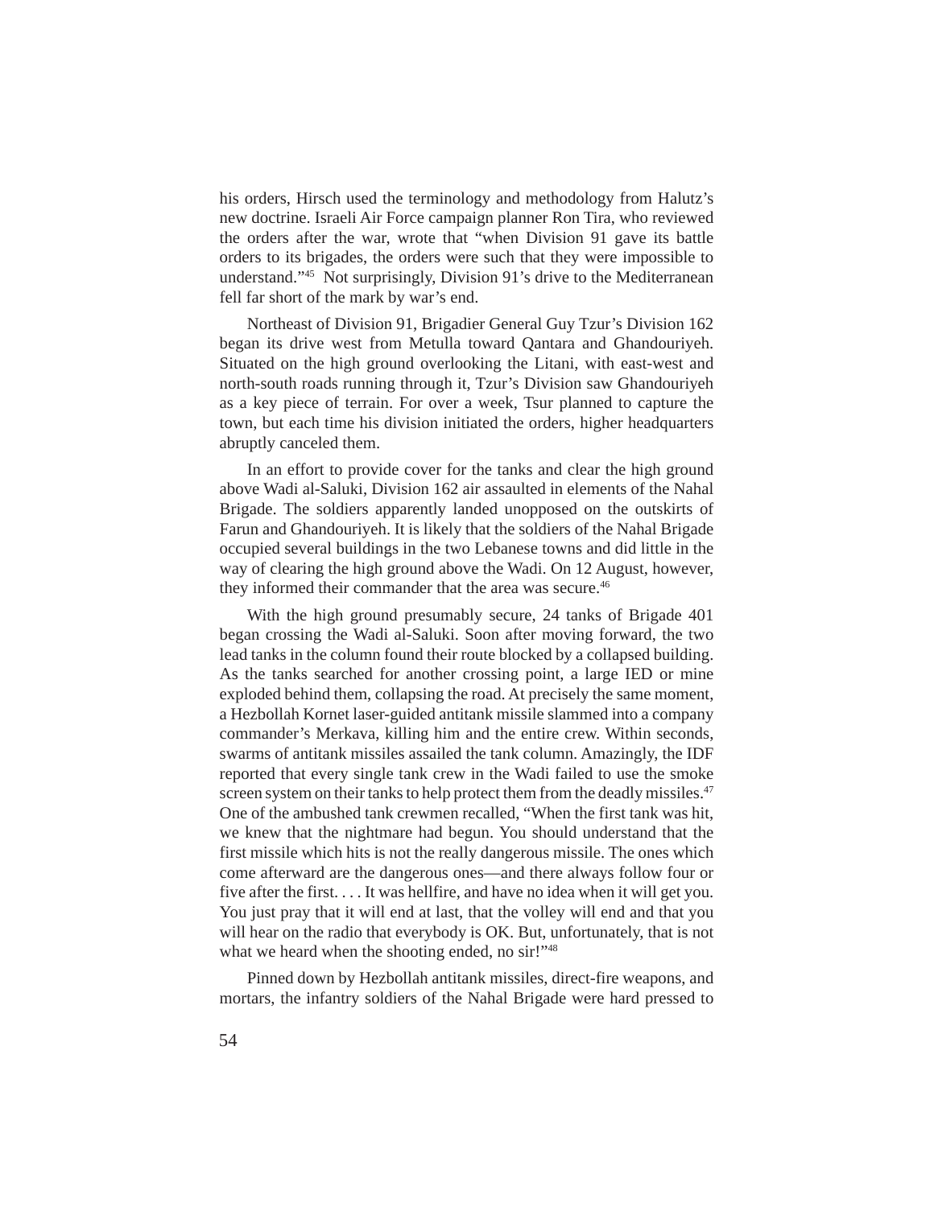his orders, Hirsch used the terminology and methodology from Halutz's new doctrine. Israeli Air Force campaign planner Ron Tira, who reviewed the orders after the war, wrote that "when Division 91 gave its battle orders to its brigades, the orders were such that they were impossible to understand."[45] Not surprisingly, Division 91's drive to the Mediterranean fell far short of the mark by war's end.

Northeast of Division 91, Brigadier General Guy Tzur's Division 162 began its drive west from Metulla toward Qantara and Ghandouriyeh. Situated on the high ground overlooking the Litani, with east-west and north-south roads running through it, Tzur's Division saw Ghandouriyeh as a key piece of terrain. For over a week, Tsur planned to capture the town, but each time his division initiated the orders, higher headquarters abruptly canceled them.

In an effort to provide cover for the tanks and clear the high ground above Wadi al-Saluki, Division 162 air assaulted in elements of the Nahal Brigade. The soldiers apparently landed unopposed on the outskirts of Farun and Ghandouriyeh. It is likely that the soldiers of the Nahal Brigade occupied several buildings in the two Lebanese towns and did little in the way of clearing the high ground above the Wadi. On 12 August, however, they informed their commander that the area was secure.[46]

With the high ground presumably secure, 24 tanks of Brigade 401 began crossing the Wadi al-Saluki. Soon after moving forward, the two lead tanks in the column found their route blocked by a collapsed building. As the tanks searched for another crossing point, a large IED or mine exploded behind them, collapsing the road. At precisely the same moment, a Hezbollah Kornet laser-guided antitank missile slammed into a company commander's Merkava, killing him and the entire crew. Within seconds, swarms of antitank missiles assailed the tank column. Amazingly, the IDF reported that every single tank crew in the Wadi failed to use the smoke screen system on their tanks to help protect them from the deadly missiles.[47] One of the ambushed tank crewmen recalled, "When the first tank was hit, we knew that the nightmare had begun. You should understand that the first missile which hits is not the really dangerous missile. The ones which come afterward are the dangerous ones—and there always follow four or five after the first. . . . It was hellfire, and have no idea when it will get you. You just pray that it will end at last, that the volley will end and that you will hear on the radio that everybody is OK. But, unfortunately, that is not what we heard when the shooting ended, no sir!"[48]

Pinned down by Hezbollah antitank missiles, direct-fire weapons, and mortars, the infantry soldiers of the Nahal Brigade were hard pressed to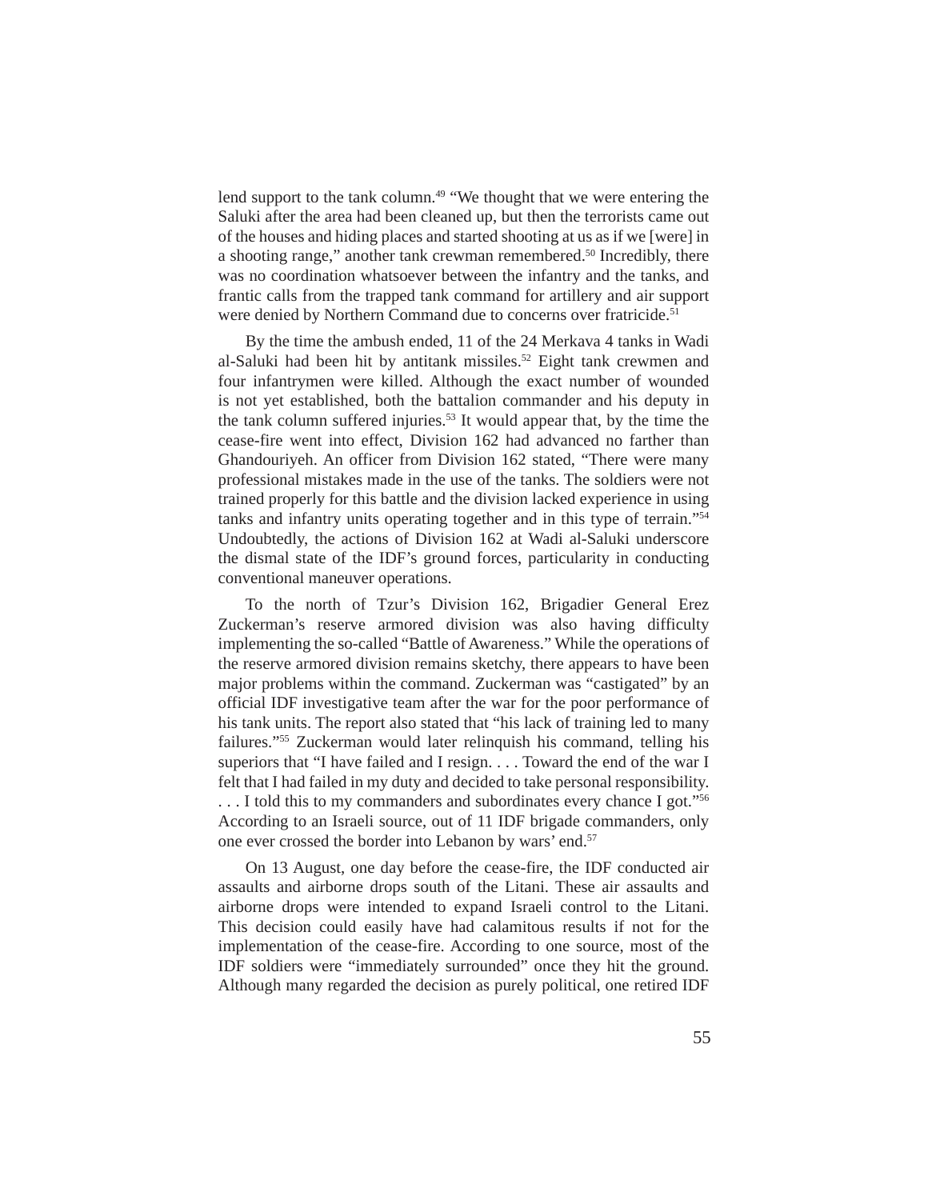lend support to the tank column.[49] "We thought that we were entering the Saluki after the area had been cleaned up, but then the terrorists came out of the houses and hiding places and started shooting at us as if we [were] in a shooting range," another tank crewman remembered.[50] Incredibly, there was no coordination whatsoever between the infantry and the tanks, and frantic calls from the trapped tank command for artillery and air support were denied by Northern Command due to concerns over fratricide.[51]

By the time the ambush ended, 11 of the 24 Merkava 4 tanks in Wadi al-Saluki had been hit by antitank missiles.[52] Eight tank crewmen and four infantrymen were killed. Although the exact number of wounded is not yet established, both the battalion commander and his deputy in the tank column suffered injuries.[53] It would appear that, by the time the cease-fire went into effect, Division 162 had advanced no farther than Ghandouriyeh. An officer from Division 162 stated, "There were many professional mistakes made in the use of the tanks. The soldiers were not trained properly for this battle and the division lacked experience in using tanks and infantry units operating together and in this type of terrain."[54] Undoubtedly, the actions of Division 162 at Wadi al-Saluki underscore the dismal state of the IDF's ground forces, particularity in conducting conventional maneuver operations.

To the north of Tzur's Division 162, Brigadier General Erez Zuckerman's reserve armored division was also having difficulty implementing the so-called "Battle of Awareness." While the operations of the reserve armored division remains sketchy, there appears to have been major problems within the command. Zuckerman was "castigated" by an official IDF investigative team after the war for the poor performance of his tank units. The report also stated that "his lack of training led to many failures."[55] Zuckerman would later relinquish his command, telling his superiors that "I have failed and I resign. . . . Toward the end of the war I felt that I had failed in my duty and decided to take personal responsibility. . . . I told this to my commanders and subordinates every chance I got."[56] According to an Israeli source, out of 11 IDF brigade commanders, only one ever crossed the border into Lebanon by wars' end.[57]

On 13 August, one day before the cease-fire, the IDF conducted air assaults and airborne drops south of the Litani. These air assaults and airborne drops were intended to expand Israeli control to the Litani. This decision could easily have had calamitous results if not for the implementation of the cease-fire. According to one source, most of the IDF soldiers were "immediately surrounded" once they hit the ground. Although many regarded the decision as purely political, one retired IDF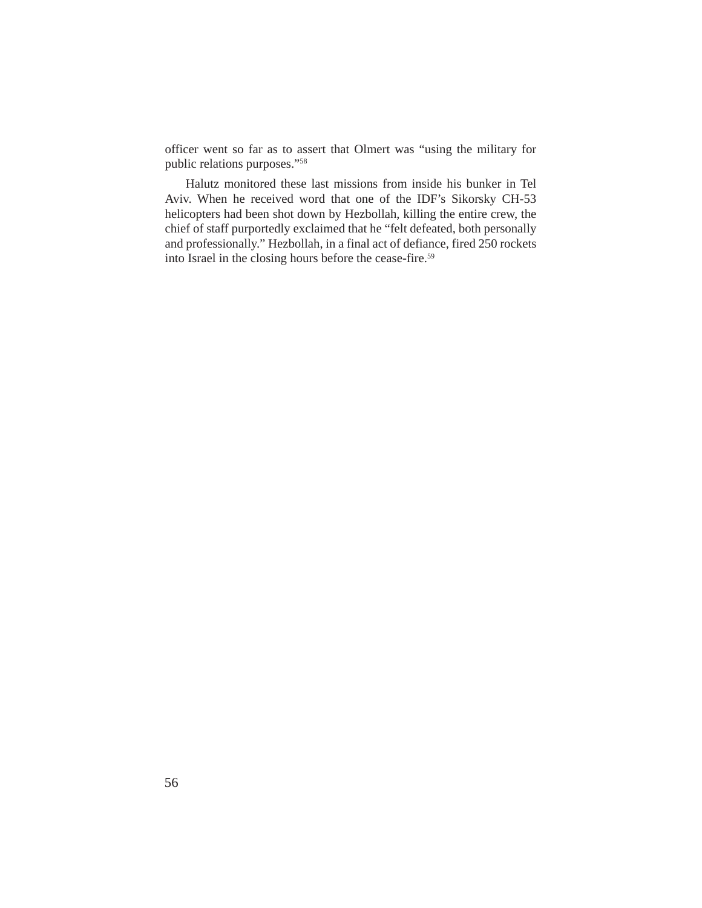officer went so far as to assert that Olmert was "using the military for public relations purposes."[58]

Halutz monitored these last missions from inside his bunker in Tel Aviv. When he received word that one of the IDF's Sikorsky CH-53 helicopters had been shot down by Hezbollah, killing the entire crew, the chief of staff purportedly exclaimed that he "felt defeated, both personally and professionally." Hezbollah, in a final act of defiance, fired 250 rockets into Israel in the closing hours before the cease-fire.[59]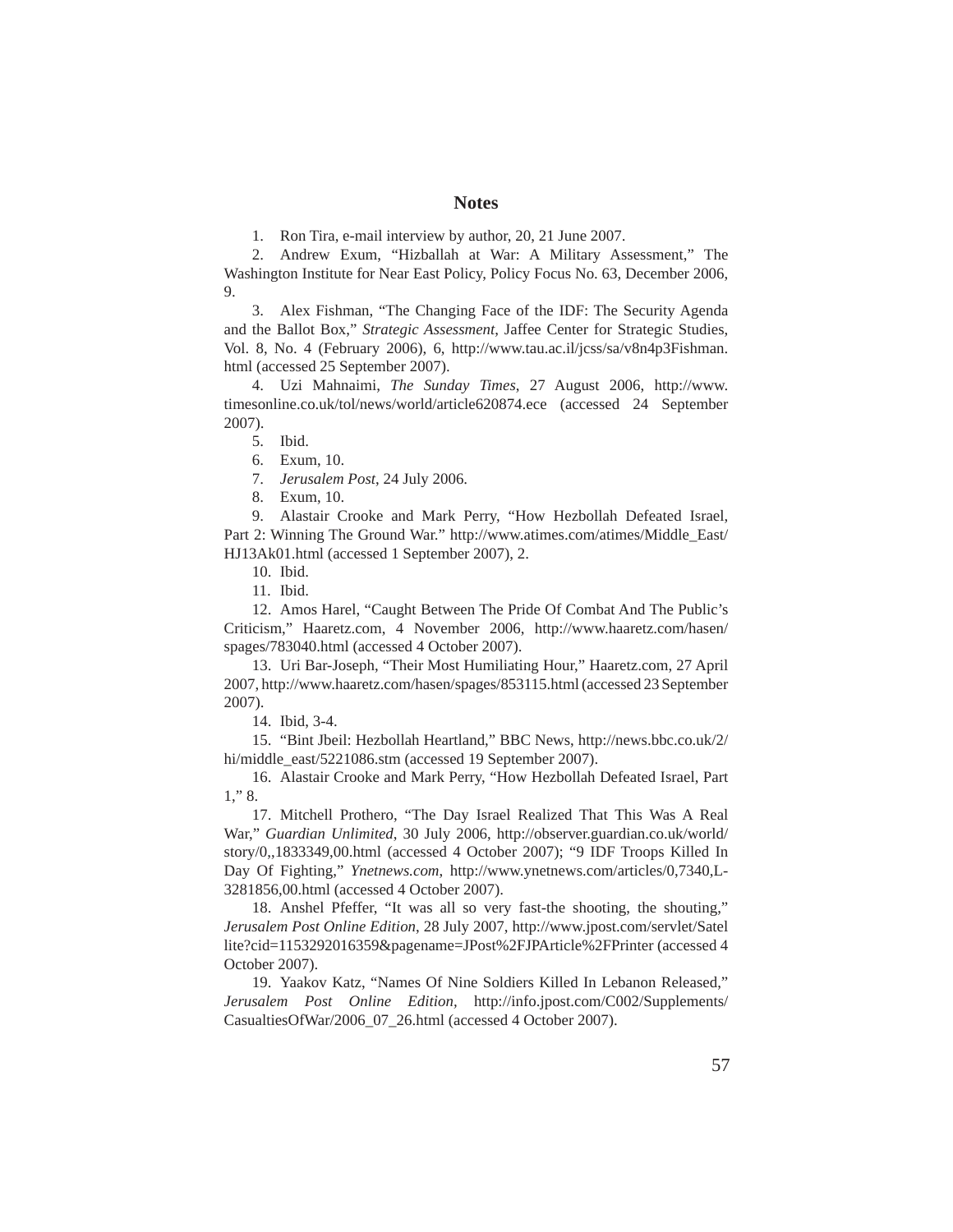## Notes

1. Ron Tira, e-mail interview by author, 20, 21 June 2007.

2. Andrew Exum, "Hizballah at War: A Military Assessment," The Washington Institute for Near East Policy, Policy Focus No. 63, December 2006, 9.

3. Alex Fishman, "The Changing Face of the IDF: The Security Agenda and the Ballot Box," *Strategic Assessment*, Jaffee Center for Strategic Studies, Vol. 8, No. 4 (February 2006), 6, http://www.tau.ac.il/jcss/sa/v8n4p3Fishman.html (accessed 25 September 2007).

4. Uzi Mahnaimi, *The Sunday Times*, 27 August 2006, http://www.timesonline.co.uk/tol/news/world/article620874.ece (accessed 24 September 2007).

5. Ibid.

6. Exum, 10.

7. *Jerusalem Post*, 24 July 2006.

8. Exum, 10.

9. Alastair Crooke and Mark Perry, "How Hezbollah Defeated Israel, Part 2: Winning The Ground War." http://www.atimes.com/atimes/Middle_East/HJ13Ak01.html (accessed 1 September 2007), 2.

10. Ibid.

11. Ibid.

12. Amos Harel, "Caught Between The Pride Of Combat And The Public's Criticism," Haaretz.com, 4 November 2006, http://www.haaretz.com/hasen/spages/783040.html (accessed 4 October 2007).

13. Uri Bar-Joseph, "Their Most Humiliating Hour," Haaretz.com, 27 April 2007, http://www.haaretz.com/hasen/spages/853115.html (accessed 23 September 2007).

14. Ibid, 3-4.

15. "Bint Jbeil: Hezbollah Heartland," BBC News, http://news.bbc.co.uk/2/hi/middle_east/5221086.stm (accessed 19 September 2007).

16. Alastair Crooke and Mark Perry, "How Hezbollah Defeated Israel, Part 1," 8.

17. Mitchell Prothero, "The Day Israel Realized That This Was A Real War," *Guardian Unlimited*, 30 July 2006, http://observer.guardian.co.uk/world/story/0,,1833349,00.html (accessed 4 October 2007); "9 IDF Troops Killed In Day Of Fighting," *Ynetnews.com*, http://www.ynetnews.com/articles/0,7340,L-3281856,00.html (accessed 4 October 2007).

18. Anshel Pfeffer, "It was all so very fast-the shooting, the shouting," *Jerusalem Post Online Edition*, 28 July 2007, http://www.jpost.com/servlet/Satellite?cid=1153292016359&pagename=JPost%2FJPArticle%2FPrinter (accessed 4 October 2007).

19. Yaakov Katz, "Names Of Nine Soldiers Killed In Lebanon Released," *Jerusalem Post Online Edition*, http://info.jpost.com/C002/Supplements/CasualtiesOfWar/2006_07_26.html (accessed 4 October 2007).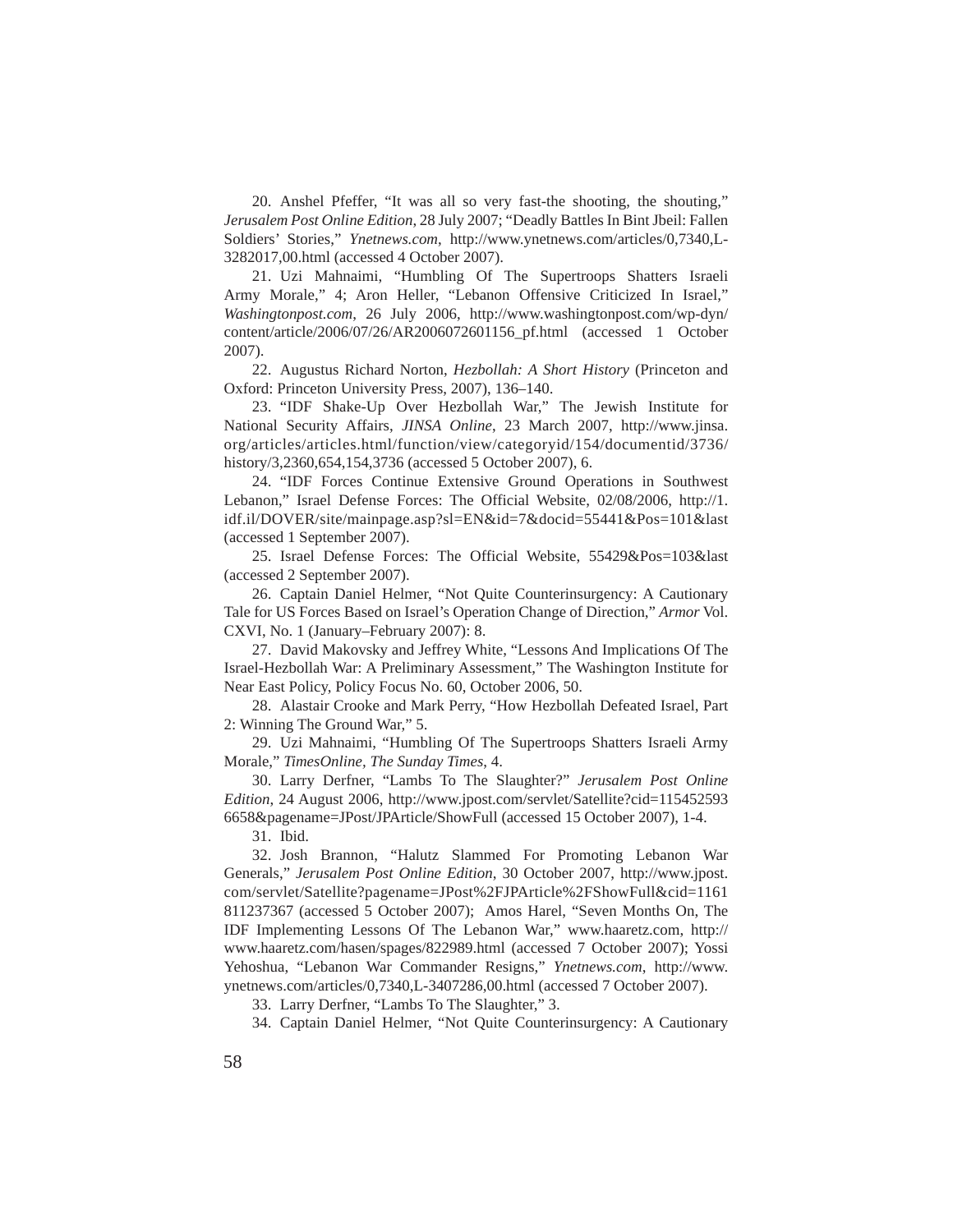20. Anshel Pfeffer, "It was all so very fast-the shooting, the shouting," *Jerusalem Post Online Edition*, 28 July 2007; "Deadly Battles In Bint Jbeil: Fallen Soldiers' Stories," *Ynetnews.com*, http://www.ynetnews.com/articles/0,7340,L-3282017,00.html (accessed 4 October 2007).

21. Uzi Mahnaimi, "Humbling Of The Supertroops Shatters Israeli Army Morale," 4; Aron Heller, "Lebanon Offensive Criticized In Israel," *Washingtonpost.com*, 26 July 2006, http://www.washingtonpost.com/wp-dyn/content/article/2006/07/26/AR2006072601156_pf.html (accessed 1 October 2007).

22. Augustus Richard Norton, *Hezbollah: A Short History* (Princeton and Oxford: Princeton University Press, 2007), 136–140.

23. "IDF Shake-Up Over Hezbollah War," The Jewish Institute for National Security Affairs, *JINSA Online*, 23 March 2007, http://www.jinsa.org/articles/articles.html/function/view/categoryid/154/documentid/3736/history/3,2360,654,154,3736 (accessed 5 October 2007), 6.

24. "IDF Forces Continue Extensive Ground Operations in Southwest Lebanon," Israel Defense Forces: The Official Website, 02/08/2006, http://1.idf.il/DOVER/site/mainpage.asp?sl=EN&id=7&docid=55441&Pos=101&last (accessed 1 September 2007).

25. Israel Defense Forces: The Official Website, 55429&Pos=103&last (accessed 2 September 2007).

26. Captain Daniel Helmer, "Not Quite Counterinsurgency: A Cautionary Tale for US Forces Based on Israel's Operation Change of Direction," *Armor* Vol. CXVI, No. 1 (January–February 2007): 8.

27. David Makovsky and Jeffrey White, "Lessons And Implications Of The Israel-Hezbollah War: A Preliminary Assessment," The Washington Institute for Near East Policy, Policy Focus No. 60, October 2006, 50.

28. Alastair Crooke and Mark Perry, "How Hezbollah Defeated Israel, Part 2: Winning The Ground War," 5.

29. Uzi Mahnaimi, "Humbling Of The Supertroops Shatters Israeli Army Morale," *TimesOnline, The Sunday Times*, 4.

30. Larry Derfner, "Lambs To The Slaughter?" *Jerusalem Post Online Edition*, 24 August 2006, http://www.jpost.com/servlet/Satellite?cid=1154525936658&pagename=JPost/JPArticle/ShowFull (accessed 15 October 2007), 1-4.

31. Ibid.

32. Josh Brannon, "Halutz Slammed For Promoting Lebanon War Generals," *Jerusalem Post Online Edition*, 30 October 2007, http://www.jpost.com/servlet/Satellite?pagename=JPost%2FJPArticle%2FShowFull&cid=1161811237367 (accessed 5 October 2007); Amos Harel, "Seven Months On, The IDF Implementing Lessons Of The Lebanon War," www.haaretz.com, http://www.haaretz.com/hasen/spages/822989.html (accessed 7 October 2007); Yossi Yehoshua, "Lebanon War Commander Resigns," *Ynetnews.com*, http://www.ynetnews.com/articles/0,7340,L-3407286,00.html (accessed 7 October 2007).

33. Larry Derfner, "Lambs To The Slaughter," 3.

34. Captain Daniel Helmer, "Not Quite Counterinsurgency: A Cautionary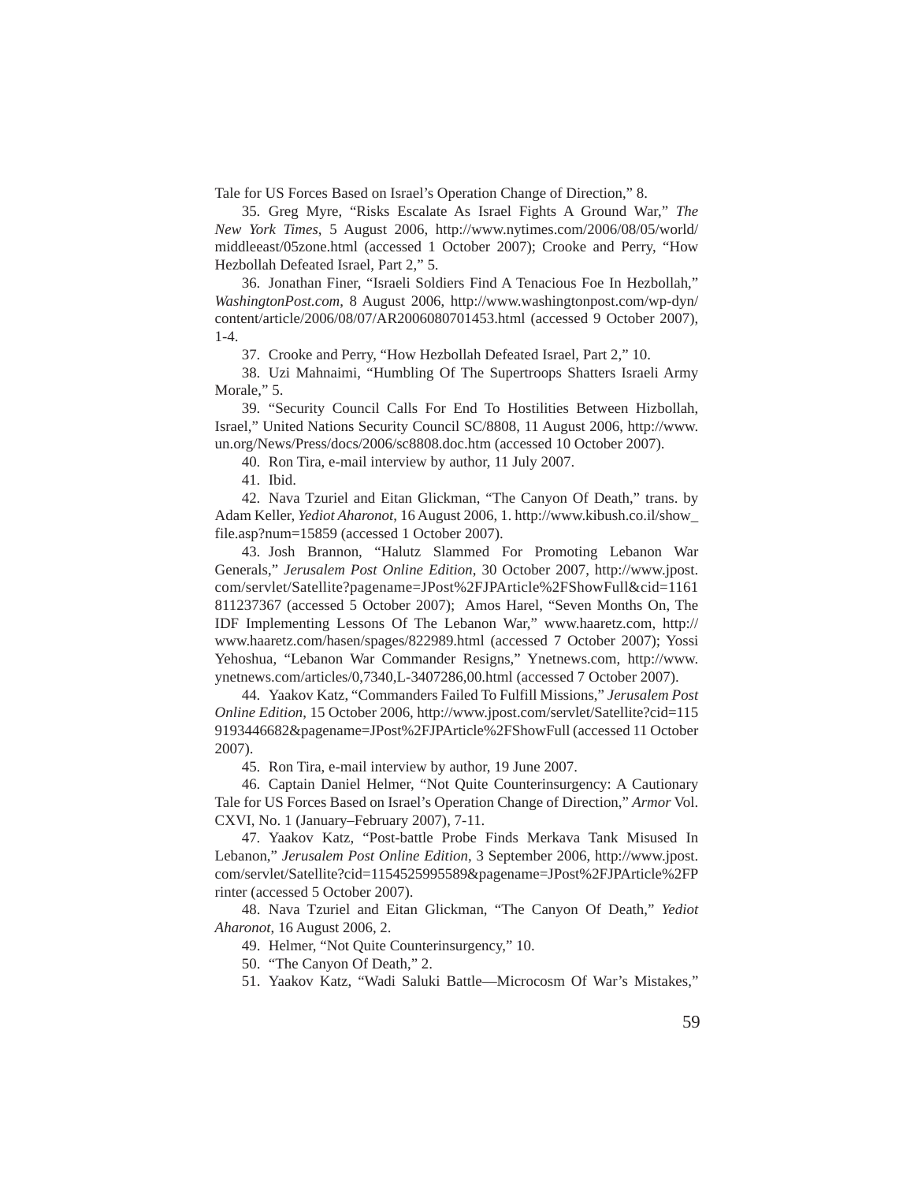Tale for US Forces Based on Israel's Operation Change of Direction," 8.

35. Greg Myre, "Risks Escalate As Israel Fights A Ground War," *The New York Times*, 5 August 2006, http://www.nytimes.com/2006/08/05/world/middleeast/05zone.html (accessed 1 October 2007); Crooke and Perry, "How Hezbollah Defeated Israel, Part 2," 5.

36. Jonathan Finer, "Israeli Soldiers Find A Tenacious Foe In Hezbollah," *WashingtonPost.com*, 8 August 2006, http://www.washingtonpost.com/wp-dyn/content/article/2006/08/07/AR2006080701453.html (accessed 9 October 2007), 1-4.

37. Crooke and Perry, "How Hezbollah Defeated Israel, Part 2," 10.

38. Uzi Mahnaimi, "Humbling Of The Supertroops Shatters Israeli Army Morale," 5.

39. "Security Council Calls For End To Hostilities Between Hizbollah, Israel," United Nations Security Council SC/8808, 11 August 2006, http://www.un.org/News/Press/docs/2006/sc8808.doc.htm (accessed 10 October 2007).

40. Ron Tira, e-mail interview by author, 11 July 2007.

41. Ibid.

42. Nava Tzuriel and Eitan Glickman, "The Canyon Of Death," trans. by Adam Keller, *Yediot Aharonot*, 16 August 2006, 1. http://www.kibush.co.il/show_file.asp?num=15859 (accessed 1 October 2007).

43. Josh Brannon, "Halutz Slammed For Promoting Lebanon War Generals," *Jerusalem Post Online Edition*, 30 October 2007, http://www.jpost.com/servlet/Satellite?pagename=JPost%2FJPArticle%2FShowFull&cid=1161811237367 (accessed 5 October 2007); Amos Harel, "Seven Months On, The IDF Implementing Lessons Of The Lebanon War," www.haaretz.com, http://www.haaretz.com/hasen/spages/822989.html (accessed 7 October 2007); Yossi Yehoshua, "Lebanon War Commander Resigns," Ynetnews.com, http://www.ynetnews.com/articles/0,7340,L-3407286,00.html (accessed 7 October 2007).

44. Yaakov Katz, "Commanders Failed To Fulfill Missions," *Jerusalem Post Online Edition*, 15 October 2006, http://www.jpost.com/servlet/Satellite?cid=1159193446682&pagename=JPost%2FJPArticle%2FShowFull (accessed 11 October 2007).

45. Ron Tira, e-mail interview by author, 19 June 2007.

46. Captain Daniel Helmer, "Not Quite Counterinsurgency: A Cautionary Tale for US Forces Based on Israel's Operation Change of Direction," *Armor* Vol. CXVI, No. 1 (January–February 2007), 7-11.

47. Yaakov Katz, "Post-battle Probe Finds Merkava Tank Misused In Lebanon," *Jerusalem Post Online Edition*, 3 September 2006, http://www.jpost.com/servlet/Satellite?cid=1154525995589&pagename=JPost%2FJPArticle%2FPrinter (accessed 5 October 2007).

48. Nava Tzuriel and Eitan Glickman, "The Canyon Of Death," *Yediot Aharonot*, 16 August 2006, 2.

49. Helmer, "Not Quite Counterinsurgency," 10.

50. "The Canyon Of Death," 2.

51. Yaakov Katz, "Wadi Saluki Battle—Microcosm Of War's Mistakes,"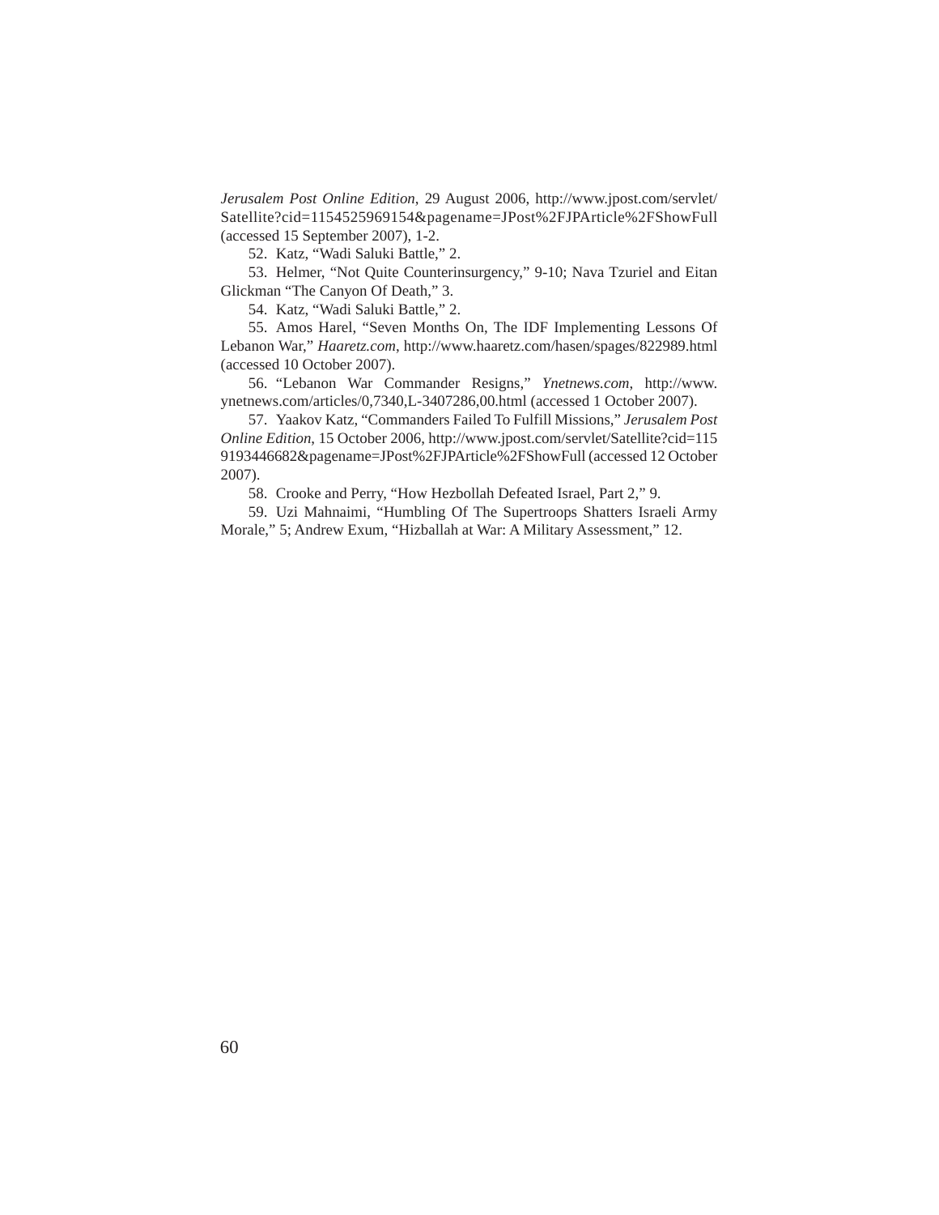*Jerusalem Post Online Edition*, 29 August 2006, http://www.jpost.com/servlet/Satellite?cid=1154525969154&pagename=JPost%2FJPArticle%2FShowFull (accessed 15 September 2007), 1-2.

52. Katz, "Wadi Saluki Battle," 2.

53. Helmer, "Not Quite Counterinsurgency," 9-10; Nava Tzuriel and Eitan Glickman "The Canyon Of Death," 3.

54. Katz, "Wadi Saluki Battle," 2.

55. Amos Harel, "Seven Months On, The IDF Implementing Lessons Of Lebanon War," *Haaretz.com*, http://www.haaretz.com/hasen/spages/822989.html (accessed 10 October 2007).

56. "Lebanon War Commander Resigns," *Ynetnews.com*, http://www.ynetnews.com/articles/0,7340,L-3407286,00.html (accessed 1 October 2007).

57. Yaakov Katz, "Commanders Failed To Fulfill Missions," *Jerusalem Post Online Edition*, 15 October 2006, http://www.jpost.com/servlet/Satellite?cid=1159193446682&pagename=JPost%2FJPArticle%2FShowFull (accessed 12 October 2007).

58. Crooke and Perry, "How Hezbollah Defeated Israel, Part 2," 9.

59. Uzi Mahnaimi, "Humbling Of The Supertroops Shatters Israeli Army Morale," 5; Andrew Exum, "Hizballah at War: A Military Assessment," 12.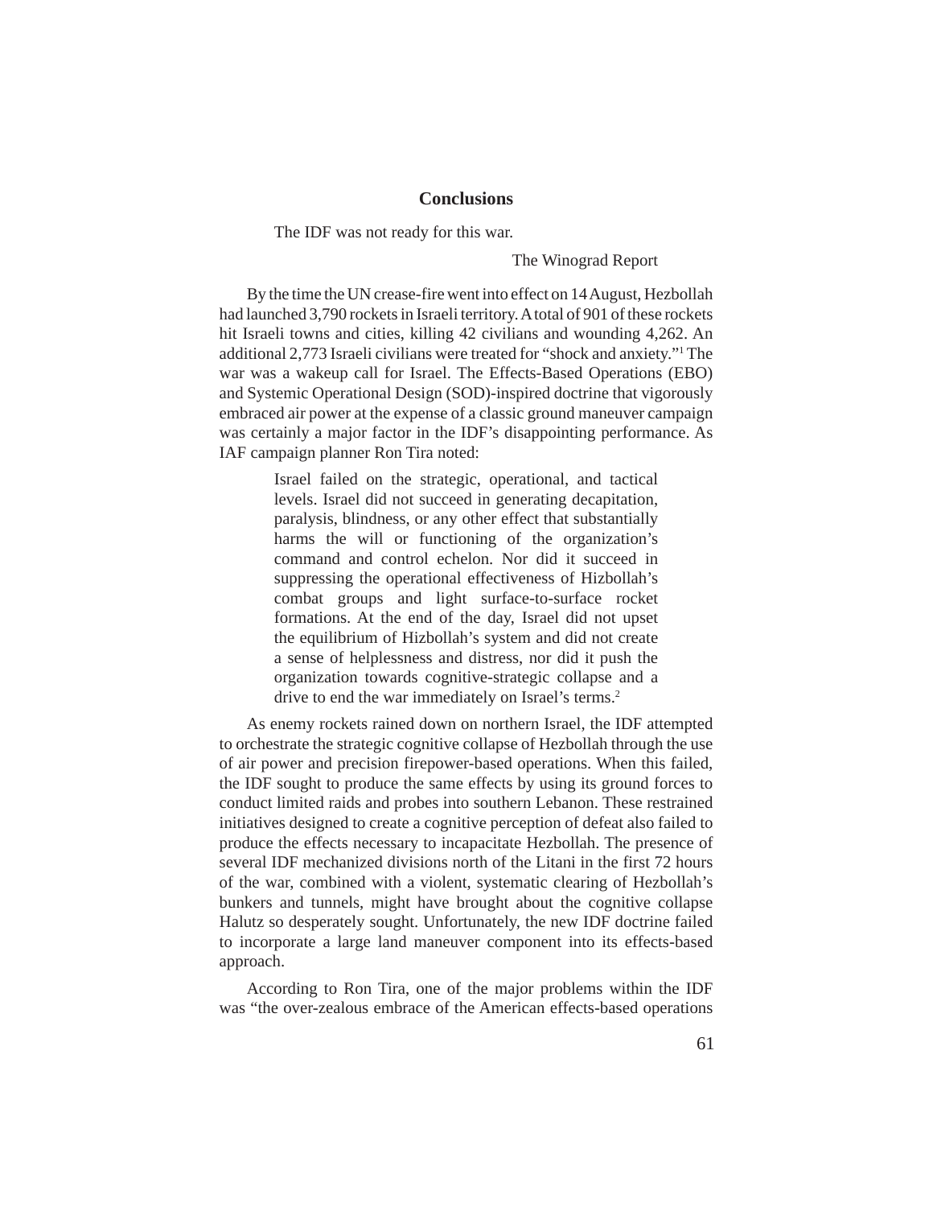## Conclusions

> The IDF was not ready for this war.
>
> The Winograd Report

By the time the UN crease-fire went into effect on 14 August, Hezbollah had launched 3,790 rockets in Israeli territory. A total of 901 of these rockets hit Israeli towns and cities, killing 42 civilians and wounding 4,262. An additional 2,773 Israeli civilians were treated for "shock and anxiety."[1] The war was a wakeup call for Israel. The Effects-Based Operations (EBO) and Systemic Operational Design (SOD)-inspired doctrine that vigorously embraced air power at the expense of a classic ground maneuver campaign was certainly a major factor in the IDF's disappointing performance. As IAF campaign planner Ron Tira noted:

> Israel failed on the strategic, operational, and tactical levels. Israel did not succeed in generating decapitation, paralysis, blindness, or any other effect that substantially harms the will or functioning of the organization's command and control echelon. Nor did it succeed in suppressing the operational effectiveness of Hizbollah's combat groups and light surface-to-surface rocket formations. At the end of the day, Israel did not upset the equilibrium of Hizbollah's system and did not create a sense of helplessness and distress, nor did it push the organization towards cognitive-strategic collapse and a drive to end the war immediately on Israel's terms.[2]

As enemy rockets rained down on northern Israel, the IDF attempted to orchestrate the strategic cognitive collapse of Hezbollah through the use of air power and precision firepower-based operations. When this failed, the IDF sought to produce the same effects by using its ground forces to conduct limited raids and probes into southern Lebanon. These restrained initiatives designed to create a cognitive perception of defeat also failed to produce the effects necessary to incapacitate Hezbollah. The presence of several IDF mechanized divisions north of the Litani in the first 72 hours of the war, combined with a violent, systematic clearing of Hezbollah's bunkers and tunnels, might have brought about the cognitive collapse Halutz so desperately sought. Unfortunately, the new IDF doctrine failed to incorporate a large land maneuver component into its effects-based approach.

According to Ron Tira, one of the major problems within the IDF was "the over-zealous embrace of the American effects-based operations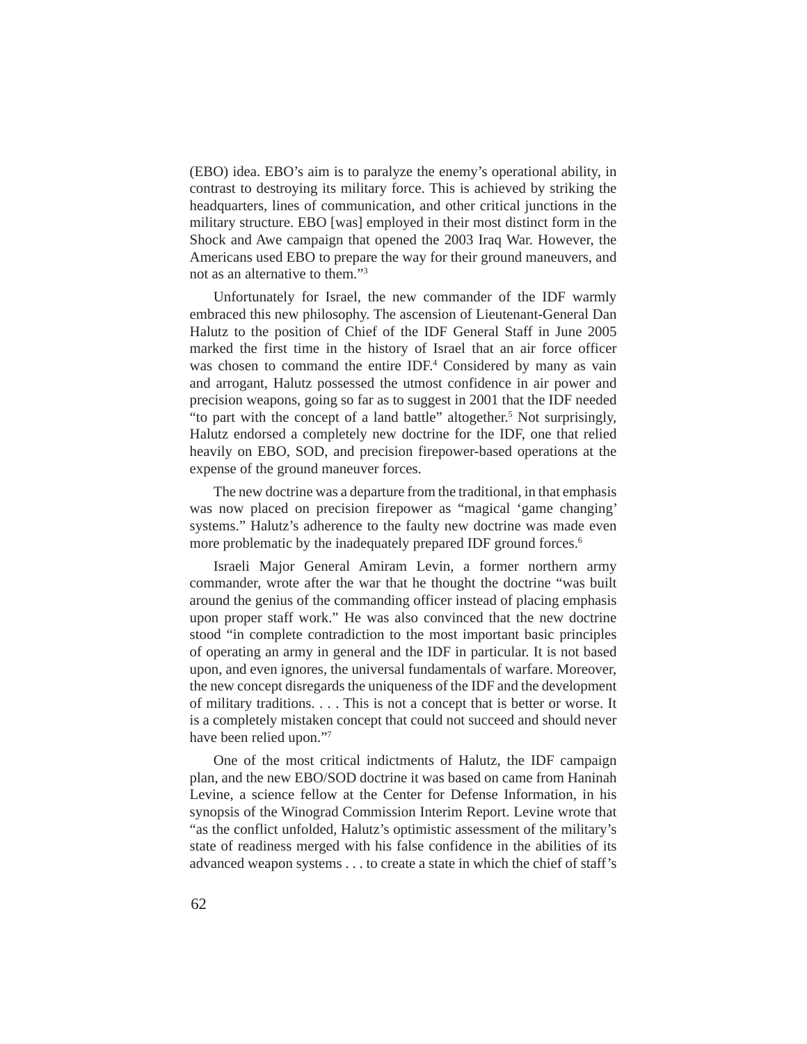(EBO) idea. EBO's aim is to paralyze the enemy's operational ability, in contrast to destroying its military force. This is achieved by striking the headquarters, lines of communication, and other critical junctions in the military structure. EBO [was] employed in their most distinct form in the Shock and Awe campaign that opened the 2003 Iraq War. However, the Americans used EBO to prepare the way for their ground maneuvers, and not as an alternative to them."[3]

Unfortunately for Israel, the new commander of the IDF warmly embraced this new philosophy. The ascension of Lieutenant-General Dan Halutz to the position of Chief of the IDF General Staff in June 2005 marked the first time in the history of Israel that an air force officer was chosen to command the entire IDF.[4] Considered by many as vain and arrogant, Halutz possessed the utmost confidence in air power and precision weapons, going so far as to suggest in 2001 that the IDF needed "to part with the concept of a land battle" altogether.[5] Not surprisingly, Halutz endorsed a completely new doctrine for the IDF, one that relied heavily on EBO, SOD, and precision firepower-based operations at the expense of the ground maneuver forces.

The new doctrine was a departure from the traditional, in that emphasis was now placed on precision firepower as "magical 'game changing' systems." Halutz's adherence to the faulty new doctrine was made even more problematic by the inadequately prepared IDF ground forces.[6]

Israeli Major General Amiram Levin, a former northern army commander, wrote after the war that he thought the doctrine "was built around the genius of the commanding officer instead of placing emphasis upon proper staff work." He was also convinced that the new doctrine stood "in complete contradiction to the most important basic principles of operating an army in general and the IDF in particular. It is not based upon, and even ignores, the universal fundamentals of warfare. Moreover, the new concept disregards the uniqueness of the IDF and the development of military traditions. . . . This is not a concept that is better or worse. It is a completely mistaken concept that could not succeed and should never have been relied upon."[7]

One of the most critical indictments of Halutz, the IDF campaign plan, and the new EBO/SOD doctrine it was based on came from Haninah Levine, a science fellow at the Center for Defense Information, in his synopsis of the Winograd Commission Interim Report. Levine wrote that "as the conflict unfolded, Halutz's optimistic assessment of the military's state of readiness merged with his false confidence in the abilities of its advanced weapon systems . . . to create a state in which the chief of staff's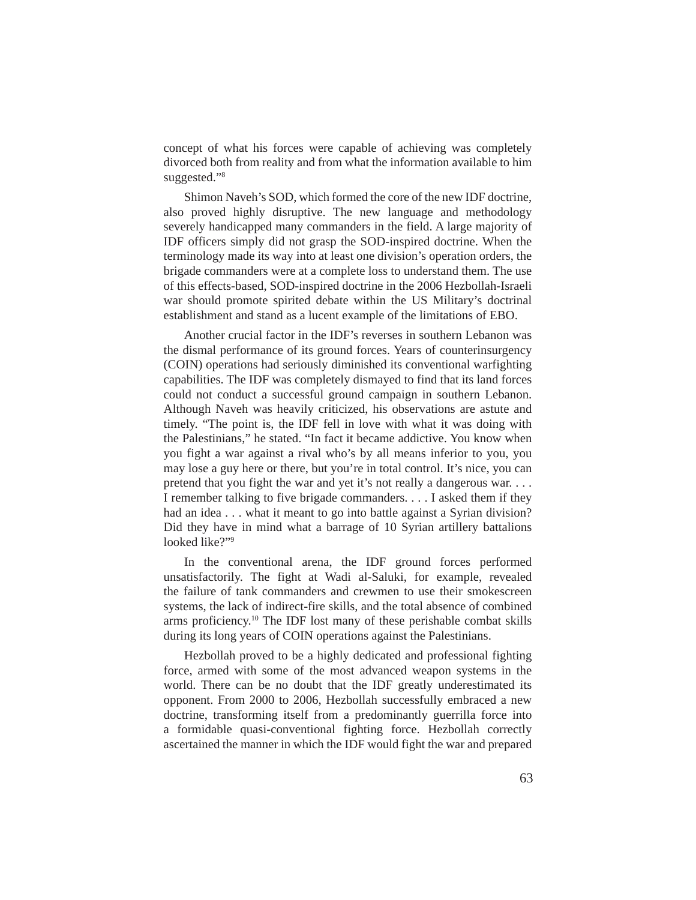concept of what his forces were capable of achieving was completely divorced both from reality and from what the information available to him suggested."[8]

Shimon Naveh's SOD, which formed the core of the new IDF doctrine, also proved highly disruptive. The new language and methodology severely handicapped many commanders in the field. A large majority of IDF officers simply did not grasp the SOD-inspired doctrine. When the terminology made its way into at least one division's operation orders, the brigade commanders were at a complete loss to understand them. The use of this effects-based, SOD-inspired doctrine in the 2006 Hezbollah-Israeli war should promote spirited debate within the US Military's doctrinal establishment and stand as a lucent example of the limitations of EBO.

Another crucial factor in the IDF's reverses in southern Lebanon was the dismal performance of its ground forces. Years of counterinsurgency (COIN) operations had seriously diminished its conventional warfighting capabilities. The IDF was completely dismayed to find that its land forces could not conduct a successful ground campaign in southern Lebanon. Although Naveh was heavily criticized, his observations are astute and timely. "The point is, the IDF fell in love with what it was doing with the Palestinians," he stated. "In fact it became addictive. You know when you fight a war against a rival who's by all means inferior to you, you may lose a guy here or there, but you're in total control. It's nice, you can pretend that you fight the war and yet it's not really a dangerous war. . . . I remember talking to five brigade commanders. . . . I asked them if they had an idea . . . what it meant to go into battle against a Syrian division? Did they have in mind what a barrage of 10 Syrian artillery battalions looked like?"[9]

In the conventional arena, the IDF ground forces performed unsatisfactorily. The fight at Wadi al-Saluki, for example, revealed the failure of tank commanders and crewmen to use their smokescreen systems, the lack of indirect-fire skills, and the total absence of combined arms proficiency.[10] The IDF lost many of these perishable combat skills during its long years of COIN operations against the Palestinians.

Hezbollah proved to be a highly dedicated and professional fighting force, armed with some of the most advanced weapon systems in the world. There can be no doubt that the IDF greatly underestimated its opponent. From 2000 to 2006, Hezbollah successfully embraced a new doctrine, transforming itself from a predominantly guerrilla force into a formidable quasi-conventional fighting force. Hezbollah correctly ascertained the manner in which the IDF would fight the war and prepared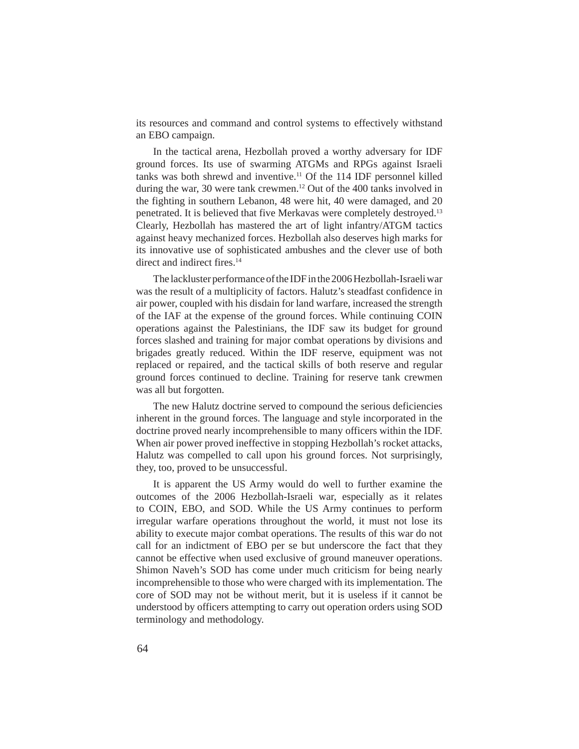its resources and command and control systems to effectively withstand an EBO campaign.

In the tactical arena, Hezbollah proved a worthy adversary for IDF ground forces. Its use of swarming ATGMs and RPGs against Israeli tanks was both shrewd and inventive.[11] Of the 114 IDF personnel killed during the war, 30 were tank crewmen.[12] Out of the 400 tanks involved in the fighting in southern Lebanon, 48 were hit, 40 were damaged, and 20 penetrated. It is believed that five Merkavas were completely destroyed.[13] Clearly, Hezbollah has mastered the art of light infantry/ATGM tactics against heavy mechanized forces. Hezbollah also deserves high marks for its innovative use of sophisticated ambushes and the clever use of both direct and indirect fires.[14]

The lackluster performance of the IDF in the 2006 Hezbollah-Israeli war was the result of a multiplicity of factors. Halutz's steadfast confidence in air power, coupled with his disdain for land warfare, increased the strength of the IAF at the expense of the ground forces. While continuing COIN operations against the Palestinians, the IDF saw its budget for ground forces slashed and training for major combat operations by divisions and brigades greatly reduced. Within the IDF reserve, equipment was not replaced or repaired, and the tactical skills of both reserve and regular ground forces continued to decline. Training for reserve tank crewmen was all but forgotten.

The new Halutz doctrine served to compound the serious deficiencies inherent in the ground forces. The language and style incorporated in the doctrine proved nearly incomprehensible to many officers within the IDF. When air power proved ineffective in stopping Hezbollah's rocket attacks, Halutz was compelled to call upon his ground forces. Not surprisingly, they, too, proved to be unsuccessful.

It is apparent the US Army would do well to further examine the outcomes of the 2006 Hezbollah-Israeli war, especially as it relates to COIN, EBO, and SOD. While the US Army continues to perform irregular warfare operations throughout the world, it must not lose its ability to execute major combat operations. The results of this war do not call for an indictment of EBO per se but underscore the fact that they cannot be effective when used exclusive of ground maneuver operations. Shimon Naveh's SOD has come under much criticism for being nearly incomprehensible to those who were charged with its implementation. The core of SOD may not be without merit, but it is useless if it cannot be understood by officers attempting to carry out operation orders using SOD terminology and methodology.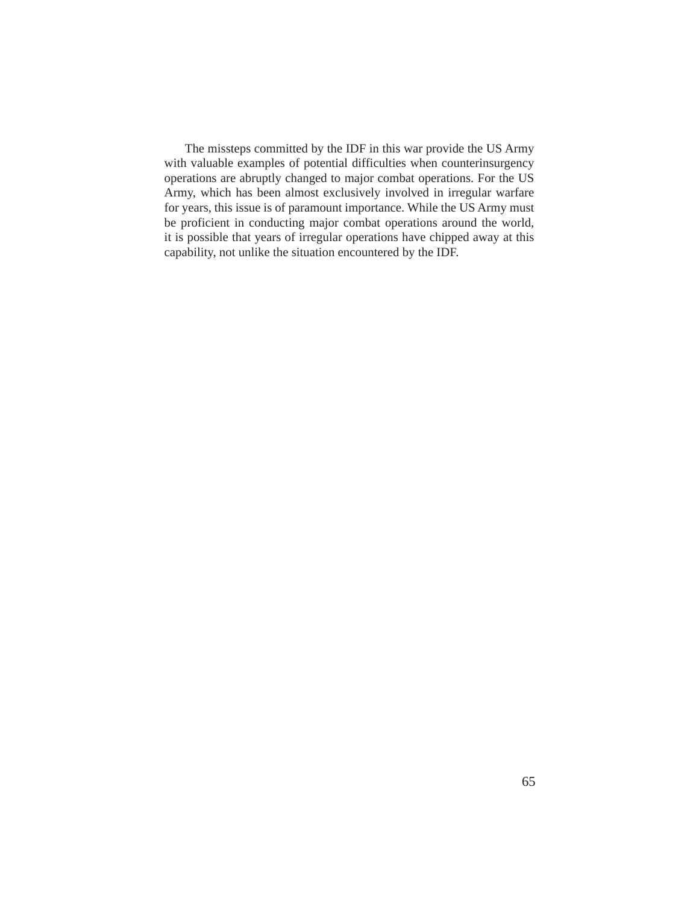The missteps committed by the IDF in this war provide the US Army with valuable examples of potential difficulties when counterinsurgency operations are abruptly changed to major combat operations. For the US Army, which has been almost exclusively involved in irregular warfare for years, this issue is of paramount importance. While the US Army must be proficient in conducting major combat operations around the world, it is possible that years of irregular operations have chipped away at this capability, not unlike the situation encountered by the IDF.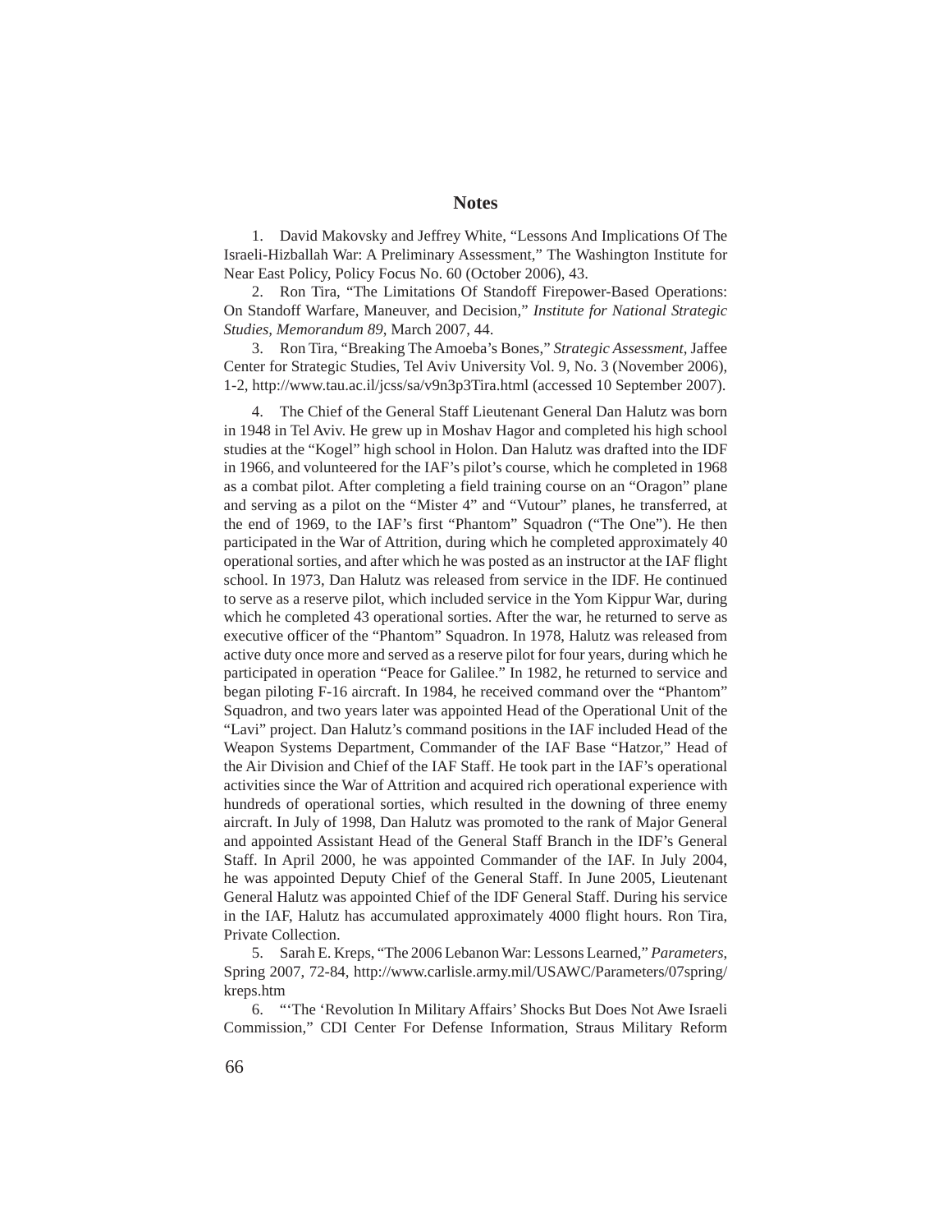## Notes

1. David Makovsky and Jeffrey White, "Lessons And Implications Of The Israeli-Hizballah War: A Preliminary Assessment," The Washington Institute for Near East Policy, Policy Focus No. 60 (October 2006), 43.

2. Ron Tira, "The Limitations Of Standoff Firepower-Based Operations: On Standoff Warfare, Maneuver, and Decision," *Institute for National Strategic Studies*, *Memorandum 89*, March 2007, 44.

3. Ron Tira, "Breaking The Amoeba's Bones," *Strategic Assessment*, Jaffee Center for Strategic Studies, Tel Aviv University Vol. 9, No. 3 (November 2006), 1-2, http://www.tau.ac.il/jcss/sa/v9n3p3Tira.html (accessed 10 September 2007).

4. The Chief of the General Staff Lieutenant General Dan Halutz was born in 1948 in Tel Aviv. He grew up in Moshav Hagor and completed his high school studies at the "Kogel" high school in Holon. Dan Halutz was drafted into the IDF in 1966, and volunteered for the IAF's pilot's course, which he completed in 1968 as a combat pilot. After completing a field training course on an "Oragon" plane and serving as a pilot on the "Mister 4" and "Vutour" planes, he transferred, at the end of 1969, to the IAF's first "Phantom" Squadron ("The One"). He then participated in the War of Attrition, during which he completed approximately 40 operational sorties, and after which he was posted as an instructor at the IAF flight school. In 1973, Dan Halutz was released from service in the IDF. He continued to serve as a reserve pilot, which included service in the Yom Kippur War, during which he completed 43 operational sorties. After the war, he returned to serve as executive officer of the "Phantom" Squadron. In 1978, Halutz was released from active duty once more and served as a reserve pilot for four years, during which he participated in operation "Peace for Galilee." In 1982, he returned to service and began piloting F-16 aircraft. In 1984, he received command over the "Phantom" Squadron, and two years later was appointed Head of the Operational Unit of the "Lavi" project. Dan Halutz's command positions in the IAF included Head of the Weapon Systems Department, Commander of the IAF Base "Hatzor," Head of the Air Division and Chief of the IAF Staff. He took part in the IAF's operational activities since the War of Attrition and acquired rich operational experience with hundreds of operational sorties, which resulted in the downing of three enemy aircraft. In July of 1998, Dan Halutz was promoted to the rank of Major General and appointed Assistant Head of the General Staff Branch in the IDF's General Staff. In April 2000, he was appointed Commander of the IAF. In July 2004, he was appointed Deputy Chief of the General Staff. In June 2005, Lieutenant General Halutz was appointed Chief of the IDF General Staff. During his service in the IAF, Halutz has accumulated approximately 4000 flight hours. Ron Tira, Private Collection.

5. Sarah E. Kreps, "The 2006 Lebanon War: Lessons Learned," *Parameters*, Spring 2007, 72-84, http://www.carlisle.army.mil/USAWC/Parameters/07spring/kreps.htm

6. "'The 'Revolution In Military Affairs' Shocks But Does Not Awe Israeli Commission," CDI Center For Defense Information, Straus Military Reform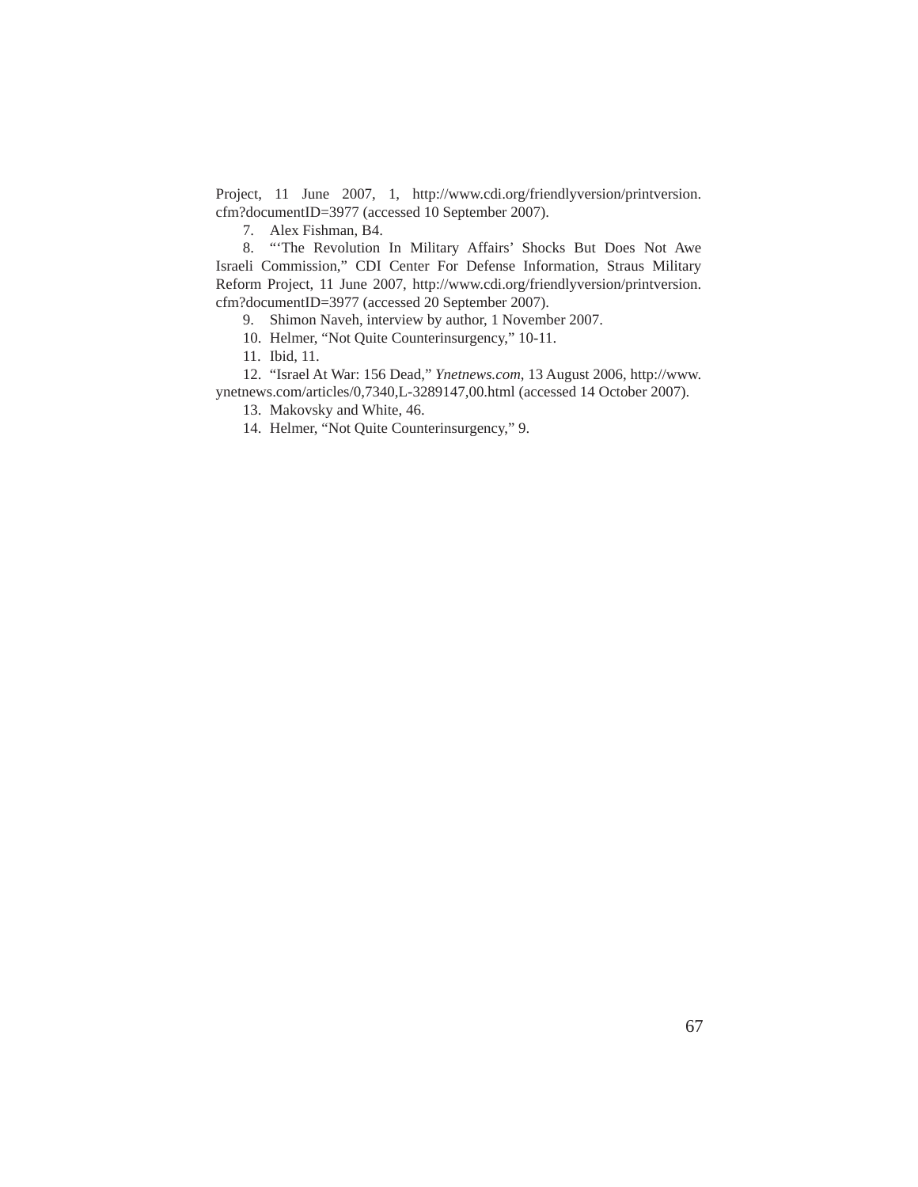Project, 11 June 2007, 1, http://www.cdi.org/friendlyversion/printversion.cfm?documentID=3977 (accessed 10 September 2007).

7. Alex Fishman, B4.

8. "'The Revolution In Military Affairs' Shocks But Does Not Awe Israeli Commission," CDI Center For Defense Information, Straus Military Reform Project, 11 June 2007, http://www.cdi.org/friendlyversion/printversion.cfm?documentID=3977 (accessed 20 September 2007).

9. Shimon Naveh, interview by author, 1 November 2007.

10. Helmer, "Not Quite Counterinsurgency," 10-11.

11. Ibid, 11.

12. "Israel At War: 156 Dead," *Ynetnews.com*, 13 August 2006, http://www.ynetnews.com/articles/0,7340,L-3289147,00.html (accessed 14 October 2007).

13. Makovsky and White, 46.

14. Helmer, "Not Quite Counterinsurgency," 9.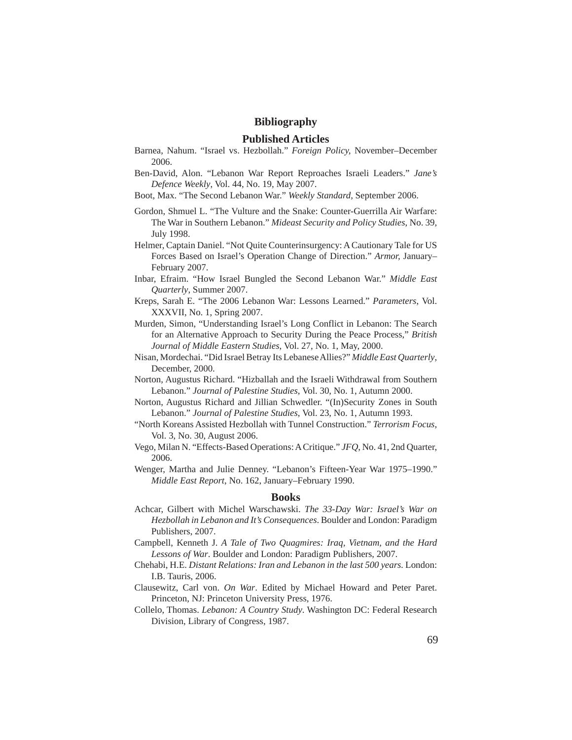# Bibliography

## Published Articles

Barnea, Nahum. "Israel vs. Hezbollah." *Foreign Policy,* November–December 2006.

Ben-David, Alon. "Lebanon War Report Reproaches Israeli Leaders." *Jane's Defence Weekly*, Vol. 44, No. 19, May 2007.

Boot, Max. "The Second Lebanon War." *Weekly Standard,* September 2006.

Gordon, Shmuel L. "The Vulture and the Snake: Counter-Guerrilla Air Warfare: The War in Southern Lebanon." *Mideast Security and Policy Studies*, No. 39, July 1998.

Helmer, Captain Daniel. "Not Quite Counterinsurgency: A Cautionary Tale for US Forces Based on Israel's Operation Change of Direction." *Armor,* January–February 2007.

Inbar, Efraim. "How Israel Bungled the Second Lebanon War." *Middle East Quarterly*, Summer 2007.

Kreps, Sarah E. "The 2006 Lebanon War: Lessons Learned." *Parameters*, Vol. XXXVII, No. 1, Spring 2007.

Murden, Simon, "Understanding Israel's Long Conflict in Lebanon: The Search for an Alternative Approach to Security During the Peace Process," *British Journal of Middle Eastern Studies*, Vol. 27, No. 1, May, 2000.

Nisan, Mordechai. "Did Israel Betray Its Lebanese Allies?" *Middle East Quarterly*, December, 2000.

Norton, Augustus Richard. "Hizballah and the Israeli Withdrawal from Southern Lebanon." *Journal of Palestine Studies*, Vol. 30, No. 1, Autumn 2000.

Norton, Augustus Richard and Jillian Schwedler. "(In)Security Zones in South Lebanon." *Journal of Palestine Studies*, Vol. 23, No. 1, Autumn 1993.

"North Koreans Assisted Hezbollah with Tunnel Construction." *Terrorism Focus*, Vol. 3, No. 30, August 2006.

Vego, Milan N. "Effects-Based Operations: A Critique." *JFQ*, No. 41, 2nd Quarter, 2006.

Wenger, Martha and Julie Denney. "Lebanon's Fifteen-Year War 1975–1990." *Middle East Report,* No. 162, January–February 1990.

## Books

Achcar, Gilbert with Michel Warschawski. *The 33-Day War: Israel's War on Hezbollah in Lebanon and It's Consequences*. Boulder and London: Paradigm Publishers, 2007.

Campbell, Kenneth J. *A Tale of Two Quagmires: Iraq, Vietnam, and the Hard Lessons of War*. Boulder and London: Paradigm Publishers, 2007.

Chehabi, H.E. *Distant Relations: Iran and Lebanon in the last 500 years.* London: I.B. Tauris, 2006.

Clausewitz, Carl von. *On War*. Edited by Michael Howard and Peter Paret. Princeton, NJ: Princeton University Press, 1976.

Collelo, Thomas. *Lebanon: A Country Study*. Washington DC: Federal Research Division, Library of Congress, 1987.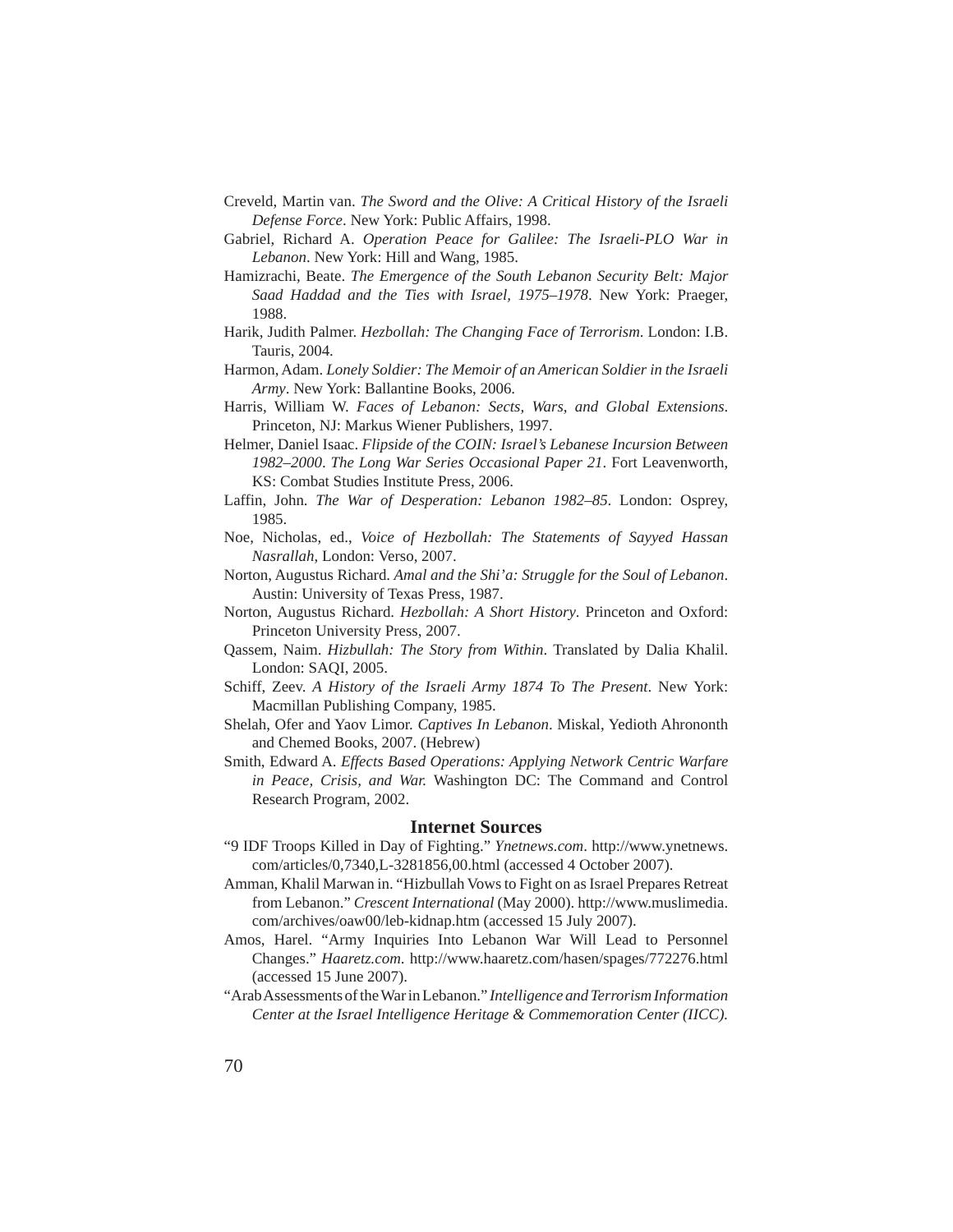Creveld, Martin van. *The Sword and the Olive: A Critical History of the Israeli Defense Force*. New York: Public Affairs, 1998.

Gabriel, Richard A. *Operation Peace for Galilee: The Israeli-PLO War in Lebanon*. New York: Hill and Wang, 1985.

Hamizrachi, Beate. *The Emergence of the South Lebanon Security Belt: Major Saad Haddad and the Ties with Israel, 1975–1978*. New York: Praeger, 1988.

Harik, Judith Palmer. *Hezbollah: The Changing Face of Terrorism*. London: I.B. Tauris, 2004.

Harmon, Adam. *Lonely Soldier: The Memoir of an American Soldier in the Israeli Army*. New York: Ballantine Books, 2006.

Harris, William W. *Faces of Lebanon: Sects, Wars, and Global Extensions*. Princeton, NJ: Markus Wiener Publishers, 1997.

Helmer, Daniel Isaac. *Flipside of the COIN: Israel's Lebanese Incursion Between 1982–2000*. *The Long War Series Occasional Paper 21*. Fort Leavenworth, KS: Combat Studies Institute Press, 2006.

Laffin, John. *The War of Desperation: Lebanon 1982–85*. London: Osprey, 1985.

Noe, Nicholas, ed., *Voice of Hezbollah: The Statements of Sayyed Hassan Nasrallah*, London: Verso, 2007.

Norton, Augustus Richard. *Amal and the Shi'a: Struggle for the Soul of Lebanon*. Austin: University of Texas Press, 1987.

Norton, Augustus Richard. *Hezbollah: A Short History*. Princeton and Oxford: Princeton University Press, 2007.

Qassem, Naim. *Hizbullah: The Story from Within*. Translated by Dalia Khalil. London: SAQI, 2005.

Schiff, Zeev. *A History of the Israeli Army 1874 To The Present*. New York: Macmillan Publishing Company, 1985.

Shelah, Ofer and Yaov Limor. *Captives In Lebanon*. Miskal, Yedioth Ahrononth and Chemed Books, 2007. (Hebrew)

Smith, Edward A. *Effects Based Operations: Applying Network Centric Warfare in Peace, Crisis, and War.* Washington DC: The Command and Control Research Program, 2002.

## Internet Sources

"9 IDF Troops Killed in Day of Fighting." *Ynetnews.com*. http://www.ynetnews.com/articles/0,7340,L-3281856,00.html (accessed 4 October 2007).

Amman, Khalil Marwan in. "Hizbullah Vows to Fight on as Israel Prepares Retreat from Lebanon." *Crescent International* (May 2000). http://www.muslimedia.com/archives/oaw00/leb-kidnap.htm (accessed 15 July 2007).

Amos, Harel. "Army Inquiries Into Lebanon War Will Lead to Personnel Changes." *Haaretz.com*. http://www.haaretz.com/hasen/spages/772276.html (accessed 15 June 2007).

"Arab Assessments of the War in Lebanon." *Intelligence and Terrorism Information Center at the Israel Intelligence Heritage & Commemoration Center (IICC).*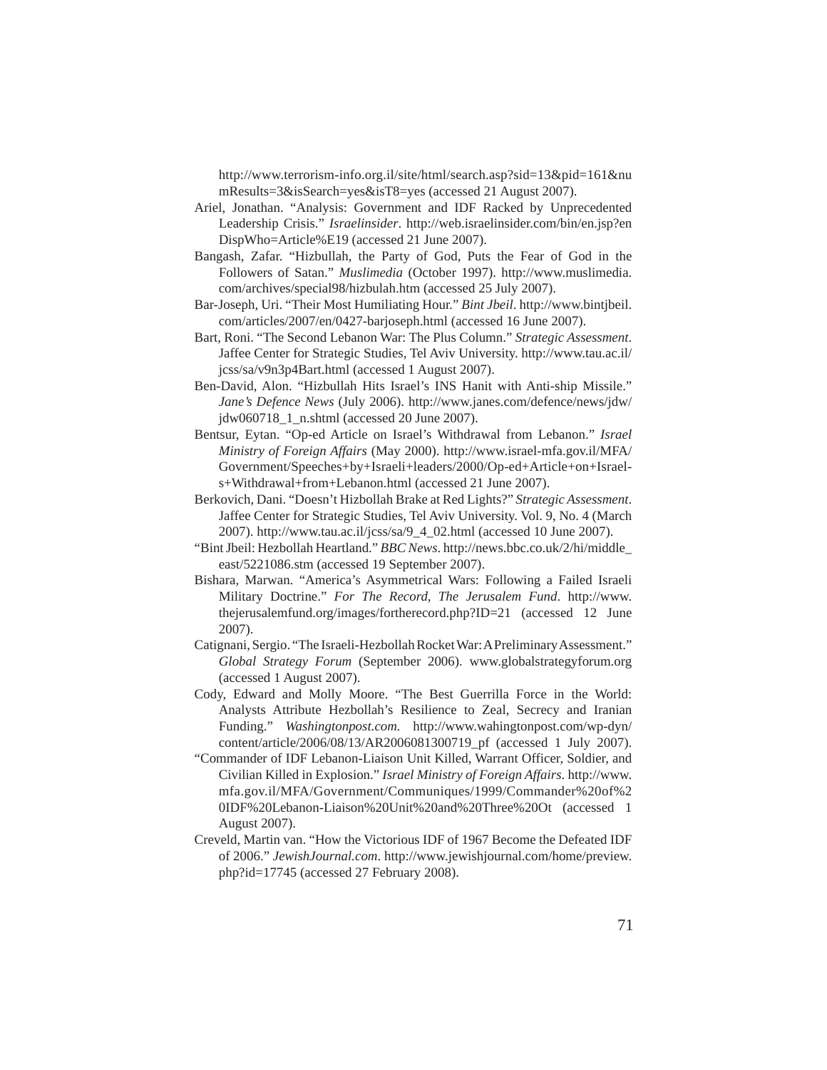http://www.terrorism-info.org.il/site/html/search.asp?sid=13&pid=161&numResults=3&isSearch=yes&isT8=yes (accessed 21 August 2007).

Ariel, Jonathan. "Analysis: Government and IDF Racked by Unprecedented Leadership Crisis." *Israelinsider*. http://web.israelinsider.com/bin/en.jsp?enDispWho=Article%E19 (accessed 21 June 2007).

Bangash, Zafar. "Hizbullah, the Party of God, Puts the Fear of God in the Followers of Satan." *Muslimedia* (October 1997). http://www.muslimedia.com/archives/special98/hizbulah.htm (accessed 25 July 2007).

Bar-Joseph, Uri. "Their Most Humiliating Hour." *Bint Jbeil*. http://www.bintjbeil.com/articles/2007/en/0427-barjoseph.html (accessed 16 June 2007).

Bart, Roni. "The Second Lebanon War: The Plus Column." *Strategic Assessment*. Jaffee Center for Strategic Studies, Tel Aviv University. http://www.tau.ac.il/jcss/sa/v9n3p4Bart.html (accessed 1 August 2007).

Ben-David, Alon. "Hizbullah Hits Israel's INS Hanit with Anti-ship Missile." *Jane's Defence News* (July 2006). http://www.janes.com/defence/news/jdw/jdw060718_1_n.shtml (accessed 20 June 2007).

Bentsur, Eytan. "Op-ed Article on Israel's Withdrawal from Lebanon." *Israel Ministry of Foreign Affairs* (May 2000). http://www.israel-mfa.gov.il/MFA/Government/Speeches+by+Israeli+leaders/2000/Op-ed+Article+on+Israels+Withdrawal+from+Lebanon.html (accessed 21 June 2007).

Berkovich, Dani. "Doesn't Hizbollah Brake at Red Lights?" *Strategic Assessment*. Jaffee Center for Strategic Studies, Tel Aviv University. Vol. 9, No. 4 (March 2007). http://www.tau.ac.il/jcss/sa/9_4_02.html (accessed 10 June 2007).

"Bint Jbeil: Hezbollah Heartland." *BBC News*. http://news.bbc.co.uk/2/hi/middle_east/5221086.stm (accessed 19 September 2007).

Bishara, Marwan. "America's Asymmetrical Wars: Following a Failed Israeli Military Doctrine." *For The Record, The Jerusalem Fund*. http://www.thejerusalemfund.org/images/fortherecord.php?ID=21 (accessed 12 June 2007).

Catignani, Sergio. "The Israeli-Hezbollah Rocket War: A Preliminary Assessment." *Global Strategy Forum* (September 2006). www.globalstrategyforum.org (accessed 1 August 2007).

Cody, Edward and Molly Moore. "The Best Guerrilla Force in the World: Analysts Attribute Hezbollah's Resilience to Zeal, Secrecy and Iranian Funding." *Washingtonpost.com*. http://www.wahingtonpost.com/wp-dyn/content/article/2006/08/13/AR2006081300719_pf (accessed 1 July 2007).

"Commander of IDF Lebanon-Liaison Unit Killed, Warrant Officer, Soldier, and Civilian Killed in Explosion." *Israel Ministry of Foreign Affairs*. http://www.mfa.gov.il/MFA/Government/Communiques/1999/Commander%20of%20IDF%20Lebanon-Liaison%20Unit%20and%20Three%20Ot (accessed 1 August 2007).

Creveld, Martin van. "How the Victorious IDF of 1967 Become the Defeated IDF of 2006." *JewishJournal.com*. http://www.jewishjournal.com/home/preview.php?id=17745 (accessed 27 February 2008).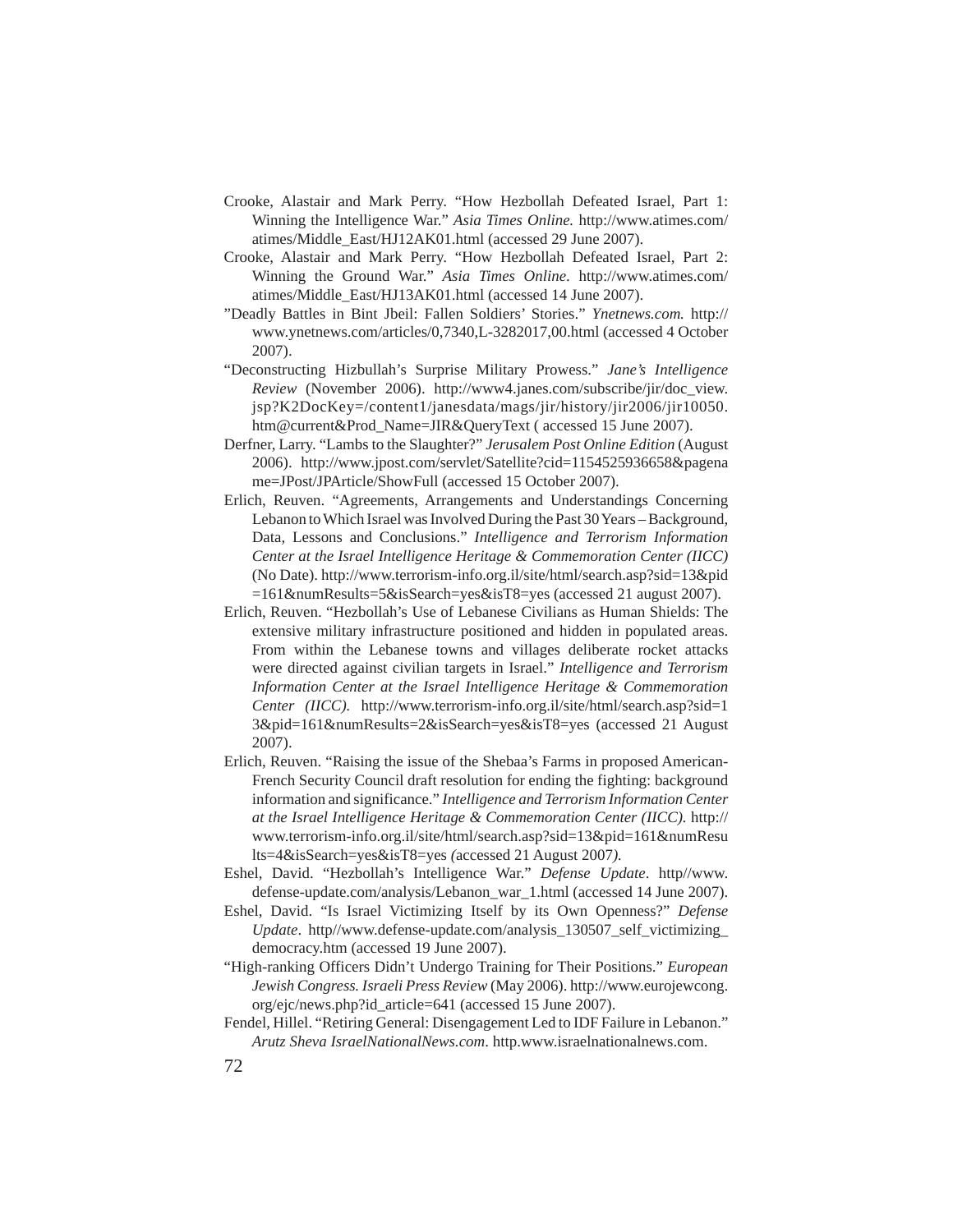Crooke, Alastair and Mark Perry. "How Hezbollah Defeated Israel, Part 1: Winning the Intelligence War." *Asia Times Online.* http://www.atimes.com/atimes/Middle_East/HJ12AK01.html (accessed 29 June 2007).

Crooke, Alastair and Mark Perry. "How Hezbollah Defeated Israel, Part 2: Winning the Ground War." *Asia Times Online*. http://www.atimes.com/atimes/Middle_East/HJ13AK01.html (accessed 14 June 2007).

"Deadly Battles in Bint Jbeil: Fallen Soldiers' Stories." *Ynetnews.com.* http://www.ynetnews.com/articles/0,7340,L-3282017,00.html (accessed 4 October 2007).

"Deconstructing Hizbullah's Surprise Military Prowess." *Jane's Intelligence Review* (November 2006). http://www4.janes.com/subscribe/jir/doc_view.jsp?K2DocKey=/content1/janesdata/mags/jir/history/jir2006/jir10050.htm@current&Prod_Name=JIR&QueryText ( accessed 15 June 2007).

Derfner, Larry. "Lambs to the Slaughter?" *Jerusalem Post Online Edition* (August 2006). http://www.jpost.com/servlet/Satellite?cid=1154525936658&pagename=JPost/JPArticle/ShowFull (accessed 15 October 2007).

Erlich, Reuven. "Agreements, Arrangements and Understandings Concerning Lebanon to Which Israel was Involved During the Past 30 Years – Background, Data, Lessons and Conclusions." *Intelligence and Terrorism Information Center at the Israel Intelligence Heritage & Commemoration Center (IICC)* (No Date). http://www.terrorism-info.org.il/site/html/search.asp?sid=13&pid=161&numResults=5&isSearch=yes&isT8=yes (accessed 21 august 2007).

Erlich, Reuven. "Hezbollah's Use of Lebanese Civilians as Human Shields: The extensive military infrastructure positioned and hidden in populated areas. From within the Lebanese towns and villages deliberate rocket attacks were directed against civilian targets in Israel." *Intelligence and Terrorism Information Center at the Israel Intelligence Heritage & Commemoration Center (IICC).* http://www.terrorism-info.org.il/site/html/search.asp?sid=13&pid=161&numResults=2&isSearch=yes&isT8=yes (accessed 21 August 2007).

Erlich, Reuven. "Raising the issue of the Shebaa's Farms in proposed American-French Security Council draft resolution for ending the fighting: background information and significance." *Intelligence and Terrorism Information Center at the Israel Intelligence Heritage & Commemoration Center (IICC).* http://www.terrorism-info.org.il/site/html/search.asp?sid=13&pid=161&numResults=4&isSearch=yes&isT8=yes *(*accessed 21 August 2007*).*

Eshel, David. "Hezbollah's Intelligence War." *Defense Update*. http//www.defense-update.com/analysis/Lebanon_war_1.html (accessed 14 June 2007).

Eshel, David. "Is Israel Victimizing Itself by its Own Openness?" *Defense Update*. http//www.defense-update.com/analysis_130507_self_victimizing_democracy.htm (accessed 19 June 2007).

"High-ranking Officers Didn't Undergo Training for Their Positions." *European Jewish Congress. Israeli Press Review* (May 2006). http://www.eurojewcong.org/ejc/news.php?id_article=641 (accessed 15 June 2007).

Fendel, Hillel. "Retiring General: Disengagement Led to IDF Failure in Lebanon." *Arutz Sheva IsraelNationalNews.com*. http.www.israelnationalnews.com.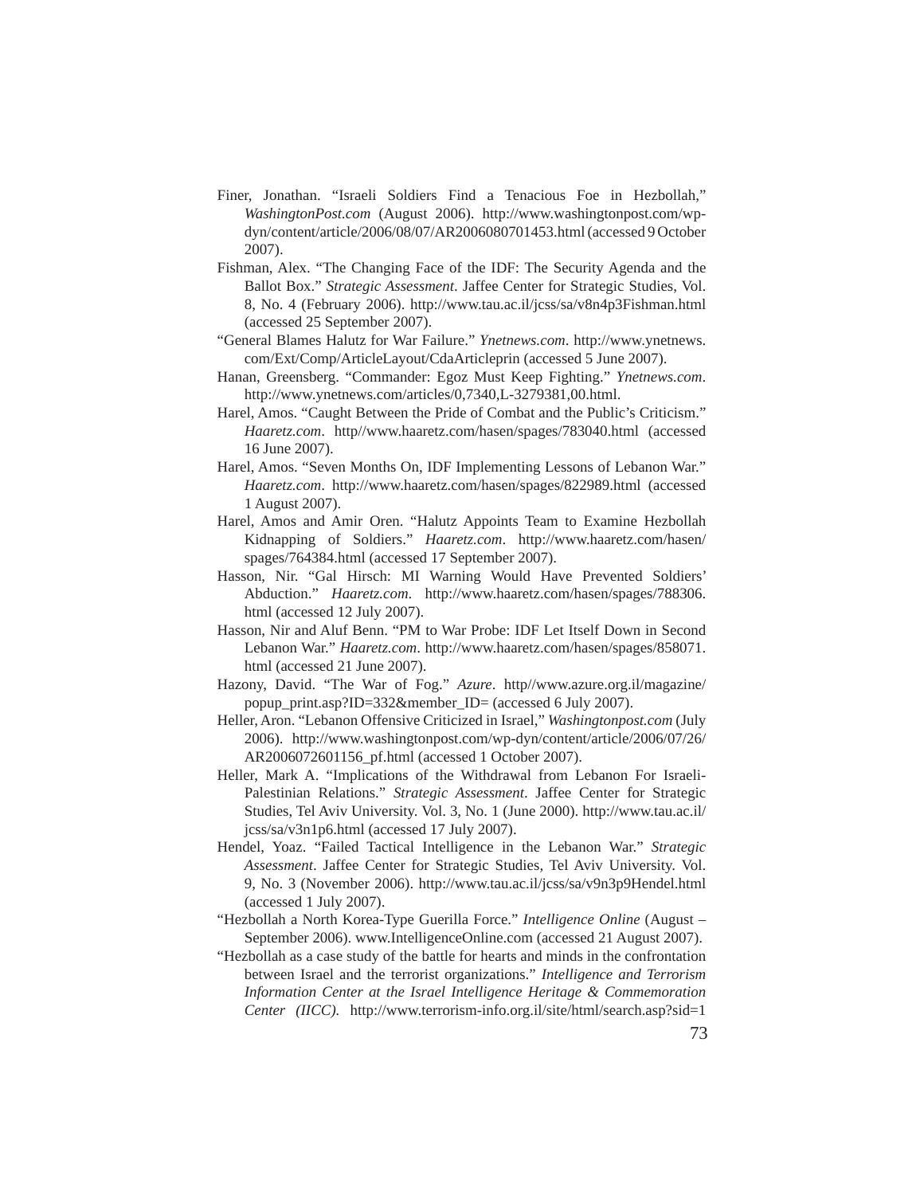Finer, Jonathan. "Israeli Soldiers Find a Tenacious Foe in Hezbollah," *WashingtonPost.com* (August 2006). http://www.washingtonpost.com/wp-dyn/content/article/2006/08/07/AR2006080701453.html (accessed 9 October 2007).

Fishman, Alex. "The Changing Face of the IDF: The Security Agenda and the Ballot Box." *Strategic Assessment*. Jaffee Center for Strategic Studies, Vol. 8, No. 4 (February 2006). http://www.tau.ac.il/jcss/sa/v8n4p3Fishman.html (accessed 25 September 2007).

"General Blames Halutz for War Failure." *Ynetnews.com*. http://www.ynetnews.com/Ext/Comp/ArticleLayout/CdaArticleprin (accessed 5 June 2007).

Hanan, Greensberg. "Commander: Egoz Must Keep Fighting." *Ynetnews.com*. http://www.ynetnews.com/articles/0,7340,L-3279381,00.html.

Harel, Amos. "Caught Between the Pride of Combat and the Public's Criticism." *Haaretz.com*. http//www.haaretz.com/hasen/spages/783040.html (accessed 16 June 2007).

Harel, Amos. "Seven Months On, IDF Implementing Lessons of Lebanon War." *Haaretz.com*. http://www.haaretz.com/hasen/spages/822989.html (accessed 1 August 2007).

Harel, Amos and Amir Oren. "Halutz Appoints Team to Examine Hezbollah Kidnapping of Soldiers." *Haaretz.com*. http://www.haaretz.com/hasen/spages/764384.html (accessed 17 September 2007).

Hasson, Nir. "Gal Hirsch: MI Warning Would Have Prevented Soldiers' Abduction." *Haaretz.com*. http://www.haaretz.com/hasen/spages/788306.html (accessed 12 July 2007).

Hasson, Nir and Aluf Benn. "PM to War Probe: IDF Let Itself Down in Second Lebanon War." *Haaretz.com*. http://www.haaretz.com/hasen/spages/858071.html (accessed 21 June 2007).

Hazony, David. "The War of Fog." *Azure*. http//www.azure.org.il/magazine/popup_print.asp?ID=332&member_ID= (accessed 6 July 2007).

Heller, Aron. "Lebanon Offensive Criticized in Israel," *Washingtonpost.com* (July 2006). http://www.washingtonpost.com/wp-dyn/content/article/2006/07/26/AR2006072601156_pf.html (accessed 1 October 2007).

Heller, Mark A. "Implications of the Withdrawal from Lebanon For Israeli-Palestinian Relations." *Strategic Assessment*. Jaffee Center for Strategic Studies, Tel Aviv University. Vol. 3, No. 1 (June 2000). http://www.tau.ac.il/jcss/sa/v3n1p6.html (accessed 17 July 2007).

Hendel, Yoaz. "Failed Tactical Intelligence in the Lebanon War." *Strategic Assessment*. Jaffee Center for Strategic Studies, Tel Aviv University. Vol. 9, No. 3 (November 2006). http://www.tau.ac.il/jcss/sa/v9n3p9Hendel.html (accessed 1 July 2007).

"Hezbollah a North Korea-Type Guerilla Force." *Intelligence Online* (August – September 2006). www.IntelligenceOnline.com (accessed 21 August 2007).

"Hezbollah as a case study of the battle for hearts and minds in the confrontation between Israel and the terrorist organizations." *Intelligence and Terrorism Information Center at the Israel Intelligence Heritage & Commemoration Center (IICC).* http://www.terrorism-info.org.il/site/html/search.asp?sid=1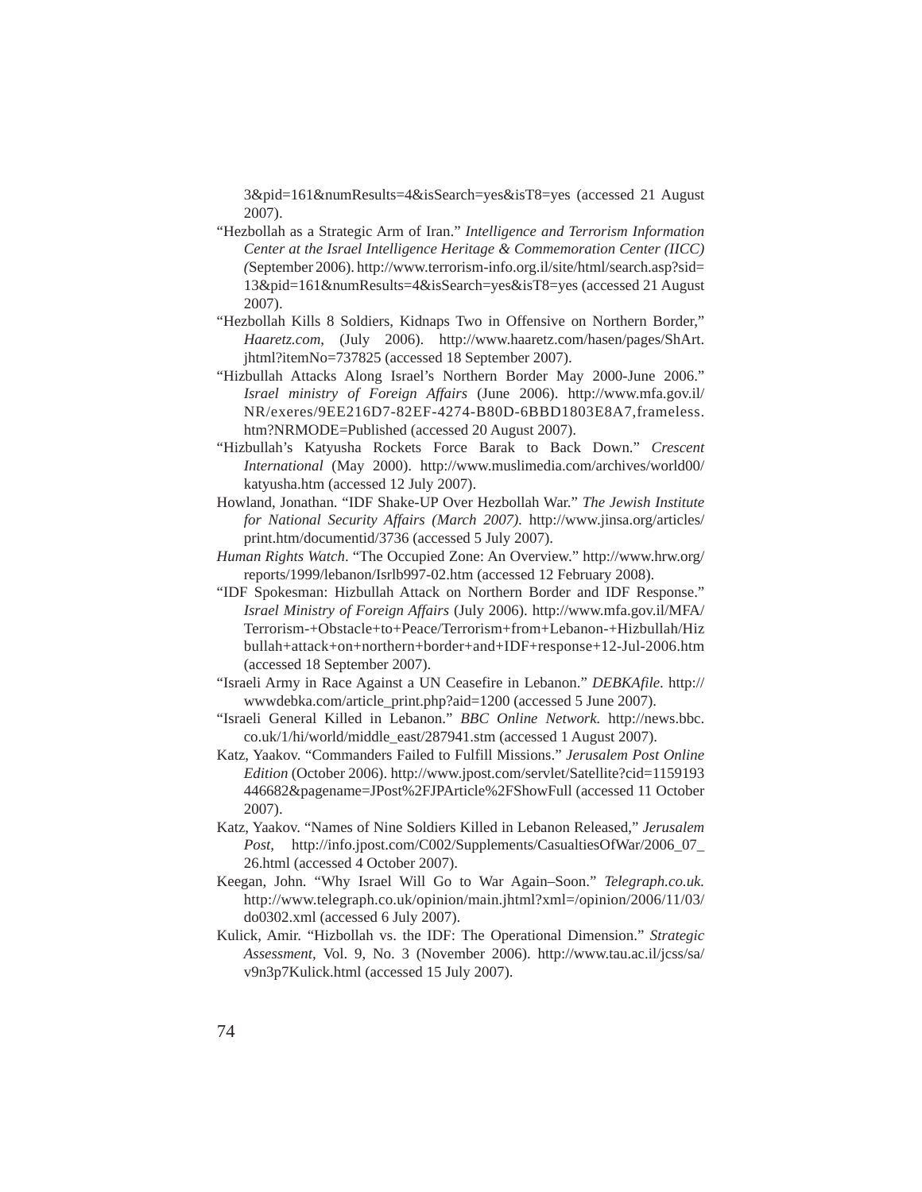3&pid=161&numResults=4&isSearch=yes&isT8=yes (accessed 21 August 2007).

"Hezbollah as a Strategic Arm of Iran." *Intelligence and Terrorism Information Center at the Israel Intelligence Heritage & Commemoration Center (IICC) (*September 2006). http://www.terrorism-info.org.il/site/html/search.asp?sid=13&pid=161&numResults=4&isSearch=yes&isT8=yes (accessed 21 August 2007).

"Hezbollah Kills 8 Soldiers, Kidnaps Two in Offensive on Northern Border," *Haaretz.com*, (July 2006). http://www.haaretz.com/hasen/pages/ShArt.jhtml?itemNo=737825 (accessed 18 September 2007).

"Hizbullah Attacks Along Israel's Northern Border May 2000-June 2006." *Israel ministry of Foreign Affairs* (June 2006). http://www.mfa.gov.il/NR/exeres/9EE216D7-82EF-4274-B80D-6BBD1803E8A7,frameless.htm?NRMODE=Published (accessed 20 August 2007).

"Hizbullah's Katyusha Rockets Force Barak to Back Down." *Crescent International* (May 2000). http://www.muslimedia.com/archives/world00/katyusha.htm (accessed 12 July 2007).

Howland, Jonathan. "IDF Shake-UP Over Hezbollah War." *The Jewish Institute for National Security Affairs (March 2007).* http://www.jinsa.org/articles/print.htm/documentid/3736 (accessed 5 July 2007).

*Human Rights Watch*. "The Occupied Zone: An Overview." http://www.hrw.org/reports/1999/lebanon/Isrlb997-02.htm (accessed 12 February 2008).

"IDF Spokesman: Hizbullah Attack on Northern Border and IDF Response." *Israel Ministry of Foreign Affairs* (July 2006). http://www.mfa.gov.il/MFA/Terrorism-+Obstacle+to+Peace/Terrorism+from+Lebanon-+Hizbullah/Hizbullah+attack+on+northern+border+and+IDF+response+12-Jul-2006.htm (accessed 18 September 2007).

"Israeli Army in Race Against a UN Ceasefire in Lebanon." *DEBKAfile.* http://wwwdebka.com/article_print.php?aid=1200 (accessed 5 June 2007).

"Israeli General Killed in Lebanon." *BBC Online Network.* http://news.bbc.co.uk/1/hi/world/middle_east/287941.stm (accessed 1 August 2007).

Katz, Yaakov. "Commanders Failed to Fulfill Missions." *Jerusalem Post Online Edition* (October 2006). http://www.jpost.com/servlet/Satellite?cid=1159193446682&pagename=JPost%2FJPArticle%2FShowFull (accessed 11 October 2007).

Katz, Yaakov. "Names of Nine Soldiers Killed in Lebanon Released," *Jerusalem Post*, http://info.jpost.com/C002/Supplements/CasualtiesOfWar/2006_07_26.html (accessed 4 October 2007).

Keegan, John. "Why Israel Will Go to War Again–Soon." *Telegraph.co.uk.* http://www.telegraph.co.uk/opinion/main.jhtml?xml=/opinion/2006/11/03/do0302.xml (accessed 6 July 2007).

Kulick, Amir. "Hizbollah vs. the IDF: The Operational Dimension." *Strategic Assessment,* Vol. 9, No. 3 (November 2006). http://www.tau.ac.il/jcss/sa/v9n3p7Kulick.html (accessed 15 July 2007).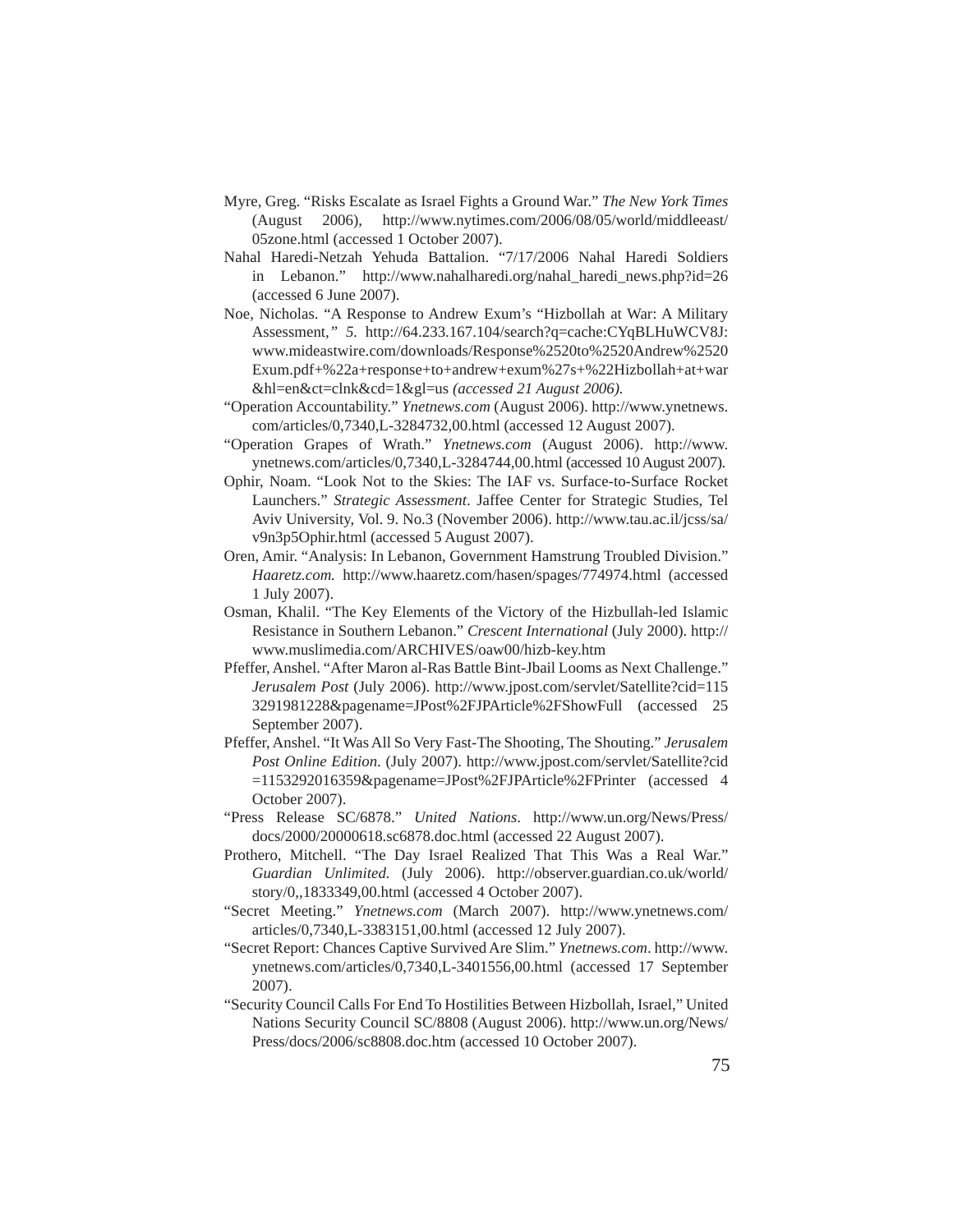Myre, Greg. "Risks Escalate as Israel Fights a Ground War." *The New York Times* (August 2006), http://www.nytimes.com/2006/08/05/world/middleeast/05zone.html (accessed 1 October 2007).

Nahal Haredi-Netzah Yehuda Battalion. "7/17/2006 Nahal Haredi Soldiers in Lebanon." http://www.nahalharedi.org/nahal_haredi_news.php?id=26 (accessed 6 June 2007).

Noe, Nicholas. "A Response to Andrew Exum's "Hizbollah at War: A Military Assessment,*" 5.* http://64.233.167.104/search?q=cache:CYqBLHuWCV8J:www.mideastwire.com/downloads/Response%2520to%2520Andrew%2520Exum.pdf+%22a+response+to+andrew+exum%27s+%22Hizbollah+at+war&hl=en&ct=clnk&cd=1&gl=us *(accessed 21 August 2006).*

"Operation Accountability." *Ynetnews.com* (August 2006). http://www.ynetnews.com/articles/0,7340,L-3284732,00.html (accessed 12 August 2007).

"Operation Grapes of Wrath." *Ynetnews.com* (August 2006). http://www.ynetnews.com/articles/0,7340,L-3284744,00.html (accessed 10 August 2007).

Ophir, Noam. "Look Not to the Skies: The IAF vs. Surface-to-Surface Rocket Launchers." *Strategic Assessment*. Jaffee Center for Strategic Studies, Tel Aviv University, Vol. 9. No.3 (November 2006). http://www.tau.ac.il/jcss/sa/v9n3p5Ophir.html (accessed 5 August 2007).

Oren, Amir. "Analysis: In Lebanon, Government Hamstrung Troubled Division." *Haaretz.com.* http://www.haaretz.com/hasen/spages/774974.html (accessed 1 July 2007).

Osman, Khalil. "The Key Elements of the Victory of the Hizbullah-led Islamic Resistance in Southern Lebanon." *Crescent International* (July 2000). http://www.muslimedia.com/ARCHIVES/oaw00/hizb-key.htm

Pfeffer, Anshel. "After Maron al-Ras Battle Bint-Jbail Looms as Next Challenge." *Jerusalem Post* (July 2006). http://www.jpost.com/servlet/Satellite?cid=1153291981228&pagename=JPost%2FJPArticle%2FShowFull (accessed 25 September 2007).

Pfeffer, Anshel. "It Was All So Very Fast-The Shooting, The Shouting." *Jerusalem Post Online Edition.* (July 2007). http://www.jpost.com/servlet/Satellite?cid=1153292016359&pagename=JPost%2FJPArticle%2FPrinter (accessed 4 October 2007).

"Press Release SC/6878." *United Nations*. http://www.un.org/News/Press/docs/2000/20000618.sc6878.doc.html (accessed 22 August 2007).

Prothero, Mitchell. "The Day Israel Realized That This Was a Real War." *Guardian Unlimited.* (July 2006). http://observer.guardian.co.uk/world/story/0,,1833349,00.html (accessed 4 October 2007).

"Secret Meeting." *Ynetnews.com* (March 2007). http://www.ynetnews.com/articles/0,7340,L-3383151,00.html (accessed 12 July 2007).

"Secret Report: Chances Captive Survived Are Slim." *Ynetnews.com*. http://www.ynetnews.com/articles/0,7340,L-3401556,00.html (accessed 17 September 2007).

"Security Council Calls For End To Hostilities Between Hizbollah, Israel," United Nations Security Council SC/8808 (August 2006). http://www.un.org/News/Press/docs/2006/sc8808.doc.htm (accessed 10 October 2007).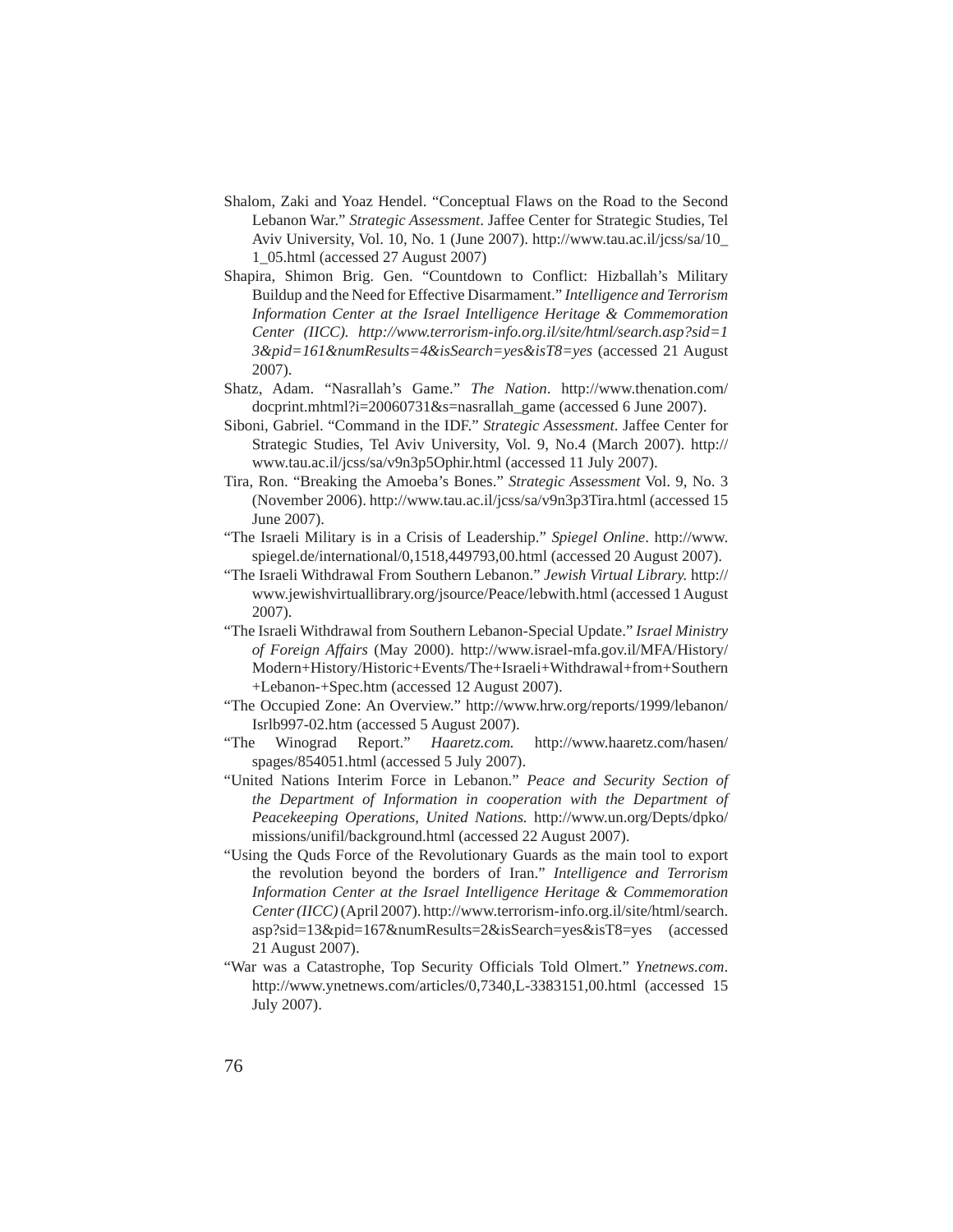Shalom, Zaki and Yoaz Hendel. "Conceptual Flaws on the Road to the Second Lebanon War." *Strategic Assessment*. Jaffee Center for Strategic Studies, Tel Aviv University, Vol. 10, No. 1 (June 2007). http://www.tau.ac.il/jcss/sa/10_1_05.html (accessed 27 August 2007)

Shapira, Shimon Brig. Gen. "Countdown to Conflict: Hizballah's Military Buildup and the Need for Effective Disarmament." *Intelligence and Terrorism Information Center at the Israel Intelligence Heritage & Commemoration Center (IICC). http://www.terrorism-info.org.il/site/html/search.asp?sid=13&pid=161&numResults=4&isSearch=yes&isT8=yes* (accessed 21 August 2007).

Shatz, Adam. "Nasrallah's Game." *The Nation*. http://www.thenation.com/docprint.mhtml?i=20060731&s=nasrallah_game (accessed 6 June 2007).

Siboni, Gabriel. "Command in the IDF." *Strategic Assessment*. Jaffee Center for Strategic Studies, Tel Aviv University, Vol. 9, No.4 (March 2007). http://www.tau.ac.il/jcss/sa/v9n3p5Ophir.html (accessed 11 July 2007).

Tira, Ron. "Breaking the Amoeba's Bones." *Strategic Assessment* Vol. 9, No. 3 (November 2006). http://www.tau.ac.il/jcss/sa/v9n3p3Tira.html (accessed 15 June 2007).

"The Israeli Military is in a Crisis of Leadership." *Spiegel Online*. http://www.spiegel.de/international/0,1518,449793,00.html (accessed 20 August 2007).

"The Israeli Withdrawal From Southern Lebanon." *Jewish Virtual Library.* http://www.jewishvirtuallibrary.org/jsource/Peace/lebwith.html (accessed 1 August 2007).

"The Israeli Withdrawal from Southern Lebanon-Special Update." *Israel Ministry of Foreign Affairs* (May 2000). http://www.israel-mfa.gov.il/MFA/History/Modern+History/Historic+Events/The+Israeli+Withdrawal+from+Southern+Lebanon-+Spec.htm (accessed 12 August 2007).

"The Occupied Zone: An Overview." http://www.hrw.org/reports/1999/lebanon/Isrlb997-02.htm (accessed 5 August 2007).

"The Winograd Report." *Haaretz.com.* http://www.haaretz.com/hasen/spages/854051.html (accessed 5 July 2007).

"United Nations Interim Force in Lebanon." *Peace and Security Section of the Department of Information in cooperation with the Department of Peacekeeping Operations, United Nations.* http://www.un.org/Depts/dpko/missions/unifil/background.html (accessed 22 August 2007).

"Using the Quds Force of the Revolutionary Guards as the main tool to export the revolution beyond the borders of Iran." *Intelligence and Terrorism Information Center at the Israel Intelligence Heritage & Commemoration Center (IICC)* (April 2007). http://www.terrorism-info.org.il/site/html/search.asp?sid=13&pid=167&numResults=2&isSearch=yes&isT8=yes (accessed 21 August 2007).

"War was a Catastrophe, Top Security Officials Told Olmert." *Ynetnews.com*. http://www.ynetnews.com/articles/0,7340,L-3383151,00.html (accessed 15 July 2007).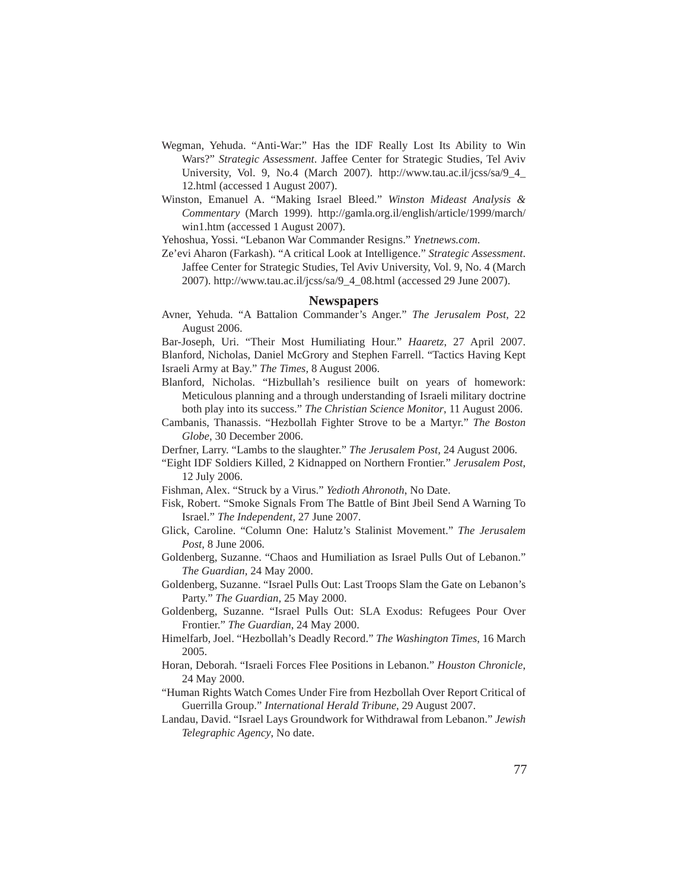Wegman, Yehuda. "Anti-War:" Has the IDF Really Lost Its Ability to Win Wars?" *Strategic Assessment*. Jaffee Center for Strategic Studies, Tel Aviv University, Vol. 9, No.4 (March 2007). http://www.tau.ac.il/jcss/sa/9_4_12.html (accessed 1 August 2007).

Winston, Emanuel A. "Making Israel Bleed." *Winston Mideast Analysis & Commentary* (March 1999). http://gamla.org.il/english/article/1999/march/win1.htm (accessed 1 August 2007).

Yehoshua, Yossi. "Lebanon War Commander Resigns." *Ynetnews.com*.

Ze'evi Aharon (Farkash). "A critical Look at Intelligence." *Strategic Assessment*. Jaffee Center for Strategic Studies, Tel Aviv University, Vol. 9, No. 4 (March 2007). http://www.tau.ac.il/jcss/sa/9_4_08.html (accessed 29 June 2007).

## Newspapers

Avner, Yehuda. "A Battalion Commander's Anger." *The Jerusalem Post*, 22 August 2006.

Bar-Joseph, Uri. "Their Most Humiliating Hour." *Haaretz*, 27 April 2007.

Blanford, Nicholas, Daniel McGrory and Stephen Farrell. "Tactics Having Kept Israeli Army at Bay." *The Times*, 8 August 2006.

Blanford, Nicholas. "Hizbullah's resilience built on years of homework: Meticulous planning and a through understanding of Israeli military doctrine both play into its success." *The Christian Science Monitor*, 11 August 2006.

Cambanis, Thanassis. "Hezbollah Fighter Strove to be a Martyr." *The Boston Globe*, 30 December 2006.

Derfner, Larry. "Lambs to the slaughter." *The Jerusalem Post*, 24 August 2006.

"Eight IDF Soldiers Killed, 2 Kidnapped on Northern Frontier." *Jerusalem Post*, 12 July 2006.

Fishman, Alex. "Struck by a Virus." *Yedioth Ahronoth*, No Date.

Fisk, Robert. "Smoke Signals From The Battle of Bint Jbeil Send A Warning To Israel." *The Independent*, 27 June 2007.

Glick, Caroline. "Column One: Halutz's Stalinist Movement." *The Jerusalem Post*, 8 June 2006.

Goldenberg, Suzanne. "Chaos and Humiliation as Israel Pulls Out of Lebanon." *The Guardian*, 24 May 2000.

Goldenberg, Suzanne. "Israel Pulls Out: Last Troops Slam the Gate on Lebanon's Party." *The Guardian*, 25 May 2000.

Goldenberg, Suzanne. "Israel Pulls Out: SLA Exodus: Refugees Pour Over Frontier." *The Guardian*, 24 May 2000.

Himelfarb, Joel. "Hezbollah's Deadly Record." *The Washington Times*, 16 March 2005.

Horan, Deborah. "Israeli Forces Flee Positions in Lebanon." *Houston Chronicle*, 24 May 2000.

"Human Rights Watch Comes Under Fire from Hezbollah Over Report Critical of Guerrilla Group." *International Herald Tribune*, 29 August 2007.

Landau, David. "Israel Lays Groundwork for Withdrawal from Lebanon." *Jewish Telegraphic Agency*, No date.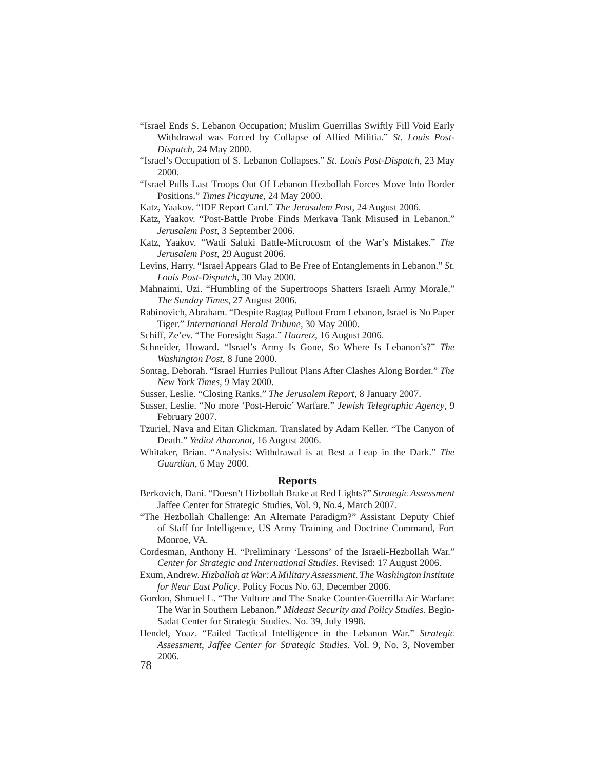"Israel Ends S. Lebanon Occupation; Muslim Guerrillas Swiftly Fill Void Early Withdrawal was Forced by Collapse of Allied Militia." *St. Louis Post-Dispatch*, 24 May 2000.

"Israel's Occupation of S. Lebanon Collapses." *St. Louis Post-Dispatch*, 23 May 2000.

"Israel Pulls Last Troops Out Of Lebanon Hezbollah Forces Move Into Border Positions." *Times Picayune*, 24 May 2000.

Katz, Yaakov. "IDF Report Card." *The Jerusalem Post*, 24 August 2006.

Katz, Yaakov. "Post-Battle Probe Finds Merkava Tank Misused in Lebanon." *Jerusalem Post*, 3 September 2006.

Katz, Yaakov. "Wadi Saluki Battle-Microcosm of the War's Mistakes." *The Jerusalem Post*, 29 August 2006.

Levins, Harry. "Israel Appears Glad to Be Free of Entanglements in Lebanon." *St. Louis Post-Dispatch*, 30 May 2000.

Mahnaimi, Uzi. "Humbling of the Supertroops Shatters Israeli Army Morale." *The Sunday Times*, 27 August 2006.

Rabinovich, Abraham. "Despite Ragtag Pullout From Lebanon, Israel is No Paper Tiger." *International Herald Tribune*, 30 May 2000.

Schiff, Ze'ev. "The Foresight Saga." *Haaretz*, 16 August 2006.

Schneider, Howard. "Israel's Army Is Gone, So Where Is Lebanon's?" *The Washington Post*, 8 June 2000.

Sontag, Deborah. "Israel Hurries Pullout Plans After Clashes Along Border." *The New York Times*, 9 May 2000.

Susser, Leslie. "Closing Ranks." *The Jerusalem Report*, 8 January 2007.

Susser, Leslie. "No more 'Post-Heroic' Warfare." *Jewish Telegraphic Agency*, 9 February 2007.

Tzuriel, Nava and Eitan Glickman. Translated by Adam Keller. "The Canyon of Death." *Yediot Aharonot*, 16 August 2006.

Whitaker, Brian. "Analysis: Withdrawal is at Best a Leap in the Dark." *The Guardian*, 6 May 2000.

## Reports

Berkovich, Dani. "Doesn't Hizbollah Brake at Red Lights?" *Strategic Assessment* Jaffee Center for Strategic Studies, Vol. 9, No.4, March 2007.

"The Hezbollah Challenge: An Alternate Paradigm?" Assistant Deputy Chief of Staff for Intelligence, US Army Training and Doctrine Command, Fort Monroe, VA.

Cordesman, Anthony H. "Preliminary 'Lessons' of the Israeli-Hezbollah War." *Center for Strategic and International Studies*. Revised: 17 August 2006.

Exum, Andrew. *Hizballah at War: A Military Assessment*. *The Washington Institute for Near East Policy*. Policy Focus No. 63, December 2006.

Gordon, Shmuel L. "The Vulture and The Snake Counter-Guerrilla Air Warfare: The War in Southern Lebanon." *Mideast Security and Policy Studies*. Begin-Sadat Center for Strategic Studies. No. 39, July 1998.

Hendel, Yoaz. "Failed Tactical Intelligence in the Lebanon War." *Strategic Assessment*, *Jaffee Center for Strategic Studies*. Vol. 9, No. 3, November 2006.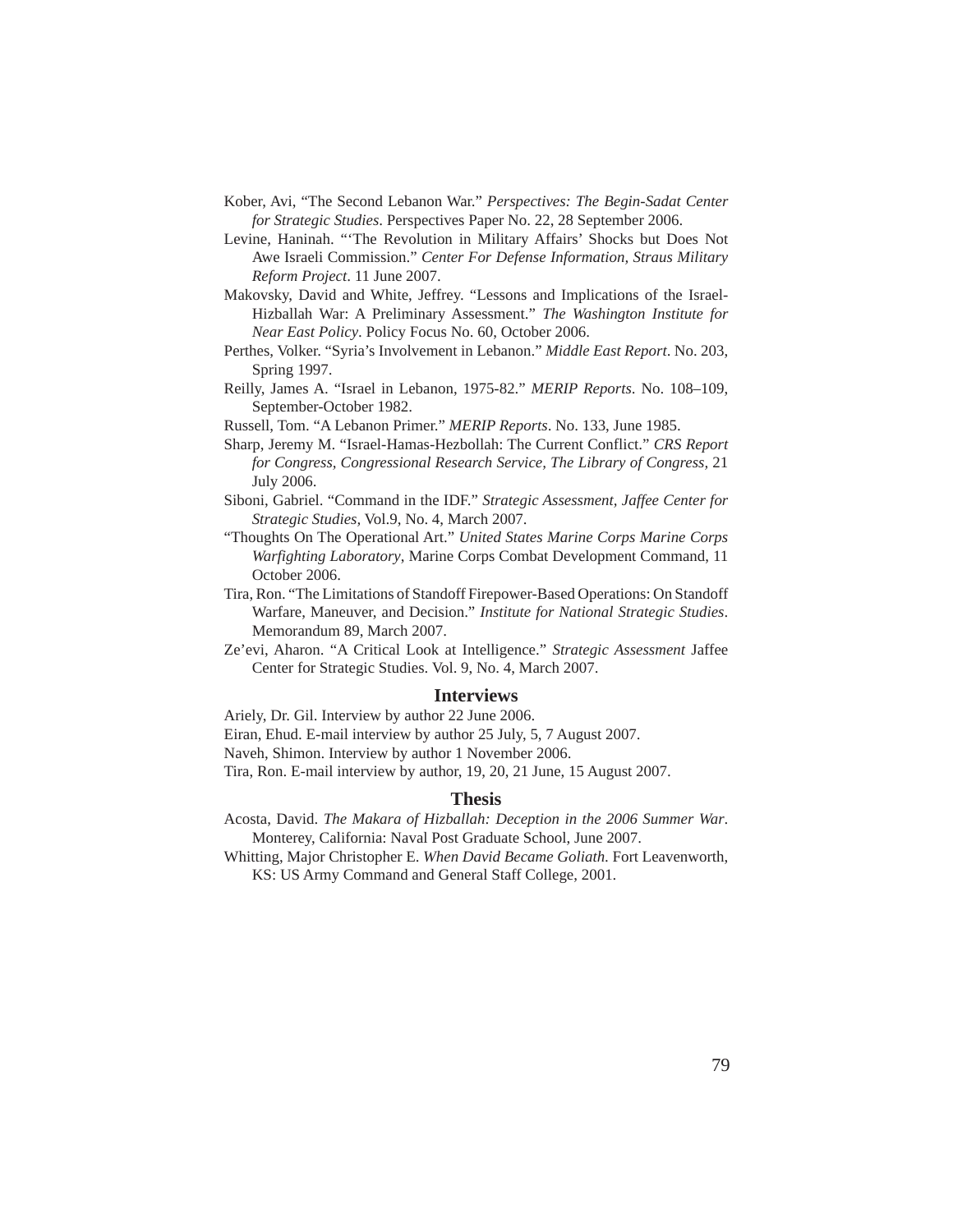Kober, Avi, "The Second Lebanon War." *Perspectives: The Begin-Sadat Center for Strategic Studies*. Perspectives Paper No. 22, 28 September 2006.

Levine, Haninah. "'The Revolution in Military Affairs' Shocks but Does Not Awe Israeli Commission." *Center For Defense Information, Straus Military Reform Project*. 11 June 2007.

Makovsky, David and White, Jeffrey. "Lessons and Implications of the Israel-Hizballah War: A Preliminary Assessment." *The Washington Institute for Near East Policy*. Policy Focus No. 60, October 2006.

Perthes, Volker. "Syria's Involvement in Lebanon." *Middle East Report*. No. 203, Spring 1997.

Reilly, James A. "Israel in Lebanon, 1975-82." *MERIP Reports*. No. 108–109, September-October 1982.

Russell, Tom. "A Lebanon Primer." *MERIP Reports*. No. 133, June 1985.

Sharp, Jeremy M. "Israel-Hamas-Hezbollah: The Current Conflict." *CRS Report for Congress, Congressional Research Service, The Library of Congress,* 21 July 2006.

Siboni, Gabriel. "Command in the IDF." *Strategic Assessment, Jaffee Center for Strategic Studies,* Vol.9, No. 4, March 2007.

"Thoughts On The Operational Art." *United States Marine Corps Marine Corps Warfighting Laboratory*, Marine Corps Combat Development Command, 11 October 2006.

Tira, Ron. "The Limitations of Standoff Firepower-Based Operations: On Standoff Warfare, Maneuver, and Decision." *Institute for National Strategic Studies*. Memorandum 89, March 2007.

Ze'evi, Aharon. "A Critical Look at Intelligence." *Strategic Assessment* Jaffee Center for Strategic Studies. Vol. 9, No. 4, March 2007.

## Interviews

Ariely, Dr. Gil. Interview by author 22 June 2006.

Eiran, Ehud. E-mail interview by author 25 July, 5, 7 August 2007.

Naveh, Shimon. Interview by author 1 November 2006.

Tira, Ron. E-mail interview by author, 19, 20, 21 June, 15 August 2007.

## Thesis

Acosta, David. *The Makara of Hizballah: Deception in the 2006 Summer War*. Monterey, California: Naval Post Graduate School, June 2007.

Whitting, Major Christopher E. *When David Became Goliath*. Fort Leavenworth, KS: US Army Command and General Staff College, 2001.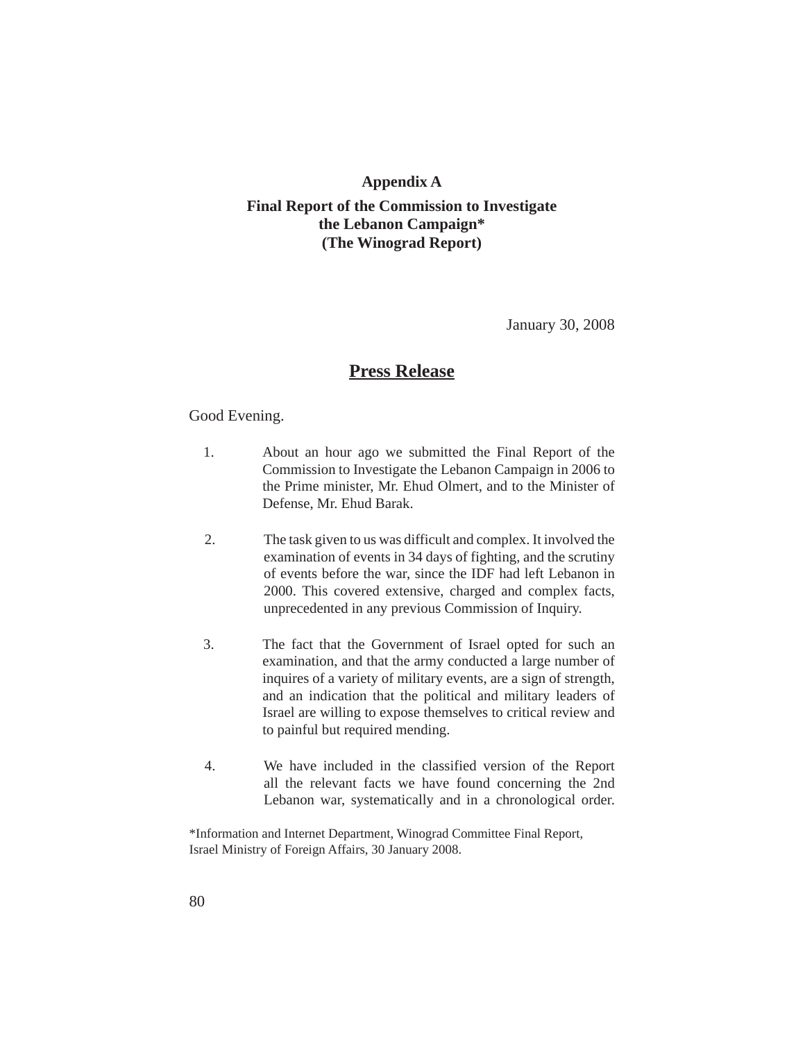# Appendix A

## Final Report of the Commission to Investigate the Lebanon Campaign* (The Winograd Report)

January 30, 2008

## Press Release

Good Evening.

1. About an hour ago we submitted the Final Report of the Commission to Investigate the Lebanon Campaign in 2006 to the Prime minister, Mr. Ehud Olmert, and to the Minister of Defense, Mr. Ehud Barak.

2. The task given to us was difficult and complex. It involved the examination of events in 34 days of fighting, and the scrutiny of events before the war, since the IDF had left Lebanon in 2000. This covered extensive, charged and complex facts, unprecedented in any previous Commission of Inquiry.

3. The fact that the Government of Israel opted for such an examination, and that the army conducted a large number of inquires of a variety of military events, are a sign of strength, and an indication that the political and military leaders of Israel are willing to expose themselves to critical review and to painful but required mending.

4. We have included in the classified version of the Report all the relevant facts we have found concerning the 2nd Lebanon war, systematically and in a chronological order.

*Information and Internet Department, Winograd Committee Final Report, Israel Ministry of Foreign Affairs, 30 January 2008.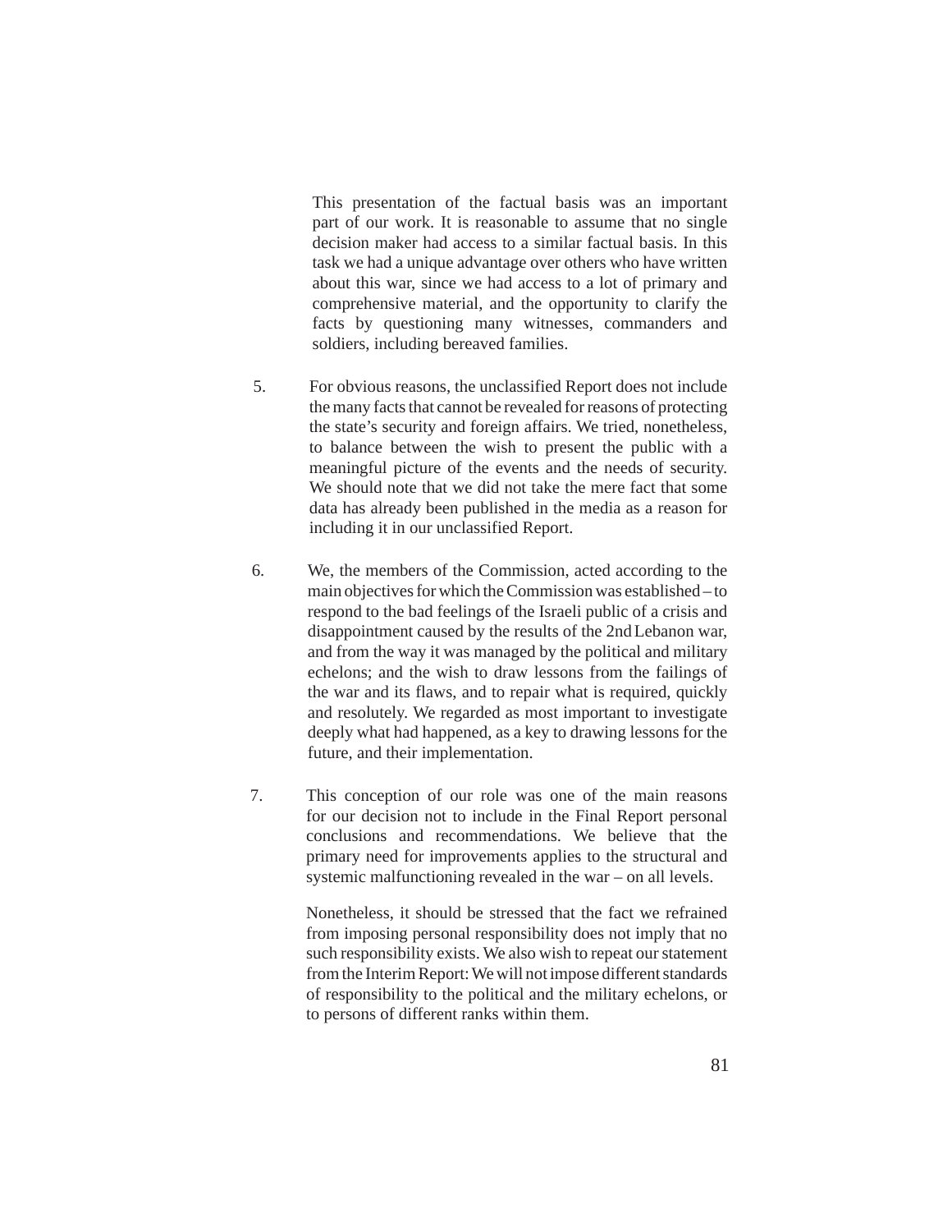This presentation of the factual basis was an important part of our work. It is reasonable to assume that no single decision maker had access to a similar factual basis. In this task we had a unique advantage over others who have written about this war, since we had access to a lot of primary and comprehensive material, and the opportunity to clarify the facts by questioning many witnesses, commanders and soldiers, including bereaved families.

5. For obvious reasons, the unclassified Report does not include the many facts that cannot be revealed for reasons of protecting the state's security and foreign affairs. We tried, nonetheless, to balance between the wish to present the public with a meaningful picture of the events and the needs of security. We should note that we did not take the mere fact that some data has already been published in the media as a reason for including it in our unclassified Report.

6. We, the members of the Commission, acted according to the main objectives for which the Commission was established – to respond to the bad feelings of the Israeli public of a crisis and disappointment caused by the results of the 2nd Lebanon war, and from the way it was managed by the political and military echelons; and the wish to draw lessons from the failings of the war and its flaws, and to repair what is required, quickly and resolutely. We regarded as most important to investigate deeply what had happened, as a key to drawing lessons for the future, and their implementation.

7. This conception of our role was one of the main reasons for our decision not to include in the Final Report personal conclusions and recommendations. We believe that the primary need for improvements applies to the structural and systemic malfunctioning revealed in the war – on all levels.

   Nonetheless, it should be stressed that the fact we refrained from imposing personal responsibility does not imply that no such responsibility exists. We also wish to repeat our statement from the Interim Report: We will not impose different standards of responsibility to the political and the military echelons, or to persons of different ranks within them.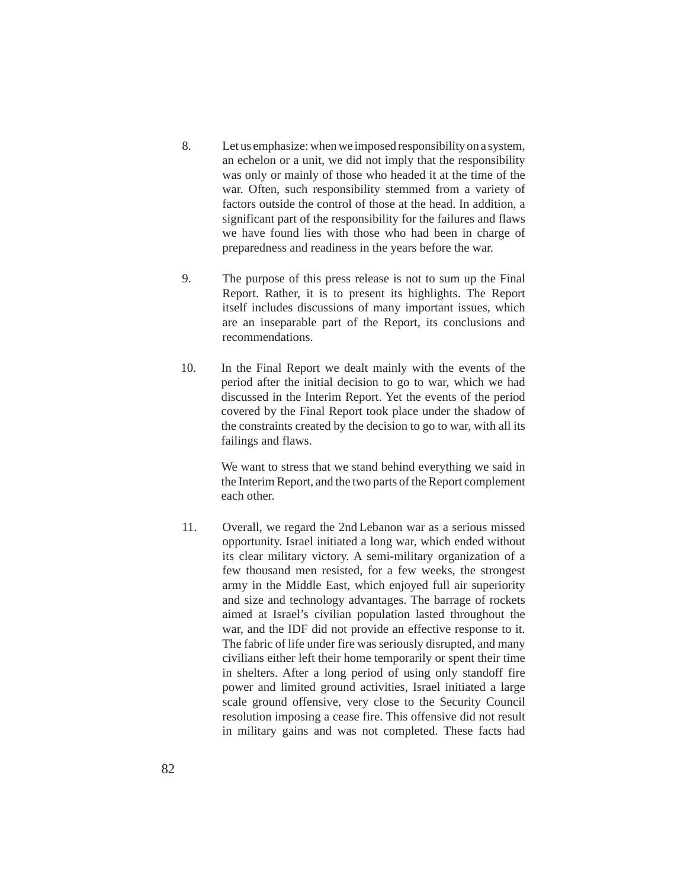8. Let us emphasize: when we imposed responsibility on a system, an echelon or a unit, we did not imply that the responsibility was only or mainly of those who headed it at the time of the war. Often, such responsibility stemmed from a variety of factors outside the control of those at the head. In addition, a significant part of the responsibility for the failures and flaws we have found lies with those who had been in charge of preparedness and readiness in the years before the war.

9. The purpose of this press release is not to sum up the Final Report. Rather, it is to present its highlights. The Report itself includes discussions of many important issues, which are an inseparable part of the Report, its conclusions and recommendations.

10. In the Final Report we dealt mainly with the events of the period after the initial decision to go to war, which we had discussed in the Interim Report. Yet the events of the period covered by the Final Report took place under the shadow of the constraints created by the decision to go to war, with all its failings and flaws.

    We want to stress that we stand behind everything we said in the Interim Report, and the two parts of the Report complement each other.

11. Overall, we regard the 2nd Lebanon war as a serious missed opportunity. Israel initiated a long war, which ended without its clear military victory. A semi-military organization of a few thousand men resisted, for a few weeks, the strongest army in the Middle East, which enjoyed full air superiority and size and technology advantages. The barrage of rockets aimed at Israel's civilian population lasted throughout the war, and the IDF did not provide an effective response to it. The fabric of life under fire was seriously disrupted, and many civilians either left their home temporarily or spent their time in shelters. After a long period of using only standoff fire power and limited ground activities, Israel initiated a large scale ground offensive, very close to the Security Council resolution imposing a cease fire. This offensive did not result in military gains and was not completed. These facts had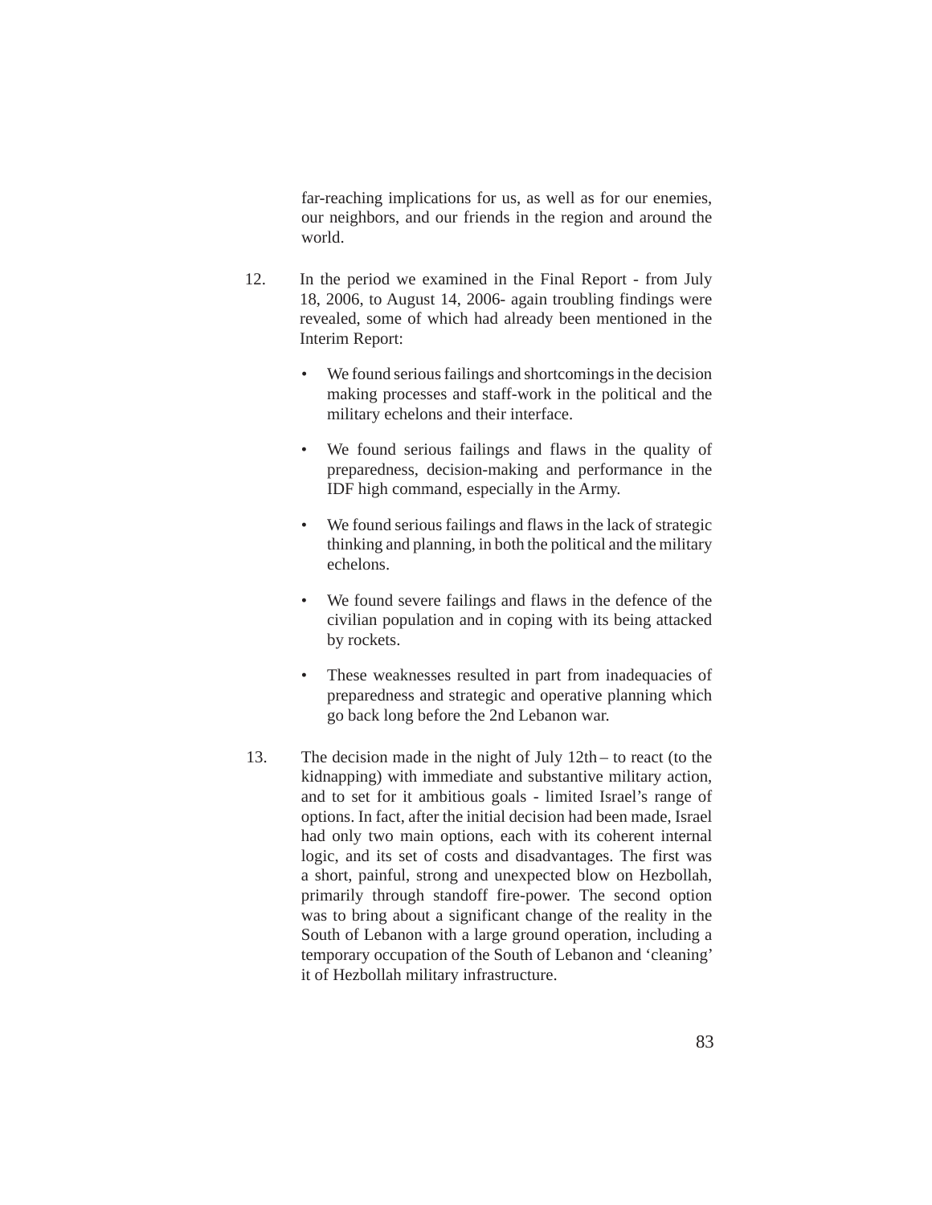far-reaching implications for us, as well as for our enemies, our neighbors, and our friends in the region and around the world.

12. In the period we examined in the Final Report - from July 18, 2006, to August 14, 2006- again troubling findings were revealed, some of which had already been mentioned in the Interim Report:

    - We found serious failings and shortcomings in the decision making processes and staff-work in the political and the military echelons and their interface.
    - We found serious failings and flaws in the quality of preparedness, decision-making and performance in the IDF high command, especially in the Army.
    - We found serious failings and flaws in the lack of strategic thinking and planning, in both the political and the military echelons.
    - We found severe failings and flaws in the defence of the civilian population and in coping with its being attacked by rockets.
    - These weaknesses resulted in part from inadequacies of preparedness and strategic and operative planning which go back long before the 2nd Lebanon war.

13. The decision made in the night of July 12th – to react (to the kidnapping) with immediate and substantive military action, and to set for it ambitious goals - limited Israel's range of options. In fact, after the initial decision had been made, Israel had only two main options, each with its coherent internal logic, and its set of costs and disadvantages. The first was a short, painful, strong and unexpected blow on Hezbollah, primarily through standoff fire-power. The second option was to bring about a significant change of the reality in the South of Lebanon with a large ground operation, including a temporary occupation of the South of Lebanon and 'cleaning' it of Hezbollah military infrastructure.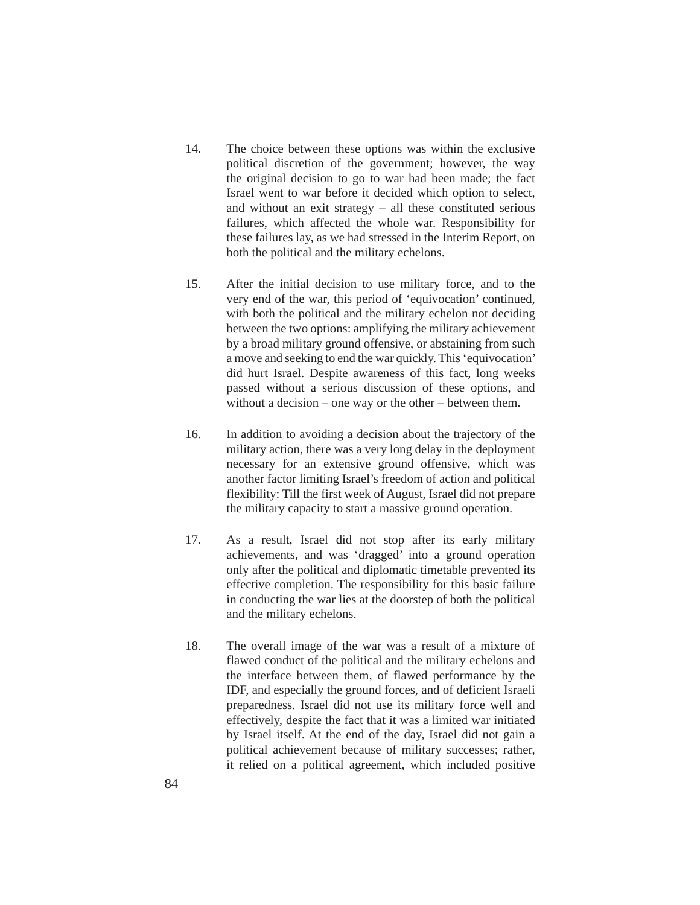14. The choice between these options was within the exclusive political discretion of the government; however, the way the original decision to go to war had been made; the fact Israel went to war before it decided which option to select, and without an exit strategy – all these constituted serious failures, which affected the whole war. Responsibility for these failures lay, as we had stressed in the Interim Report, on both the political and the military echelons.

15. After the initial decision to use military force, and to the very end of the war, this period of 'equivocation' continued, with both the political and the military echelon not deciding between the two options: amplifying the military achievement by a broad military ground offensive, or abstaining from such a move and seeking to end the war quickly. This 'equivocation' did hurt Israel. Despite awareness of this fact, long weeks passed without a serious discussion of these options, and without a decision – one way or the other – between them.

16. In addition to avoiding a decision about the trajectory of the military action, there was a very long delay in the deployment necessary for an extensive ground offensive, which was another factor limiting Israel's freedom of action and political flexibility: Till the first week of August, Israel did not prepare the military capacity to start a massive ground operation.

17. As a result, Israel did not stop after its early military achievements, and was 'dragged' into a ground operation only after the political and diplomatic timetable prevented its effective completion. The responsibility for this basic failure in conducting the war lies at the doorstep of both the political and the military echelons.

18. The overall image of the war was a result of a mixture of flawed conduct of the political and the military echelons and the interface between them, of flawed performance by the IDF, and especially the ground forces, and of deficient Israeli preparedness. Israel did not use its military force well and effectively, despite the fact that it was a limited war initiated by Israel itself. At the end of the day, Israel did not gain a political achievement because of military successes; rather, it relied on a political agreement, which included positive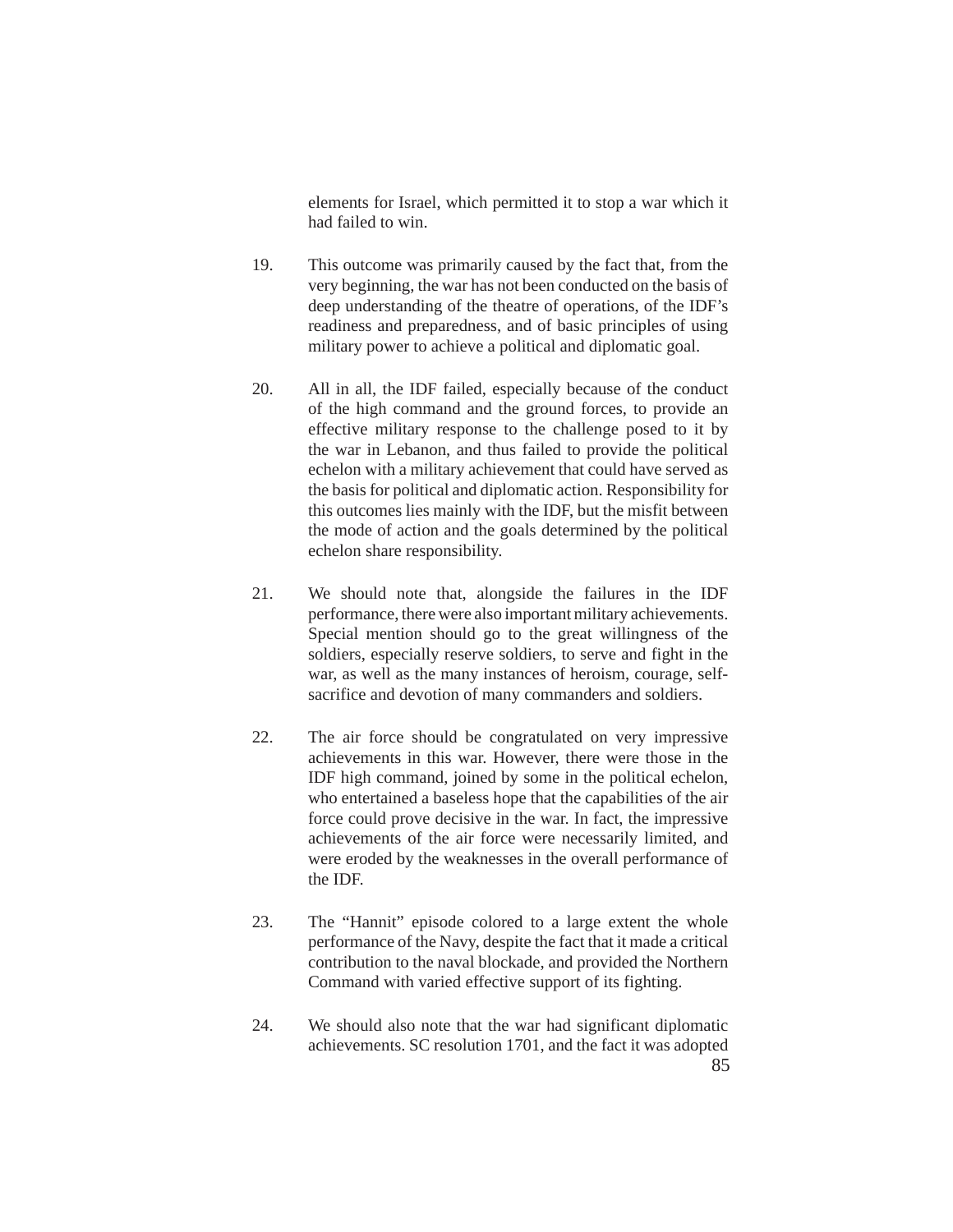elements for Israel, which permitted it to stop a war which it had failed to win.

19. This outcome was primarily caused by the fact that, from the very beginning, the war has not been conducted on the basis of deep understanding of the theatre of operations, of the IDF's readiness and preparedness, and of basic principles of using military power to achieve a political and diplomatic goal.

20. All in all, the IDF failed, especially because of the conduct of the high command and the ground forces, to provide an effective military response to the challenge posed to it by the war in Lebanon, and thus failed to provide the political echelon with a military achievement that could have served as the basis for political and diplomatic action. Responsibility for this outcomes lies mainly with the IDF, but the misfit between the mode of action and the goals determined by the political echelon share responsibility.

21. We should note that, alongside the failures in the IDF performance, there were also important military achievements. Special mention should go to the great willingness of the soldiers, especially reserve soldiers, to serve and fight in the war, as well as the many instances of heroism, courage, self-sacrifice and devotion of many commanders and soldiers.

22. The air force should be congratulated on very impressive achievements in this war. However, there were those in the IDF high command, joined by some in the political echelon, who entertained a baseless hope that the capabilities of the air force could prove decisive in the war. In fact, the impressive achievements of the air force were necessarily limited, and were eroded by the weaknesses in the overall performance of the IDF.

23. The "Hannit" episode colored to a large extent the whole performance of the Navy, despite the fact that it made a critical contribution to the naval blockade, and provided the Northern Command with varied effective support of its fighting.

24. We should also note that the war had significant diplomatic achievements. SC resolution 1701, and the fact it was adopted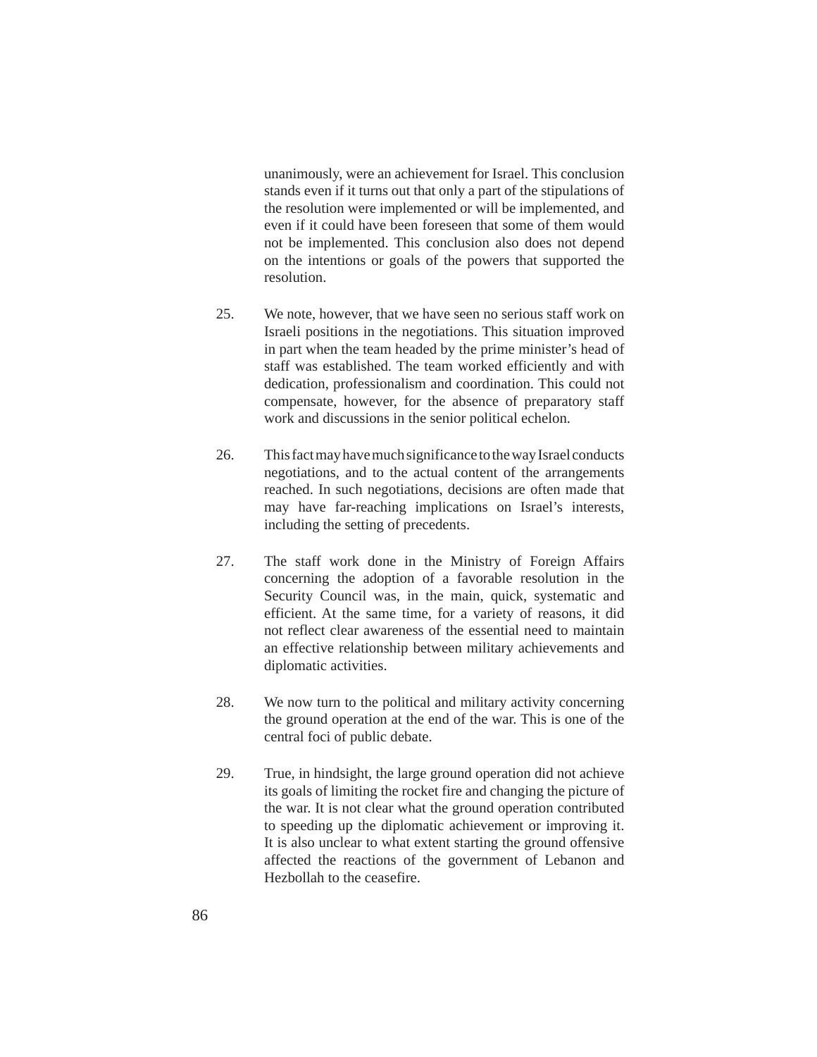unanimously, were an achievement for Israel. This conclusion stands even if it turns out that only a part of the stipulations of the resolution were implemented or will be implemented, and even if it could have been foreseen that some of them would not be implemented. This conclusion also does not depend on the intentions or goals of the powers that supported the resolution.

25. We note, however, that we have seen no serious staff work on Israeli positions in the negotiations. This situation improved in part when the team headed by the prime minister's head of staff was established. The team worked efficiently and with dedication, professionalism and coordination. This could not compensate, however, for the absence of preparatory staff work and discussions in the senior political echelon.

26. This fact may have much significance to the way Israel conducts negotiations, and to the actual content of the arrangements reached. In such negotiations, decisions are often made that may have far-reaching implications on Israel's interests, including the setting of precedents.

27. The staff work done in the Ministry of Foreign Affairs concerning the adoption of a favorable resolution in the Security Council was, in the main, quick, systematic and efficient. At the same time, for a variety of reasons, it did not reflect clear awareness of the essential need to maintain an effective relationship between military achievements and diplomatic activities.

28. We now turn to the political and military activity concerning the ground operation at the end of the war. This is one of the central foci of public debate.

29. True, in hindsight, the large ground operation did not achieve its goals of limiting the rocket fire and changing the picture of the war. It is not clear what the ground operation contributed to speeding up the diplomatic achievement or improving it. It is also unclear to what extent starting the ground offensive affected the reactions of the government of Lebanon and Hezbollah to the ceasefire.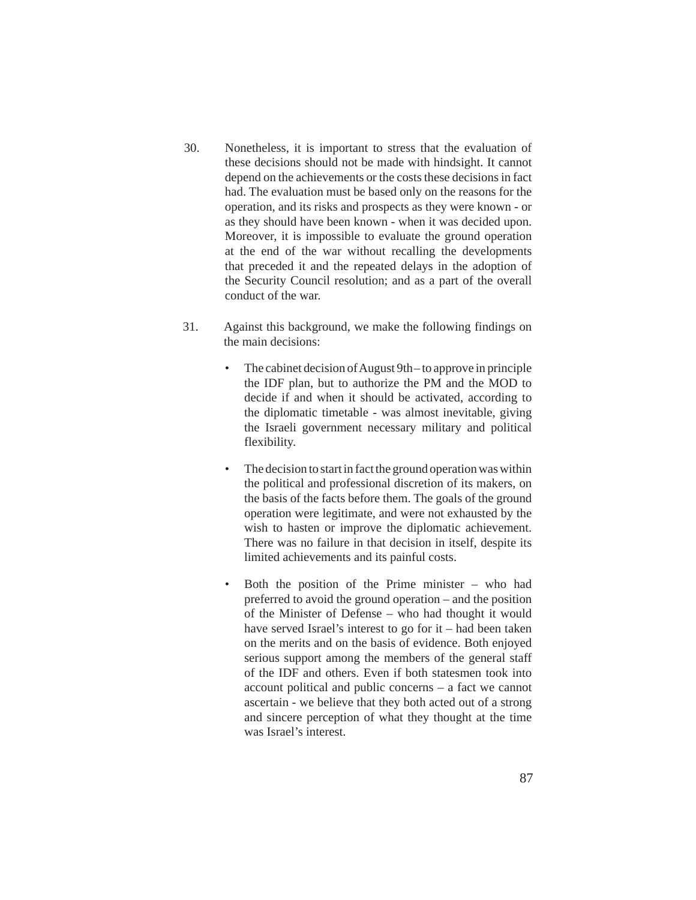30. Nonetheless, it is important to stress that the evaluation of these decisions should not be made with hindsight. It cannot depend on the achievements or the costs these decisions in fact had. The evaluation must be based only on the reasons for the operation, and its risks and prospects as they were known - or as they should have been known - when it was decided upon. Moreover, it is impossible to evaluate the ground operation at the end of the war without recalling the developments that preceded it and the repeated delays in the adoption of the Security Council resolution; and as a part of the overall conduct of the war.

31. Against this background, we make the following findings on the main decisions:

   - The cabinet decision of August 9th – to approve in principle the IDF plan, but to authorize the PM and the MOD to decide if and when it should be activated, according to the diplomatic timetable - was almost inevitable, giving the Israeli government necessary military and political flexibility.

   - The decision to start in fact the ground operation was within the political and professional discretion of its makers, on the basis of the facts before them. The goals of the ground operation were legitimate, and were not exhausted by the wish to hasten or improve the diplomatic achievement. There was no failure in that decision in itself, despite its limited achievements and its painful costs.

   - Both the position of the Prime minister – who had preferred to avoid the ground operation – and the position of the Minister of Defense – who had thought it would have served Israel's interest to go for it – had been taken on the merits and on the basis of evidence. Both enjoyed serious support among the members of the general staff of the IDF and others. Even if both statesmen took into account political and public concerns – a fact we cannot ascertain - we believe that they both acted out of a strong and sincere perception of what they thought at the time was Israel's interest.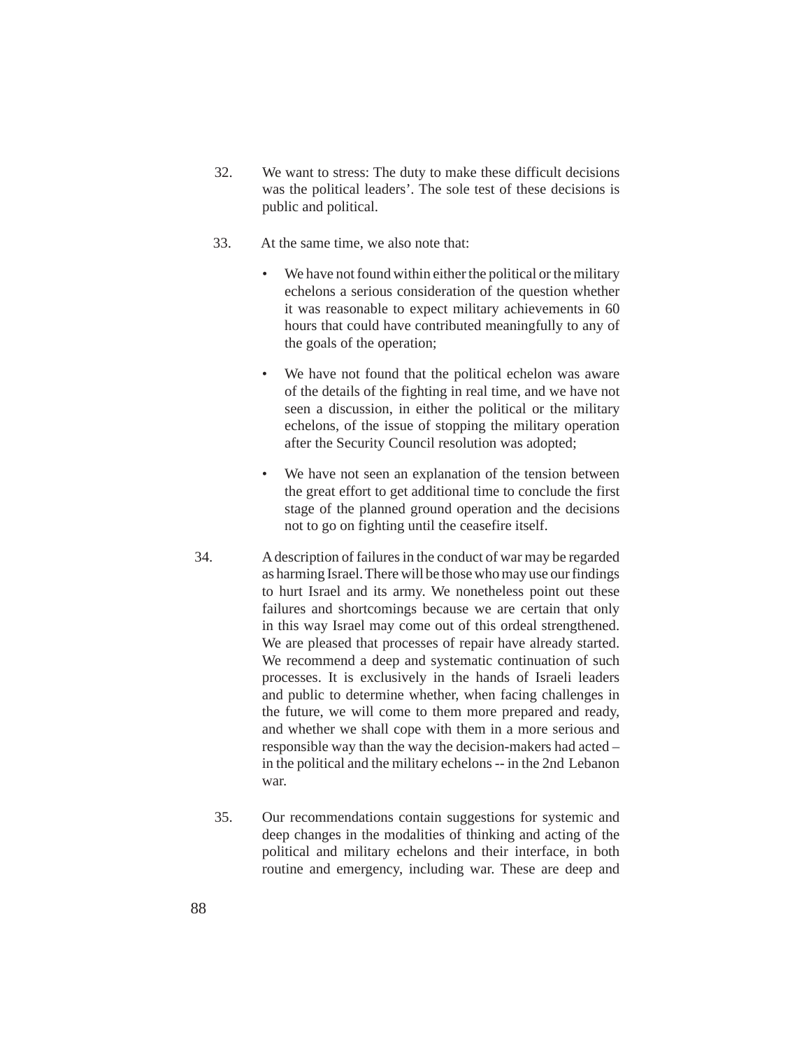32. We want to stress: The duty to make these difficult decisions was the political leaders'. The sole test of these decisions is public and political.

33. At the same time, we also note that:

- We have not found within either the political or the military echelons a serious consideration of the question whether it was reasonable to expect military achievements in 60 hours that could have contributed meaningfully to any of the goals of the operation;
- We have not found that the political echelon was aware of the details of the fighting in real time, and we have not seen a discussion, in either the political or the military echelons, of the issue of stopping the military operation after the Security Council resolution was adopted;
- We have not seen an explanation of the tension between the great effort to get additional time to conclude the first stage of the planned ground operation and the decisions not to go on fighting until the ceasefire itself.

34. A description of failures in the conduct of war may be regarded as harming Israel. There will be those who may use our findings to hurt Israel and its army. We nonetheless point out these failures and shortcomings because we are certain that only in this way Israel may come out of this ordeal strengthened. We are pleased that processes of repair have already started. We recommend a deep and systematic continuation of such processes. It is exclusively in the hands of Israeli leaders and public to determine whether, when facing challenges in the future, we will come to them more prepared and ready, and whether we shall cope with them in a more serious and responsible way than the way the decision-makers had acted – in the political and the military echelons -- in the 2nd Lebanon war.

35. Our recommendations contain suggestions for systemic and deep changes in the modalities of thinking and acting of the political and military echelons and their interface, in both routine and emergency, including war. These are deep and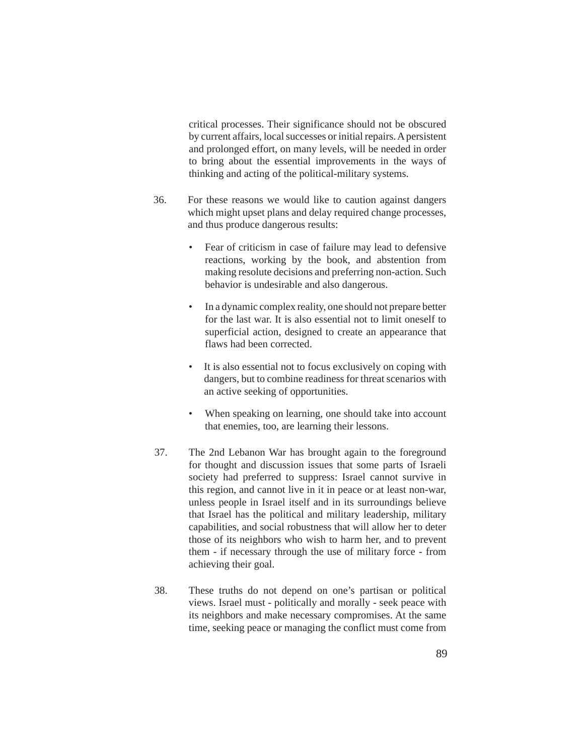critical processes. Their significance should not be obscured by current affairs, local successes or initial repairs. A persistent and prolonged effort, on many levels, will be needed in order to bring about the essential improvements in the ways of thinking and acting of the political-military systems.

36. For these reasons we would like to caution against dangers which might upset plans and delay required change processes, and thus produce dangerous results:

- Fear of criticism in case of failure may lead to defensive reactions, working by the book, and abstention from making resolute decisions and preferring non-action. Such behavior is undesirable and also dangerous.
- In a dynamic complex reality, one should not prepare better for the last war. It is also essential not to limit oneself to superficial action, designed to create an appearance that flaws had been corrected.
- It is also essential not to focus exclusively on coping with dangers, but to combine readiness for threat scenarios with an active seeking of opportunities.
- When speaking on learning, one should take into account that enemies, too, are learning their lessons.

37. The 2nd Lebanon War has brought again to the foreground for thought and discussion issues that some parts of Israeli society had preferred to suppress: Israel cannot survive in this region, and cannot live in it in peace or at least non-war, unless people in Israel itself and in its surroundings believe that Israel has the political and military leadership, military capabilities, and social robustness that will allow her to deter those of its neighbors who wish to harm her, and to prevent them - if necessary through the use of military force - from achieving their goal.

38. These truths do not depend on one's partisan or political views. Israel must - politically and morally - seek peace with its neighbors and make necessary compromises. At the same time, seeking peace or managing the conflict must come from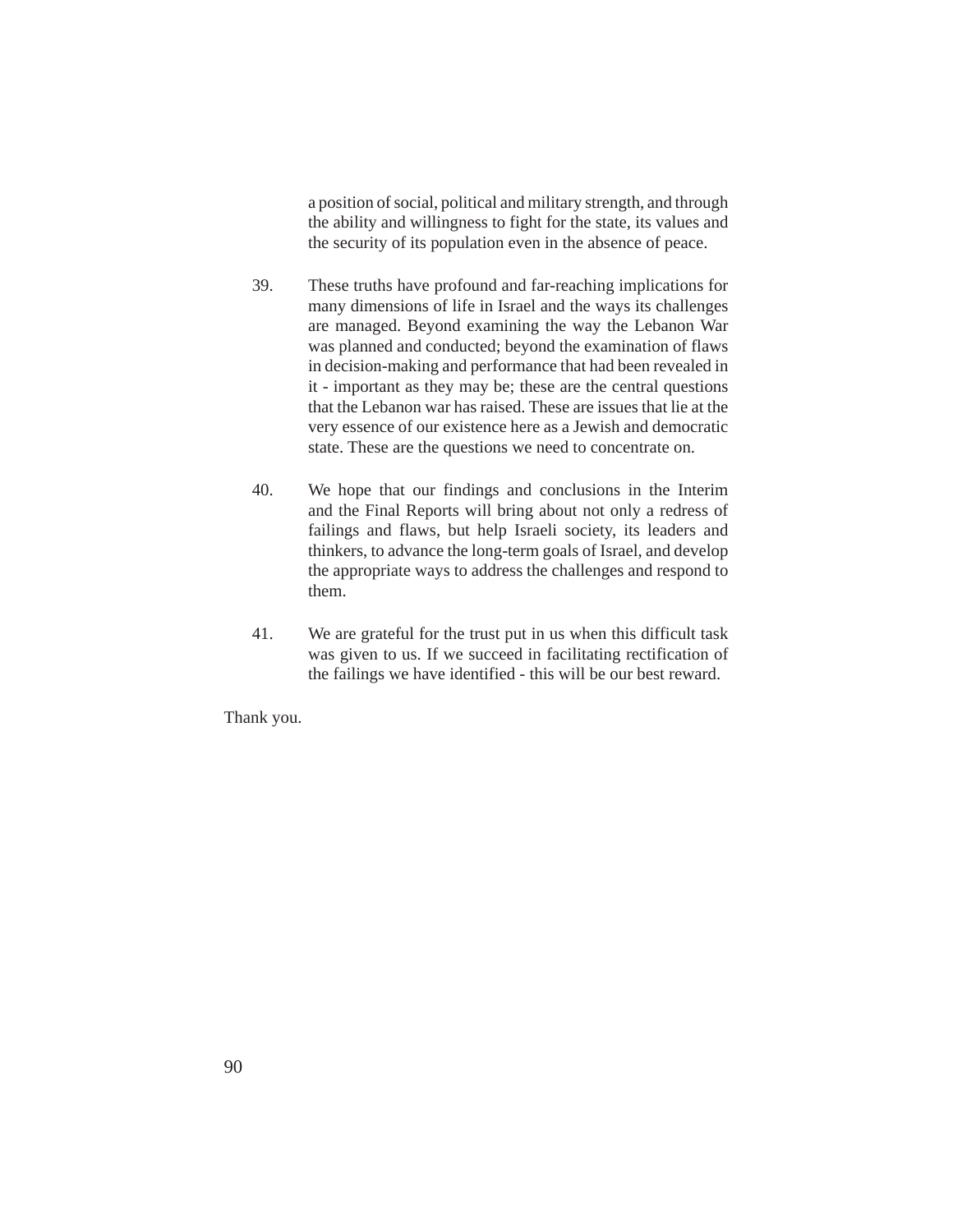a position of social, political and military strength, and through the ability and willingness to fight for the state, its values and the security of its population even in the absence of peace.

39. These truths have profound and far-reaching implications for many dimensions of life in Israel and the ways its challenges are managed. Beyond examining the way the Lebanon War was planned and conducted; beyond the examination of flaws in decision-making and performance that had been revealed in it - important as they may be; these are the central questions that the Lebanon war has raised. These are issues that lie at the very essence of our existence here as a Jewish and democratic state. These are the questions we need to concentrate on.

40. We hope that our findings and conclusions in the Interim and the Final Reports will bring about not only a redress of failings and flaws, but help Israeli society, its leaders and thinkers, to advance the long-term goals of Israel, and develop the appropriate ways to address the challenges and respond to them.

41. We are grateful for the trust put in us when this difficult task was given to us. If we succeed in facilitating rectification of the failings we have identified - this will be our best reward.

Thank you.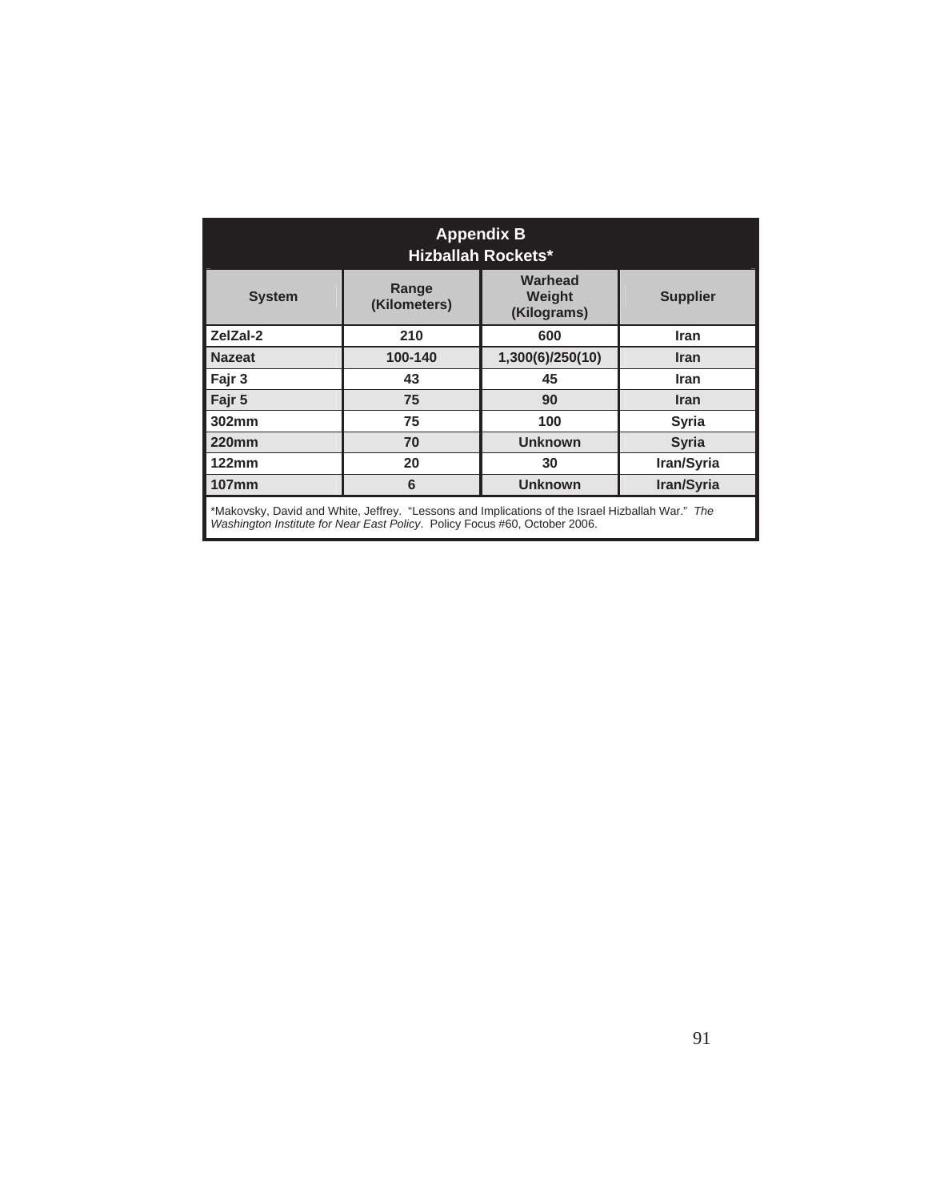## Appendix B
## Hizballah Rockets*

| System | Range (Kilometers) | Warhead Weight (Kilograms) | Supplier |
|---|---|---|---|
| ZelZal-2 | 210 | 600 | Iran |
| Nazeat | 100-140 | 1,300(6)/250(10) | Iran |
| Fajr 3 | 43 | 45 | Iran |
| Fajr 5 | 75 | 90 | Iran |
| 302mm | 75 | 100 | Syria |
| 220mm | 70 | Unknown | Syria |
| 122mm | 20 | 30 | Iran/Syria |
| 107mm | 6 | Unknown | Iran/Syria |

*Makovsky, David and White, Jeffrey. "Lessons and Implications of the Israel Hizballah War." *The Washington Institute for Near East Policy*. Policy Focus #60, October 2006.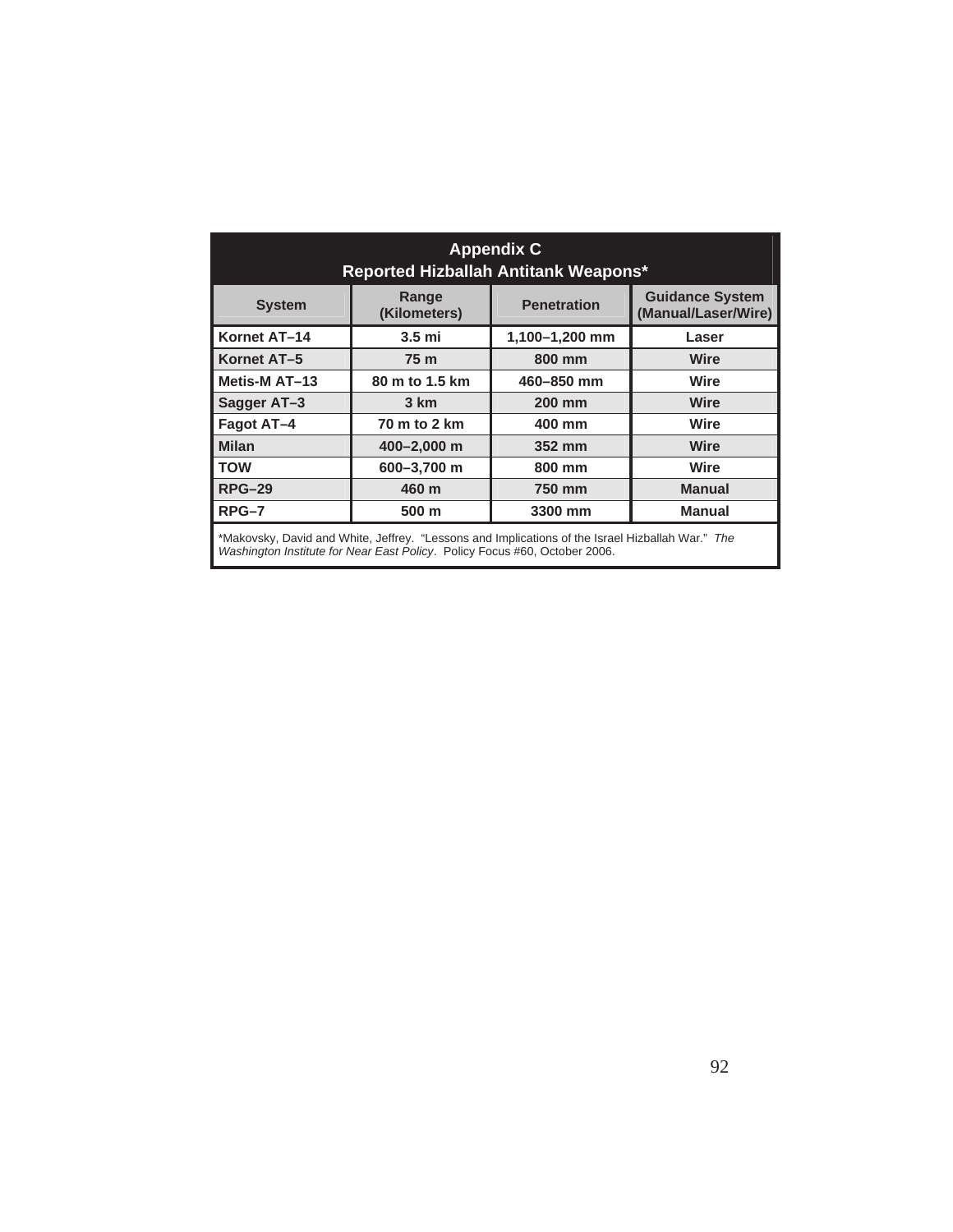## Appendix C
### Reported Hizballah Antitank Weapons*

| System | Range (Kilometers) | Penetration | Guidance System (Manual/Laser/Wire) |
|---|---|---|---|
| Kornet AT–14 | 3.5 mi | 1,100–1,200 mm | Laser |
| Kornet AT–5 | 75 m | 800 mm | Wire |
| Metis-M AT–13 | 80 m to 1.5 km | 460–850 mm | Wire |
| Sagger AT–3 | 3 km | 200 mm | Wire |
| Fagot AT–4 | 70 m to 2 km | 400 mm | Wire |
| Milan | 400–2,000 m | 352 mm | Wire |
| TOW | 600–3,700 m | 800 mm | Wire |
| RPG–29 | 460 m | 750 mm | Manual |
| RPG–7 | 500 m | 3300 mm | Manual |

*Makovsky, David and White, Jeffrey. "Lessons and Implications of the Israel Hizballah War." *The Washington Institute for Near East Policy*. Policy Focus #60, October 2006.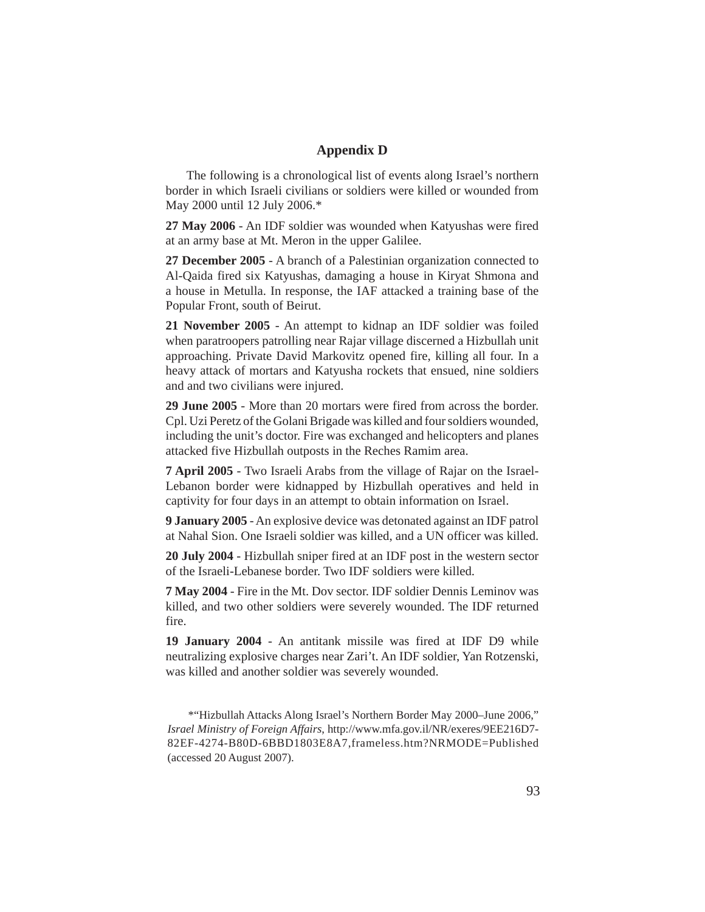## Appendix D

The following is a chronological list of events along Israel's northern border in which Israeli civilians or soldiers were killed or wounded from May 2000 until 12 July 2006.*

**27 May 2006** - An IDF soldier was wounded when Katyushas were fired at an army base at Mt. Meron in the upper Galilee.

**27 December 2005** - A branch of a Palestinian organization connected to Al-Qaida fired six Katyushas, damaging a house in Kiryat Shmona and a house in Metulla. In response, the IAF attacked a training base of the Popular Front, south of Beirut.

**21 November 2005** - An attempt to kidnap an IDF soldier was foiled when paratroopers patrolling near Rajar village discerned a Hizbullah unit approaching. Private David Markovitz opened fire, killing all four. In a heavy attack of mortars and Katyusha rockets that ensued, nine soldiers and and two civilians were injured.

**29 June 2005** - More than 20 mortars were fired from across the border. Cpl. Uzi Peretz of the Golani Brigade was killed and four soldiers wounded, including the unit's doctor. Fire was exchanged and helicopters and planes attacked five Hizbullah outposts in the Reches Ramim area.

**7 April 2005** - Two Israeli Arabs from the village of Rajar on the Israel-Lebanon border were kidnapped by Hizbullah operatives and held in captivity for four days in an attempt to obtain information on Israel.

**9 January 2005** - An explosive device was detonated against an IDF patrol at Nahal Sion. One Israeli soldier was killed, and a UN officer was killed.

**20 July 2004** - Hizbullah sniper fired at an IDF post in the western sector of the Israeli-Lebanese border. Two IDF soldiers were killed.

**7 May 2004** - Fire in the Mt. Dov sector. IDF soldier Dennis Leminov was killed, and two other soldiers were severely wounded. The IDF returned fire.

**19 January 2004** - An antitank missile was fired at IDF D9 while neutralizing explosive charges near Zari't. An IDF soldier, Yan Rotzenski, was killed and another soldier was severely wounded.

*"Hizbullah Attacks Along Israel's Northern Border May 2000–June 2006," *Israel Ministry of Foreign Affairs*, http://www.mfa.gov.il/NR/exeres/9EE216D7-82EF-4274-B80D-6BBD1803E8A7,frameless.htm?NRMODE=Published (accessed 20 August 2007).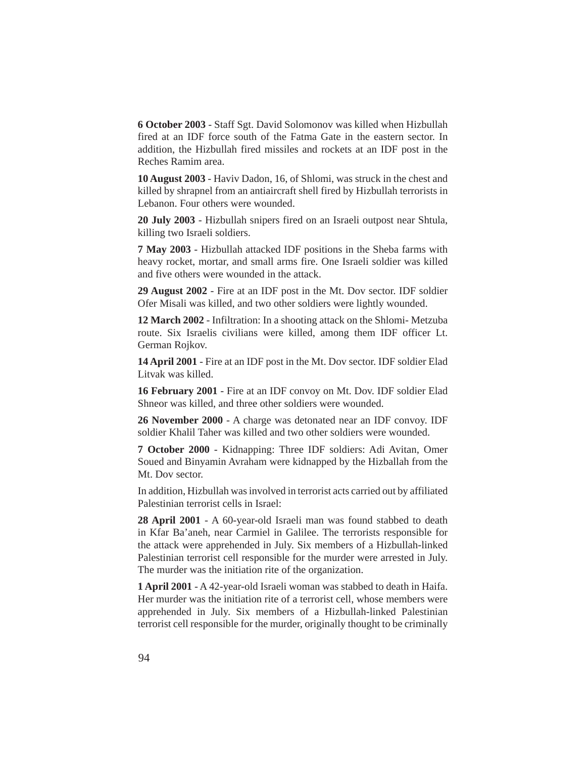**6 October 2003** - Staff Sgt. David Solomonov was killed when Hizbullah fired at an IDF force south of the Fatma Gate in the eastern sector. In addition, the Hizbullah fired missiles and rockets at an IDF post in the Reches Ramim area.

**10 August 2003** - Haviv Dadon, 16, of Shlomi, was struck in the chest and killed by shrapnel from an antiaircraft shell fired by Hizbullah terrorists in Lebanon. Four others were wounded.

**20 July 2003** - Hizbullah snipers fired on an Israeli outpost near Shtula, killing two Israeli soldiers.

**7 May 2003** - Hizbullah attacked IDF positions in the Sheba farms with heavy rocket, mortar, and small arms fire. One Israeli soldier was killed and five others were wounded in the attack.

**29 August 2002** - Fire at an IDF post in the Mt. Dov sector. IDF soldier Ofer Misali was killed, and two other soldiers were lightly wounded.

**12 March 2002** - Infiltration: In a shooting attack on the Shlomi- Metzuba route. Six Israelis civilians were killed, among them IDF officer Lt. German Rojkov.

**14 April 2001** - Fire at an IDF post in the Mt. Dov sector. IDF soldier Elad Litvak was killed.

**16 February 2001** - Fire at an IDF convoy on Mt. Dov. IDF soldier Elad Shneor was killed, and three other soldiers were wounded.

**26 November 2000** - A charge was detonated near an IDF convoy. IDF soldier Khalil Taher was killed and two other soldiers were wounded.

**7 October 2000** - Kidnapping: Three IDF soldiers: Adi Avitan, Omer Soued and Binyamin Avraham were kidnapped by the Hizballah from the Mt. Dov sector.

In addition, Hizbullah was involved in terrorist acts carried out by affiliated Palestinian terrorist cells in Israel:

**28 April 2001** - A 60-year-old Israeli man was found stabbed to death in Kfar Ba'aneh, near Carmiel in Galilee. The terrorists responsible for the attack were apprehended in July. Six members of a Hizbullah-linked Palestinian terrorist cell responsible for the murder were arrested in July. The murder was the initiation rite of the organization.

**1 April 2001** - A 42-year-old Israeli woman was stabbed to death in Haifa. Her murder was the initiation rite of a terrorist cell, whose members were apprehended in July. Six members of a Hizbullah-linked Palestinian terrorist cell responsible for the murder, originally thought to be criminally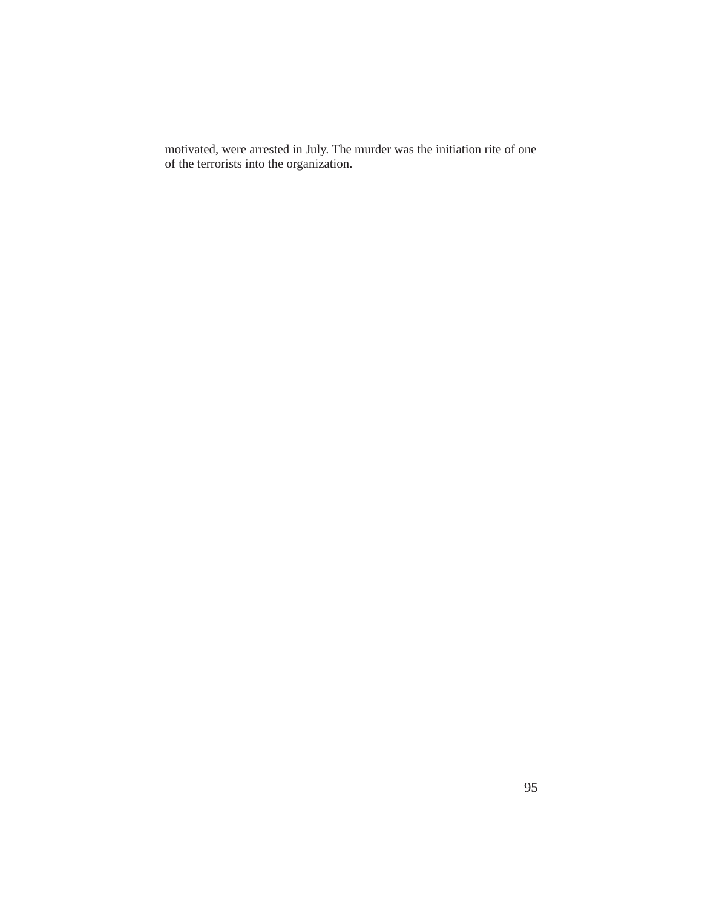motivated, were arrested in July. The murder was the initiation rite of one of the terrorists into the organization.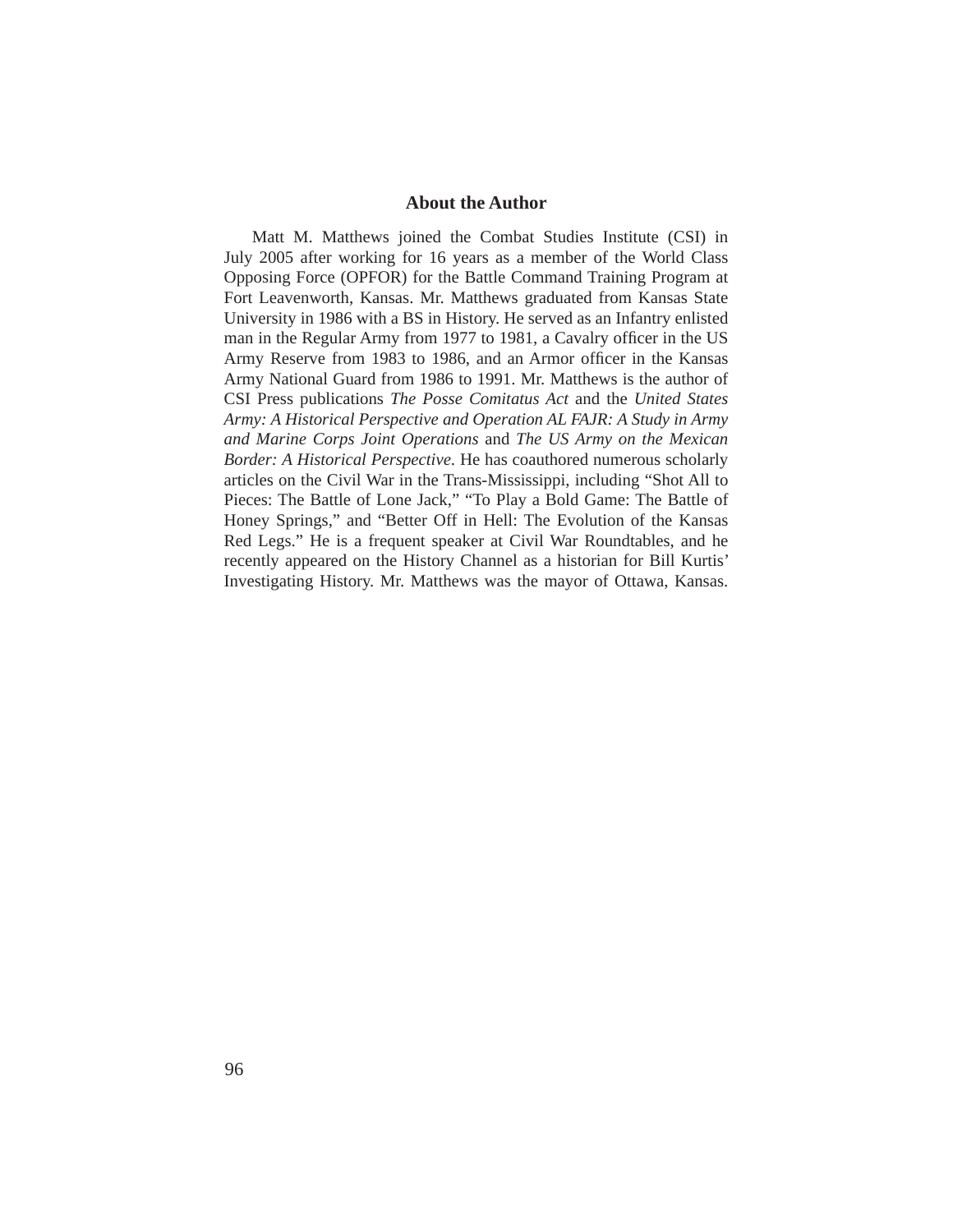## About the Author

Matt M. Matthews joined the Combat Studies Institute (CSI) in July 2005 after working for 16 years as a member of the World Class Opposing Force (OPFOR) for the Battle Command Training Program at Fort Leavenworth, Kansas. Mr. Matthews graduated from Kansas State University in 1986 with a BS in History. He served as an Infantry enlisted man in the Regular Army from 1977 to 1981, a Cavalry officer in the US Army Reserve from 1983 to 1986, and an Armor officer in the Kansas Army National Guard from 1986 to 1991. Mr. Matthews is the author of CSI Press publications *The Posse Comitatus Act* and the *United States Army: A Historical Perspective and Operation AL FAJR: A Study in Army and Marine Corps Joint Operations* and *The US Army on the Mexican Border: A Historical Perspective*. He has coauthored numerous scholarly articles on the Civil War in the Trans-Mississippi, including "Shot All to Pieces: The Battle of Lone Jack," "To Play a Bold Game: The Battle of Honey Springs," and "Better Off in Hell: The Evolution of the Kansas Red Legs." He is a frequent speaker at Civil War Roundtables, and he recently appeared on the History Channel as a historian for Bill Kurtis' Investigating History. Mr. Matthews was the mayor of Ottawa, Kansas.